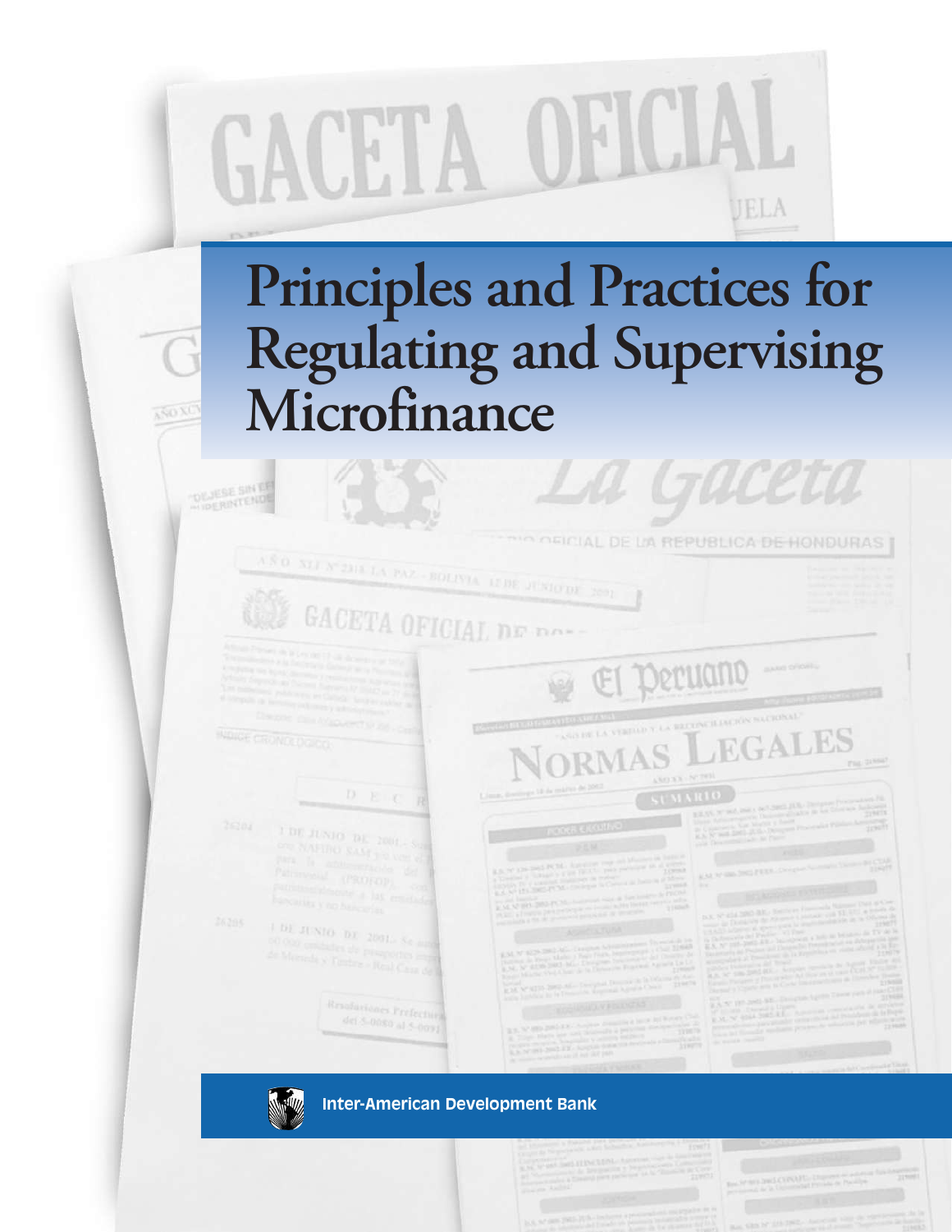# Principles and Practices for Regulating and Supervising Microfinance

Inter-American Development Bank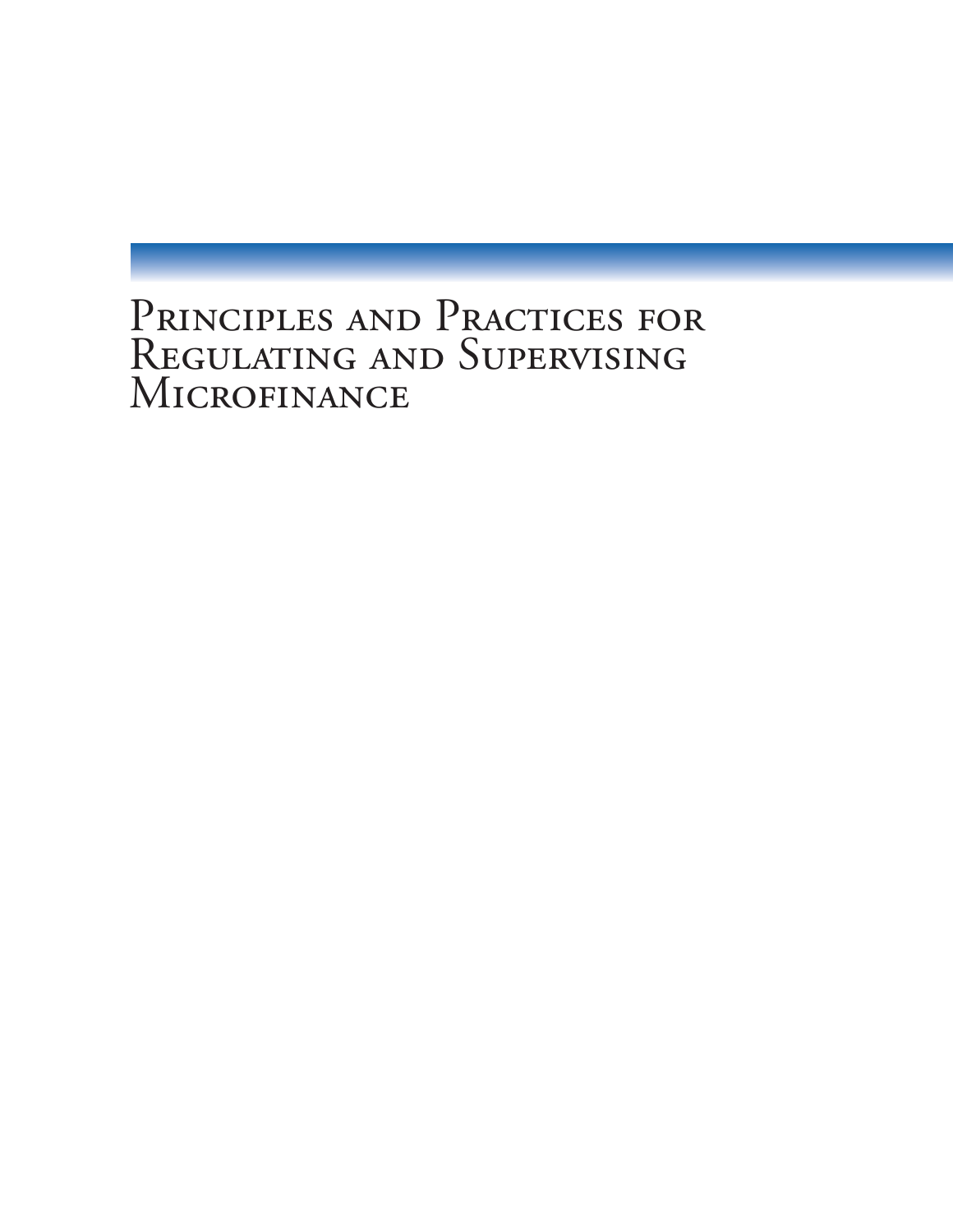# Principles and Practices for Regulating and Supervising Microfinance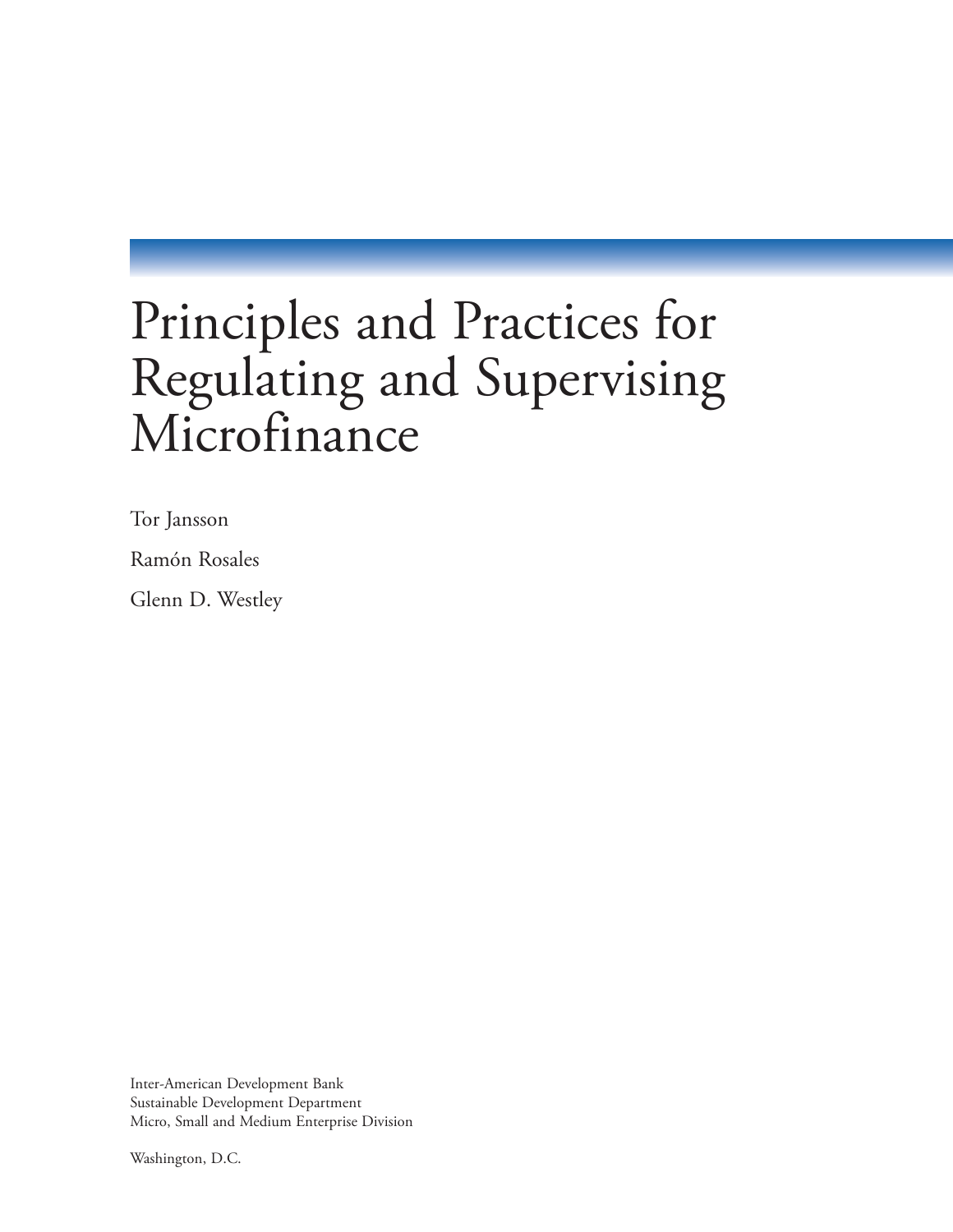# Principles and Practices for Regulating and Supervising Microfinance

Tor Jansson

Ramón Rosales

Glenn D. Westley

Inter-American Development Bank
Sustainable Development Department
Micro, Small and Medium Enterprise Division

Washington, D.C.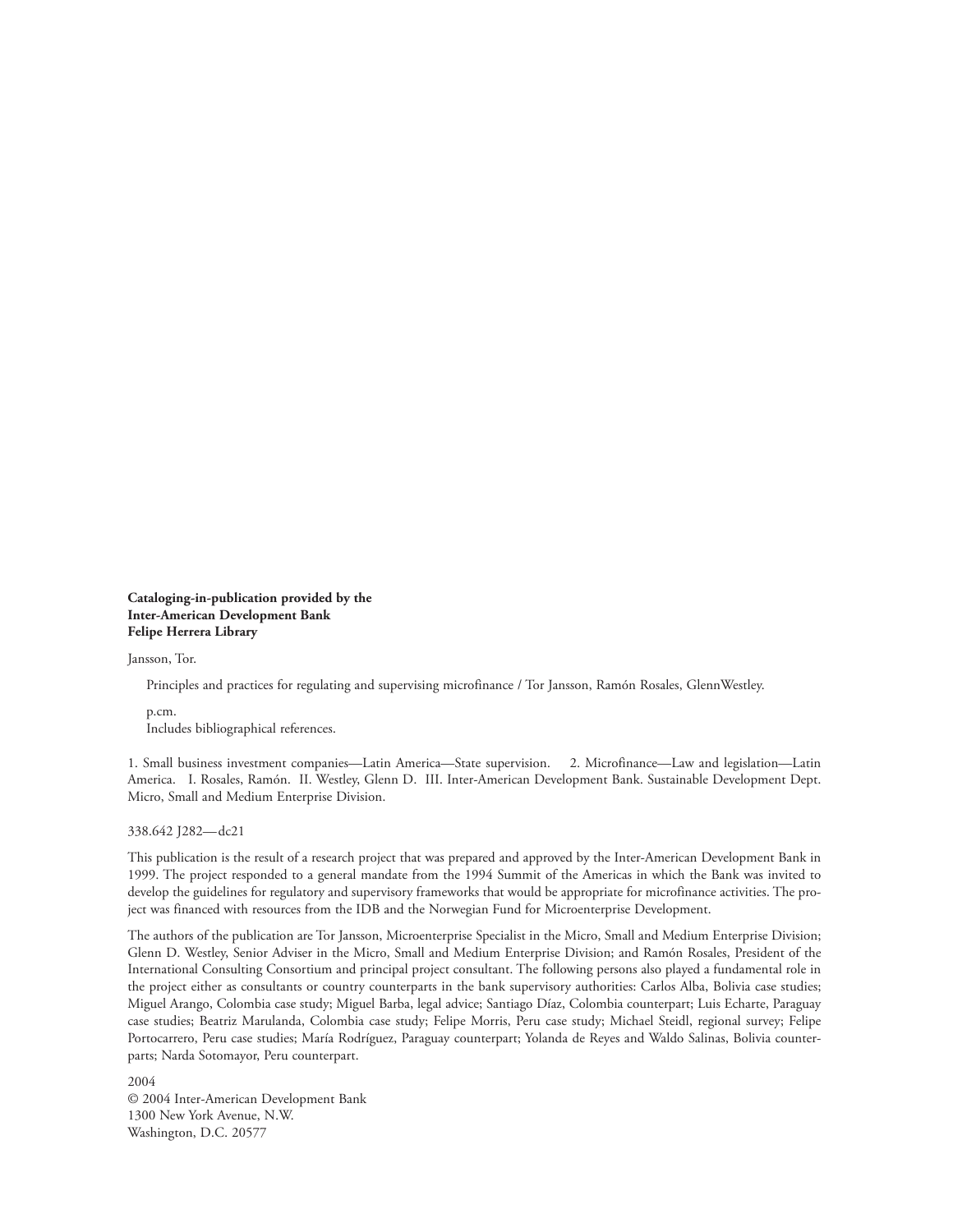**Cataloging-in-publication provided by the**
**Inter-American Development Bank**
**Felipe Herrera Library**

Jansson, Tor.

Principles and practices for regulating and supervising microfinance / Tor Jansson, Ramón Rosales, GlennWestley.

p.cm.
Includes bibliographical references.

1. Small business investment companies—Latin America—State supervision. 2. Microfinance—Law and legislation—Latin America. I. Rosales, Ramón. II. Westley, Glenn D. III. Inter-American Development Bank. Sustainable Development Dept. Micro, Small and Medium Enterprise Division.

338.642 J282—dc21

This publication is the result of a research project that was prepared and approved by the Inter-American Development Bank in 1999. The project responded to a general mandate from the 1994 Summit of the Americas in which the Bank was invited to develop the guidelines for regulatory and supervisory frameworks that would be appropriate for microfinance activities. The project was financed with resources from the IDB and the Norwegian Fund for Microenterprise Development.

The authors of the publication are Tor Jansson, Microenterprise Specialist in the Micro, Small and Medium Enterprise Division; Glenn D. Westley, Senior Adviser in the Micro, Small and Medium Enterprise Division; and Ramón Rosales, President of the International Consulting Consortium and principal project consultant. The following persons also played a fundamental role in the project either as consultants or country counterparts in the bank supervisory authorities: Carlos Alba, Bolivia case studies; Miguel Arango, Colombia case study; Miguel Barba, legal advice; Santiago Díaz, Colombia counterpart; Luis Echarte, Paraguay case studies; Beatriz Marulanda, Colombia case study; Felipe Morris, Peru case study; Michael Steidl, regional survey; Felipe Portocarrero, Peru case studies; María Rodríguez, Paraguay counterpart; Yolanda de Reyes and Waldo Salinas, Bolivia counterparts; Narda Sotomayor, Peru counterpart.

2004
© 2004 Inter-American Development Bank
1300 New York Avenue, N.W.
Washington, D.C. 20577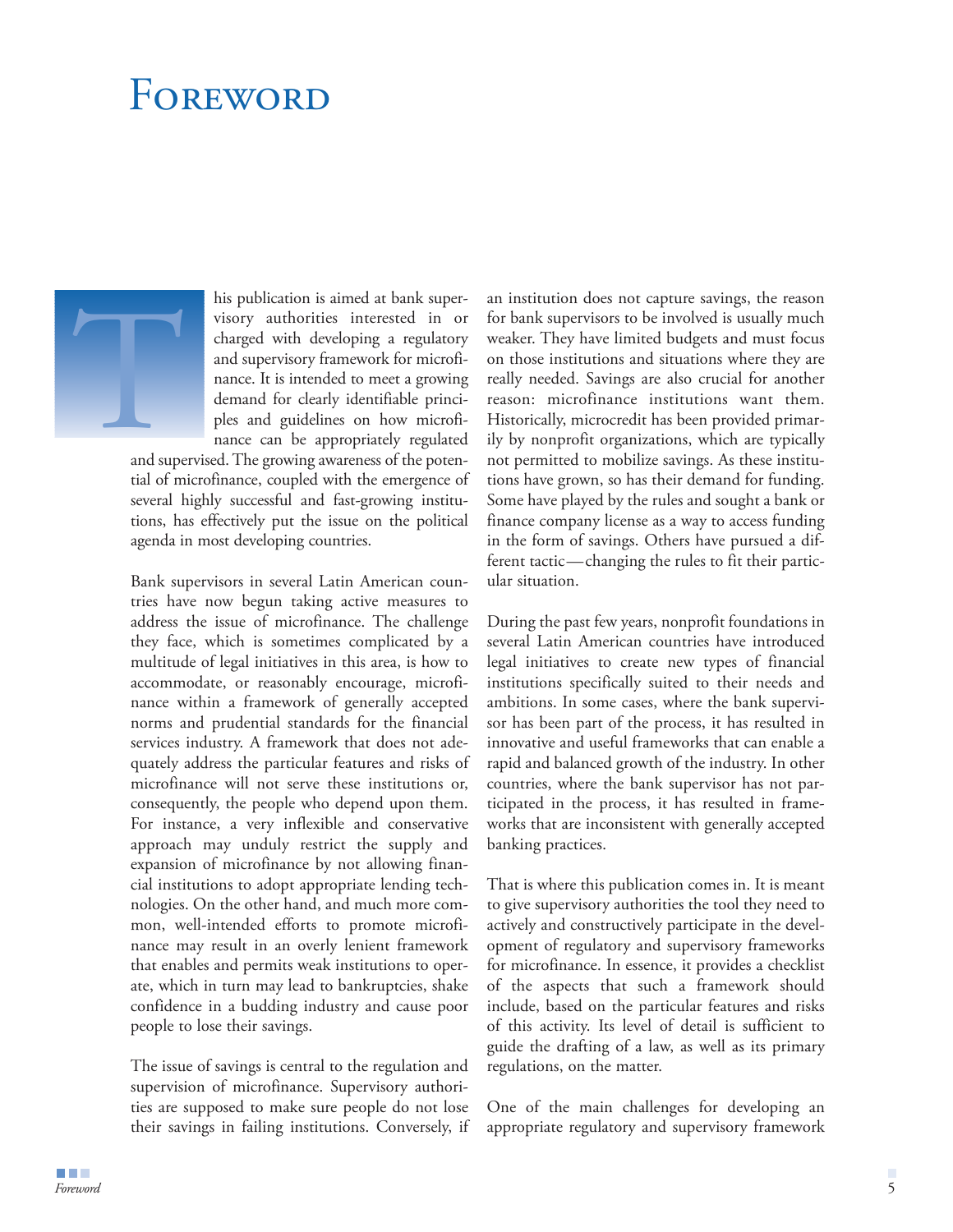# Foreword

This publication is aimed at bank supervisory authorities interested in or charged with developing a regulatory and supervisory framework for microfinance. It is intended to meet a growing demand for clearly identifiable principles and guidelines on how microfinance can be appropriately regulated and supervised. The growing awareness of the potential of microfinance, coupled with the emergence of several highly successful and fast-growing institutions, has effectively put the issue on the political agenda in most developing countries.

Bank supervisors in several Latin American countries have now begun taking active measures to address the issue of microfinance. The challenge they face, which is sometimes complicated by a multitude of legal initiatives in this area, is how to accommodate, or reasonably encourage, microfinance within a framework of generally accepted norms and prudential standards for the financial services industry. A framework that does not adequately address the particular features and risks of microfinance will not serve these institutions or, consequently, the people who depend upon them. For instance, a very inflexible and conservative approach may unduly restrict the supply and expansion of microfinance by not allowing financial institutions to adopt appropriate lending technologies. On the other hand, and much more common, well-intended efforts to promote microfinance may result in an overly lenient framework that enables and permits weak institutions to operate, which in turn may lead to bankruptcies, shake confidence in a budding industry and cause poor people to lose their savings.

The issue of savings is central to the regulation and supervision of microfinance. Supervisory authorities are supposed to make sure people do not lose their savings in failing institutions. Conversely, if an institution does not capture savings, the reason for bank supervisors to be involved is usually much weaker. They have limited budgets and must focus on those institutions and situations where they are really needed. Savings are also crucial for another reason: microfinance institutions want them. Historically, microcredit has been provided primarily by nonprofit organizations, which are typically not permitted to mobilize savings. As these institutions have grown, so has their demand for funding. Some have played by the rules and sought a bank or finance company license as a way to access funding in the form of savings. Others have pursued a different tactic—changing the rules to fit their particular situation.

During the past few years, nonprofit foundations in several Latin American countries have introduced legal initiatives to create new types of financial institutions specifically suited to their needs and ambitions. In some cases, where the bank supervisor has been part of the process, it has resulted in innovative and useful frameworks that can enable a rapid and balanced growth of the industry. In other countries, where the bank supervisor has not participated in the process, it has resulted in frameworks that are inconsistent with generally accepted banking practices.

That is where this publication comes in. It is meant to give supervisory authorities the tool they need to actively and constructively participate in the development of regulatory and supervisory frameworks for microfinance. In essence, it provides a checklist of the aspects that such a framework should include, based on the particular features and risks of this activity. Its level of detail is sufficient to guide the drafting of a law, as well as its primary regulations, on the matter.

One of the main challenges for developing an appropriate regulatory and supervisory framework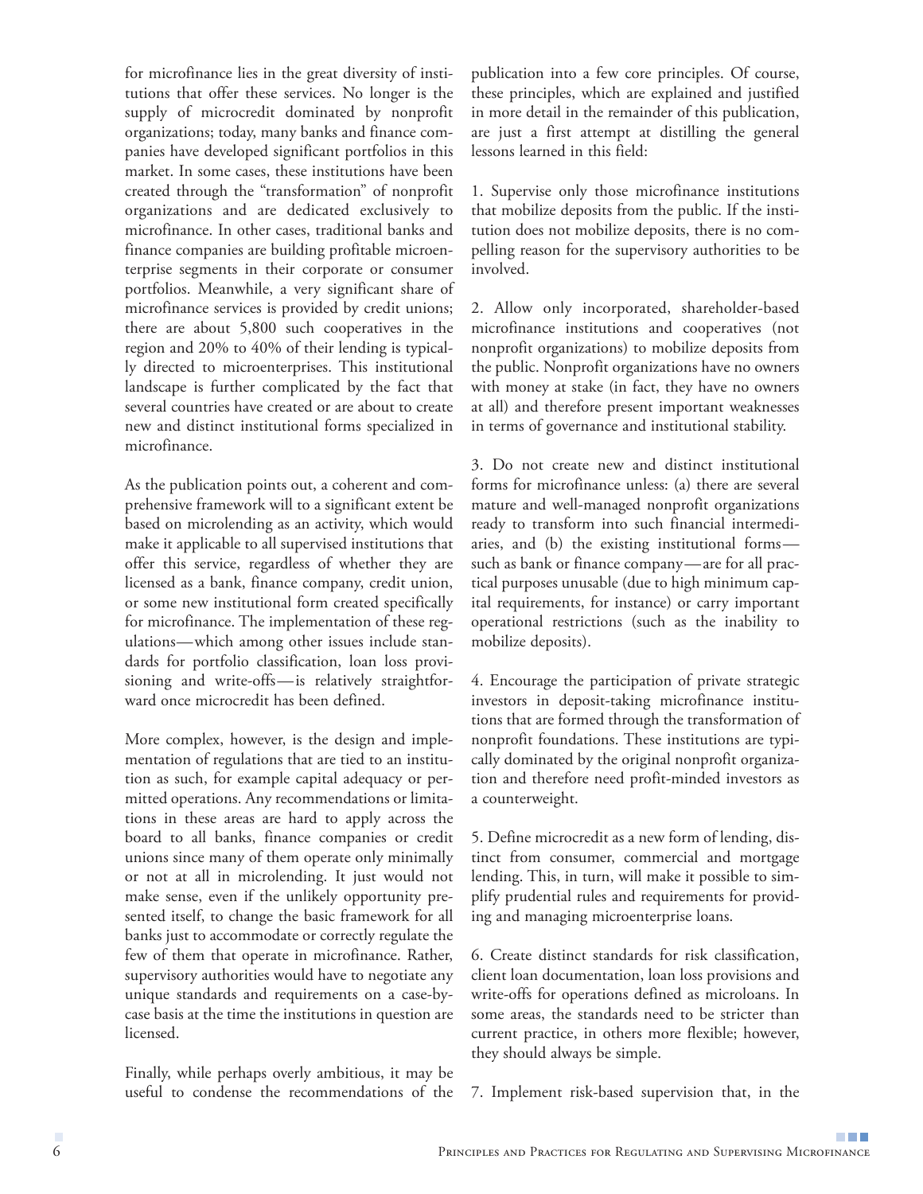for microfinance lies in the great diversity of institutions that offer these services. No longer is the supply of microcredit dominated by nonprofit organizations; today, many banks and finance companies have developed significant portfolios in this market. In some cases, these institutions have been created through the "transformation" of nonprofit organizations and are dedicated exclusively to microfinance. In other cases, traditional banks and finance companies are building profitable microenterprise segments in their corporate or consumer portfolios. Meanwhile, a very significant share of microfinance services is provided by credit unions; there are about 5,800 such cooperatives in the region and 20% to 40% of their lending is typically directed to microenterprises. This institutional landscape is further complicated by the fact that several countries have created or are about to create new and distinct institutional forms specialized in microfinance.

As the publication points out, a coherent and comprehensive framework will to a significant extent be based on microlending as an activity, which would make it applicable to all supervised institutions that offer this service, regardless of whether they are licensed as a bank, finance company, credit union, or some new institutional form created specifically for microfinance. The implementation of these regulations—which among other issues include standards for portfolio classification, loan loss provisioning and write-offs—is relatively straightforward once microcredit has been defined.

More complex, however, is the design and implementation of regulations that are tied to an institution as such, for example capital adequacy or permitted operations. Any recommendations or limitations in these areas are hard to apply across the board to all banks, finance companies or credit unions since many of them operate only minimally or not at all in microlending. It just would not make sense, even if the unlikely opportunity presented itself, to change the basic framework for all banks just to accommodate or correctly regulate the few of them that operate in microfinance. Rather, supervisory authorities would have to negotiate any unique standards and requirements on a case-by-case basis at the time the institutions in question are licensed.

Finally, while perhaps overly ambitious, it may be useful to condense the recommendations of the publication into a few core principles. Of course, these principles, which are explained and justified in more detail in the remainder of this publication, are just a first attempt at distilling the general lessons learned in this field:

1. Supervise only those microfinance institutions that mobilize deposits from the public. If the institution does not mobilize deposits, there is no compelling reason for the supervisory authorities to be involved.

2. Allow only incorporated, shareholder-based microfinance institutions and cooperatives (not nonprofit organizations) to mobilize deposits from the public. Nonprofit organizations have no owners with money at stake (in fact, they have no owners at all) and therefore present important weaknesses in terms of governance and institutional stability.

3. Do not create new and distinct institutional forms for microfinance unless: (a) there are several mature and well-managed nonprofit organizations ready to transform into such financial intermediaries, and (b) the existing institutional forms—such as bank or finance company—are for all practical purposes unusable (due to high minimum capital requirements, for instance) or carry important operational restrictions (such as the inability to mobilize deposits).

4. Encourage the participation of private strategic investors in deposit-taking microfinance institutions that are formed through the transformation of nonprofit foundations. These institutions are typically dominated by the original nonprofit organization and therefore need profit-minded investors as a counterweight.

5. Define microcredit as a new form of lending, distinct from consumer, commercial and mortgage lending. This, in turn, will make it possible to simplify prudential rules and requirements for providing and managing microenterprise loans.

6. Create distinct standards for risk classification, client loan documentation, loan loss provisions and write-offs for operations defined as microloans. In some areas, the standards need to be stricter than current practice, in others more flexible; however, they should always be simple.

7. Implement risk-based supervision that, in the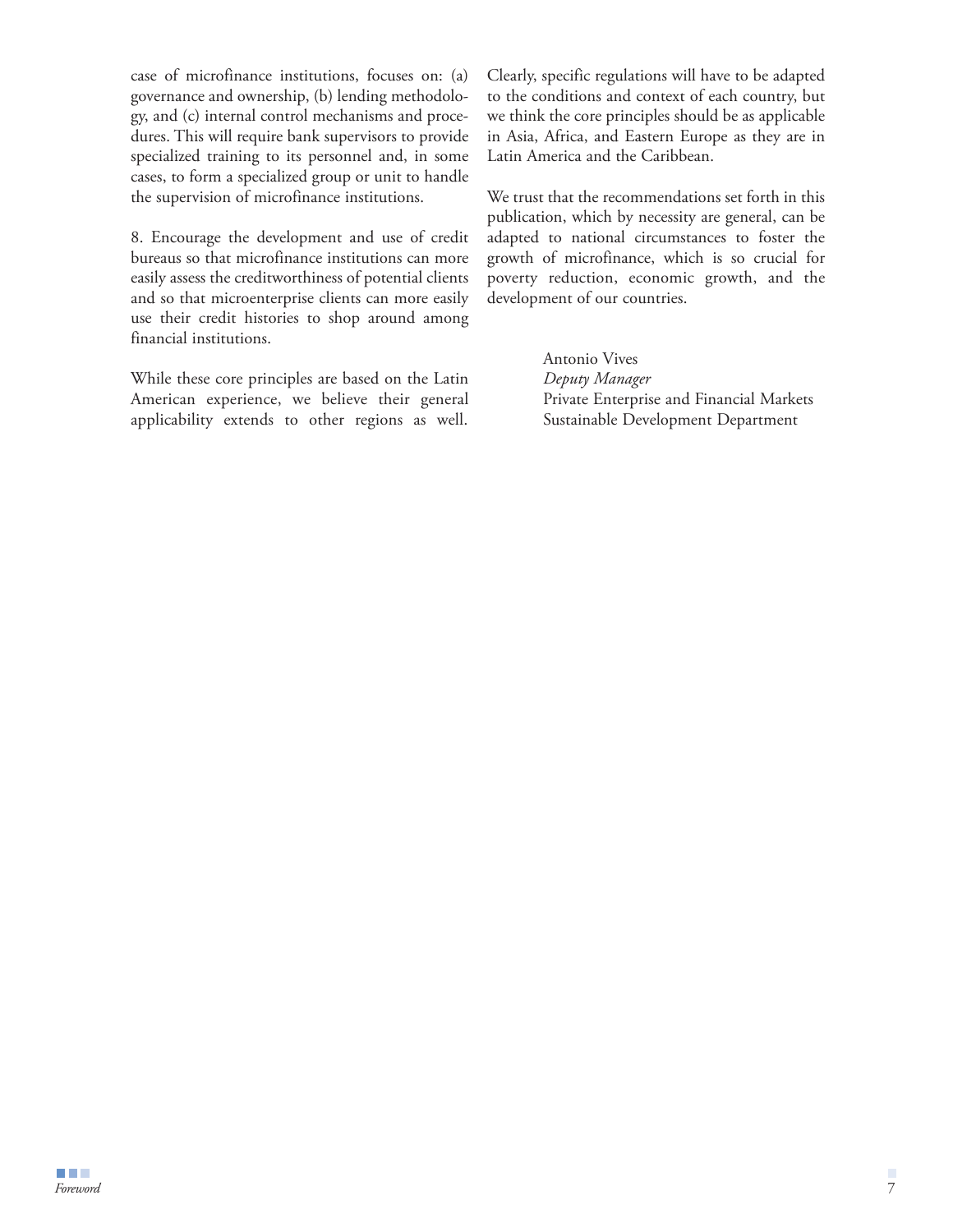case of microfinance institutions, focuses on: (a) governance and ownership, (b) lending methodology, and (c) internal control mechanisms and procedures. This will require bank supervisors to provide specialized training to its personnel and, in some cases, to form a specialized group or unit to handle the supervision of microfinance institutions.

8. Encourage the development and use of credit bureaus so that microfinance institutions can more easily assess the creditworthiness of potential clients and so that microenterprise clients can more easily use their credit histories to shop around among financial institutions.

While these core principles are based on the Latin American experience, we believe their general applicability extends to other regions as well. Clearly, specific regulations will have to be adapted to the conditions and context of each country, but we think the core principles should be as applicable in Asia, Africa, and Eastern Europe as they are in Latin America and the Caribbean.

We trust that the recommendations set forth in this publication, which by necessity are general, can be adapted to national circumstances to foster the growth of microfinance, which is so crucial for poverty reduction, economic growth, and the development of our countries.

Antonio Vives
*Deputy Manager*
Private Enterprise and Financial Markets
Sustainable Development Department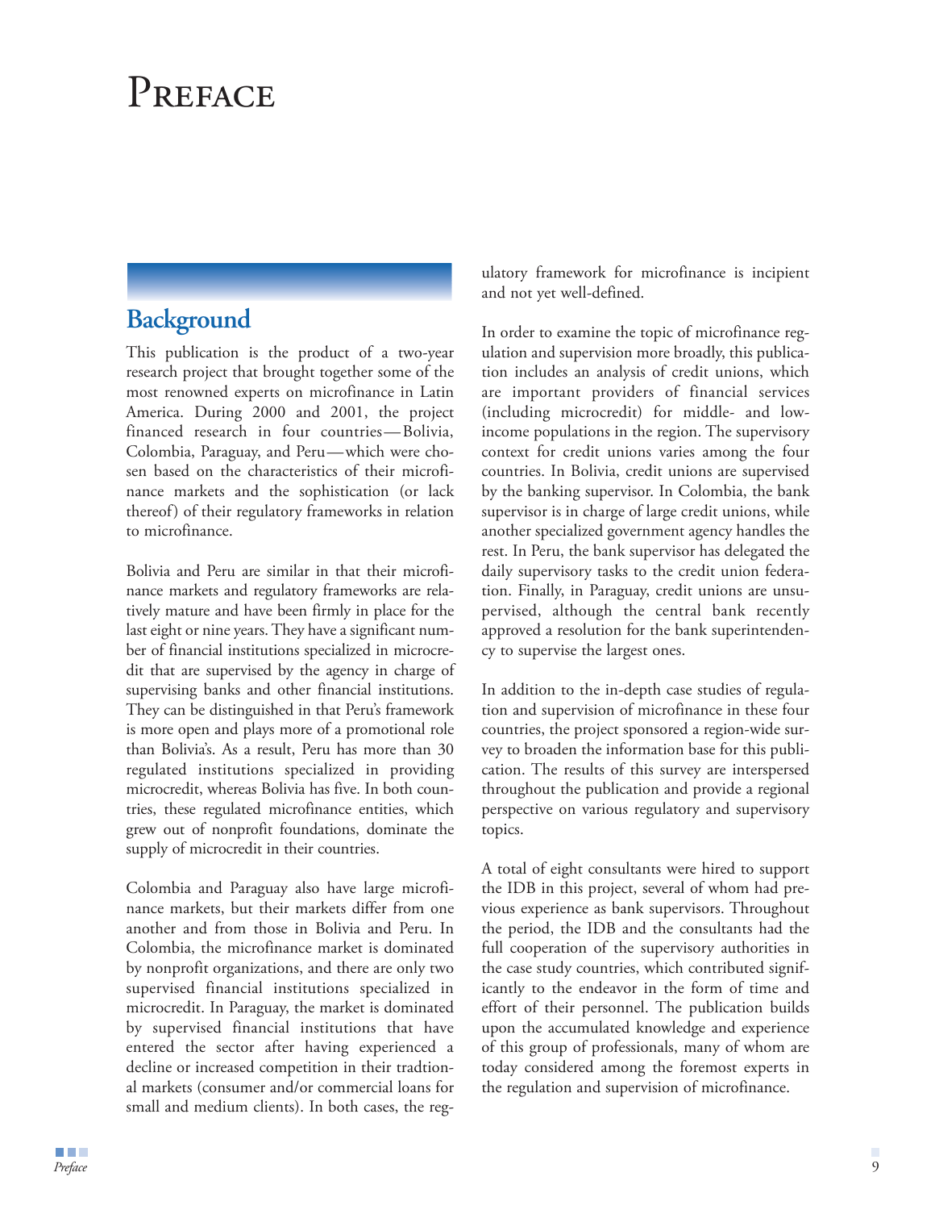# Preface

## Background

This publication is the product of a two-year research project that brought together some of the most renowned experts on microfinance in Latin America. During 2000 and 2001, the project financed research in four countries—Bolivia, Colombia, Paraguay, and Peru—which were chosen based on the characteristics of their microfinance markets and the sophistication (or lack thereof) of their regulatory frameworks in relation to microfinance.

Bolivia and Peru are similar in that their microfinance markets and regulatory frameworks are relatively mature and have been firmly in place for the last eight or nine years. They have a significant number of financial institutions specialized in microcredit that are supervised by the agency in charge of supervising banks and other financial institutions. They can be distinguished in that Peru's framework is more open and plays more of a promotional role than Bolivia's. As a result, Peru has more than 30 regulated institutions specialized in providing microcredit, whereas Bolivia has five. In both countries, these regulated microfinance entities, which grew out of nonprofit foundations, dominate the supply of microcredit in their countries.

Colombia and Paraguay also have large microfinance markets, but their markets differ from one another and from those in Bolivia and Peru. In Colombia, the microfinance market is dominated by nonprofit organizations, and there are only two supervised financial institutions specialized in microcredit. In Paraguay, the market is dominated by supervised financial institutions that have entered the sector after having experienced a decline or increased competition in their tradtional markets (consumer and/or commercial loans for small and medium clients). In both cases, the regulatory framework for microfinance is incipient and not yet well-defined.

In order to examine the topic of microfinance regulation and supervision more broadly, this publication includes an analysis of credit unions, which are important providers of financial services (including microcredit) for middle- and low-income populations in the region. The supervisory context for credit unions varies among the four countries. In Bolivia, credit unions are supervised by the banking supervisor. In Colombia, the bank supervisor is in charge of large credit unions, while another specialized government agency handles the rest. In Peru, the bank supervisor has delegated the daily supervisory tasks to the credit union federation. Finally, in Paraguay, credit unions are unsupervised, although the central bank recently approved a resolution for the bank superintendency to supervise the largest ones.

In addition to the in-depth case studies of regulation and supervision of microfinance in these four countries, the project sponsored a region-wide survey to broaden the information base for this publication. The results of this survey are interspersed throughout the publication and provide a regional perspective on various regulatory and supervisory topics.

A total of eight consultants were hired to support the IDB in this project, several of whom had previous experience as bank supervisors. Throughout the period, the IDB and the consultants had the full cooperation of the supervisory authorities in the case study countries, which contributed significantly to the endeavor in the form of time and effort of their personnel. The publication builds upon the accumulated knowledge and experience of this group of professionals, many of whom are today considered among the foremost experts in the regulation and supervision of microfinance.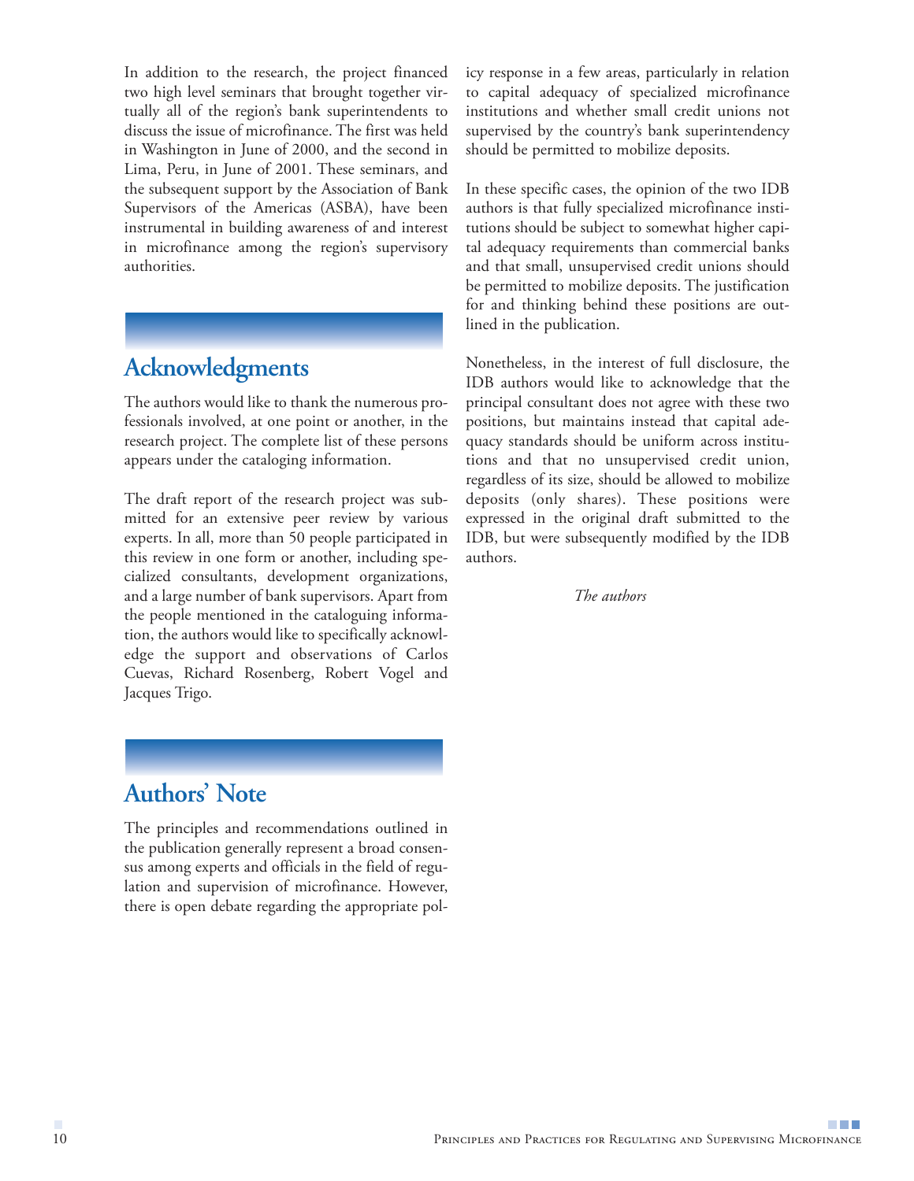In addition to the research, the project financed two high level seminars that brought together virtually all of the region's bank superintendents to discuss the issue of microfinance. The first was held in Washington in June of 2000, and the second in Lima, Peru, in June of 2001. These seminars, and the subsequent support by the Association of Bank Supervisors of the Americas (ASBA), have been instrumental in building awareness of and interest in microfinance among the region's supervisory authorities.

## Acknowledgments

The authors would like to thank the numerous professionals involved, at one point or another, in the research project. The complete list of these persons appears under the cataloging information.

The draft report of the research project was submitted for an extensive peer review by various experts. In all, more than 50 people participated in this review in one form or another, including specialized consultants, development organizations, and a large number of bank supervisors. Apart from the people mentioned in the cataloguing information, the authors would like to specifically acknowledge the support and observations of Carlos Cuevas, Richard Rosenberg, Robert Vogel and Jacques Trigo.

## Authors' Note

The principles and recommendations outlined in the publication generally represent a broad consensus among experts and officials in the field of regulation and supervision of microfinance. However, there is open debate regarding the appropriate policy response in a few areas, particularly in relation to capital adequacy of specialized microfinance institutions and whether small credit unions not supervised by the country's bank superintendency should be permitted to mobilize deposits.

In these specific cases, the opinion of the two IDB authors is that fully specialized microfinance institutions should be subject to somewhat higher capital adequacy requirements than commercial banks and that small, unsupervised credit unions should be permitted to mobilize deposits. The justification for and thinking behind these positions are outlined in the publication.

Nonetheless, in the interest of full disclosure, the IDB authors would like to acknowledge that the principal consultant does not agree with these two positions, but maintains instead that capital adequacy standards should be uniform across institutions and that no unsupervised credit union, regardless of its size, should be allowed to mobilize deposits (only shares). These positions were expressed in the original draft submitted to the IDB, but were subsequently modified by the IDB authors.

*The authors*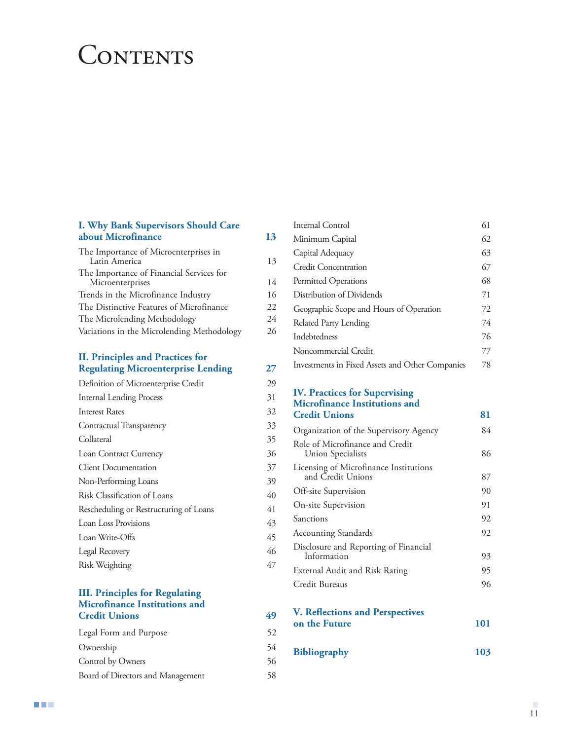# Contents

| | |
|---|---|
| **I. Why Bank Supervisors Should Care about Microfinance** | **13** |
| The Importance of Microenterprises in Latin America | 13 |
| The Importance of Financial Services for Microenterprises | 14 |
| Trends in the Microfinance Industry | 16 |
| The Distinctive Features of Microfinance | 22 |
| The Microlending Methodology | 24 |
| Variations in the Microlending Methodology | 26 |
| **II. Principles and Practices for Regulating Microenterprise Lending** | **27** |
| Definition of Microenterprise Credit | 29 |
| Internal Lending Process | 31 |
| Interest Rates | 32 |
| Contractual Transparency | 33 |
| Collateral | 35 |
| Loan Contract Currency | 36 |
| Client Documentation | 37 |
| Non-Performing Loans | 39 |
| Risk Classification of Loans | 40 |
| Rescheduling or Restructuring of Loans | 41 |
| Loan Loss Provisions | 43 |
| Loan Write-Offs | 45 |
| Legal Recovery | 46 |
| Risk Weighting | 47 |
| **III. Principles for Regulating Microfinance Institutions and Credit Unions** | **49** |
| Legal Form and Purpose | 52 |
| Ownership | 54 |
| Control by Owners | 56 |
| Board of Directors and Management | 58 |
| Internal Control | 61 |
| Minimum Capital | 62 |
| Capital Adequacy | 63 |
| Credit Concentration | 67 |
| Permitted Operations | 68 |
| Distribution of Dividends | 71 |
| Geographic Scope and Hours of Operation | 72 |
| Related Party Lending | 74 |
| Indebtedness | 76 |
| Noncommercial Credit | 77 |
| Investments in Fixed Assets and Other Companies | 78 |
| **IV. Practices for Supervising Microfinance Institutions and Credit Unions** | **81** |
| Organization of the Supervisory Agency | 84 |
| Role of Microfinance and Credit Union Specialists | 86 |
| Licensing of Microfinance Institutions and Credit Unions | 87 |
| Off-site Supervision | 90 |
| On-site Supervision | 91 |
| Sanctions | 92 |
| Accounting Standards | 92 |
| Disclosure and Reporting of Financial Information | 93 |
| External Audit and Risk Rating | 95 |
| Credit Bureaus | 96 |
| **V. Reflections and Perspectives on the Future** | **101** |
| **Bibliography** | **103** |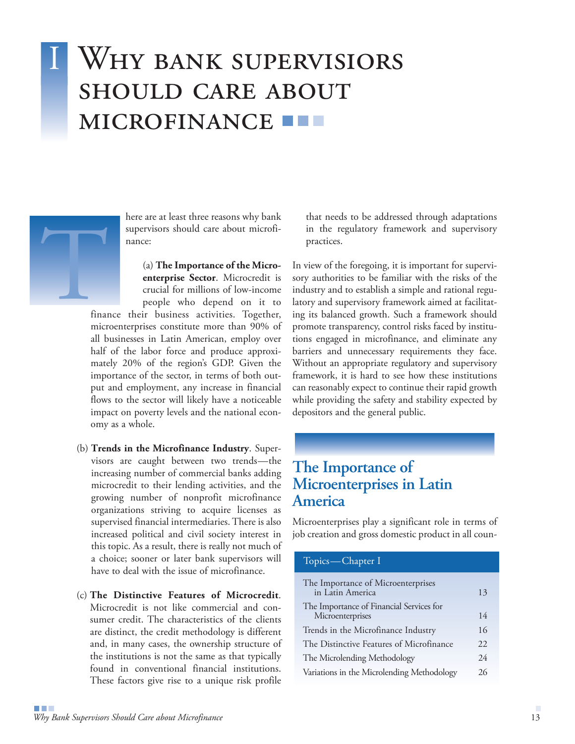# I Why bank supervisiors should care about microfinance

There are at least three reasons why bank supervisors should care about microfinance:

(a) **The Importance of the Microenterprise Sector**. Microcredit is crucial for millions of low-income people who depend on it to finance their business activities. Together, microenterprises constitute more than 90% of all businesses in Latin American, employ over half of the labor force and produce approximately 20% of the region's GDP. Given the importance of the sector, in terms of both output and employment, any increase in financial flows to the sector will likely have a noticeable impact on poverty levels and the national economy as a whole.

(b) **Trends in the Microfinance Industry**. Supervisors are caught between two trends—the increasing number of commercial banks adding microcredit to their lending activities, and the growing number of nonprofit microfinance organizations striving to acquire licenses as supervised financial intermediaries. There is also increased political and civil society interest in this topic. As a result, there is really not much of a choice; sooner or later bank supervisors will have to deal with the issue of microfinance.

(c) **The Distinctive Features of Microcredit**. Microcredit is not like commercial and consumer credit. The characteristics of the clients are distinct, the credit methodology is different and, in many cases, the ownership structure of the institutions is not the same as that typically found in conventional financial institutions. These factors give rise to a unique risk profile that needs to be addressed through adaptations in the regulatory framework and supervisory practices.

In view of the foregoing, it is important for supervisory authorities to be familiar with the risks of the industry and to establish a simple and rational regulatory and supervisory framework aimed at facilitating its balanced growth. Such a framework should promote transparency, control risks faced by institutions engaged in microfinance, and eliminate any barriers and unnecessary requirements they face. Without an appropriate regulatory and supervisory framework, it is hard to see how these institutions can reasonably expect to continue their rapid growth while providing the safety and stability expected by depositors and the general public.

| Topics—Chapter I | |
|---|---|
| The Importance of Microenterprises in Latin America | 13 |
| The Importance of Financial Services for Microenterprises | 14 |
| Trends in the Microfinance Industry | 16 |
| The Distinctive Features of Microfinance | 22 |
| The Microlending Methodology | 24 |
| Variations in the Microlending Methodology | 26 |

## The Importance of Microenterprises in Latin America

Microenterprises play a significant role in terms of job creation and gross domestic product in all coun-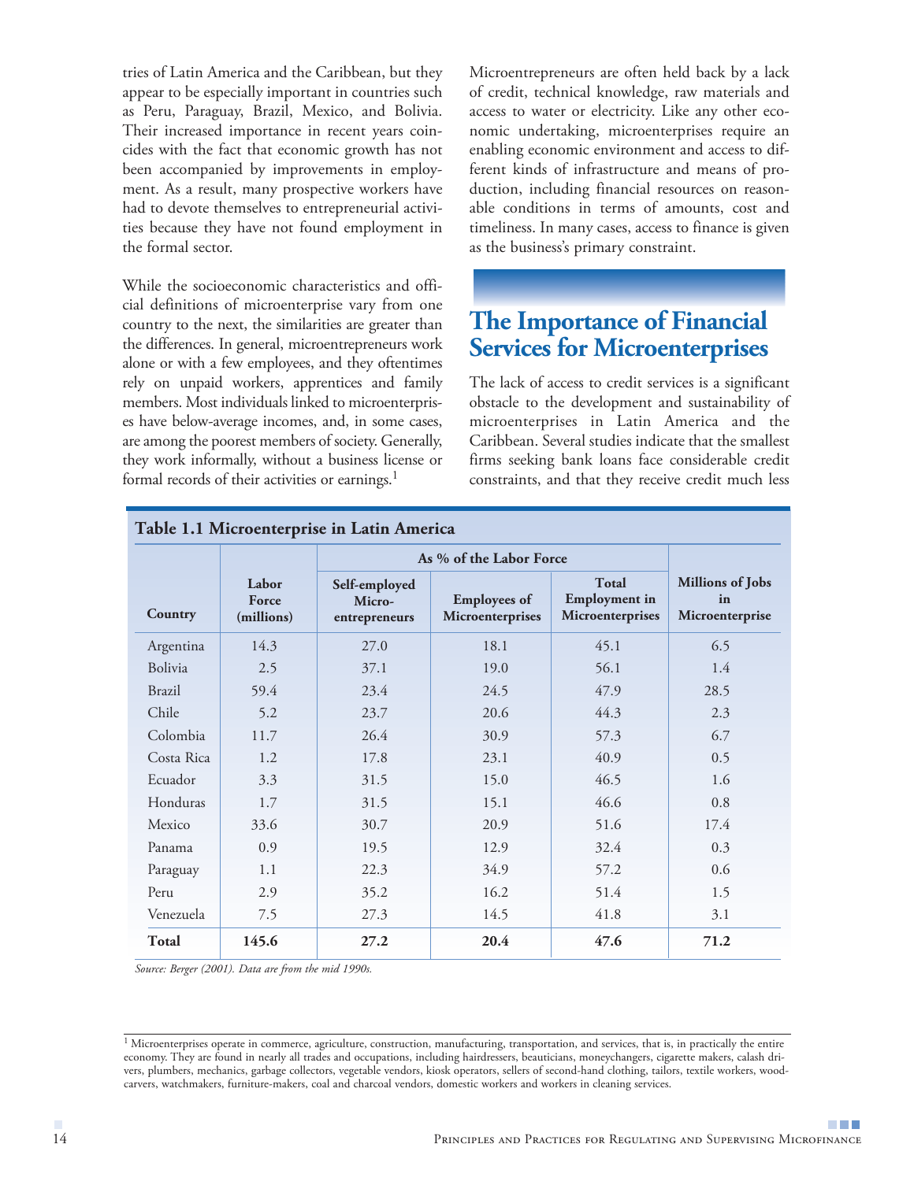tries of Latin America and the Caribbean, but they appear to be especially important in countries such as Peru, Paraguay, Brazil, Mexico, and Bolivia. Their increased importance in recent years coincides with the fact that economic growth has not been accompanied by improvements in employment. As a result, many prospective workers have had to devote themselves to entrepreneurial activities because they have not found employment in the formal sector.

While the socioeconomic characteristics and official definitions of microenterprise vary from one country to the next, the similarities are greater than the differences. In general, microentrepreneurs work alone or with a few employees, and they oftentimes rely on unpaid workers, apprentices and family members. Most individuals linked to microenterprises have below-average incomes, and, in some cases, are among the poorest members of society. Generally, they work informally, without a business license or formal records of their activities or earnings.[1]

Microentrepreneurs are often held back by a lack of credit, technical knowledge, raw materials and access to water or electricity. Like any other economic undertaking, microenterprises require an enabling economic environment and access to different kinds of infrastructure and means of production, including financial resources on reasonable conditions in terms of amounts, cost and timeliness. In many cases, access to finance is given as the business's primary constraint.

## The Importance of Financial Services for Microenterprises

The lack of access to credit services is a significant obstacle to the development and sustainability of microenterprises in Latin America and the Caribbean. Several studies indicate that the smallest firms seeking bank loans face considerable credit constraints, and that they receive credit much less

**Table 1.1 Microenterprise in Latin America**

| Country | Labor Force (millions) | As % of the Labor Force | | | Millions of Jobs in Microenterprise |
|---|---|---|---|---|---|
| | | Self-employed Micro-entrepreneurs | Employees of Microenterprises | Total Employment in Microenterprises | |
| Argentina | 14.3 | 27.0 | 18.1 | 45.1 | 6.5 |
| Bolivia | 2.5 | 37.1 | 19.0 | 56.1 | 1.4 |
| Brazil | 59.4 | 23.4 | 24.5 | 47.9 | 28.5 |
| Chile | 5.2 | 23.7 | 20.6 | 44.3 | 2.3 |
| Colombia | 11.7 | 26.4 | 30.9 | 57.3 | 6.7 |
| Costa Rica | 1.2 | 17.8 | 23.1 | 40.9 | 0.5 |
| Ecuador | 3.3 | 31.5 | 15.0 | 46.5 | 1.6 |
| Honduras | 1.7 | 31.5 | 15.1 | 46.6 | 0.8 |
| Mexico | 33.6 | 30.7 | 20.9 | 51.6 | 17.4 |
| Panama | 0.9 | 19.5 | 12.9 | 32.4 | 0.3 |
| Paraguay | 1.1 | 22.3 | 34.9 | 57.2 | 0.6 |
| Peru | 2.9 | 35.2 | 16.2 | 51.4 | 1.5 |
| Venezuela | 7.5 | 27.3 | 14.5 | 41.8 | 3.1 |
| **Total** | **145.6** | **27.2** | **20.4** | **47.6** | **71.2** |

*Source: Berger (2001). Data are from the mid 1990s.*

[1] Microenterprises operate in commerce, agriculture, construction, manufacturing, transportation, and services, that is, in practically the entire economy. They are found in nearly all trades and occupations, including hairdressers, beauticians, moneychangers, cigarette makers, calash drivers, plumbers, mechanics, garbage collectors, vegetable vendors, kiosk operators, sellers of second-hand clothing, tailors, textile workers, woodcarvers, watchmakers, furniture-makers, coal and charcoal vendors, domestic workers and workers in cleaning services.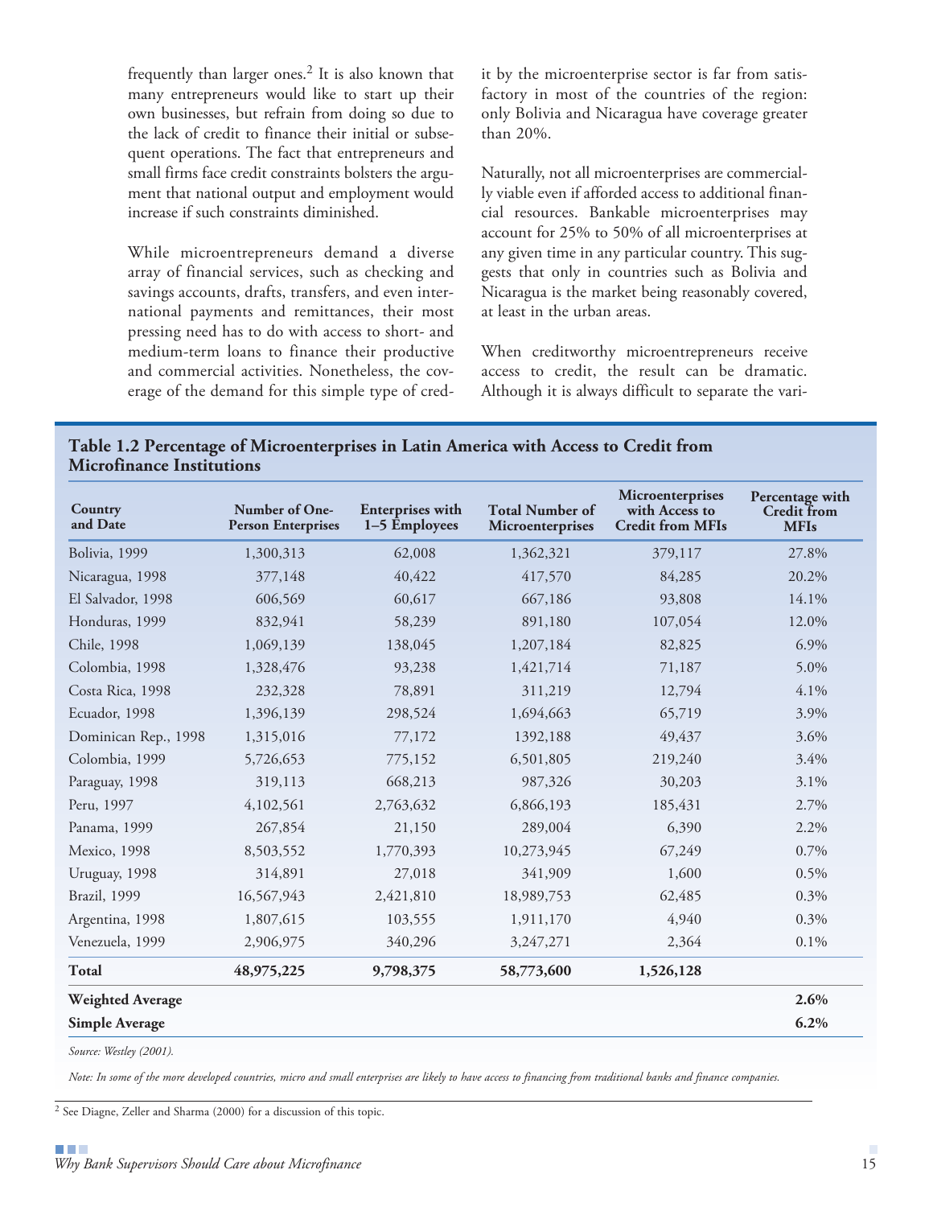frequently than larger ones.[2] It is also known that many entrepreneurs would like to start up their own businesses, but refrain from doing so due to the lack of credit to finance their initial or subsequent operations. The fact that entrepreneurs and small firms face credit constraints bolsters the argument that national output and employment would increase if such constraints diminished.

While microentrepreneurs demand a diverse array of financial services, such as checking and savings accounts, drafts, transfers, and even international payments and remittances, their most pressing need has to do with access to short- and medium-term loans to finance their productive and commercial activities. Nonetheless, the coverage of the demand for this simple type of credit by the microenterprise sector is far from satisfactory in most of the countries of the region: only Bolivia and Nicaragua have coverage greater than 20%.

Naturally, not all microenterprises are commercially viable even if afforded access to additional financial resources. Bankable microenterprises may account for 25% to 50% of all microenterprises at any given time in any particular country. This suggests that only in countries such as Bolivia and Nicaragua is the market being reasonably covered, at least in the urban areas.

When creditworthy microentrepreneurs receive access to credit, the result can be dramatic. Although it is always difficult to separate the vari-

**Table 1.2 Percentage of Microenterprises in Latin America with Access to Credit from Microfinance Institutions**

| Country and Date | Number of One-Person Enterprises | Enterprises with 1–5 Employees | Total Number of Microenterprises | Microenterprises with Access to Credit from MFIs | Percentage with Credit from MFIs |
|---|---|---|---|---|---|
| Bolivia, 1999 | 1,300,313 | 62,008 | 1,362,321 | 379,117 | 27.8% |
| Nicaragua, 1998 | 377,148 | 40,422 | 417,570 | 84,285 | 20.2% |
| El Salvador, 1998 | 606,569 | 60,617 | 667,186 | 93,808 | 14.1% |
| Honduras, 1999 | 832,941 | 58,239 | 891,180 | 107,054 | 12.0% |
| Chile, 1998 | 1,069,139 | 138,045 | 1,207,184 | 82,825 | 6.9% |
| Colombia, 1998 | 1,328,476 | 93,238 | 1,421,714 | 71,187 | 5.0% |
| Costa Rica, 1998 | 232,328 | 78,891 | 311,219 | 12,794 | 4.1% |
| Ecuador, 1998 | 1,396,139 | 298,524 | 1,694,663 | 65,719 | 3.9% |
| Dominican Rep., 1998 | 1,315,016 | 77,172 | 1392,188 | 49,437 | 3.6% |
| Colombia, 1999 | 5,726,653 | 775,152 | 6,501,805 | 219,240 | 3.4% |
| Paraguay, 1998 | 319,113 | 668,213 | 987,326 | 30,203 | 3.1% |
| Peru, 1997 | 4,102,561 | 2,763,632 | 6,866,193 | 185,431 | 2.7% |
| Panama, 1999 | 267,854 | 21,150 | 289,004 | 6,390 | 2.2% |
| Mexico, 1998 | 8,503,552 | 1,770,393 | 10,273,945 | 67,249 | 0.7% |
| Uruguay, 1998 | 314,891 | 27,018 | 341,909 | 1,600 | 0.5% |
| Brazil, 1999 | 16,567,943 | 2,421,810 | 18,989,753 | 62,485 | 0.3% |
| Argentina, 1998 | 1,807,615 | 103,555 | 1,911,170 | 4,940 | 0.3% |
| Venezuela, 1999 | 2,906,975 | 340,296 | 3,247,271 | 2,364 | 0.1% |
| **Total** | **48,975,225** | **9,798,375** | **58,773,600** | **1,526,128** | |
| **Weighted Average** | | | | | **2.6%** |
| **Simple Average** | | | | | **6.2%** |

*Source: Westley (2001).*

*Note: In some of the more developed countries, micro and small enterprises are likely to have access to financing from traditional banks and finance companies.*

[2] See Diagne, Zeller and Sharma (2000) for a discussion of this topic.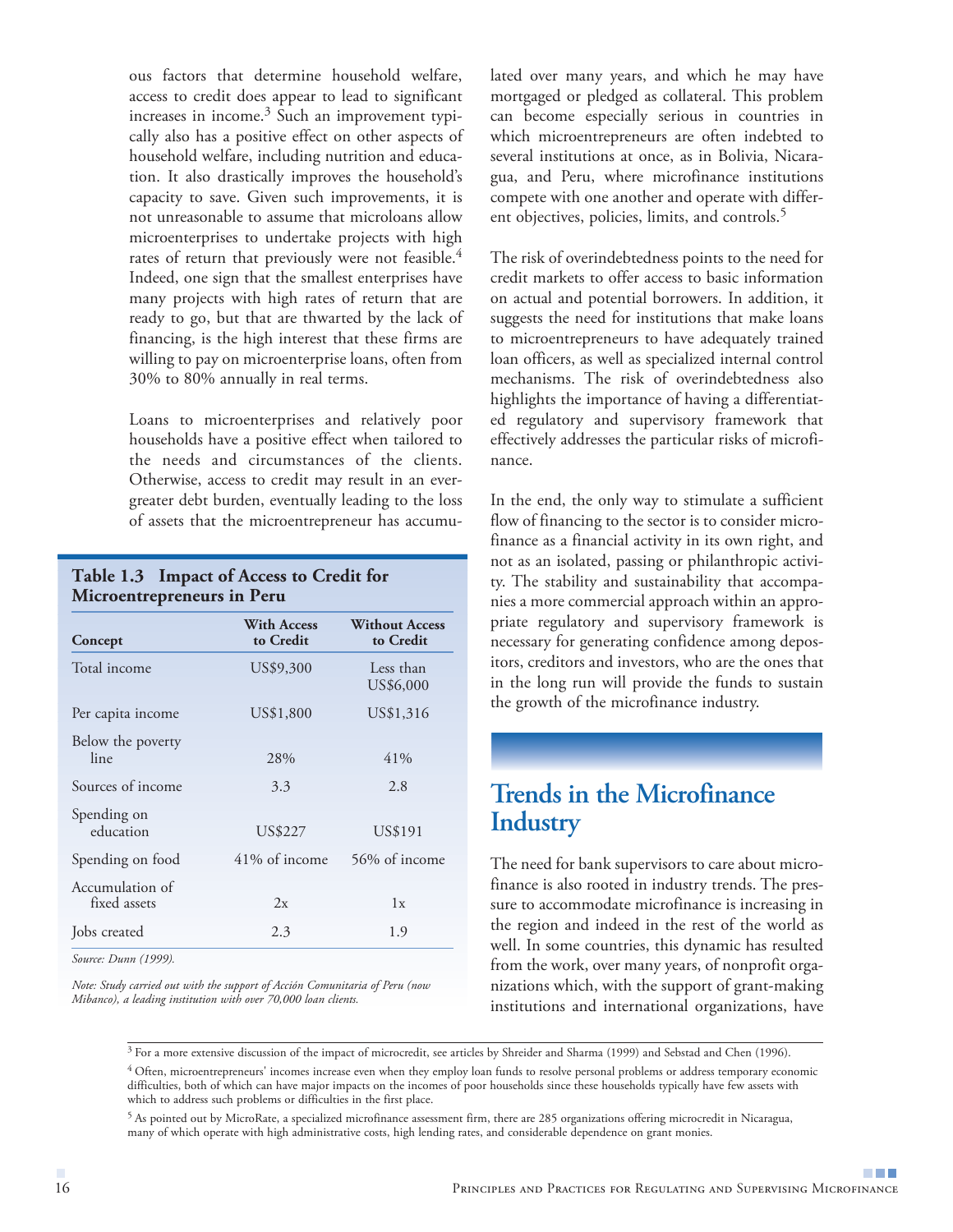ous factors that determine household welfare, access to credit does appear to lead to significant increases in income.[3] Such an improvement typically also has a positive effect on other aspects of household welfare, including nutrition and education. It also drastically improves the household's capacity to save. Given such improvements, it is not unreasonable to assume that microloans allow microenterprises to undertake projects with high rates of return that previously were not feasible.[4] Indeed, one sign that the smallest enterprises have many projects with high rates of return that are ready to go, but that are thwarted by the lack of financing, is the high interest that these firms are willing to pay on microenterprise loans, often from 30% to 80% annually in real terms.

Loans to microenterprises and relatively poor households have a positive effect when tailored to the needs and circumstances of the clients. Otherwise, access to credit may result in an ever-greater debt burden, eventually leading to the loss of assets that the microentrepreneur has accumulated over many years, and which he may have mortgaged or pledged as collateral. This problem can become especially serious in countries in which microentrepreneurs are often indebted to several institutions at once, as in Bolivia, Nicaragua, and Peru, where microfinance institutions compete with one another and operate with different objectives, policies, limits, and controls.[5]

**Table 1.3 Impact of Access to Credit for Microentrepreneurs in Peru**

| Concept | With Access to Credit | Without Access to Credit |
|---|---|---|
| Total income | US$9,300 | Less than US$6,000 |
| Per capita income | US$1,800 | US$1,316 |
| Below the poverty line | 28% | 41% |
| Sources of income | 3.3 | 2.8 |
| Spending on education | US$227 | US$191 |
| Spending on food | 41% of income | 56% of income |
| Accumulation of fixed assets | 2x | 1x |
| Jobs created | 2.3 | 1.9 |

*Source: Dunn (1999).*

*Note: Study carried out with the support of Acción Comunitaria of Peru (now Mibanco), a leading institution with over 70,000 loan clients.*

The risk of overindebtedness points to the need for credit markets to offer access to basic information on actual and potential borrowers. In addition, it suggests the need for institutions that make loans to microentrepreneurs to have adequately trained loan officers, as well as specialized internal control mechanisms. The risk of overindebtedness also highlights the importance of having a differentiated regulatory and supervisory framework that effectively addresses the particular risks of microfinance.

In the end, the only way to stimulate a sufficient flow of financing to the sector is to consider microfinance as a financial activity in its own right, and not as an isolated, passing or philanthropic activity. The stability and sustainability that accompanies a more commercial approach within an appropriate regulatory and supervisory framework is necessary for generating confidence among depositors, creditors and investors, who are the ones that in the long run will provide the funds to sustain the growth of the microfinance industry.

## Trends in the Microfinance Industry

The need for bank supervisors to care about microfinance is also rooted in industry trends. The pressure to accommodate microfinance is increasing in the region and indeed in the rest of the world as well. In some countries, this dynamic has resulted from the work, over many years, of nonprofit organizations which, with the support of grant-making institutions and international organizations, have

---

[3] For a more extensive discussion of the impact of microcredit, see articles by Shreider and Sharma (1999) and Sebstad and Chen (1996).

[4] Often, microentrepreneurs' incomes increase even when they employ loan funds to resolve personal problems or address temporary economic difficulties, both of which can have major impacts on the incomes of poor households since these households typically have few assets with which to address such problems or difficulties in the first place.

[5] As pointed out by MicroRate, a specialized microfinance assessment firm, there are 285 organizations offering microcredit in Nicaragua, many of which operate with high administrative costs, high lending rates, and considerable dependence on grant monies.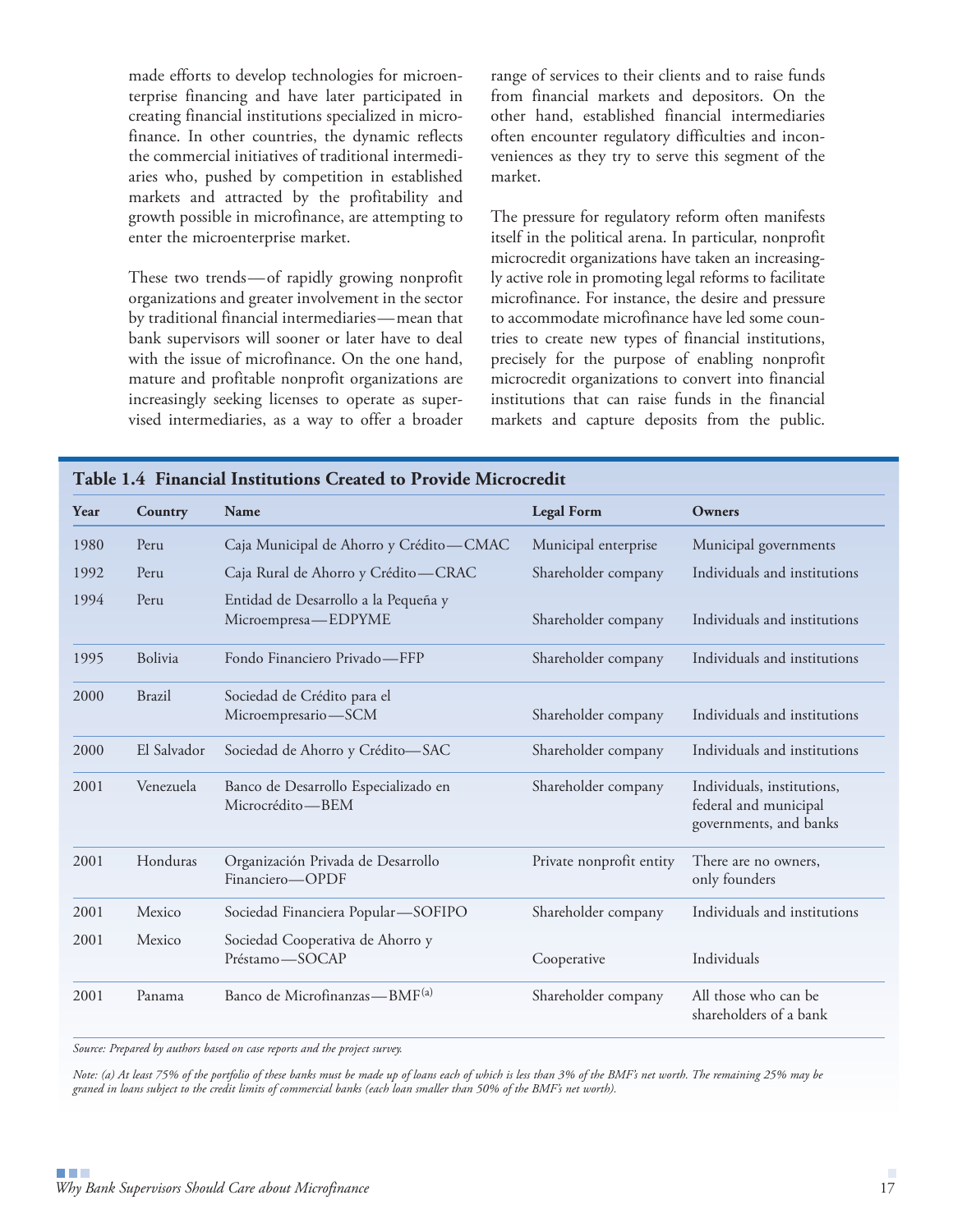made efforts to develop technologies for microenterprise financing and have later participated in creating financial institutions specialized in microfinance. In other countries, the dynamic reflects the commercial initiatives of traditional intermediaries who, pushed by competition in established markets and attracted by the profitability and growth possible in microfinance, are attempting to enter the microenterprise market.

These two trends—of rapidly growing nonprofit organizations and greater involvement in the sector by traditional financial intermediaries—mean that bank supervisors will sooner or later have to deal with the issue of microfinance. On the one hand, mature and profitable nonprofit organizations are increasingly seeking licenses to operate as supervised intermediaries, as a way to offer a broader range of services to their clients and to raise funds from financial markets and depositors. On the other hand, established financial intermediaries often encounter regulatory difficulties and inconveniences as they try to serve this segment of the market.

The pressure for regulatory reform often manifests itself in the political arena. In particular, nonprofit microcredit organizations have taken an increasingly active role in promoting legal reforms to facilitate microfinance. For instance, the desire and pressure to accommodate microfinance have led some countries to create new types of financial institutions, precisely for the purpose of enabling nonprofit microcredit organizations to convert into financial institutions that can raise funds in the financial markets and capture deposits from the public.

**Table 1.4 Financial Institutions Created to Provide Microcredit**

| Year | Country | Name | Legal Form | Owners |
|---|---|---|---|---|
| 1980 | Peru | Caja Municipal de Ahorro y Crédito—CMAC | Municipal enterprise | Municipal governments |
| 1992 | Peru | Caja Rural de Ahorro y Crédito—CRAC | Shareholder company | Individuals and institutions |
| 1994 | Peru | Entidad de Desarrollo a la Pequeña y Microempresa—EDPYME | Shareholder company | Individuals and institutions |
| 1995 | Bolivia | Fondo Financiero Privado—FFP | Shareholder company | Individuals and institutions |
| 2000 | Brazil | Sociedad de Crédito para el Microempresario—SCM | Shareholder company | Individuals and institutions |
| 2000 | El Salvador | Sociedad de Ahorro y Crédito—SAC | Shareholder company | Individuals and institutions |
| 2001 | Venezuela | Banco de Desarrollo Especializado en Microcrédito—BEM | Shareholder company | Individuals, institutions, federal and municipal governments, and banks |
| 2001 | Honduras | Organización Privada de Desarrollo Financiero—OPDF | Private nonprofit entity | There are no owners, only founders |
| 2001 | Mexico | Sociedad Financiera Popular—SOFIPO | Shareholder company | Individuals and institutions |
| 2001 | Mexico | Sociedad Cooperativa de Ahorro y Préstamo—SOCAP | Cooperative | Individuals |
| 2001 | Panama | Banco de Microfinanzas—BMF[(a)] | Shareholder company | All those who can be shareholders of a bank |

*Source: Prepared by authors based on case reports and the project survey.*

*Note: (a) At least 75% of the portfolio of these banks must be made up of loans each of which is less than 3% of the BMF's net worth. The remaining 25% may be graned in loans subject to the credit limits of commercial banks (each loan smaller than 50% of the BMF's net worth).*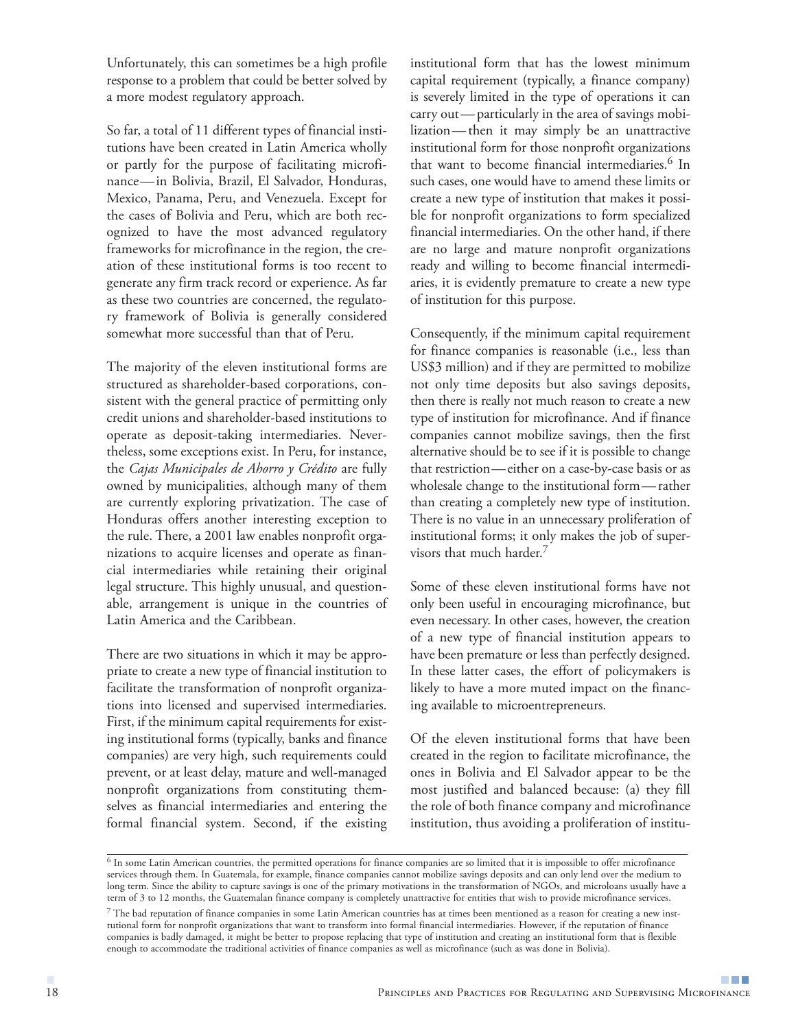Unfortunately, this can sometimes be a high profile response to a problem that could be better solved by a more modest regulatory approach.

So far, a total of 11 different types of financial institutions have been created in Latin America wholly or partly for the purpose of facilitating microfinance—in Bolivia, Brazil, El Salvador, Honduras, Mexico, Panama, Peru, and Venezuela. Except for the cases of Bolivia and Peru, which are both recognized to have the most advanced regulatory frameworks for microfinance in the region, the creation of these institutional forms is too recent to generate any firm track record or experience. As far as these two countries are concerned, the regulatory framework of Bolivia is generally considered somewhat more successful than that of Peru.

The majority of the eleven institutional forms are structured as shareholder-based corporations, consistent with the general practice of permitting only credit unions and shareholder-based institutions to operate as deposit-taking intermediaries. Nevertheless, some exceptions exist. In Peru, for instance, the *Cajas Municipales de Ahorro y Crédito* are fully owned by municipalities, although many of them are currently exploring privatization. The case of Honduras offers another interesting exception to the rule. There, a 2001 law enables nonprofit organizations to acquire licenses and operate as financial intermediaries while retaining their original legal structure. This highly unusual, and questionable, arrangement is unique in the countries of Latin America and the Caribbean.

There are two situations in which it may be appropriate to create a new type of financial institution to facilitate the transformation of nonprofit organizations into licensed and supervised intermediaries. First, if the minimum capital requirements for existing institutional forms (typically, banks and finance companies) are very high, such requirements could prevent, or at least delay, mature and well-managed nonprofit organizations from constituting themselves as financial intermediaries and entering the formal financial system. Second, if the existing institutional form that has the lowest minimum capital requirement (typically, a finance company) is severely limited in the type of operations it can carry out—particularly in the area of savings mobilization—then it may simply be an unattractive institutional form for those nonprofit organizations that want to become financial intermediaries.[6] In such cases, one would have to amend these limits or create a new type of institution that makes it possible for nonprofit organizations to form specialized financial intermediaries. On the other hand, if there are no large and mature nonprofit organizations ready and willing to become financial intermediaries, it is evidently premature to create a new type of institution for this purpose.

Consequently, if the minimum capital requirement for finance companies is reasonable (i.e., less than US$3 million) and if they are permitted to mobilize not only time deposits but also savings deposits, then there is really not much reason to create a new type of institution for microfinance. And if finance companies cannot mobilize savings, then the first alternative should be to see if it is possible to change that restriction—either on a case-by-case basis or as wholesale change to the institutional form—rather than creating a completely new type of institution. There is no value in an unnecessary proliferation of institutional forms; it only makes the job of supervisors that much harder.[7]

Some of these eleven institutional forms have not only been useful in encouraging microfinance, but even necessary. In other cases, however, the creation of a new type of financial institution appears to have been premature or less than perfectly designed. In these latter cases, the effort of policymakers is likely to have a more muted impact on the financing available to microentrepreneurs.

Of the eleven institutional forms that have been created in the region to facilitate microfinance, the ones in Bolivia and El Salvador appear to be the most justified and balanced because: (a) they fill the role of both finance company and microfinance institution, thus avoiding a proliferation of institu-

---

[6] In some Latin American countries, the permitted operations for finance companies are so limited that it is impossible to offer microfinance services through them. In Guatemala, for example, finance companies cannot mobilize savings deposits and can only lend over the medium to long term. Since the ability to capture savings is one of the primary motivations in the transformation of NGOs, and microloans usually have a term of 3 to 12 months, the Guatemalan finance company is completely unattractive for entities that wish to provide microfinance services.

[7] The bad reputation of finance companies in some Latin American countries has at times been mentioned as a reason for creating a new institutional form for nonprofit organizations that want to transform into formal financial intermediaries. However, if the reputation of finance companies is badly damaged, it might be better to propose replacing that type of institution and creating an institutional form that is flexible enough to accommodate the traditional activities of finance companies as well as microfinance (such as was done in Bolivia).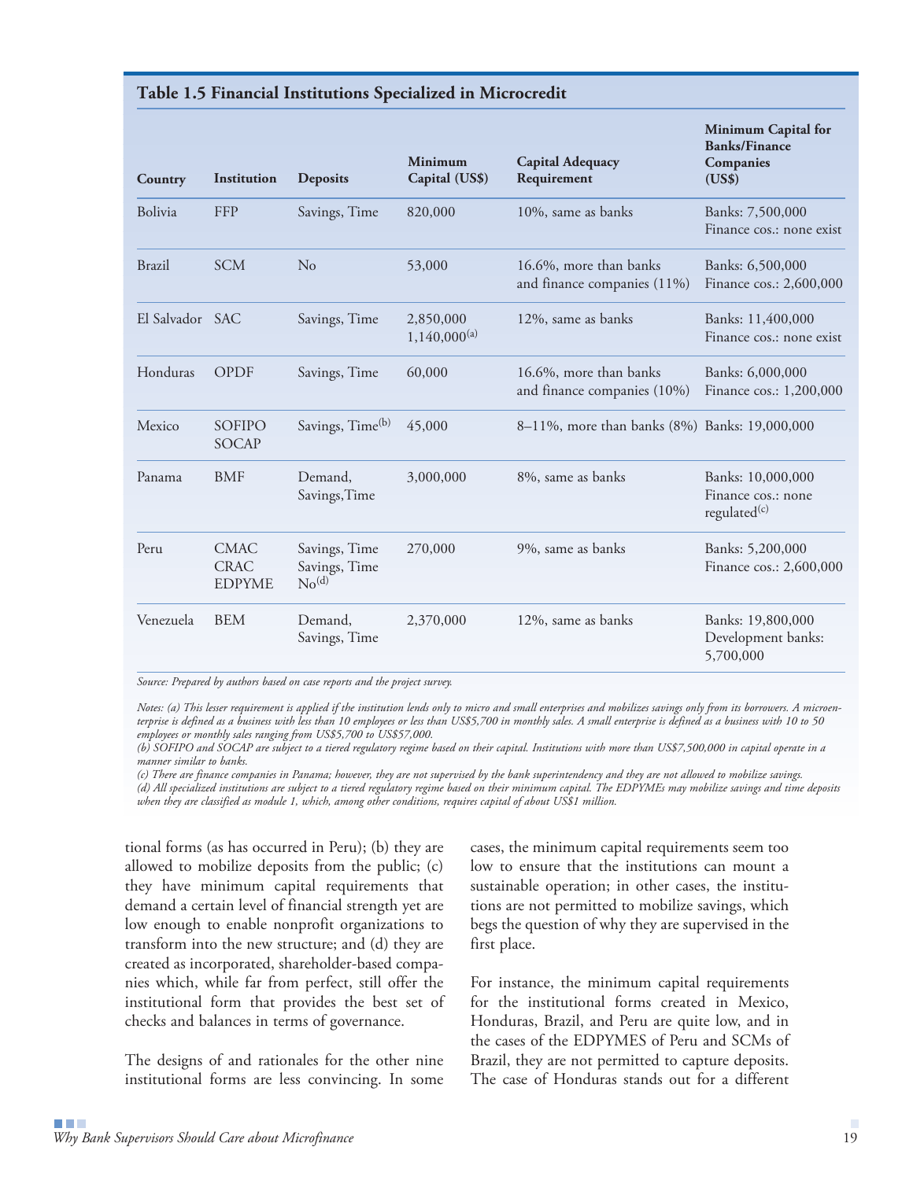**Table 1.5 Financial Institutions Specialized in Microcredit**

| Country | Institution | Deposits | Minimum Capital (US$) | Capital Adequacy Requirement | Minimum Capital for Banks/Finance Companies (US$) |
|---|---|---|---|---|---|
| Bolivia | FFP | Savings, Time | 820,000 | 10%, same as banks | Banks: 7,500,000<br>Finance cos.: none exist |
| Brazil | SCM | No | 53,000 | 16.6%, more than banks and finance companies (11%) | Banks: 6,500,000<br>Finance cos.: 2,600,000 |
| El Salvador | SAC | Savings, Time | 2,850,000<br>1,140,000[(a)] | 12%, same as banks | Banks: 11,400,000<br>Finance cos.: none exist |
| Honduras | OPDF | Savings, Time | 60,000 | 16.6%, more than banks and finance companies (10%) | Banks: 6,000,000<br>Finance cos.: 1,200,000 |
| Mexico | SOFIPO<br>SOCAP | Savings, Time[(b)] | 45,000 | 8–11%, more than banks (8%) | Banks: 19,000,000 |
| Panama | BMF | Demand, Savings,Time | 3,000,000 | 8%, same as banks | Banks: 10,000,000<br>Finance cos.: none regulated[(c)] |
| Peru | CMAC<br>CRAC<br>EDPYME | Savings, Time<br>Savings, Time<br>No[(d)] | 270,000 | 9%, same as banks | Banks: 5,200,000<br>Finance cos.: 2,600,000 |
| Venezuela | BEM | Demand, Savings, Time | 2,370,000 | 12%, same as banks | Banks: 19,800,000<br>Development banks: 5,700,000 |

*Source: Prepared by authors based on case reports and the project survey.*

*Notes: (a) This lesser requirement is applied if the institution lends only to micro and small enterprises and mobilizes savings only from its borrowers. A microenterprise is defined as a business with less than 10 employees or less than US$5,700 in monthly sales. A small enterprise is defined as a business with 10 to 50 employees or monthly sales ranging from US$5,700 to US$57,000.*
*(b) SOFIPO and SOCAP are subject to a tiered regulatory regime based on their capital. Institutions with more than US$7,500,000 in capital operate in a manner similar to banks.*
*(c) There are finance companies in Panama; however, they are not supervised by the bank superintendency and they are not allowed to mobilize savings.*
*(d) All specialized institutions are subject to a tiered regulatory regime based on their minimum capital. The EDPYMEs may mobilize savings and time deposits when they are classified as module 1, which, among other conditions, requires capital of about US$1 million.*

tional forms (as has occurred in Peru); (b) they are allowed to mobilize deposits from the public; (c) they have minimum capital requirements that demand a certain level of financial strength yet are low enough to enable nonprofit organizations to transform into the new structure; and (d) they are created as incorporated, shareholder-based companies which, while far from perfect, still offer the institutional form that provides the best set of checks and balances in terms of governance.

The designs of and rationales for the other nine institutional forms are less convincing. In some cases, the minimum capital requirements seem too low to ensure that the institutions can mount a sustainable operation; in other cases, the institutions are not permitted to mobilize savings, which begs the question of why they are supervised in the first place.

For instance, the minimum capital requirements for the institutional forms created in Mexico, Honduras, Brazil, and Peru are quite low, and in the cases of the EDPYMES of Peru and SCMs of Brazil, they are not permitted to capture deposits. The case of Honduras stands out for a different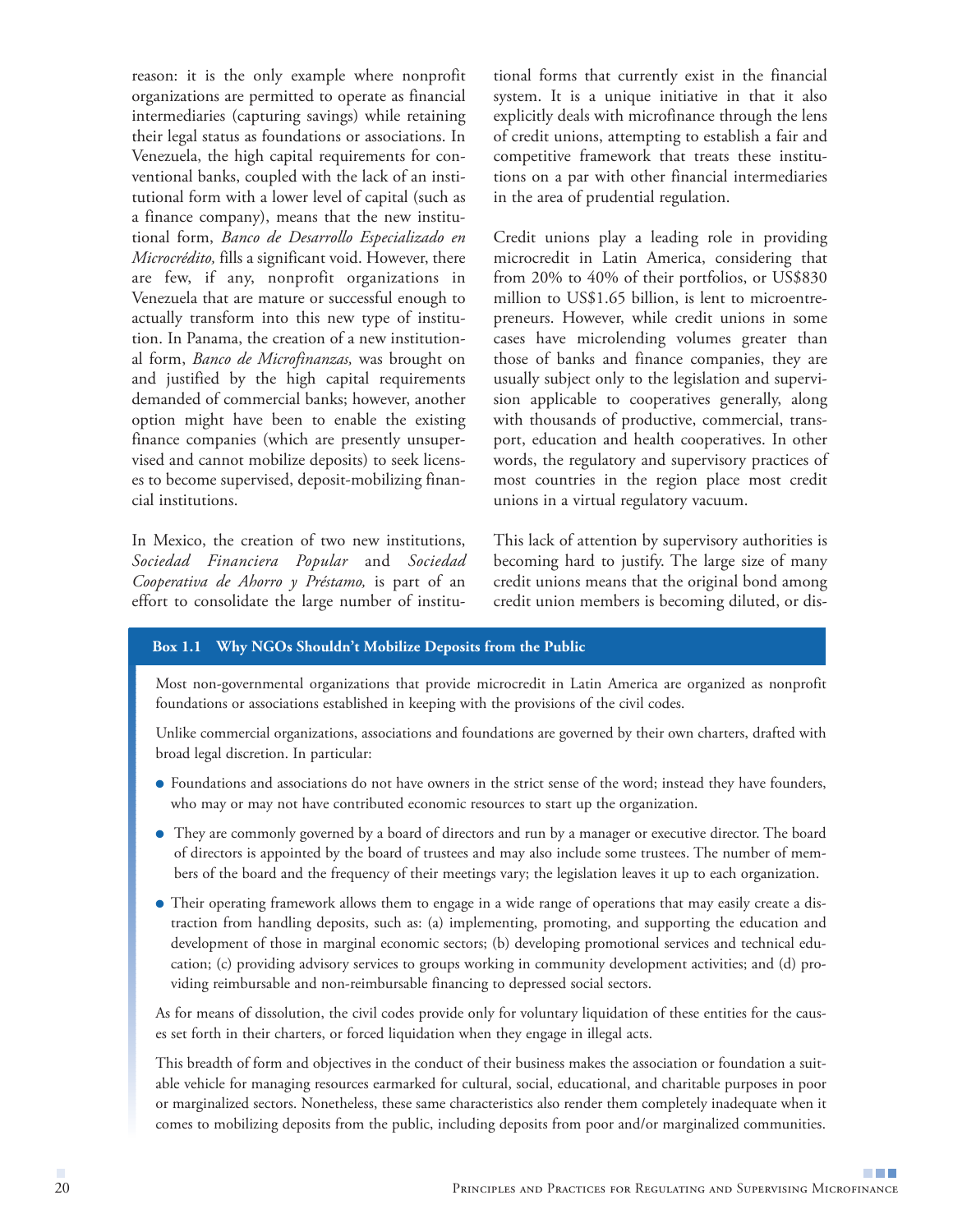reason: it is the only example where nonprofit organizations are permitted to operate as financial intermediaries (capturing savings) while retaining their legal status as foundations or associations. In Venezuela, the high capital requirements for conventional banks, coupled with the lack of an institutional form with a lower level of capital (such as a finance company), means that the new institutional form, *Banco de Desarrollo Especializado en Microcrédito,* fills a significant void. However, there are few, if any, nonprofit organizations in Venezuela that are mature or successful enough to actually transform into this new type of institution. In Panama, the creation of a new institutional form, *Banco de Microfinanzas,* was brought on and justified by the high capital requirements demanded of commercial banks; however, another option might have been to enable the existing finance companies (which are presently unsupervised and cannot mobilize deposits) to seek licenses to become supervised, deposit-mobilizing financial institutions.

In Mexico, the creation of two new institutions, *Sociedad Financiera Popular* and *Sociedad Cooperativa de Ahorro y Préstamo,* is part of an effort to consolidate the large number of institutional forms that currently exist in the financial system. It is a unique initiative in that it also explicitly deals with microfinance through the lens of credit unions, attempting to establish a fair and competitive framework that treats these institutions on a par with other financial intermediaries in the area of prudential regulation.

Credit unions play a leading role in providing microcredit in Latin America, considering that from 20% to 40% of their portfolios, or US$830 million to US$1.65 billion, is lent to microentrepreneurs. However, while credit unions in some cases have microlending volumes greater than those of banks and finance companies, they are usually subject only to the legislation and supervision applicable to cooperatives generally, along with thousands of productive, commercial, transport, education and health cooperatives. In other words, the regulatory and supervisory practices of most countries in the region place most credit unions in a virtual regulatory vacuum.

This lack of attention by supervisory authorities is becoming hard to justify. The large size of many credit unions means that the original bond among credit union members is becoming diluted, or dis-

**Box 1.1 Why NGOs Shouldn't Mobilize Deposits from the Public**

Most non-governmental organizations that provide microcredit in Latin America are organized as nonprofit foundations or associations established in keeping with the provisions of the civil codes.

Unlike commercial organizations, associations and foundations are governed by their own charters, drafted with broad legal discretion. In particular:

- Foundations and associations do not have owners in the strict sense of the word; instead they have founders, who may or may not have contributed economic resources to start up the organization.
- They are commonly governed by a board of directors and run by a manager or executive director. The board of directors is appointed by the board of trustees and may also include some trustees. The number of members of the board and the frequency of their meetings vary; the legislation leaves it up to each organization.
- Their operating framework allows them to engage in a wide range of operations that may easily create a distraction from handling deposits, such as: (a) implementing, promoting, and supporting the education and development of those in marginal economic sectors; (b) developing promotional services and technical education; (c) providing advisory services to groups working in community development activities; and (d) providing reimbursable and non-reimbursable financing to depressed social sectors.

As for means of dissolution, the civil codes provide only for voluntary liquidation of these entities for the causes set forth in their charters, or forced liquidation when they engage in illegal acts.

This breadth of form and objectives in the conduct of their business makes the association or foundation a suitable vehicle for managing resources earmarked for cultural, social, educational, and charitable purposes in poor or marginalized sectors. Nonetheless, these same characteristics also render them completely inadequate when it comes to mobilizing deposits from the public, including deposits from poor and/or marginalized communities.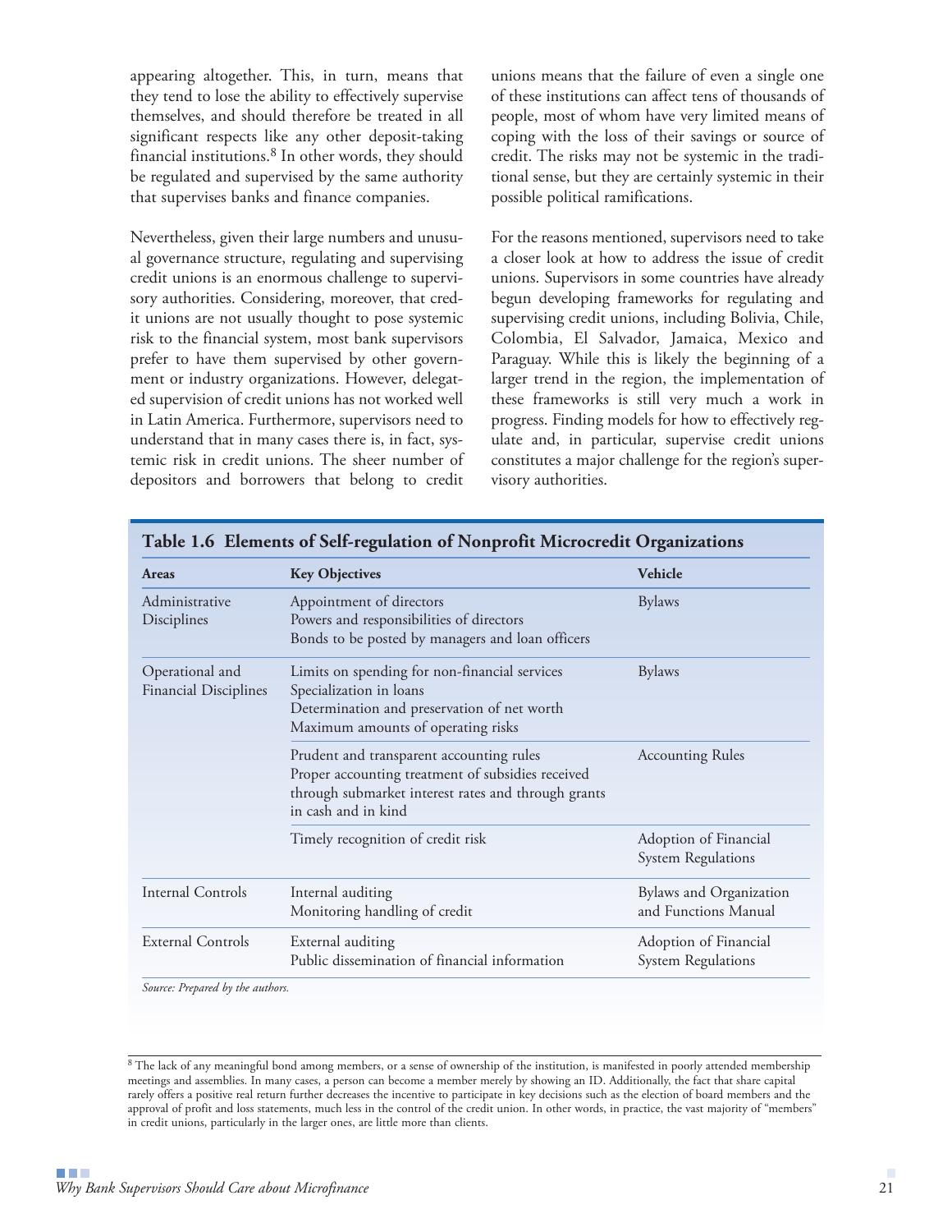appearing altogether. This, in turn, means that they tend to lose the ability to effectively supervise themselves, and should therefore be treated in all significant respects like any other deposit-taking financial institutions.[8] In other words, they should be regulated and supervised by the same authority that supervises banks and finance companies.

Nevertheless, given their large numbers and unusual governance structure, regulating and supervising credit unions is an enormous challenge to supervisory authorities. Considering, moreover, that credit unions are not usually thought to pose systemic risk to the financial system, most bank supervisors prefer to have them supervised by other government or industry organizations. However, delegated supervision of credit unions has not worked well in Latin America. Furthermore, supervisors need to understand that in many cases there is, in fact, systemic risk in credit unions. The sheer number of depositors and borrowers that belong to credit unions means that the failure of even a single one of these institutions can affect tens of thousands of people, most of whom have very limited means of coping with the loss of their savings or source of credit. The risks may not be systemic in the traditional sense, but they are certainly systemic in their possible political ramifications.

For the reasons mentioned, supervisors need to take a closer look at how to address the issue of credit unions. Supervisors in some countries have already begun developing frameworks for regulating and supervising credit unions, including Bolivia, Chile, Colombia, El Salvador, Jamaica, Mexico and Paraguay. While this is likely the beginning of a larger trend in the region, the implementation of these frameworks is still very much a work in progress. Finding models for how to effectively regulate and, in particular, supervise credit unions constitutes a major challenge for the region's supervisory authorities.

**Table 1.6 Elements of Self-regulation of Nonprofit Microcredit Organizations**

| Areas | Key Objectives | Vehicle |
|---|---|---|
| Administrative Disciplines | Appointment of directors<br>Powers and responsibilities of directors<br>Bonds to be posted by managers and loan officers | Bylaws |
| Operational and Financial Disciplines | Limits on spending for non-financial services<br>Specialization in loans<br>Determination and preservation of net worth<br>Maximum amounts of operating risks | Bylaws |
| | Prudent and transparent accounting rules<br>Proper accounting treatment of subsidies received through submarket interest rates and through grants in cash and in kind | Accounting Rules |
| | Timely recognition of credit risk | Adoption of Financial System Regulations |
| Internal Controls | Internal auditing<br>Monitoring handling of credit | Bylaws and Organization and Functions Manual |
| External Controls | External auditing<br>Public dissemination of financial information | Adoption of Financial System Regulations |

*Source: Prepared by the authors.*

[8] The lack of any meaningful bond among members, or a sense of ownership of the institution, is manifested in poorly attended membership meetings and assemblies. In many cases, a person can become a member merely by showing an ID. Additionally, the fact that share capital rarely offers a positive real return further decreases the incentive to participate in key decisions such as the election of board members and the approval of profit and loss statements, much less in the control of the credit union. In other words, in practice, the vast majority of "members" in credit unions, particularly in the larger ones, are little more than clients.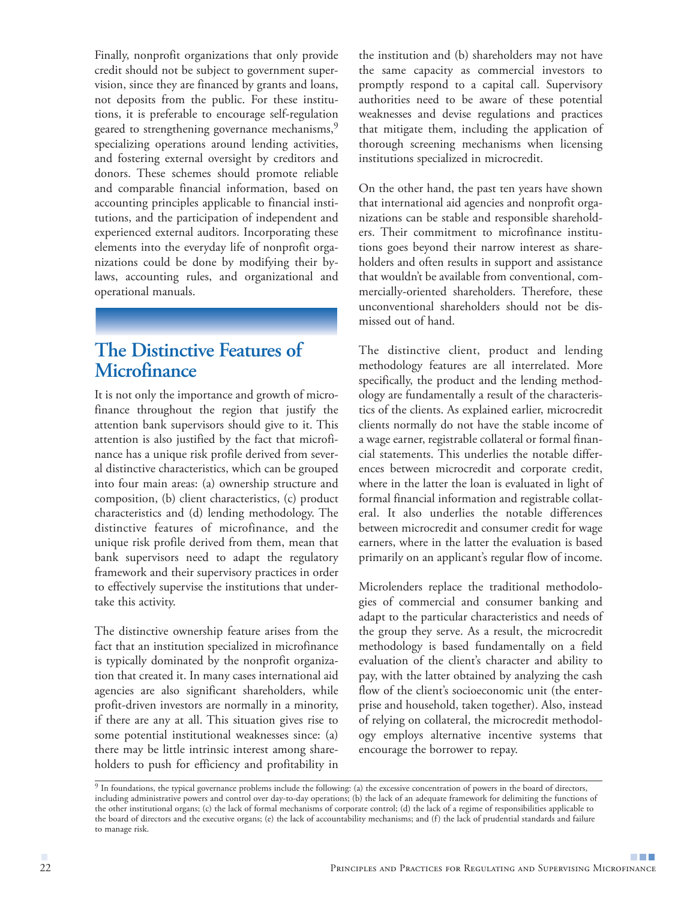Finally, nonprofit organizations that only provide credit should not be subject to government supervision, since they are financed by grants and loans, not deposits from the public. For these institutions, it is preferable to encourage self-regulation geared to strengthening governance mechanisms,[9] specializing operations around lending activities, and fostering external oversight by creditors and donors. These schemes should promote reliable and comparable financial information, based on accounting principles applicable to financial institutions, and the participation of independent and experienced external auditors. Incorporating these elements into the everyday life of nonprofit organizations could be done by modifying their bylaws, accounting rules, and organizational and operational manuals.

## The Distinctive Features of Microfinance

It is not only the importance and growth of microfinance throughout the region that justify the attention bank supervisors should give to it. This attention is also justified by the fact that microfinance has a unique risk profile derived from several distinctive characteristics, which can be grouped into four main areas: (a) ownership structure and composition, (b) client characteristics, (c) product characteristics and (d) lending methodology. The distinctive features of microfinance, and the unique risk profile derived from them, mean that bank supervisors need to adapt the regulatory framework and their supervisory practices in order to effectively supervise the institutions that undertake this activity.

The distinctive ownership feature arises from the fact that an institution specialized in microfinance is typically dominated by the nonprofit organization that created it. In many cases international aid agencies are also significant shareholders, while profit-driven investors are normally in a minority, if there are any at all. This situation gives rise to some potential institutional weaknesses since: (a) there may be little intrinsic interest among shareholders to push for efficiency and profitability in the institution and (b) shareholders may not have the same capacity as commercial investors to promptly respond to a capital call. Supervisory authorities need to be aware of these potential weaknesses and devise regulations and practices that mitigate them, including the application of thorough screening mechanisms when licensing institutions specialized in microcredit.

On the other hand, the past ten years have shown that international aid agencies and nonprofit organizations can be stable and responsible shareholders. Their commitment to microfinance institutions goes beyond their narrow interest as shareholders and often results in support and assistance that wouldn't be available from conventional, commercially-oriented shareholders. Therefore, these unconventional shareholders should not be dismissed out of hand.

The distinctive client, product and lending methodology features are all interrelated. More specifically, the product and the lending methodology are fundamentally a result of the characteristics of the clients. As explained earlier, microcredit clients normally do not have the stable income of a wage earner, registrable collateral or formal financial statements. This underlies the notable differences between microcredit and corporate credit, where in the latter the loan is evaluated in light of formal financial information and registrable collateral. It also underlies the notable differences between microcredit and consumer credit for wage earners, where in the latter the evaluation is based primarily on an applicant's regular flow of income.

Microlenders replace the traditional methodologies of commercial and consumer banking and adapt to the particular characteristics and needs of the group they serve. As a result, the microcredit methodology is based fundamentally on a field evaluation of the client's character and ability to pay, with the latter obtained by analyzing the cash flow of the client's socioeconomic unit (the enterprise and household, taken together). Also, instead of relying on collateral, the microcredit methodology employs alternative incentive systems that encourage the borrower to repay.

---

[9] In foundations, the typical governance problems include the following: (a) the excessive concentration of powers in the board of directors, including administrative powers and control over day-to-day operations; (b) the lack of an adequate framework for delimiting the functions of the other institutional organs; (c) the lack of formal mechanisms of corporate control; (d) the lack of a regime of responsibilities applicable to the board of directors and the executive organs; (e) the lack of accountability mechanisms; and (f) the lack of prudential standards and failure to manage risk.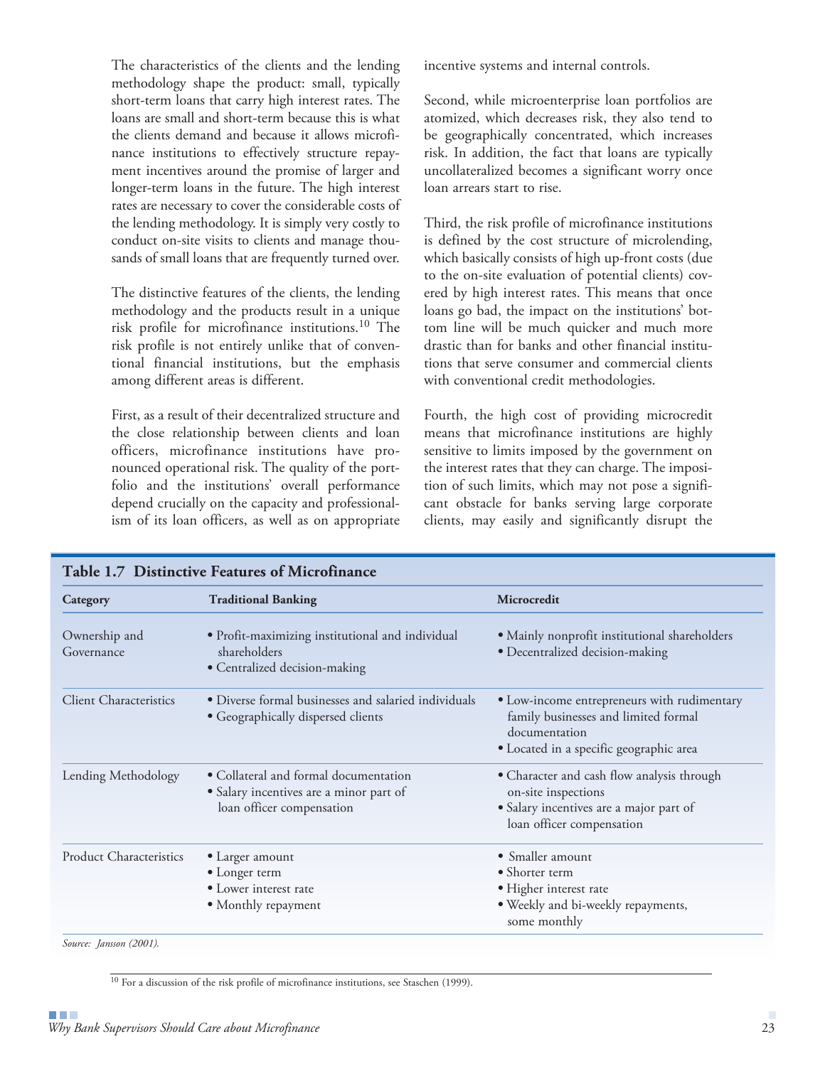The characteristics of the clients and the lending methodology shape the product: small, typically short-term loans that carry high interest rates. The loans are small and short-term because this is what the clients demand and because it allows microfinance institutions to effectively structure repayment incentives around the promise of larger and longer-term loans in the future. The high interest rates are necessary to cover the considerable costs of the lending methodology. It is simply very costly to conduct on-site visits to clients and manage thousands of small loans that are frequently turned over.

The distinctive features of the clients, the lending methodology and the products result in a unique risk profile for microfinance institutions.[10] The risk profile is not entirely unlike that of conventional financial institutions, but the emphasis among different areas is different.

First, as a result of their decentralized structure and the close relationship between clients and loan officers, microfinance institutions have pronounced operational risk. The quality of the portfolio and the institutions' overall performance depend crucially on the capacity and professionalism of its loan officers, as well as on appropriate incentive systems and internal controls.

Second, while microenterprise loan portfolios are atomized, which decreases risk, they also tend to be geographically concentrated, which increases risk. In addition, the fact that loans are typically uncollateralized becomes a significant worry once loan arrears start to rise.

Third, the risk profile of microfinance institutions is defined by the cost structure of microlending, which basically consists of high up-front costs (due to the on-site evaluation of potential clients) covered by high interest rates. This means that once loans go bad, the impact on the institutions' bottom line will be much quicker and much more drastic than for banks and other financial institutions that serve consumer and commercial clients with conventional credit methodologies.

Fourth, the high cost of providing microcredit means that microfinance institutions are highly sensitive to limits imposed by the government on the interest rates that they can charge. The imposition of such limits, which may not pose a significant obstacle for banks serving large corporate clients, may easily and significantly disrupt the

**Table 1.7 Distinctive Features of Microfinance**

| Category | Traditional Banking | Microcredit |
|---|---|---|
| Ownership and Governance | • Profit-maximizing institutional and individual shareholders<br>• Centralized decision-making | • Mainly nonprofit institutional shareholders<br>• Decentralized decision-making |
| Client Characteristics | • Diverse formal businesses and salaried individuals<br>• Geographically dispersed clients | • Low-income entrepreneurs with rudimentary family businesses and limited formal documentation<br>• Located in a specific geographic area |
| Lending Methodology | • Collateral and formal documentation<br>• Salary incentives are a minor part of loan officer compensation | • Character and cash flow analysis through on-site inspections<br>• Salary incentives are a major part of loan officer compensation |
| Product Characteristics | • Larger amount<br>• Longer term<br>• Lower interest rate<br>• Monthly repayment | • Smaller amount<br>• Shorter term<br>• Higher interest rate<br>• Weekly and bi-weekly repayments, some monthly |

*Source: Jansson (2001).*

[10] For a discussion of the risk profile of microfinance institutions, see Staschen (1999).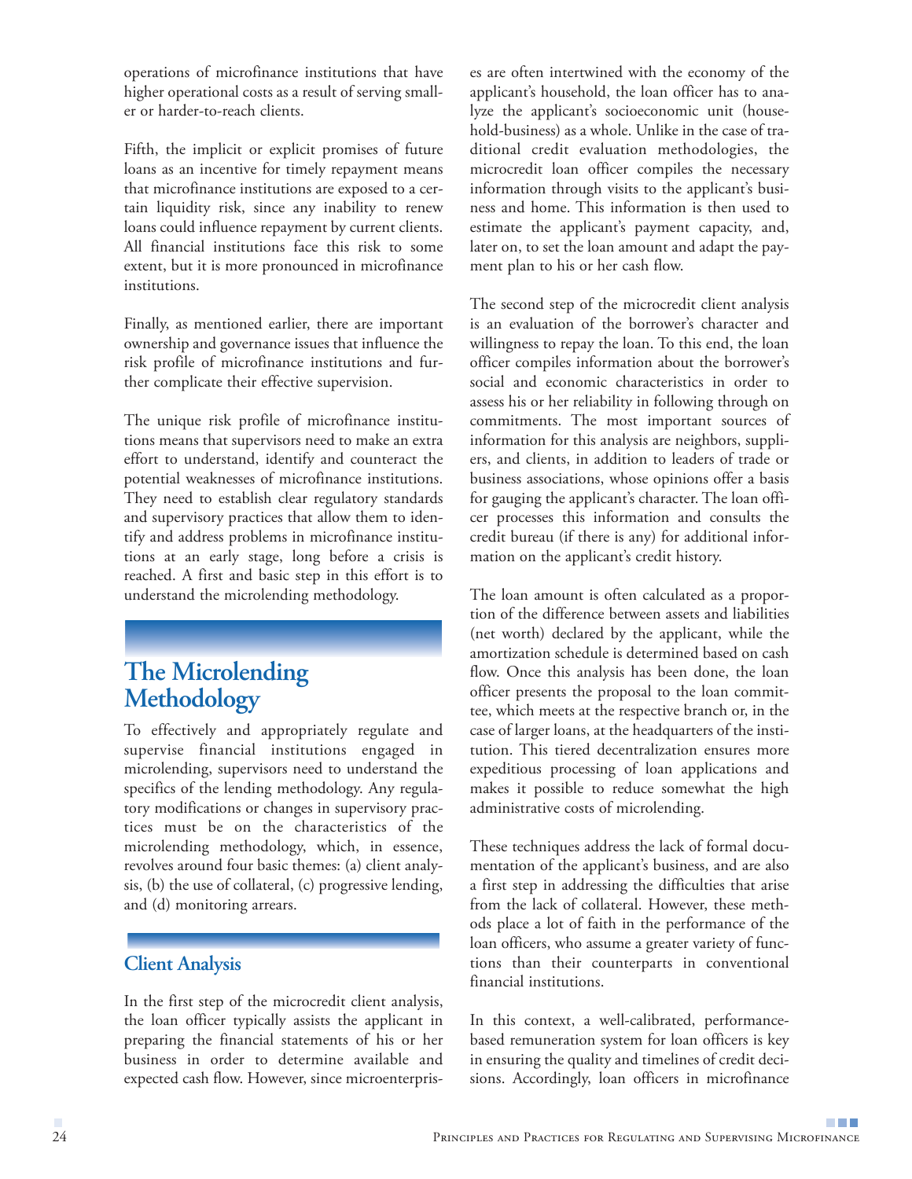operations of microfinance institutions that have higher operational costs as a result of serving smaller or harder-to-reach clients.

Fifth, the implicit or explicit promises of future loans as an incentive for timely repayment means that microfinance institutions are exposed to a certain liquidity risk, since any inability to renew loans could influence repayment by current clients. All financial institutions face this risk to some extent, but it is more pronounced in microfinance institutions.

Finally, as mentioned earlier, there are important ownership and governance issues that influence the risk profile of microfinance institutions and further complicate their effective supervision.

The unique risk profile of microfinance institutions means that supervisors need to make an extra effort to understand, identify and counteract the potential weaknesses of microfinance institutions. They need to establish clear regulatory standards and supervisory practices that allow them to identify and address problems in microfinance institutions at an early stage, long before a crisis is reached. A first and basic step in this effort is to understand the microlending methodology.

## The Microlending Methodology

To effectively and appropriately regulate and supervise financial institutions engaged in microlending, supervisors need to understand the specifics of the lending methodology. Any regulatory modifications or changes in supervisory practices must be on the characteristics of the microlending methodology, which, in essence, revolves around four basic themes: (a) client analysis, (b) the use of collateral, (c) progressive lending, and (d) monitoring arrears.

### Client Analysis

In the first step of the microcredit client analysis, the loan officer typically assists the applicant in preparing the financial statements of his or her business in order to determine available and expected cash flow. However, since microenterprises are often intertwined with the economy of the applicant's household, the loan officer has to analyze the applicant's socioeconomic unit (household-business) as a whole. Unlike in the case of traditional credit evaluation methodologies, the microcredit loan officer compiles the necessary information through visits to the applicant's business and home. This information is then used to estimate the applicant's payment capacity, and, later on, to set the loan amount and adapt the payment plan to his or her cash flow.

The second step of the microcredit client analysis is an evaluation of the borrower's character and willingness to repay the loan. To this end, the loan officer compiles information about the borrower's social and economic characteristics in order to assess his or her reliability in following through on commitments. The most important sources of information for this analysis are neighbors, suppliers, and clients, in addition to leaders of trade or business associations, whose opinions offer a basis for gauging the applicant's character. The loan officer processes this information and consults the credit bureau (if there is any) for additional information on the applicant's credit history.

The loan amount is often calculated as a proportion of the difference between assets and liabilities (net worth) declared by the applicant, while the amortization schedule is determined based on cash flow. Once this analysis has been done, the loan officer presents the proposal to the loan committee, which meets at the respective branch or, in the case of larger loans, at the headquarters of the institution. This tiered decentralization ensures more expeditious processing of loan applications and makes it possible to reduce somewhat the high administrative costs of microlending.

These techniques address the lack of formal documentation of the applicant's business, and are also a first step in addressing the difficulties that arise from the lack of collateral. However, these methods place a lot of faith in the performance of the loan officers, who assume a greater variety of functions than their counterparts in conventional financial institutions.

In this context, a well-calibrated, performance-based remuneration system for loan officers is key in ensuring the quality and timelines of credit decisions. Accordingly, loan officers in microfinance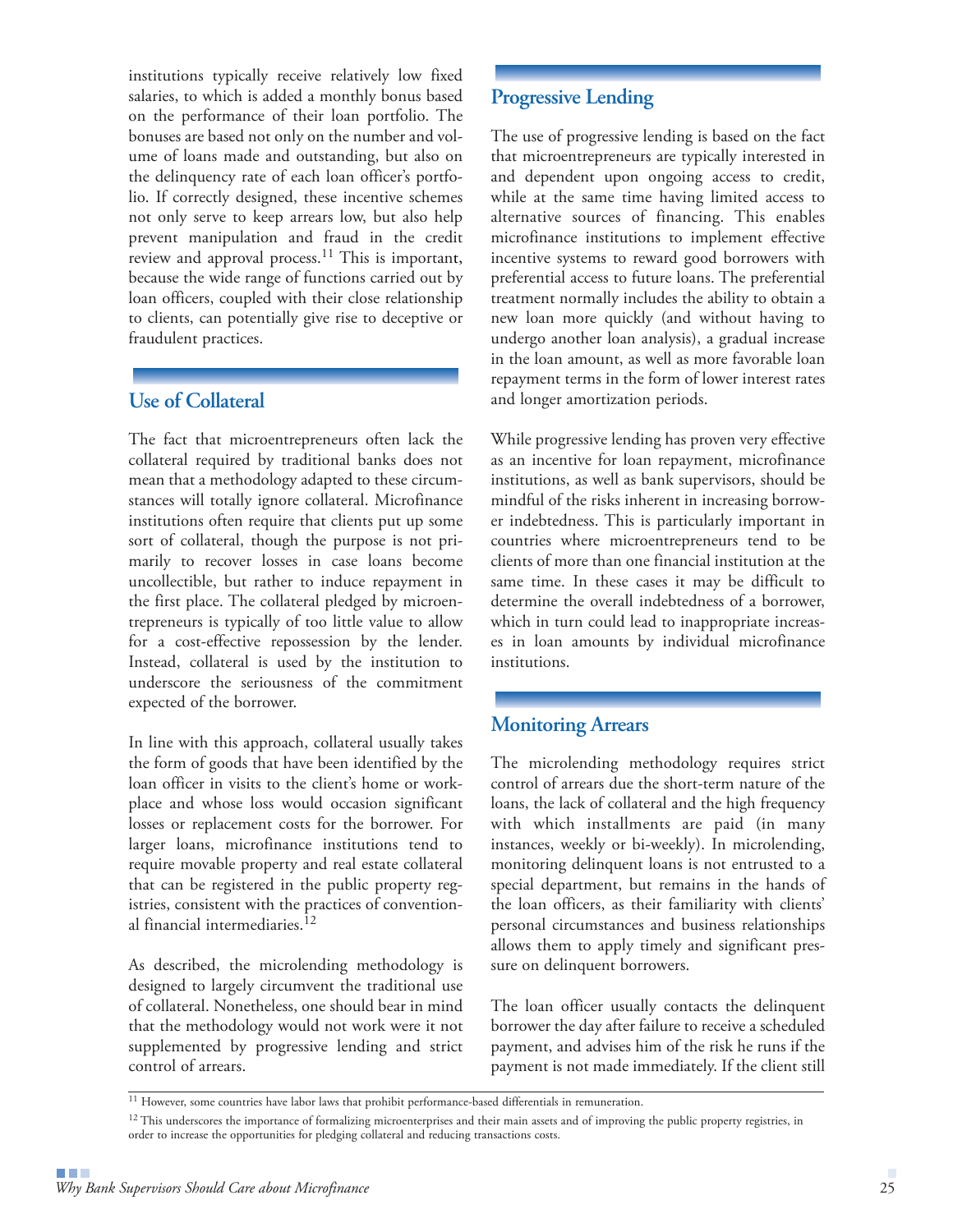institutions typically receive relatively low fixed salaries, to which is added a monthly bonus based on the performance of their loan portfolio. The bonuses are based not only on the number and volume of loans made and outstanding, but also on the delinquency rate of each loan officer's portfolio. If correctly designed, these incentive schemes not only serve to keep arrears low, but also help prevent manipulation and fraud in the credit review and approval process.[11] This is important, because the wide range of functions carried out by loan officers, coupled with their close relationship to clients, can potentially give rise to deceptive or fraudulent practices.

## Use of Collateral

The fact that microentrepreneurs often lack the collateral required by traditional banks does not mean that a methodology adapted to these circumstances will totally ignore collateral. Microfinance institutions often require that clients put up some sort of collateral, though the purpose is not primarily to recover losses in case loans become uncollectible, but rather to induce repayment in the first place. The collateral pledged by microentrepreneurs is typically of too little value to allow for a cost-effective repossession by the lender. Instead, collateral is used by the institution to underscore the seriousness of the commitment expected of the borrower.

In line with this approach, collateral usually takes the form of goods that have been identified by the loan officer in visits to the client's home or workplace and whose loss would occasion significant losses or replacement costs for the borrower. For larger loans, microfinance institutions tend to require movable property and real estate collateral that can be registered in the public property registries, consistent with the practices of conventional financial intermediaries.[12]

As described, the microlending methodology is designed to largely circumvent the traditional use of collateral. Nonetheless, one should bear in mind that the methodology would not work were it not supplemented by progressive lending and strict control of arrears.

## Progressive Lending

The use of progressive lending is based on the fact that microentrepreneurs are typically interested in and dependent upon ongoing access to credit, while at the same time having limited access to alternative sources of financing. This enables microfinance institutions to implement effective incentive systems to reward good borrowers with preferential access to future loans. The preferential treatment normally includes the ability to obtain a new loan more quickly (and without having to undergo another loan analysis), a gradual increase in the loan amount, as well as more favorable loan repayment terms in the form of lower interest rates and longer amortization periods.

While progressive lending has proven very effective as an incentive for loan repayment, microfinance institutions, as well as bank supervisors, should be mindful of the risks inherent in increasing borrower indebtedness. This is particularly important in countries where microentrepreneurs tend to be clients of more than one financial institution at the same time. In these cases it may be difficult to determine the overall indebtedness of a borrower, which in turn could lead to inappropriate increases in loan amounts by individual microfinance institutions.

## Monitoring Arrears

The microlending methodology requires strict control of arrears due the short-term nature of the loans, the lack of collateral and the high frequency with which installments are paid (in many instances, weekly or bi-weekly). In microlending, monitoring delinquent loans is not entrusted to a special department, but remains in the hands of the loan officers, as their familiarity with clients' personal circumstances and business relationships allows them to apply timely and significant pressure on delinquent borrowers.

The loan officer usually contacts the delinquent borrower the day after failure to receive a scheduled payment, and advises him of the risk he runs if the payment is not made immediately. If the client still

---

[11] However, some countries have labor laws that prohibit performance-based differentials in remuneration.

[12] This underscores the importance of formalizing microenterprises and their main assets and of improving the public property registries, in order to increase the opportunities for pledging collateral and reducing transactions costs.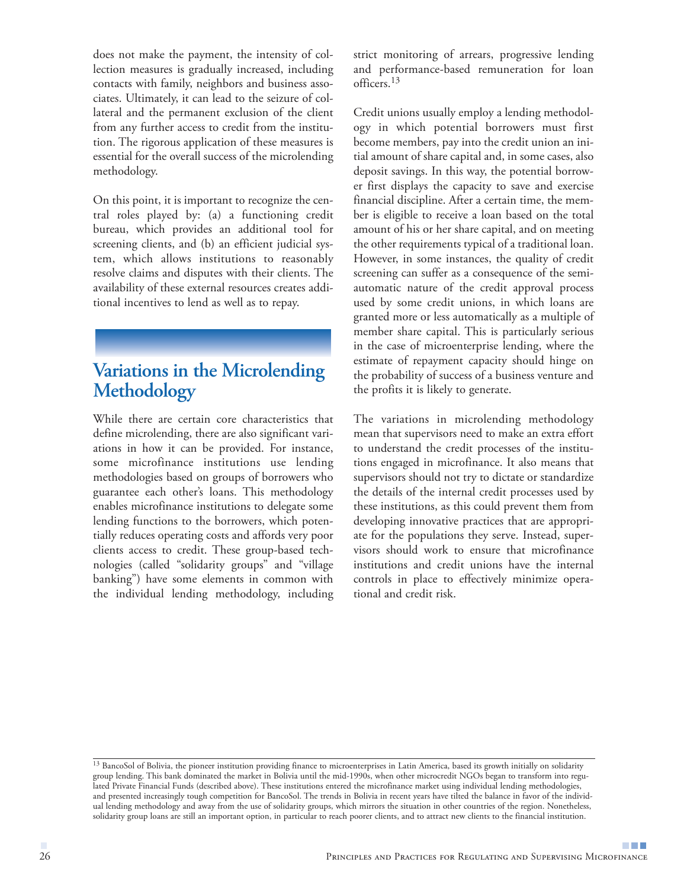does not make the payment, the intensity of collection measures is gradually increased, including contacts with family, neighbors and business associates. Ultimately, it can lead to the seizure of collateral and the permanent exclusion of the client from any further access to credit from the institution. The rigorous application of these measures is essential for the overall success of the microlending methodology.

On this point, it is important to recognize the central roles played by: (a) a functioning credit bureau, which provides an additional tool for screening clients, and (b) an efficient judicial system, which allows institutions to reasonably resolve claims and disputes with their clients. The availability of these external resources creates additional incentives to lend as well as to repay.

## Variations in the Microlending Methodology

While there are certain core characteristics that define microlending, there are also significant variations in how it can be provided. For instance, some microfinance institutions use lending methodologies based on groups of borrowers who guarantee each other's loans. This methodology enables microfinance institutions to delegate some lending functions to the borrowers, which potentially reduces operating costs and affords very poor clients access to credit. These group-based technologies (called "solidarity groups" and "village banking") have some elements in common with the individual lending methodology, including strict monitoring of arrears, progressive lending and performance-based remuneration for loan officers.[13]

Credit unions usually employ a lending methodology in which potential borrowers must first become members, pay into the credit union an initial amount of share capital and, in some cases, also deposit savings. In this way, the potential borrower first displays the capacity to save and exercise financial discipline. After a certain time, the member is eligible to receive a loan based on the total amount of his or her share capital, and on meeting the other requirements typical of a traditional loan. However, in some instances, the quality of credit screening can suffer as a consequence of the semi-automatic nature of the credit approval process used by some credit unions, in which loans are granted more or less automatically as a multiple of member share capital. This is particularly serious in the case of microenterprise lending, where the estimate of repayment capacity should hinge on the probability of success of a business venture and the profits it is likely to generate.

The variations in microlending methodology mean that supervisors need to make an extra effort to understand the credit processes of the institutions engaged in microfinance. It also means that supervisors should not try to dictate or standardize the details of the internal credit processes used by these institutions, as this could prevent them from developing innovative practices that are appropriate for the populations they serve. Instead, supervisors should work to ensure that microfinance institutions and credit unions have the internal controls in place to effectively minimize operational and credit risk.

---

[13] BancoSol of Bolivia, the pioneer institution providing finance to microenterprises in Latin America, based its growth initially on solidarity group lending. This bank dominated the market in Bolivia until the mid-1990s, when other microcredit NGOs began to transform into regulated Private Financial Funds (described above). These institutions entered the microfinance market using individual lending methodologies, and presented increasingly tough competition for BancoSol. The trends in Bolivia in recent years have tilted the balance in favor of the individual lending methodology and away from the use of solidarity groups, which mirrors the situation in other countries of the region. Nonetheless, solidarity group loans are still an important option, in particular to reach poorer clients, and to attract new clients to the financial institution.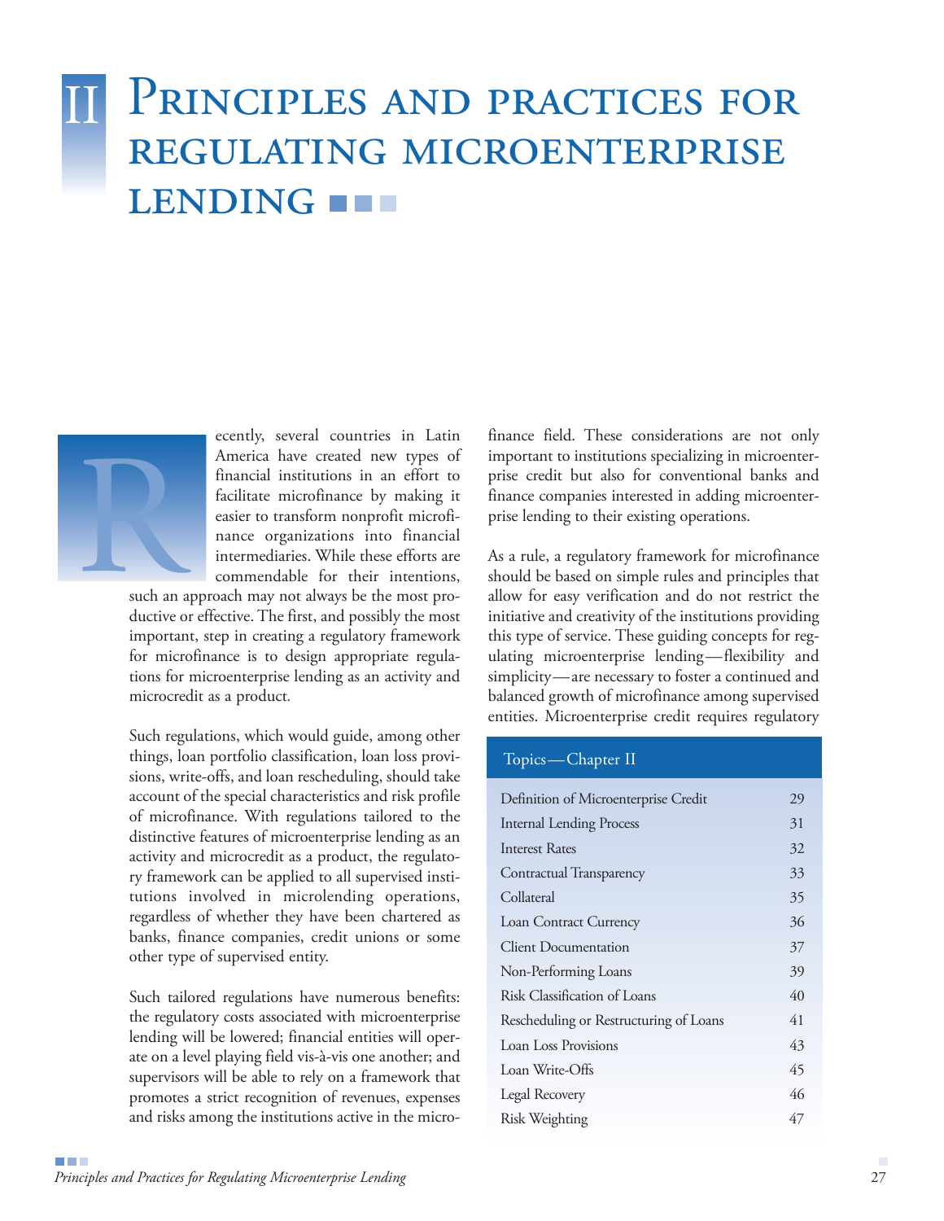# II Principles and practices for regulating microenterprise lending

Recently, several countries in Latin America have created new types of financial institutions in an effort to facilitate microfinance by making it easier to transform nonprofit microfinance organizations into financial intermediaries. While these efforts are commendable for their intentions, such an approach may not always be the most productive or effective. The first, and possibly the most important, step in creating a regulatory framework for microfinance is to design appropriate regulations for microenterprise lending as an activity and microcredit as a product.

Such regulations, which would guide, among other things, loan portfolio classification, loan loss provisions, write-offs, and loan rescheduling, should take account of the special characteristics and risk profile of microfinance. With regulations tailored to the distinctive features of microenterprise lending as an activity and microcredit as a product, the regulatory framework can be applied to all supervised institutions involved in microlending operations, regardless of whether they have been chartered as banks, finance companies, credit unions or some other type of supervised entity.

Such tailored regulations have numerous benefits: the regulatory costs associated with microenterprise lending will be lowered; financial entities will operate on a level playing field vis-à-vis one another; and supervisors will be able to rely on a framework that promotes a strict recognition of revenues, expenses and risks among the institutions active in the microfinance field. These considerations are not only important to institutions specializing in microenterprise credit but also for conventional banks and finance companies interested in adding microenterprise lending to their existing operations.

As a rule, a regulatory framework for microfinance should be based on simple rules and principles that allow for easy verification and do not restrict the initiative and creativity of the institutions providing this type of service. These guiding concepts for regulating microenterprise lending—flexibility and simplicity—are necessary to foster a continued and balanced growth of microfinance among supervised entities. Microenterprise credit requires regulatory

| Topics—Chapter II | |
|---|---|
| Definition of Microenterprise Credit | 29 |
| Internal Lending Process | 31 |
| Interest Rates | 32 |
| Contractual Transparency | 33 |
| Collateral | 35 |
| Loan Contract Currency | 36 |
| Client Documentation | 37 |
| Non-Performing Loans | 39 |
| Risk Classification of Loans | 40 |
| Rescheduling or Restructuring of Loans | 41 |
| Loan Loss Provisions | 43 |
| Loan Write-Offs | 45 |
| Legal Recovery | 46 |
| Risk Weighting | 47 |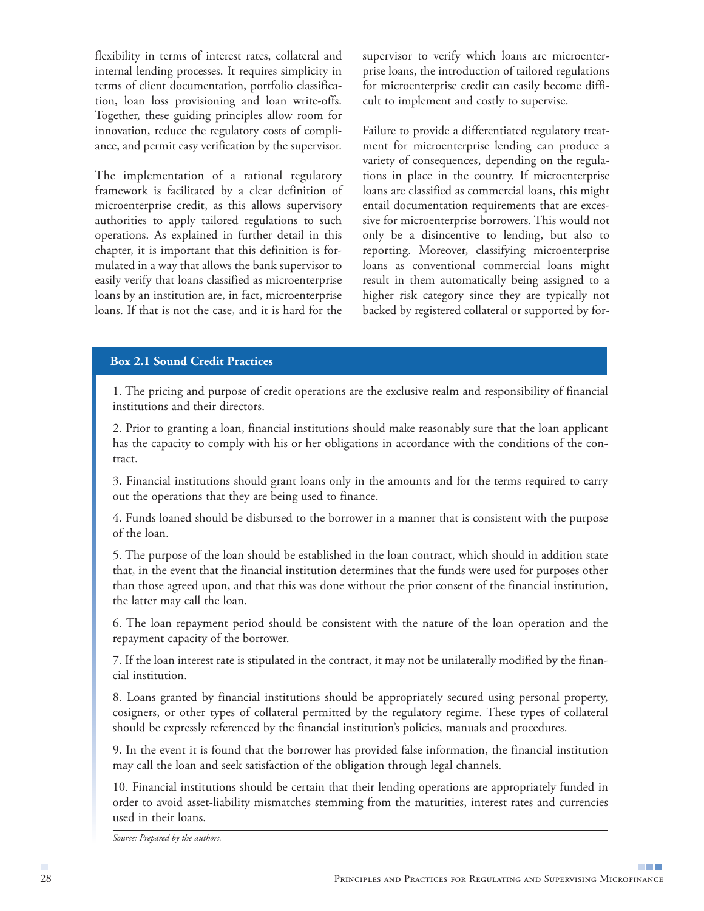flexibility in terms of interest rates, collateral and internal lending processes. It requires simplicity in terms of client documentation, portfolio classification, loan loss provisioning and loan write-offs. Together, these guiding principles allow room for innovation, reduce the regulatory costs of compliance, and permit easy verification by the supervisor.

The implementation of a rational regulatory framework is facilitated by a clear definition of microenterprise credit, as this allows supervisory authorities to apply tailored regulations to such operations. As explained in further detail in this chapter, it is important that this definition is formulated in a way that allows the bank supervisor to easily verify that loans classified as microenterprise loans by an institution are, in fact, microenterprise loans. If that is not the case, and it is hard for the supervisor to verify which loans are microenterprise loans, the introduction of tailored regulations for microenterprise credit can easily become difficult to implement and costly to supervise.

Failure to provide a differentiated regulatory treatment for microenterprise lending can produce a variety of consequences, depending on the regulations in place in the country. If microenterprise loans are classified as commercial loans, this might entail documentation requirements that are excessive for microenterprise borrowers. This would not only be a disincentive to lending, but also to reporting. Moreover, classifying microenterprise loans as conventional commercial loans might result in them automatically being assigned to a higher risk category since they are typically not backed by registered collateral or supported by for-

**Box 2.1 Sound Credit Practices**

1. The pricing and purpose of credit operations are the exclusive realm and responsibility of financial institutions and their directors.

2. Prior to granting a loan, financial institutions should make reasonably sure that the loan applicant has the capacity to comply with his or her obligations in accordance the conditions of the contract.

3. Financial institutions should grant loans only in the amounts and for the terms required to carry out the operations that they are being used to finance.

4. Funds loaned should be disbursed to the borrower in a manner that is consistent with the purpose of the loan.

5. The purpose of the loan should be established in the loan contract, which should in addition state that, in the event that the financial institution determines that the funds were used for purposes other than those agreed upon, and that this was done without the prior consent of the financial institution, the latter may call the loan.

6. The loan repayment period should be consistent with the nature of the loan operation and the repayment capacity of the borrower.

7. If the loan interest rate is stipulated in the contract, it may not be unilaterally modified by the financial institution.

8. Loans granted by financial institutions should be appropriately secured using personal property, cosigners, or other types of collateral permitted by the regulatory regime. These types of collateral should be expressly referenced by the financial institution's policies, manuals and procedures.

9. In the event it is found that the borrower has provided false information, the financial institution may call the loan and seek satisfaction of the obligation through legal channels.

10. Financial institutions should be certain that their lending operations are appropriately funded in order to avoid asset-liability mismatches stemming from the maturities, interest rates and currencies used in their loans.

*Source: Prepared by the authors.*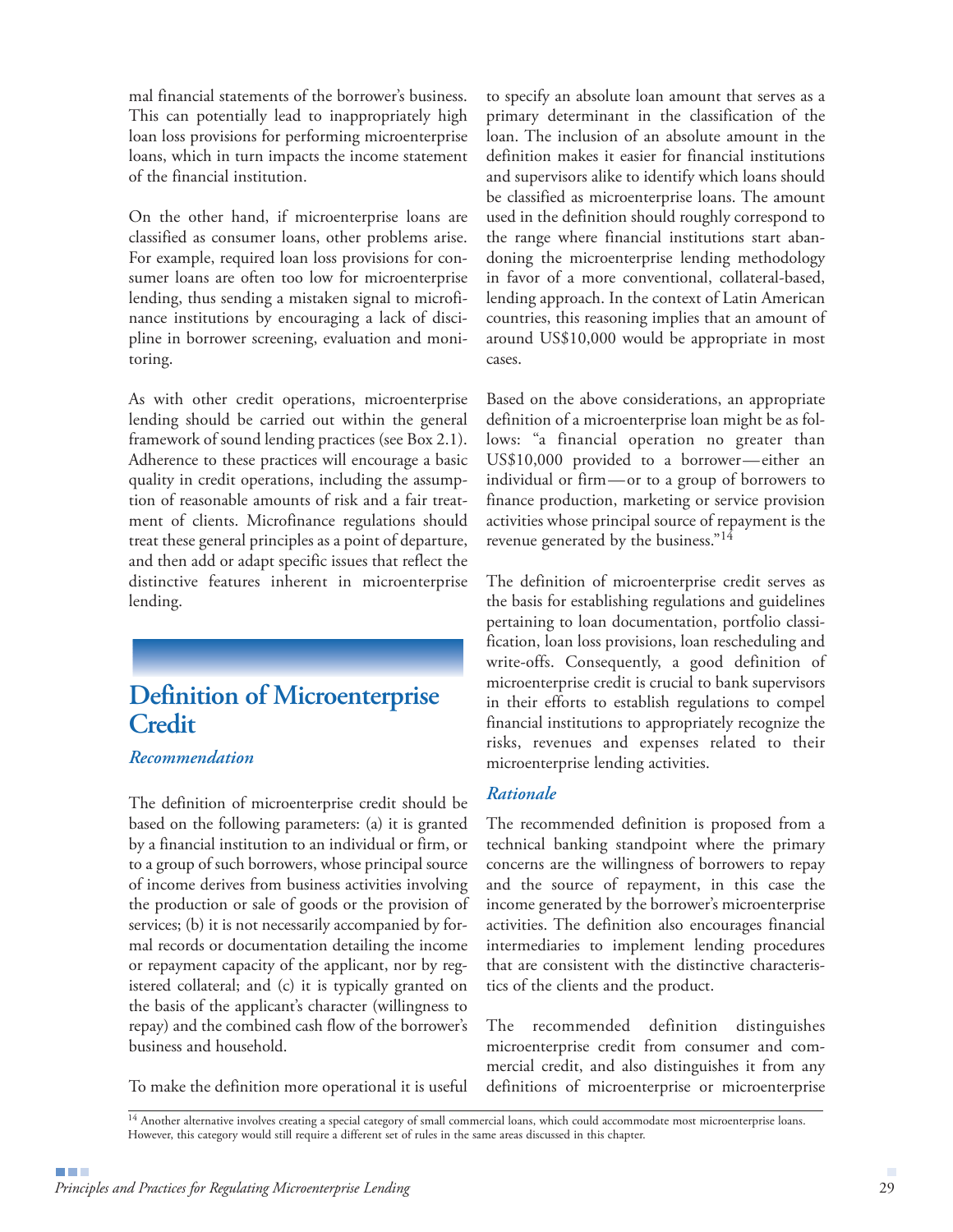mal financial statements of the borrower's business. This can potentially lead to inappropriately high loan loss provisions for performing microenterprise loans, which in turn impacts the income statement of the financial institution.

On the other hand, if microenterprise loans are classified as consumer loans, other problems arise. For example, required loan loss provisions for consumer loans are often too low for microenterprise lending, thus sending a mistaken signal to microfinance institutions by encouraging a lack of discipline in borrower screening, evaluation and monitoring.

As with other credit operations, microenterprise lending should be carried out within the general framework of sound lending practices (see Box 2.1). Adherence to these practices will encourage a basic quality in credit operations, including the assumption of reasonable amounts of risk and a fair treatment of clients. Microfinance regulations should treat these general principles as a point of departure, and then add or adapt specific issues that reflect the distinctive features inherent in microenterprise lending.

## Definition of Microenterprise Credit

### *Recommendation*

The definition of microenterprise credit should be based on the following parameters: (a) it is granted by a financial institution to an individual or firm, or to a group of such borrowers, whose principal source of income derives from business activities involving the production or sale of goods or the provision of services; (b) it is not necessarily accompanied by formal records or documentation detailing the income or repayment capacity of the applicant, nor by registered collateral; and (c) it is typically granted on the basis of the applicant's character (willingness to repay) and the combined cash flow of the borrower's business and household.

To make the definition more operational it is useful to specify an absolute loan amount that serves as a primary determinant in the classification of the loan. The inclusion of an absolute amount in the definition makes it easier for financial institutions and supervisors alike to identify which loans should be classified as microenterprise loans. The amount used in the definition should roughly correspond to the range where financial institutions start abandoning the microenterprise lending methodology in favor of a more conventional, collateral-based, lending approach. In the context of Latin American countries, this reasoning implies that an amount of around US$10,000 would be appropriate in most cases.

Based on the above considerations, an appropriate definition of a microenterprise loan might be as follows: "a financial operation no greater than US$10,000 provided to a borrower—either an individual or firm—or to a group of borrowers to finance production, marketing or service provision activities whose principal source of repayment is the revenue generated by the business."[14]

The definition of microenterprise credit serves as the basis for establishing regulations and guidelines pertaining to loan documentation, portfolio classification, loan loss provisions, loan rescheduling and write-offs. Consequently, a good definition of microenterprise credit is crucial to bank supervisors in their efforts to establish regulations to compel financial institutions to appropriately recognize the risks, revenues and expenses related to their microenterprise lending activities.

### *Rationale*

The recommended definition is proposed from a technical banking standpoint where the primary concerns are the willingness of borrowers to repay and the source of repayment, in this case the income generated by the borrower's microenterprise activities. The definition also encourages financial intermediaries to implement lending procedures that are consistent with the distinctive characteristics of the clients and the product.

The recommended definition distinguishes microenterprise credit from consumer and commercial credit, and also distinguishes it from any definitions of microenterprise or microenterprise

[14] Another alternative involves creating a special category of small commercial loans, which could accommodate most microenterprise loans. However, this category would still require a different set of rules in the same areas discussed in this chapter.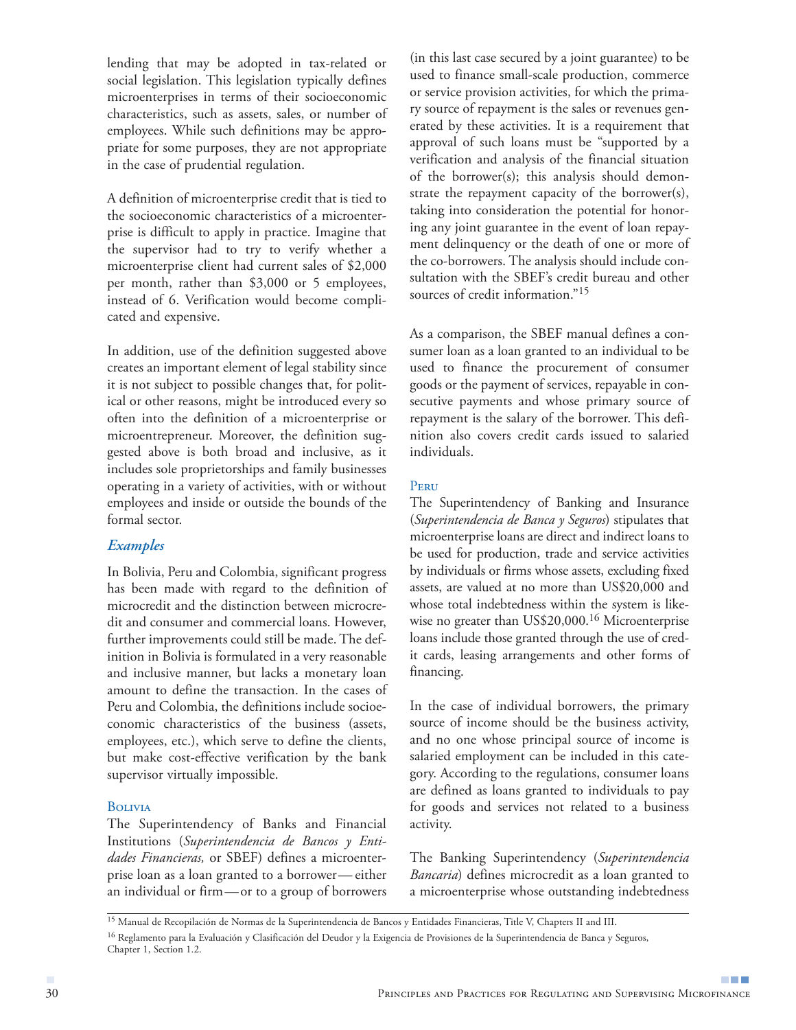lending that may be adopted in tax-related or social legislation. This legislation typically defines microenterprises in terms of their socioeconomic characteristics, such as assets, sales, or number of employees. While such definitions may be appropriate for some purposes, they are not appropriate in the case of prudential regulation.

A definition of microenterprise credit that is tied to the socioeconomic characteristics of a microenterprise is difficult to apply in practice. Imagine that the supervisor had to try to verify whether a microenterprise client had current sales of $2,000 per month, rather than $3,000 or 5 employees, instead of 6. Verification would become complicated and expensive.

In addition, use of the definition suggested above creates an important element of legal stability since it is not subject to possible changes that, for political or other reasons, might be introduced every so often into the definition of a microenterprise or microentrepreneur. Moreover, the definition suggested above is both broad and inclusive, as it includes sole proprietorships and family businesses operating in a variety of activities, with or without employees and inside or outside the bounds of the formal sector.

### *Examples*

In Bolivia, Peru and Colombia, significant progress has been made with regard to the definition of microcredit and the distinction between microcredit and consumer and commercial loans. However, further improvements could still be made. The definition in Bolivia is formulated in a very reasonable and inclusive manner, but lacks a monetary loan amount to define the transaction. In the cases of Peru and Colombia, the definitions include socioeconomic characteristics of the business (assets, employees, etc.), which serve to define the clients, but make cost-effective verification by the bank supervisor virtually impossible.

#### Bolivia

The Superintendency of Banks and Financial Institutions (*Superintendencia de Bancos y Entidades Financieras,* or SBEF) defines a microenterprise loan as a loan granted to a borrower—either an individual or firm—or to a group of borrowers (in this last case secured by a joint guarantee) to be used to finance small-scale production, commerce or service provision activities, for which the primary source of repayment is the sales or revenues generated by these activities. It is a requirement that approval of such loans must be "supported by a verification and analysis of the financial situation of the borrower(s); this analysis should demonstrate the repayment capacity of the borrower(s), taking into consideration the potential for honoring any joint guarantee in the event of loan repayment delinquency or the death of one or more of the co-borrowers. The analysis should include consultation with the SBEF's credit bureau and other sources of credit information."[15]

As a comparison, the SBEF manual defines a consumer loan as a loan granted to an individual to be used to finance the procurement of consumer goods or the payment of services, repayable in consecutive payments and whose primary source of repayment is the salary of the borrower. This definition also covers credit cards issued to salaried individuals.

#### Peru

The Superintendency of Banking and Insurance (*Superintendencia de Banca y Seguros*) stipulates that microenterprise loans are direct and indirect loans to be used for production, trade and service activities by individuals or firms whose assets, excluding fixed assets, are valued at no more than US$20,000 and whose total indebtedness within the system is likewise no greater than US$20,000.[16] Microenterprise loans include those granted through the use of credit cards, leasing arrangements and other forms of financing.

In the case of individual borrowers, the primary source of income should be the business activity, and no one whose principal source of income is salaried employment can be included in this category. According to the regulations, consumer loans are defined as loans granted to individuals to pay for goods and services not related to a business activity.

The Banking Superintendency (*Superintendencia Bancaria*) defines microcredit as a loan granted to a microenterprise whose outstanding indebtedness

---

[15] Manual de Recopilación de Normas de la Superintendencia de Bancos y Entidades Financieras, Title V, Chapters II and III.

[16] Reglamento para la Evaluación y Clasificación del Deudor y la Exigencia de Provisiones de la Superintendencia de Banca y Seguros, Chapter 1, Section 1.2.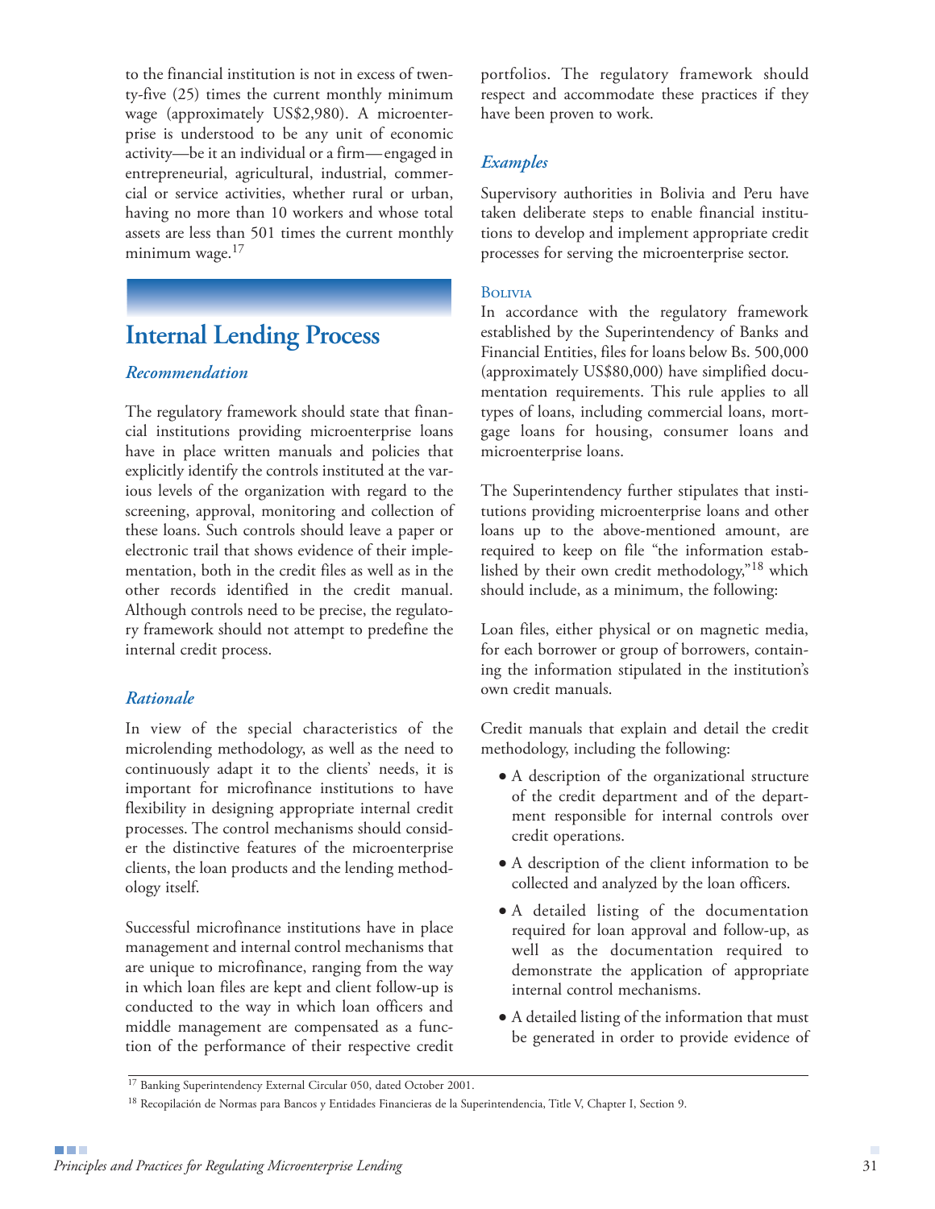to the financial institution is not in excess of twenty-five (25) times the current monthly minimum wage (approximately US$2,980). A microenterprise is understood to be any unit of economic activity—be it an individual or a firm—engaged in entrepreneurial, agricultural, industrial, commercial or service activities, whether rural or urban, having no more than 10 workers and whose total assets are less than 501 times the current monthly minimum wage.[17]

## Internal Lending Process

### *Recommendation*

The regulatory framework should state that financial institutions providing microenterprise loans have in place written manuals and policies that explicitly identify the controls instituted at the various levels of the organization with regard to the screening, approval, monitoring and collection of these loans. Such controls should leave a paper or electronic trail that shows evidence of their implementation, both in the credit files as well as in the other records identified in the credit manual. Although controls need to be precise, the regulatory framework should not attempt to predefine the internal credit process.

### *Rationale*

In view of the special characteristics of the microlending methodology, as well as the need to continuously adapt it to the clients' needs, it is important for microfinance institutions to have flexibility in designing appropriate internal credit processes. The control mechanisms should consider the distinctive features of the microenterprise clients, the loan products and the lending methodology itself.

Successful microfinance institutions have in place management and internal control mechanisms that are unique to microfinance, ranging from the way in which loan files are kept and client follow-up is conducted to the way in which loan officers and middle management are compensated as a function of the performance of their respective credit portfolios. The regulatory framework should respect and accommodate these practices if they have been proven to work.

### *Examples*

Supervisory authorities in Bolivia and Peru have taken deliberate steps to enable financial institutions to develop and implement appropriate credit processes for serving the microenterprise sector.

#### Bolivia

In accordance with the regulatory framework established by the Superintendency of Banks and Financial Entities, files for loans below Bs. 500,000 (approximately US$80,000) have simplified documentation requirements. This rule applies to all types of loans, including commercial loans, mortgage loans for housing, consumer loans and microenterprise loans.

The Superintendency further stipulates that institutions providing microenterprise loans and other loans up to the above-mentioned amount, are required to keep on file "the information established by their own credit methodology,"[18] which should include, as a minimum, the following:

Loan files, either physical or on magnetic media, for each borrower or group of borrowers, containing the information stipulated in the institution's own credit manuals.

Credit manuals that explain and detail the credit methodology, including the following:

- A description of the organizational structure of the credit department and of the department responsible for internal controls over credit operations.
- A description of the client information to be collected and analyzed by the loan officers.
- A detailed listing of the documentation required for loan approval and follow-up, as well as the documentation required to demonstrate the application of appropriate internal control mechanisms.
- A detailed listing of the information that must be generated in order to provide evidence of

[17] Banking Superintendency External Circular 050, dated October 2001.

[18] Recopilación de Normas para Bancos y Entidades Financieras de la Superintendencia, Title V, Chapter I, Section 9.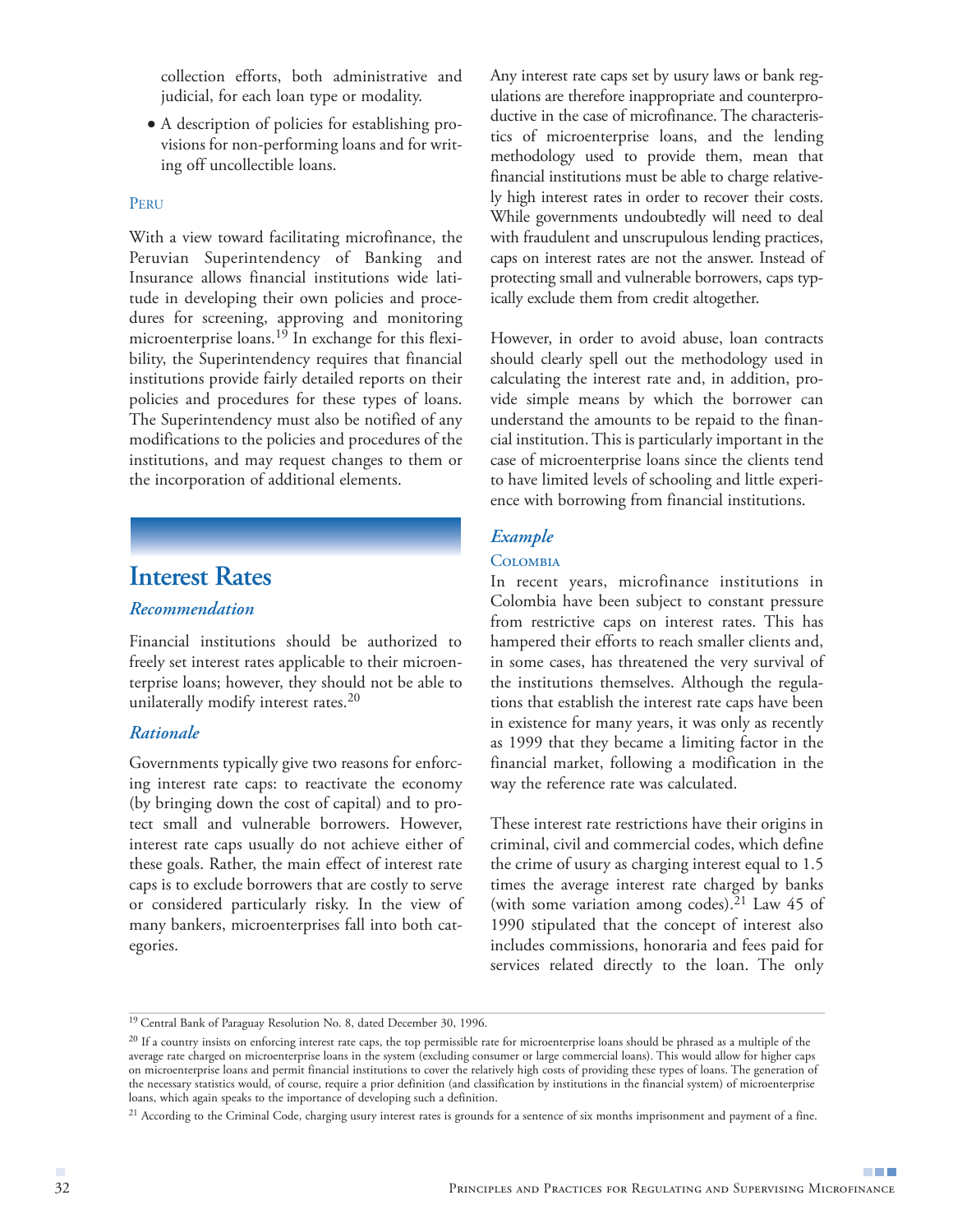collection efforts, both administrative and judicial, for each loan type or modality.

- A description of policies for establishing provisions for non-performing loans and for writing off uncollectible loans.

### Peru

With a view toward facilitating microfinance, the Peruvian Superintendency of Banking and Insurance allows financial institutions wide latitude in developing their own policies and procedures for screening, approving and monitoring microenterprise loans.[19] In exchange for this flexibility, the Superintendency requires that financial institutions provide fairly detailed reports on their policies and procedures for these types of loans. The Superintendency must also be notified of any modifications to the policies and procedures of the institutions, and may request changes to them or the incorporation of additional elements.

## Interest Rates

### *Recommendation*

Financial institutions should be authorized to freely set interest rates applicable to their microenterprise loans; however, they should not be able to unilaterally modify interest rates.[20]

### *Rationale*

Governments typically give two reasons for enforcing interest rate caps: to reactivate the economy (by bringing down the cost of capital) and to protect small and vulnerable borrowers. However, interest rate caps usually do not achieve either of these goals. Rather, the main effect of interest rate caps is to exclude borrowers that are costly to serve or considered particularly risky. In the view of many bankers, microenterprises fall into both categories.

Any interest rate caps set by usury laws or bank regulations are therefore inappropriate and counterproductive in the case of microfinance. The characteristics of microenterprise loans, and the lending methodology used to provide them, mean that financial institutions must be able to charge relatively high interest rates in order to recover their costs. While governments undoubtedly will need to deal with fraudulent and unscrupulous lending practices, caps on interest rates are not the answer. Instead of protecting small and vulnerable borrowers, caps typically exclude them from credit altogether.

However, in order to avoid abuse, loan contracts should clearly spell out the methodology used in calculating the interest rate and, in addition, provide simple means by which the borrower can understand the amounts to be repaid to the financial institution. This is particularly important in the case of microenterprise loans since the clients tend to have limited levels of schooling and little experience with borrowing from financial institutions.

### *Example*

### Colombia

In recent years, microfinance institutions in Colombia have been subject to constant pressure from restrictive caps on interest rates. This has hampered their efforts to reach smaller clients and, in some cases, has threatened the very survival of the institutions themselves. Although the regulations that establish the interest rate caps have been in existence for many years, it was only as recently as 1999 that they became a limiting factor in the financial market, following a modification in the way the reference rate was calculated.

These interest rate restrictions have their origins in criminal, civil and commercial codes, which define the crime of usury as charging interest equal to 1.5 times the average interest rate charged by banks (with some variation among codes).[21] Law 45 of 1990 stipulated that the concept of interest also includes commissions, honoraria and fees paid for services related directly to the loan. The only

---

[19] Central Bank of Paraguay Resolution No. 8, dated December 30, 1996.

[20] If a country insists on enforcing interest rate caps, the top permissible rate for microenterprise loans should be phrased as a multiple of the average rate charged on microenterprise loans in the system (excluding consumer or large commercial loans). This would allow for higher caps on microenterprise loans and permit financial institutions to cover the relatively high costs of providing these types of loans. The generation of the necessary statistics would, of course, require a prior definition (and classification by institutions in the financial system) of microenterprise loans, which again speaks to the importance of developing such a definition.

[21] According to the Criminal Code, charging usury interest rates is grounds for a sentence of six months imprisonment and payment of a fine.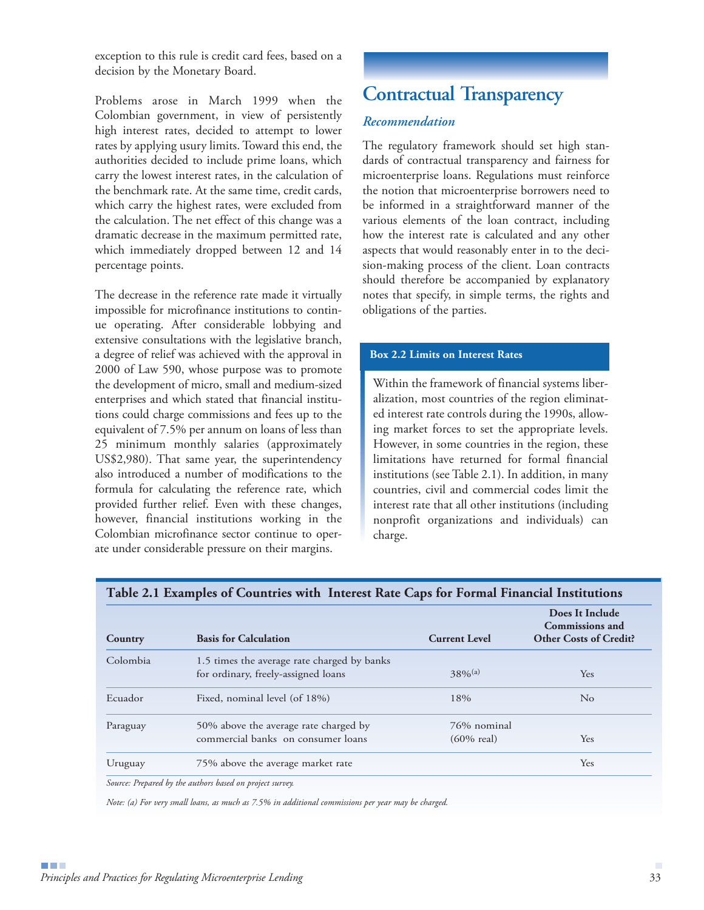exception to this rule is credit card fees, based on a decision by the Monetary Board.

Problems arose in March 1999 when the Colombian government, in view of persistently high interest rates, decided to attempt to lower rates by applying usury limits. Toward this end, the authorities decided to include prime loans, which carry the lowest interest rates, in the calculation of the benchmark rate. At the same time, credit cards, which carry the highest rates, were excluded from the calculation. The net effect of this change was a dramatic decrease in the maximum permitted rate, which immediately dropped between 12 and 14 percentage points.

The decrease in the reference rate made it virtually impossible for microfinance institutions to continue operating. After considerable lobbying and extensive consultations with the legislative branch, a degree of relief was achieved with the approval in 2000 of Law 590, whose purpose was to promote the development of micro, small and medium-sized enterprises and which stated that financial institutions could charge commissions and fees up to the equivalent of 7.5% per annum on loans of less than 25 minimum monthly salaries (approximately US$2,980). That same year, the superintendency also introduced a number of modifications to the formula for calculating the reference rate, which provided further relief. Even with these changes, however, financial institutions working in the Colombian microfinance sector continue to operate under considerable pressure on their margins.

## Contractual Transparency

### *Recommendation*

The regulatory framework should set high standards of contractual transparency and fairness for microenterprise loans. Regulations must reinforce the notion that microenterprise borrowers need to be informed in a straightforward manner of the various elements of the loan contract, including how the interest rate is calculated and any other aspects that would reasonably enter in to the decision-making process of the client. Loan contracts should therefore be accompanied by explanatory notes that specify, in simple terms, the rights and obligations of the parties.

**Box 2.2 Limits on Interest Rates**

Within the framework of financial systems liberalization, most countries of the region eliminated interest rate controls during the 1990s, allowing market forces to set the appropriate levels. However, in some countries in the region, these limitations have returned for formal financial institutions (see Table 2.1). In addition, in many countries, civil and commercial codes limit the interest rate that all other institutions (including nonprofit organizations and individuals) can charge.

**Table 2.1 Examples of Countries with Interest Rate Caps for Formal Financial Institutions**

| Country | Basis for Calculation | Current Level | Does It Include Commissions and Other Costs of Credit? |
|---|---|---|---|
| Colombia | 1.5 times the average rate charged by banks for ordinary, freely-assigned loans | 38%[a] | Yes |
| Ecuador | Fixed, nominal level (of 18%) | 18% | No |
| Paraguay | 50% above the average rate charged by commercial banks on consumer loans | 76% nominal (60% real) | Yes |
| Uruguay | 75% above the average market rate | | Yes |

*Source: Prepared by the authors based on project survey.*

*Note: (a) For very small loans, as much as 7.5% in additional commissions per year may be charged.*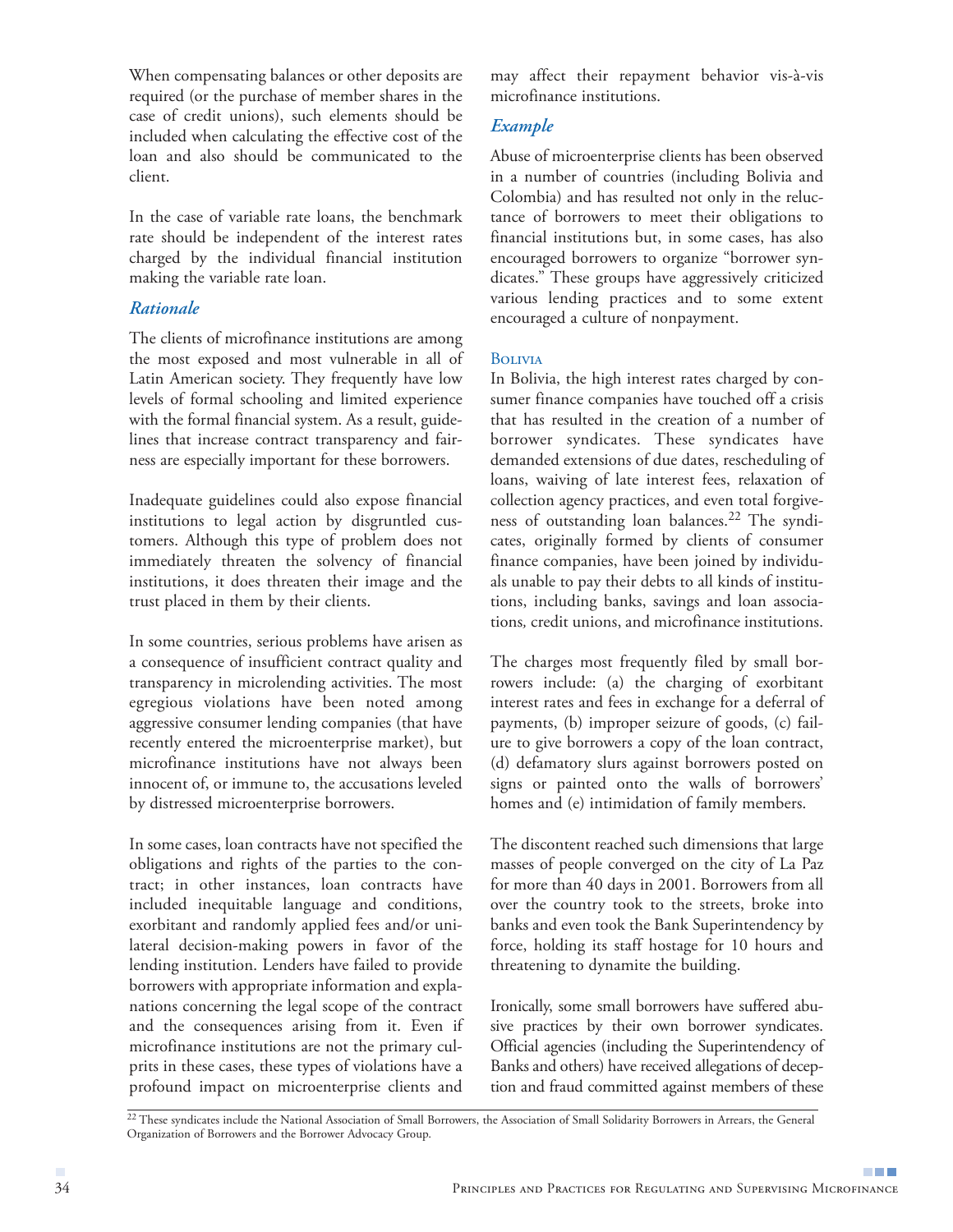When compensating balances or other deposits are required (or the purchase of member shares in the case of credit unions), such elements should be included when calculating the effective cost of the loan and also should be communicated to the client.

In the case of variable rate loans, the benchmark rate should be independent of the interest rates charged by the individual financial institution making the variable rate loan.

### *Rationale*

The clients of microfinance institutions are among the most exposed and most vulnerable in all of Latin American society. They frequently have low levels of formal schooling and limited experience with the formal financial system. As a result, guidelines that increase contract transparency and fairness are especially important for these borrowers.

Inadequate guidelines could also expose financial institutions to legal action by disgruntled customers. Although this type of problem does not immediately threaten the solvency of financial institutions, it does threaten their image and the trust placed in them by their clients.

In some countries, serious problems have arisen as a consequence of insufficient contract quality and transparency in microlending activities. The most egregious violations have been noted among aggressive consumer lending companies (that have recently entered the microenterprise market), but microfinance institutions have not always been innocent of, or immune to, the accusations leveled by distressed microenterprise borrowers.

In some cases, loan contracts have not specified the obligations and rights of the parties to the contract; in other instances, loan contracts have included inequitable language and conditions, exorbitant and randomly applied fees and/or unilateral decision-making powers in favor of the lending institution. Lenders have failed to provide borrowers with appropriate information and explanations concerning the legal scope of the contract and the consequences arising from it. Even if microfinance institutions are not the primary culprits in these cases, these types of violations have a profound impact on microenterprise clients and may affect their repayment behavior vis-à-vis microfinance institutions.

### *Example*

Abuse of microenterprise clients has been observed in a number of countries (including Bolivia and Colombia) and has resulted not only in the reluctance of borrowers to meet their obligations to financial institutions but, in some cases, has also encouraged borrowers to organize "borrower syndicates." These groups have aggressively criticized various lending practices and to some extent encouraged a culture of nonpayment.

#### Bolivia

In Bolivia, the high interest rates charged by consumer finance companies have touched off a crisis that has resulted in the creation of a number of borrower syndicates. These syndicates have demanded extensions of due dates, rescheduling of loans, waiving of late interest fees, relaxation of collection agency practices, and even total forgiveness of outstanding loan balances.[22] The syndicates, originally formed by clients of consumer finance companies, have been joined by individuals unable to pay their debts to all kinds of institutions, including banks, savings and loan associations, credit unions, and microfinance institutions.

The charges most frequently filed by small borrowers include: (a) the charging of exorbitant interest rates and fees in exchange for a deferral of payments, (b) improper seizure of goods, (c) failure to give borrowers a copy of the loan contract, (d) defamatory slurs against borrowers posted on signs or painted onto the walls of borrowers' homes and (e) intimidation of family members.

The discontent reached such dimensions that large masses of people converged on the city of La Paz for more than 40 days in 2001. Borrowers from all over the country took to the streets, broke into banks and even took the Bank Superintendency by force, holding its staff hostage for 10 hours and threatening to dynamite the building.

Ironically, some small borrowers have suffered abusive practices by their own borrower syndicates. Official agencies (including the Superintendency of Banks and others) have received allegations of deception and fraud committed against members of these

---

[22] These syndicates include the National Association of Small Borrowers, the Association of Small Solidarity Borrowers in Arrears, the General Organization of Borrowers and the Borrower Advocacy Group.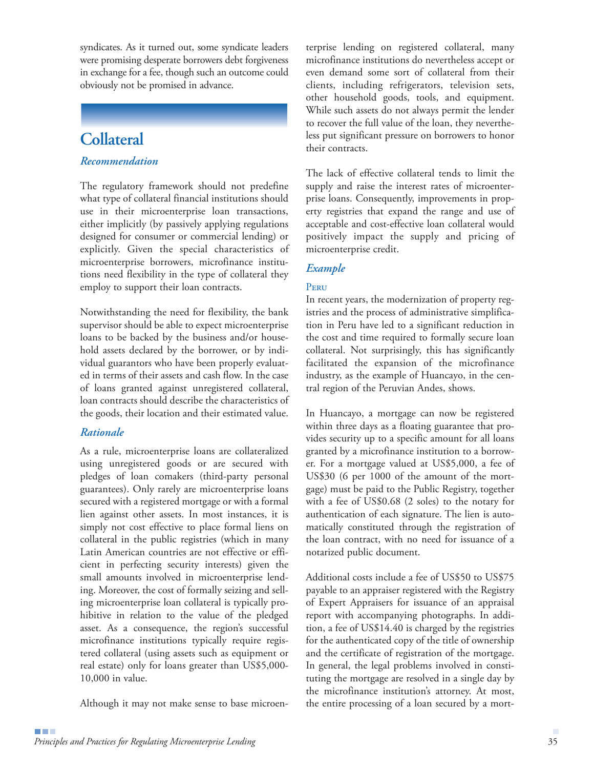syndicates. As it turned out, some syndicate leaders were promising desperate borrowers debt forgiveness in exchange for a fee, though such an outcome could obviously not be promised in advance.

## Collateral

### *Recommendation*

The regulatory framework should not predefine what type of collateral financial institutions should use in their microenterprise loan transactions, either implicitly (by passively applying regulations designed for consumer or commercial lending) or explicitly. Given the special characteristics of microenterprise borrowers, microfinance institutions need flexibility in the type of collateral they employ to support their loan contracts.

Notwithstanding the need for flexibility, the bank supervisor should be able to expect microenterprise loans to be backed by the business and/or household assets declared by the borrower, or by individual guarantors who have been properly evaluated in terms of their assets and cash flow. In the case of loans granted against unregistered collateral, loan contracts should describe the characteristics of the goods, their location and their estimated value.

### *Rationale*

As a rule, microenterprise loans are collateralized using unregistered goods or are secured with pledges of loan comakers (third-party personal guarantees). Only rarely are microenterprise loans secured with a registered mortgage or with a formal lien against other assets. In most instances, it is simply not cost effective to place formal liens on collateral in the public registries (which in many Latin American countries are not effective or efficient in perfecting security interests) given the small amounts involved in microenterprise lending. Moreover, the cost of formally seizing and selling microenterprise loan collateral is typically prohibitive in relation to the value of the pledged asset. As a consequence, the region's successful microfinance institutions typically require registered collateral (using assets such as equipment or real estate) only for loans greater than US$5,000-10,000 in value.

Although it may not make sense to base microenterprise lending on registered collateral, many microfinance institutions do nevertheless accept or even demand some sort of collateral from their clients, including refrigerators, television sets, other household goods, tools, and equipment. While such assets do not always permit the lender to recover the full value of the loan, they nevertheless put significant pressure on borrowers to honor their contracts.

The lack of effective collateral tends to limit the supply and raise the interest rates of microenterprise loans. Consequently, improvements in property registries that expand the range and use of acceptable and cost-effective loan collateral would positively impact the supply and pricing of microenterprise credit.

### *Example*

#### Peru

In recent years, the modernization of property registries and the process of administrative simplification in Peru have led to a significant reduction in the cost and time required to formally secure loan collateral. Not surprisingly, this has significantly facilitated the expansion of the microfinance industry, as the example of Huancayo, in the central region of the Peruvian Andes, shows.

In Huancayo, a mortgage can now be registered within three days as a floating guarantee that provides security up to a specific amount for all loans granted by a microfinance institution to a borrower. For a mortgage valued at US$5,000, a fee of US$30 (6 per 1000 of the amount of the mortgage) must be paid to the Public Registry, together with a fee of US$0.68 (2 soles) to the notary for authentication of each signature. The lien is automatically constituted through the registration of the loan contract, with no need for issuance of a notarized public document.

Additional costs include a fee of US$50 to US$75 payable to an appraiser registered with the Registry of Expert Appraisers for issuance of an appraisal report with accompanying photographs. In addition, a fee of US$14.40 is charged by the registries for the authenticated copy of the title of ownership and the certificate of registration of the mortgage. In general, the legal problems involved in constituting the mortgage are resolved in a single day by the microfinance institution's attorney. At most, the entire processing of a loan secured by a mort-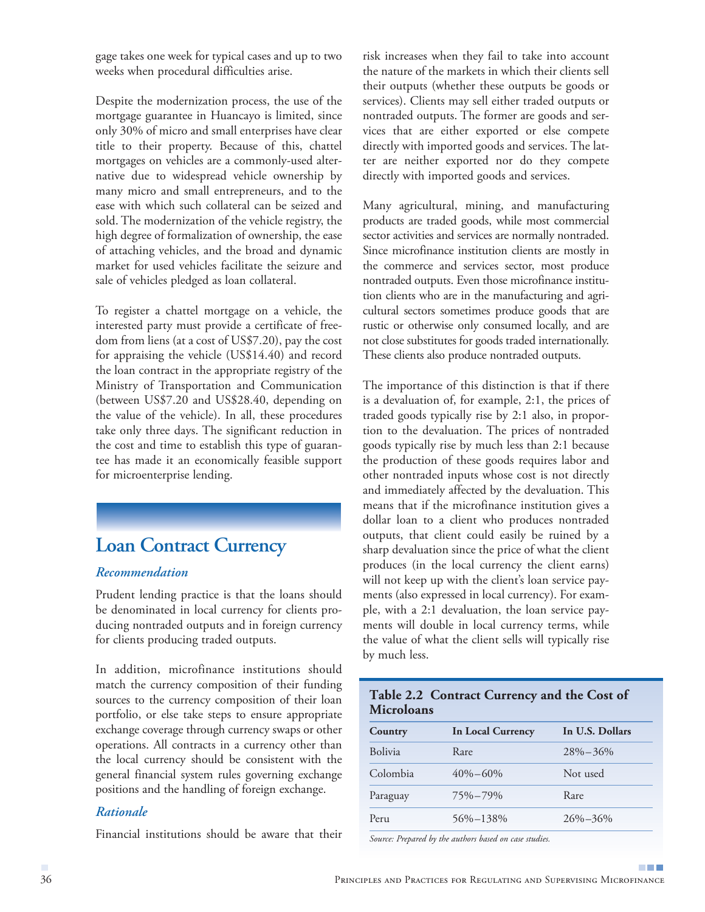gage takes one week for typical cases and up to two weeks when procedural difficulties arise.

Despite the modernization process, the use of the mortgage guarantee in Huancayo is limited, since only 30% of micro and small enterprises have clear title to their property. Because of this, chattel mortgages on vehicles are a commonly-used alternative due to widespread vehicle ownership by many micro and small entrepreneurs, and to the ease with which such collateral can be seized and sold. The modernization of the vehicle registry, the high degree of formalization of ownership, the ease of attaching vehicles, and the broad and dynamic market for used vehicles facilitate the seizure and sale of vehicles pledged as loan collateral.

To register a chattel mortgage on a vehicle, the interested party must provide a certificate of freedom from liens (at a cost of US$7.20), pay the cost for appraising the vehicle (US$14.40) and record the loan contract in the appropriate registry of the Ministry of Transportation and Communication (between US$7.20 and US$28.40, depending on the value of the vehicle). In all, these procedures take only three days. The significant reduction in the cost and time to establish this type of guarantee has made it an economically feasible support for microenterprise lending.

## Loan Contract Currency

### *Recommendation*

Prudent lending practice is that the loans should be denominated in local currency for clients producing nontraded outputs and in foreign currency for clients producing traded outputs.

In addition, microfinance institutions should match the currency composition of their funding sources to the currency composition of their loan portfolio, or else take steps to ensure appropriate exchange coverage through currency swaps or other operations. All contracts in a currency other than the local currency should be consistent with the general financial system rules governing exchange positions and the handling of foreign exchange.

### *Rationale*

Financial institutions should be aware that their risk increases when they fail to take into account the nature of the markets in which their clients sell their outputs (whether these outputs be goods or services). Clients may sell either traded outputs or nontraded outputs. The former are goods and services that are either exported or else compete directly with imported goods and services. The latter are neither exported nor do they compete directly with imported goods and services.

Many agricultural, mining, and manufacturing products are traded goods, while most commercial sector activities and services are normally nontraded. Since microfinance institution clients are mostly in the commerce and services sector, most produce nontraded outputs. Even those microfinance institution clients who are in the manufacturing and agricultural sectors sometimes produce goods that are rustic or otherwise only consumed locally, and are not close substitutes for goods traded internationally. These clients also produce nontraded outputs.

The importance of this distinction is that if there is a devaluation of, for example, 2:1, the prices of traded goods typically rise by 2:1 also, in proportion to the devaluation. The prices of nontraded goods typically rise by much less than 2:1 because the production of these goods requires labor and other nontraded inputs whose cost is not directly and immediately affected by the devaluation. This means that if the microfinance institution gives a dollar loan to a client who produces nontraded outputs, that client could easily be ruined by a sharp devaluation since the price of what the client produces (in the local currency the client earns) will not keep up with the client's loan service payments (also expressed in local currency). For example, with a 2:1 devaluation, the loan service payments will double in local currency terms, while the value of what the client sells will typically rise by much less.

**Table 2.2 Contract Currency and the Cost of Microloans**

| Country | In Local Currency | In U.S. Dollars |
|---|---|---|
| Bolivia | Rare | 28%–36% |
| Colombia | 40%–60% | Not used |
| Paraguay | 75%–79% | Rare |
| Peru | 56%–138% | 26%–36% |

*Source: Prepared by the authors based on case studies.*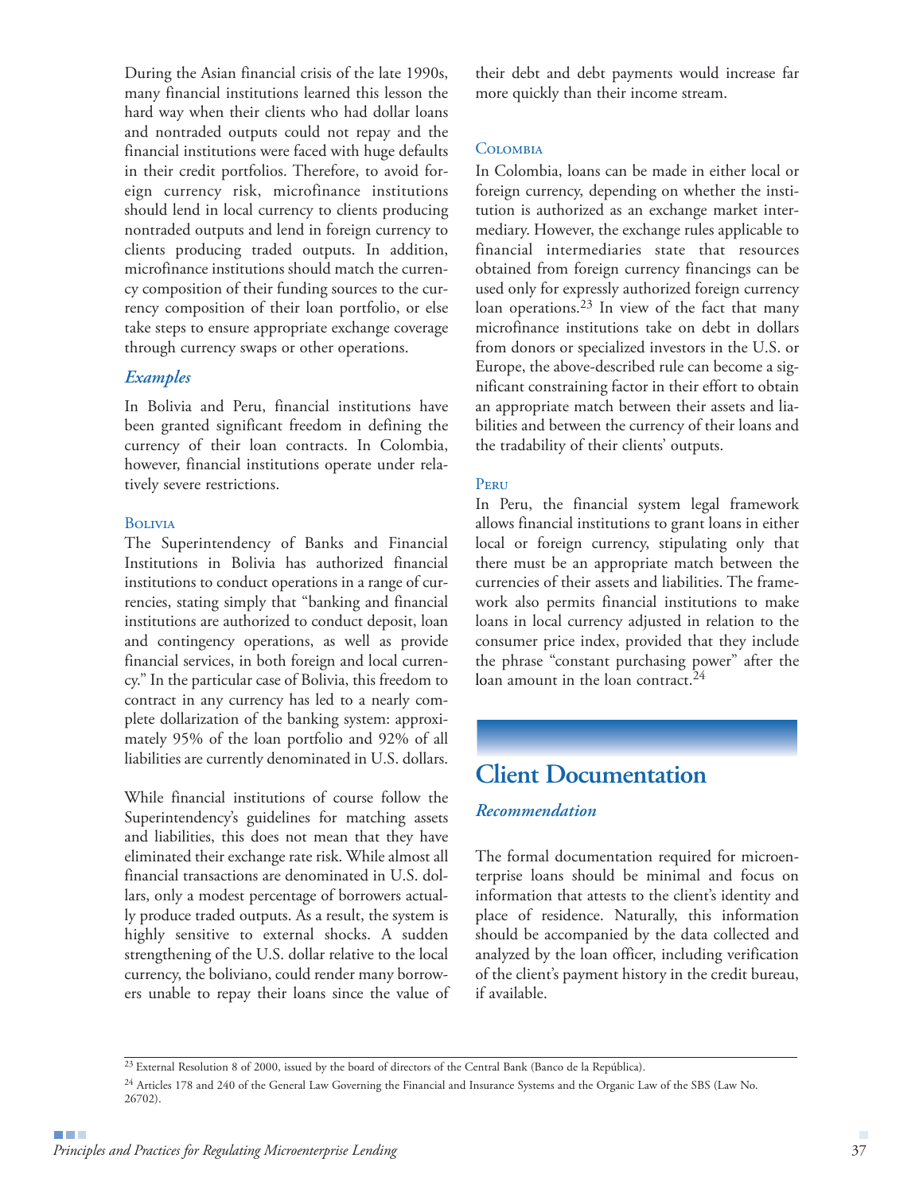During the Asian financial crisis of the late 1990s, many financial institutions learned this lesson the hard way when their clients who had dollar loans and nontraded outputs could not repay and the financial institutions were faced with huge defaults in their credit portfolios. Therefore, to avoid foreign currency risk, microfinance institutions should lend in local currency to clients producing nontraded outputs and lend in foreign currency to clients producing traded outputs. In addition, microfinance institutions should match the currency composition of their funding sources to the currency composition of their loan portfolio, or else take steps to ensure appropriate exchange coverage through currency swaps or other operations.

### *Examples*

In Bolivia and Peru, financial institutions have been granted significant freedom in defining the currency of their loan contracts. In Colombia, however, financial institutions operate under relatively severe restrictions.

#### Bolivia

The Superintendency of Banks and Financial Institutions in Bolivia has authorized financial institutions to conduct operations in a range of currencies, stating simply that "banking and financial institutions are authorized to conduct deposit, loan and contingency operations, as well as provide financial services, in both foreign and local currency." In the particular case of Bolivia, this freedom to contract in any currency has led to a nearly complete dollarization of the banking system: approximately 95% of the loan portfolio and 92% of all liabilities are currently denominated in U.S. dollars.

While financial institutions of course follow the Superintendency's guidelines for matching assets and liabilities, this does not mean that they have eliminated their exchange rate risk. While almost all financial transactions are denominated in U.S. dollars, only a modest percentage of borrowers actually produce traded outputs. As a result, the system is highly sensitive to external shocks. A sudden strengthening of the U.S. dollar relative to the local currency, the boliviano, could render many borrowers unable to repay their loans since the value of their debt and debt payments would increase far more quickly than their income stream.

#### Colombia

In Colombia, loans can be made in either local or foreign currency, depending on whether the institution is authorized as an exchange market intermediary. However, the exchange rules applicable to financial intermediaries state that resources obtained from foreign currency financings can be used only for expressly authorized foreign currency loan operations.[23] In view of the fact that many microfinance institutions take on debt in dollars from donors or specialized investors in the U.S. or Europe, the above-described rule can become a significant constraining factor in their effort to obtain an appropriate match between their assets and liabilities and between the currency of their loans and the tradability of their clients' outputs.

#### Peru

In Peru, the financial system legal framework allows financial institutions to grant loans in either local or foreign currency, stipulating only that there must be an appropriate match between the currencies of their assets and liabilities. The framework also permits financial institutions to make loans in local currency adjusted in relation to the consumer price index, provided that they include the phrase "constant purchasing power" after the loan amount in the loan contract.[24]

## Client Documentation

### *Recommendation*

The formal documentation required for microenterprise loans should be minimal and focus on information that attests to the client's identity and place of residence. Naturally, this information should be accompanied by the data collected and analyzed by the loan officer, including verification of the client's payment history in the credit bureau, if available.

---

[23] External Resolution 8 of 2000, issued by the board of directors of the Central Bank (Banco de la República).

[24] Articles 178 and 240 of the General Law Governing the Financial and Insurance Systems and the Organic Law of the SBS (Law No. 26702).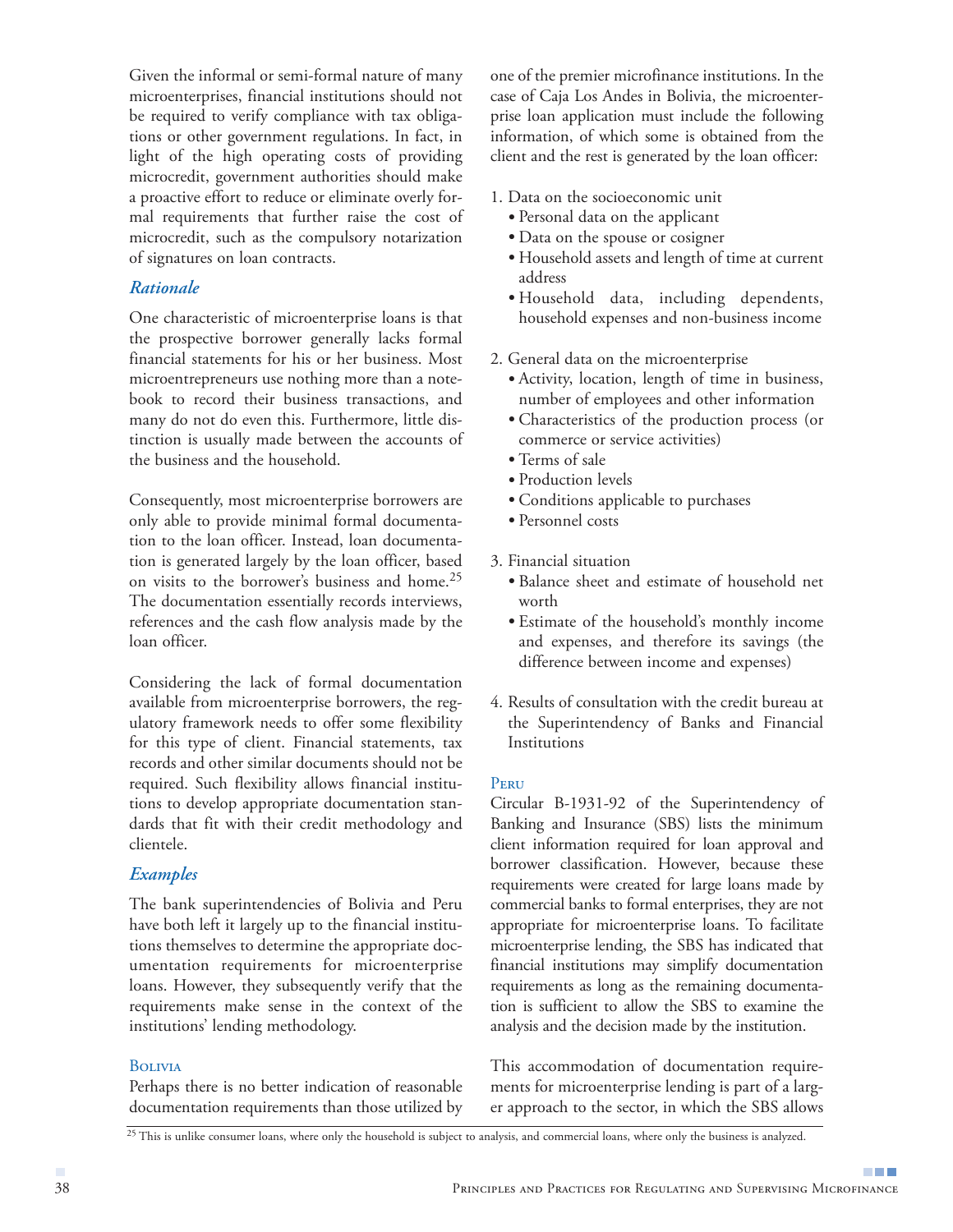Given the informal or semi-formal nature of many microenterprises, financial institutions should not be required to verify compliance with tax obligations or other government regulations. In fact, in light of the high operating costs of providing microcredit, government authorities should make a proactive effort to reduce or eliminate overly formal requirements that further raise the cost of microcredit, such as the compulsory notarization of signatures on loan contracts.

### *Rationale*

One characteristic of microenterprise loans is that the prospective borrower generally lacks formal financial statements for his or her business. Most microentrepreneurs use nothing more than a notebook to record their business transactions, and many do not do even this. Furthermore, little distinction is usually made between the accounts of the business and the household.

Consequently, most microenterprise borrowers are only able to provide minimal formal documentation to the loan officer. Instead, loan documentation is generated largely by the loan officer, based on visits to the borrower's business and home.[25] The documentation essentially records interviews, references and the cash flow analysis made by the loan officer.

Considering the lack of formal documentation available from microenterprise borrowers, the regulatory framework needs to offer some flexibility for this type of client. Financial statements, tax records and other similar documents should not be required. Such flexibility allows financial institutions to develop appropriate documentation standards that fit with their credit methodology and clientele.

### *Examples*

The bank superintendencies of Bolivia and Peru have both left it largely up to the financial institutions themselves to determine the appropriate documentation requirements for microenterprise loans. However, they subsequently verify that the requirements make sense in the context of the institutions' lending methodology.

#### Bolivia

Perhaps there is no better indication of reasonable documentation requirements than those utilized by one of the premier microfinance institutions. In the case of Caja Los Andes in Bolivia, the microenterprise loan application must include the following information, of which some is obtained from the client and the rest is generated by the loan officer:

1. Data on the socioeconomic unit
   - Personal data on the applicant
   - Data on the spouse or cosigner
   - Household assets and length of time at current address
   - Household data, including dependents, household expenses and non-business income
2. General data on the microenterprise
   - Activity, location, length of time in business, number of employees and other information
   - Characteristics of the production process (or commerce or service activities)
   - Terms of sale
   - Production levels
   - Conditions applicable to purchases
   - Personnel costs
3. Financial situation
   - Balance sheet and estimate of household net worth
   - Estimate of the household's monthly income and expenses, and therefore its savings (the difference between income and expenses)
4. Results of consultation with the credit bureau at the Superintendency of Banks and Financial Institutions

#### Peru

Circular B-1931-92 of the Superintendency of Banking and Insurance (SBS) lists the minimum client information required for loan approval and borrower classification. However, because these requirements were created for large loans made by commercial banks to formal enterprises, they are not appropriate for microenterprise loans. To facilitate microenterprise lending, the SBS has indicated that financial institutions may simplify documentation requirements as long as the remaining documentation is sufficient to allow the SBS to examine the analysis and the decision made by the institution.

This accommodation of documentation requirements for microenterprise lending is part of a larger approach to the sector, in which the SBS allows

[25] This is unlike consumer loans, where only the household is subject to analysis, and commercial loans, where only the business is analyzed.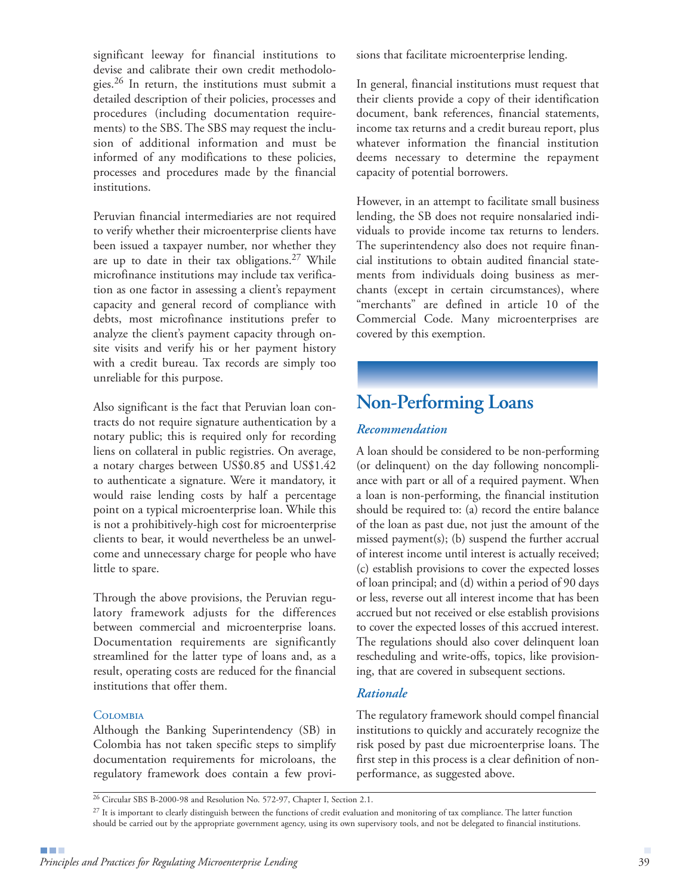significant leeway for financial institutions to devise and calibrate their own credit methodologies.[26] In return, the institutions must submit a detailed description of their policies, processes and procedures (including documentation requirements) to the SBS. The SBS may request the inclusion of additional information and must be informed of any modifications to these policies, processes and procedures made by the financial institutions.

Peruvian financial intermediaries are not required to verify whether their microenterprise clients have been issued a taxpayer number, nor whether they are up to date in their tax obligations.[27] While microfinance institutions may include tax verification as one factor in assessing a client's repayment capacity and general record of compliance with debts, most microfinance institutions prefer to analyze the client's payment capacity through onsite visits and verify his or her payment history with a credit bureau. Tax records are simply too unreliable for this purpose.

Also significant is the fact that Peruvian loan contracts do not require signature authentication by a notary public; this is required only for recording liens on collateral in public registries. On average, a notary charges between US$0.85 and US$1.42 to authenticate a signature. Were it mandatory, it would raise lending costs by half a percentage point on a typical microenterprise loan. While this is not a prohibitively-high cost for microenterprise clients to bear, it would nevertheless be an unwelcome and unnecessary charge for people who have little to spare.

Through the above provisions, the Peruvian regulatory framework adjusts for the differences between commercial and microenterprise loans. Documentation requirements are significantly streamlined for the latter type of loans and, as a result, operating costs are reduced for the financial institutions that offer them.

#### Colombia

Although the Banking Superintendency (SB) in Colombia has not taken specific steps to simplify documentation requirements for microloans, the regulatory framework does contain a few provisions that facilitate microenterprise lending.

In general, financial institutions must request that their clients provide a copy of their identification document, bank references, financial statements, income tax returns and a credit bureau report, plus whatever information the financial institution deems necessary to determine the repayment capacity of potential borrowers.

However, in an attempt to facilitate small business lending, the SB does not require nonsalaried individuals to provide income tax returns to lenders. The superintendency also does not require financial institutions to obtain audited financial statements from individuals doing business as merchants (except in certain circumstances), where "merchants" are defined in article 10 of the Commercial Code. Many microenterprises are covered by this exemption.

## Non-Performing Loans

### *Recommendation*

A loan should be considered to be non-performing (or delinquent) on the day following noncompliance with part or all of a required payment. When a loan is non-performing, the financial institution should be required to: (a) record the entire balance of the loan as past due, not just the amount of the missed payment(s); (b) suspend the further accrual of interest income until interest is actually received; (c) establish provisions to cover the expected losses of loan principal; and (d) within a period of 90 days or less, reverse out all interest income that has been accrued but not received or else establish provisions to cover the expected losses of this accrued interest. The regulations should also cover delinquent loan rescheduling and write-offs, topics, like provisioning, that are covered in subsequent sections.

### *Rationale*

The regulatory framework should compel financial institutions to quickly and accurately recognize the risk posed by past due microenterprise loans. The first step in this process is a clear definition of nonperformance, as suggested above.

---

[26] Circular SBS B-2000-98 and Resolution No. 572-97, Chapter I, Section 2.1.

[27] It is important to clearly distinguish between the functions of credit evaluation and monitoring of tax compliance. The latter function should be carried out by the appropriate government agency, using its own supervisory tools, and not be delegated to financial institutions.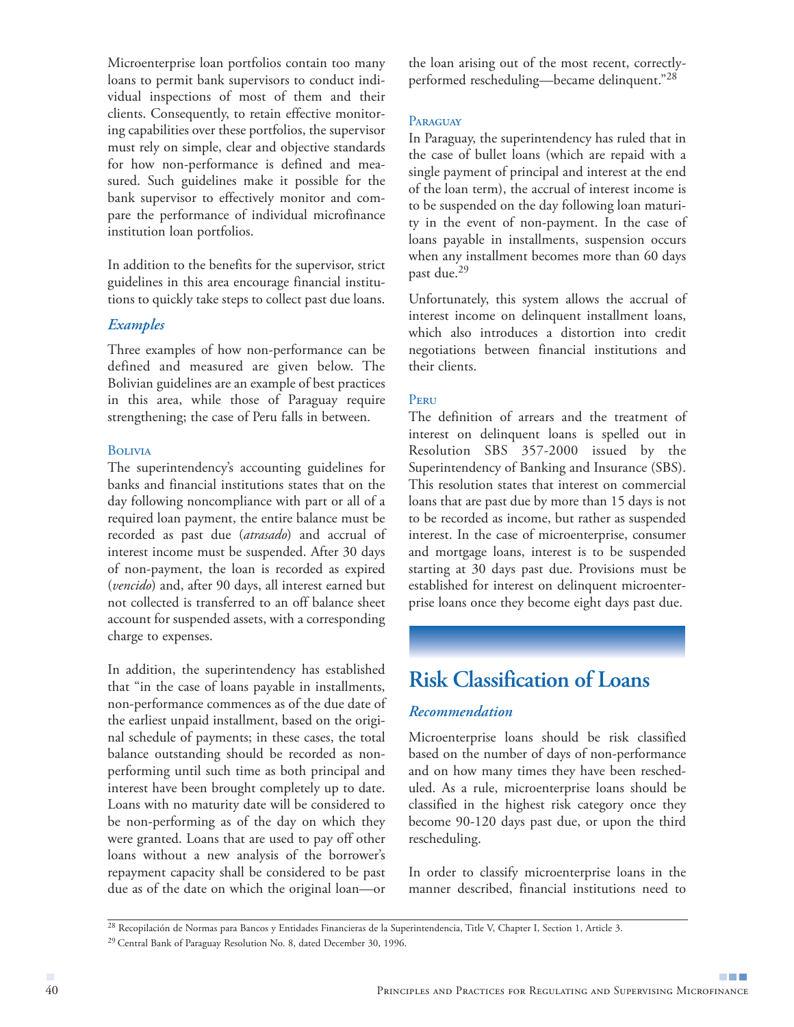Microenterprise loan portfolios contain too many loans to permit bank supervisors to conduct individual inspections of most of them and their clients. Consequently, to retain effective monitoring capabilities over these portfolios, the supervisor must rely on simple, clear and objective standards for how non-performance is defined and measured. Such guidelines make it possible for the bank supervisor to effectively monitor and compare the performance of individual microfinance institution loan portfolios.

In addition to the benefits for the supervisor, strict guidelines in this area encourage financial institutions to quickly take steps to collect past due loans.

### *Examples*

Three examples of how non-performance can be defined and measured are given below. The Bolivian guidelines are an example of best practices in this area, while those of Paraguay require strengthening; the case of Peru falls in between.

#### Bolivia

The superintendency's accounting guidelines for banks and financial institutions states that on the day following noncompliance with part or all of a required loan payment, the entire balance must be recorded as past due (*atrasado*) and accrual of interest income must be suspended. After 30 days of non-payment, the loan is recorded as expired (*vencido*) and, after 90 days, all interest earned but not collected is transferred to an off balance sheet account for suspended assets, with a corresponding charge to expenses.

In addition, the superintendency has established that "in the case of loans payable in installments, non-performance commences as of the due date of the earliest unpaid installment, based on the original schedule of payments; in these cases, the total balance outstanding should be recorded as non-performing until such time as both principal and interest have been brought completely up to date. Loans with no maturity date will be considered to be non-performing as of the day on which they were granted. Loans that are used to pay off other loans without a new analysis of the borrower's repayment capacity shall be considered to be past due as of the date on which the original loan—or the loan arising out of the most recent, correctly-performed rescheduling—became delinquent."[28]

#### Paraguay

In Paraguay, the superintendency has ruled that in the case of bullet loans (which are repaid with a single payment of principal and interest at the end of the loan term), the accrual of interest income is to be suspended on the day following loan maturity in the event of non-payment. In the case of loans payable in installments, suspension occurs when any installment becomes more than 60 days past due.[29]

Unfortunately, this system allows the accrual of interest income on delinquent installment loans, which also introduces a distortion into credit negotiations between financial institutions and their clients.

#### Peru

The definition of arrears and the treatment of interest on delinquent loans is spelled out in Resolution SBS 357-2000 issued by the Superintendency of Banking and Insurance (SBS). This resolution states that interest on commercial loans that are past due by more than 15 days is not to be recorded as income, but rather as suspended interest. In the case of microenterprise, consumer and mortgage loans, interest is to be suspended starting at 30 days past due. Provisions must be established for interest on delinquent microenterprise loans once they become eight days past due.

## Risk Classification of Loans

### *Recommendation*

Microenterprise loans should be risk classified based on the number of days of non-performance and on how many times they have been rescheduled. As a rule, microenterprise loans should be classified in the highest risk category once they become 90-120 days past due, or upon the third rescheduling.

In order to classify microenterprise loans in the manner described, financial institutions need to

[28] Recopilación de Normas para Bancos y Entidades Financieras de la Superintendencia, Title V, Chapter I, Section 1, Article 3.

[29] Central Bank of Paraguay Resolution No. 8, dated December 30, 1996.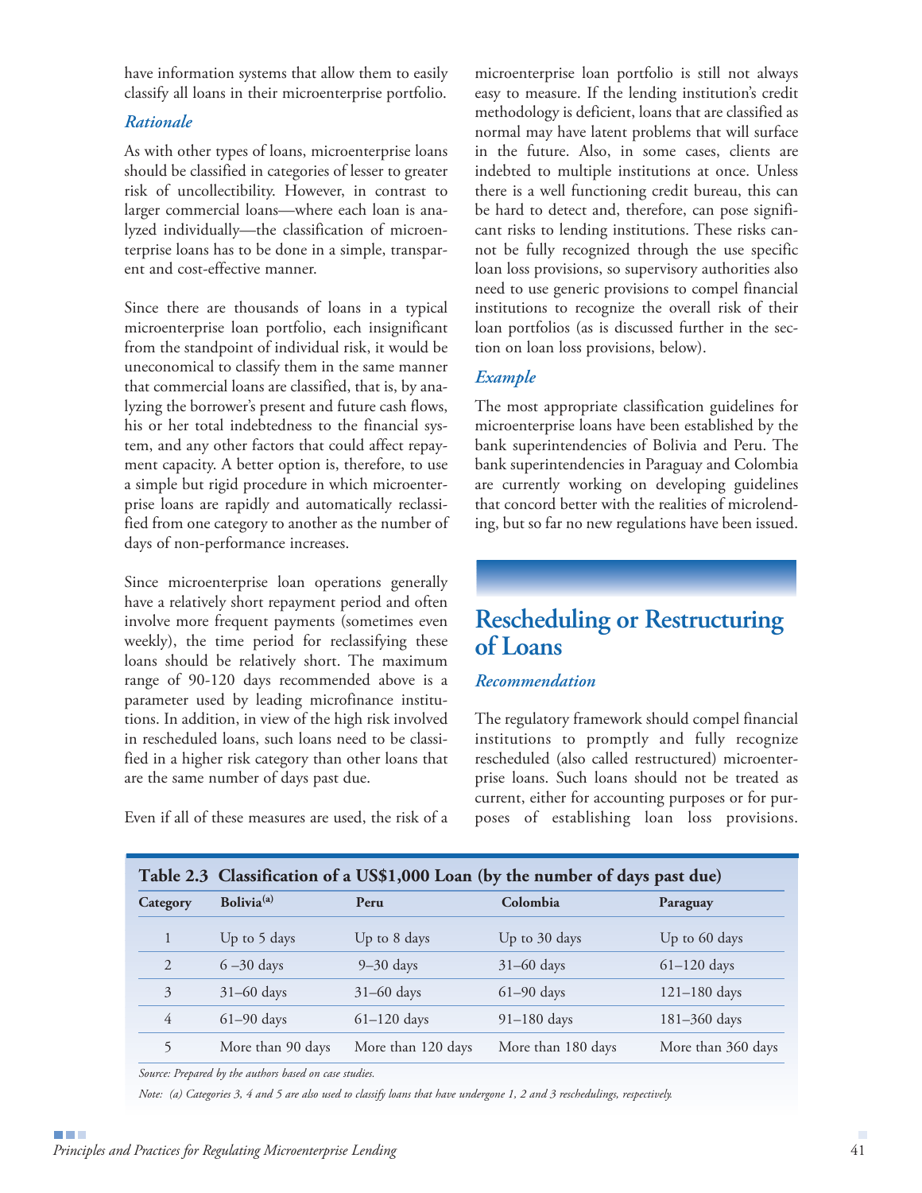have information systems that allow them to easily classify all loans in their microenterprise portfolio.

### *Rationale*

As with other types of loans, microenterprise loans should be classified in categories of lesser to greater risk of uncollectibility. However, in contrast to larger commercial loans—where each loan is analyzed individually—the classification of microenterprise loans has to be done in a simple, transparent and cost-effective manner.

Since there are thousands of loans in a typical microenterprise loan portfolio, each insignificant from the standpoint of individual risk, it would be uneconomical to classify them in the same manner that commercial loans are classified, that is, by analyzing the borrower's present and future cash flows, his or her total indebtedness to the financial system, and any other factors that could affect repayment capacity. A better option is, therefore, to use a simple but rigid procedure in which microenterprise loans are rapidly and automatically reclassified from one category to another as the number of days of non-performance increases.

Since microenterprise loan operations generally have a relatively short repayment period and often involve more frequent payments (sometimes even weekly), the time period for reclassifying these loans should be relatively short. The maximum range of 90-120 days recommended above is a parameter used by leading microfinance institutions. In addition, in view of the high risk involved in rescheduled loans, such loans need to be classified in a higher risk category than other loans that are the same number of days past due.

Even if all of these measures are used, the risk of a microenterprise loan portfolio is still not always easy to measure. If the lending institution's credit methodology is deficient, loans that are classified as normal may have latent problems that will surface in the future. Also, in some cases, clients are indebted to multiple institutions at once. Unless there is a well functioning credit bureau, this can be hard to detect and, therefore, can pose significant risks to lending institutions. These risks cannot be fully recognized through the use specific loan loss provisions, so supervisory authorities also need to use generic provisions to compel financial institutions to recognize the overall risk of their loan portfolios (as is discussed further in the section on loan loss provisions, below).

### *Example*

The most appropriate classification guidelines for microenterprise loans have been established by the bank superintendencies of Bolivia and Peru. The bank superintendencies in Paraguay and Colombia are currently working on developing guidelines that concord better with the realities of microlending, but so far no new regulations have been issued.

## Rescheduling or Restructuring of Loans

### *Recommendation*

The regulatory framework should compel financial institutions to promptly and fully recognize rescheduled (also called restructured) microenterprise loans. Such loans should not be treated as current, either for accounting purposes or for purposes of establishing loan loss provisions.

**Table 2.3 Classification of a US$1,000 Loan (by the number of days past due)**

| Category | Bolivia[(a)] | Peru | Colombia | Paraguay |
|---|---|---|---|---|
| 1 | Up to 5 days | Up to 8 days | Up to 30 days | Up to 60 days |
| 2 | 6 –30 days | 9–30 days | 31–60 days | 61–120 days |
| 3 | 31–60 days | 31–60 days | 61–90 days | 121–180 days |
| 4 | 61–90 days | 61–120 days | 91–180 days | 181–360 days |
| 5 | More than 90 days | More than 120 days | More than 180 days | More than 360 days |

*Source: Prepared by the authors based on case studies.*

*Note: (a) Categories 3, 4 and 5 are also used to classify loans that have undergone 1, 2 and 3 reschedulings, respectively.*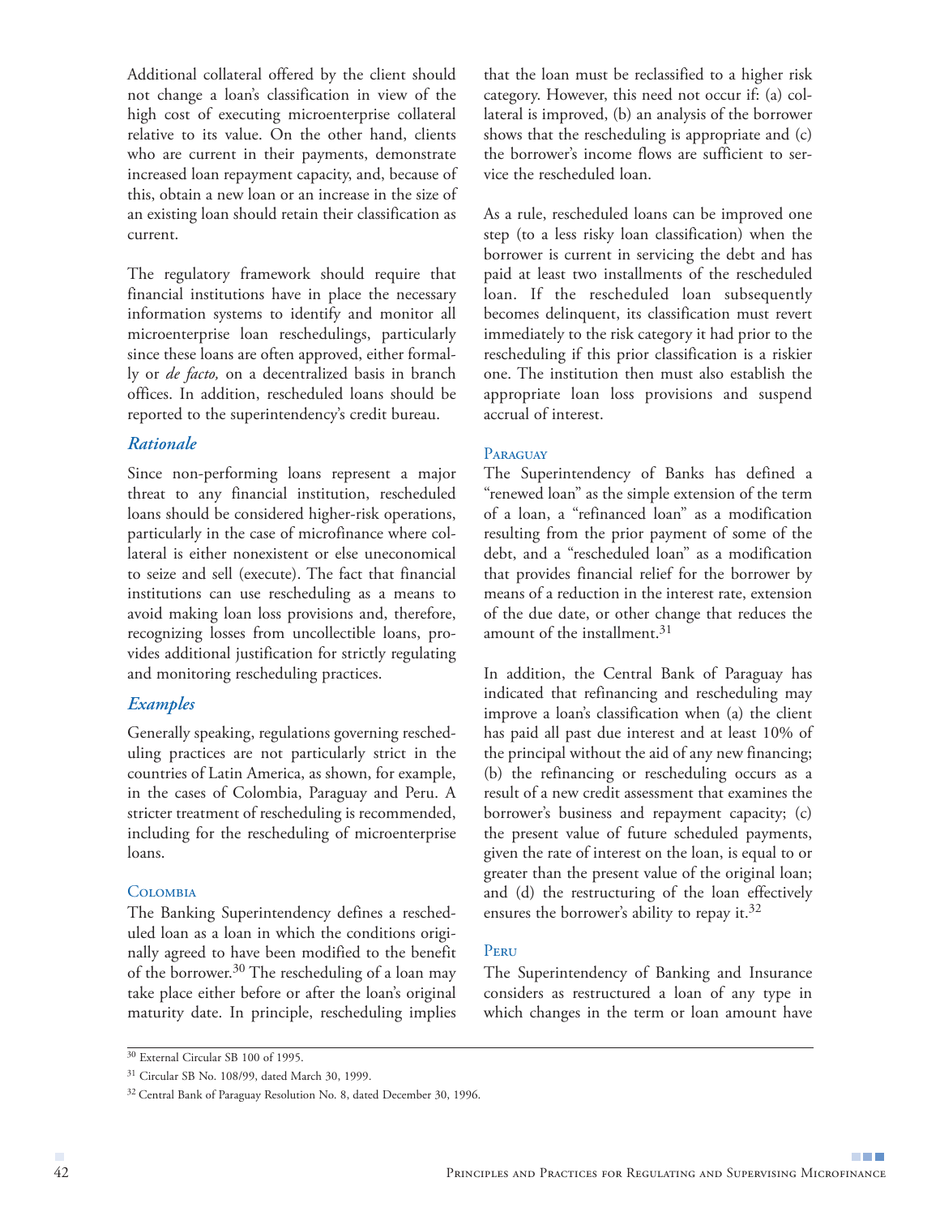Additional collateral offered by the client should not change a loan's classification in view of the high cost of executing microenterprise collateral relative to its value. On the other hand, clients who are current in their payments, demonstrate increased loan repayment capacity, and, because of this, obtain a new loan or an increase in the size of an existing loan should retain their classification as current.

The regulatory framework should require that financial institutions have in place the necessary information systems to identify and monitor all microenterprise loan reschedulings, particularly since these loans are often approved, either formally or *de facto,* on a decentralized basis in branch offices. In addition, rescheduled loans should be reported to the superintendency's credit bureau.

### *Rationale*

Since non-performing loans represent a major threat to any financial institution, rescheduled loans should be considered higher-risk operations, particularly in the case of microfinance where collateral is either nonexistent or else uneconomical to seize and sell (execute). The fact that financial institutions can use rescheduling as a means to avoid making loan loss provisions and, therefore, recognizing losses from uncollectible loans, provides additional justification for strictly regulating and monitoring rescheduling practices.

### *Examples*

Generally speaking, regulations governing rescheduling practices are not particularly strict in the countries of Latin America, as shown, for example, in the cases of Colombia, Paraguay and Peru. A stricter treatment of rescheduling is recommended, including for the rescheduling of microenterprise loans.

#### Colombia

The Banking Superintendency defines a rescheduled loan as a loan in which the conditions originally agreed to have been modified to the benefit of the borrower.[30] The rescheduling of a loan may take place either before or after the loan's original maturity date. In principle, rescheduling implies that the loan must be reclassified to a higher risk category. However, this need not occur if: (a) collateral is improved, (b) an analysis of the borrower shows that the rescheduling is appropriate and (c) the borrower's income flows are sufficient to service the rescheduled loan.

As a rule, rescheduled loans can be improved one step (to a less risky loan classification) when the borrower is current in servicing the debt and has paid at least two installments of the rescheduled loan. If the rescheduled loan subsequently becomes delinquent, its classification must revert immediately to the risk category it had prior to the rescheduling if this prior classification is a riskier one. The institution then must also establish the appropriate loan loss provisions and suspend accrual of interest.

#### Paraguay

The Superintendency of Banks has defined a "renewed loan" as the simple extension of the term of a loan, a "refinanced loan" as a modification resulting from the prior payment of some of the debt, and a "rescheduled loan" as a modification that provides financial relief for the borrower by means of a reduction in the interest rate, extension of the due date, or other change that reduces the amount of the installment.[31]

In addition, the Central Bank of Paraguay has indicated that refinancing and rescheduling may improve a loan's classification when (a) the client has paid all past due interest and at least 10% of the principal without the aid of any new financing; (b) the refinancing or rescheduling occurs as a result of a new credit assessment that examines the borrower's business and repayment capacity; (c) the present value of future scheduled payments, given the rate of interest on the loan, is equal to or greater than the present value of the original loan; and (d) the restructuring of the loan effectively ensures the borrower's ability to repay it.[32]

#### Peru

The Superintendency of Banking and Insurance considers as restructured a loan of any type in which changes in the term or loan amount have

---

[30] External Circular SB 100 of 1995.

[31] Circular SB No. 108/99, dated March 30, 1999.

[32] Central Bank of Paraguay Resolution No. 8, dated December 30, 1996.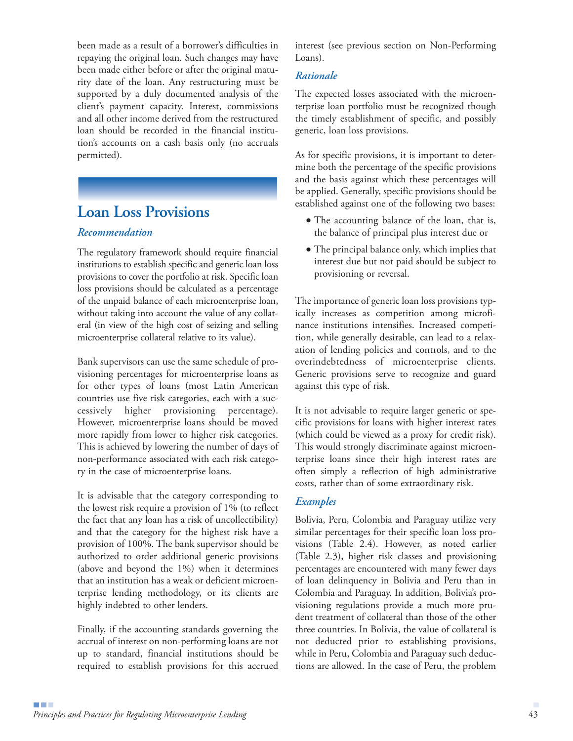been made as a result of a borrower's difficulties in repaying the original loan. Such changes may have been made either before or after the original maturity date of the loan. Any restructuring must be supported by a duly documented analysis of the client's payment capacity. Interest, commissions and all other income derived from the restructured loan should be recorded in the financial institution's accounts on a cash basis only (no accruals permitted).

## Loan Loss Provisions

### *Recommendation*

The regulatory framework should require financial institutions to establish specific and generic loan loss provisions to cover the portfolio at risk. Specific loan loss provisions should be calculated as a percentage of the unpaid balance of each microenterprise loan, without taking into account the value of any collateral (in view of the high cost of seizing and selling microenterprise collateral relative to its value).

Bank supervisors can use the same schedule of provisioning percentages for microenterprise loans as for other types of loans (most Latin American countries use five risk categories, each with a successively higher provisioning percentage). However, microenterprise loans should be moved more rapidly from lower to higher risk categories. This is achieved by lowering the number of days of non-performance associated with each risk category in the case of microenterprise loans.

It is advisable that the category corresponding to the lowest risk require a provision of 1% (to reflect the fact that any loan has a risk of uncollectibility) and that the category for the highest risk have a provision of 100%. The bank supervisor should be authorized to order additional generic provisions (above and beyond the 1%) when it determines that an institution has a weak or deficient microenterprise lending methodology, or its clients are highly indebted to other lenders.

Finally, if the accounting standards governing the accrual of interest on non-performing loans are not up to standard, financial institutions should be required to establish provisions for this accrued interest (see previous section on Non-Performing Loans).

### *Rationale*

The expected losses associated with the microenterprise loan portfolio must be recognized though the timely establishment of specific, and possibly generic, loan loss provisions.

As for specific provisions, it is important to determine both the percentage of the specific provisions and the basis against which these percentages will be applied. Generally, specific provisions should be established against one of the following two bases:

- The accounting balance of the loan, that is, the balance of principal plus interest due or
- The principal balance only, which implies that interest due but not paid should be subject to provisioning or reversal.

The importance of generic loan loss provisions typically increases as competition among microfinance institutions intensifies. Increased competition, while generally desirable, can lead to a relaxation of lending policies and controls, and to the overindebtedness of microenterprise clients. Generic provisions serve to recognize and guard against this type of risk.

It is not advisable to require larger generic or specific provisions for loans with higher interest rates (which could be viewed as a proxy for credit risk). This would strongly discriminate against microenterprise loans since their high interest rates are often simply a reflection of high administrative costs, rather than of some extraordinary risk.

### *Examples*

Bolivia, Peru, Colombia and Paraguay utilize very similar percentages for their specific loan loss provisions (Table 2.4). However, as noted earlier (Table 2.3), higher risk classes and provisioning percentages are encountered with many fewer days of loan delinquency in Bolivia and Peru than in Colombia and Paraguay. In addition, Bolivia's provisioning regulations provide a much more prudent treatment of collateral than those of the other three countries. In Bolivia, the value of collateral is not deducted prior to establishing provisions, while in Peru, Colombia and Paraguay such deductions are allowed. In the case of Peru, the problem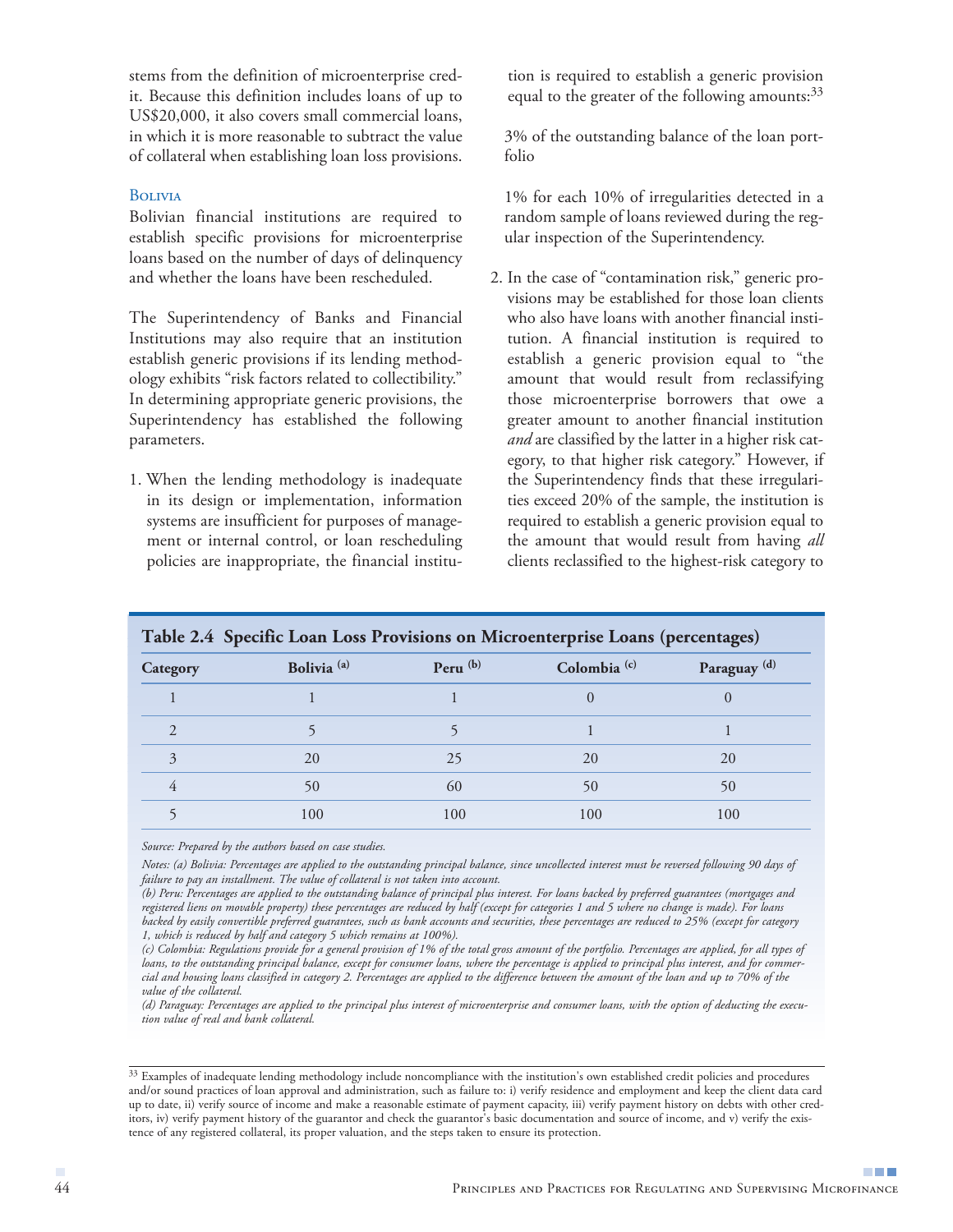stems from the definition of microenterprise credit. Because this definition includes loans of up to US$20,000, it also covers small commercial loans, in which it is more reasonable to subtract the value of collateral when establishing loan loss provisions.

### Bolivia

Bolivian financial institutions are required to establish specific provisions for microenterprise loans based on the number of days of delinquency and whether the loans have been rescheduled.

The Superintendency of Banks and Financial Institutions may also require that an institution establish generic provisions if its lending methodology exhibits "risk factors related to collectibility." In determining appropriate generic provisions, the Superintendency has established the following parameters.

1. When the lending methodology is inadequate in its design or implementation, information systems are insufficient for purposes of management or internal control, or loan rescheduling policies are inappropriate, the financial institution is required to establish a generic provision equal to the greater of the following amounts:[33]

   3% of the outstanding balance of the loan portfolio

   1% for each 10% of irregularities detected in a random sample of loans reviewed during the regular inspection of the Superintendency.

2. In the case of "contamination risk," generic provisions may be established for those loan clients who also have loans with another financial institution. A financial institution is required to establish a generic provision equal to "the amount that would result from reclassifying those microenterprise borrowers that owe a greater amount to another financial institution *and* are classified by the latter in a higher risk category, to that higher risk category." However, if the Superintendency finds that these irregularities exceed 20% of the sample, the institution is required to establish a generic provision equal to the amount that would result from having *all* clients reclassified to the highest-risk category to

**Table 2.4 Specific Loan Loss Provisions on Microenterprise Loans (percentages)**

| Category | Bolivia [(a)] | Peru [(b)] | Colombia [(c)] | Paraguay [(d)] |
|---|---|---|---|---|
| 1 | 1 | 1 | 0 | 0 |
| 2 | 5 | 5 | 1 | 1 |
| 3 | 20 | 25 | 20 | 20 |
| 4 | 50 | 60 | 50 | 50 |
| 5 | 100 | 100 | 100 | 100 |

*Source: Prepared by the authors based on case studies.*

*Notes: (a) Bolivia: Percentages are applied to the outstanding principal balance, since uncollected interest must be reversed following 90 days of failure to pay an installment. The value of collateral is not taken into account.*

*(b) Peru: Percentages are applied to the outstanding balance of principal plus interest. For loans backed by preferred guarantees (mortgages and registered liens on movable property) these percentages are reduced by half (except for categories 1 and 5 where no change is made). For loans backed by easily convertible preferred guarantees, such as bank accounts and securities, these percentages are reduced to 25% (except for category 1, which is reduced by half and category 5 which remains at 100%).*

*(c) Colombia: Regulations provide for a general provision of 1% of the total gross amount of the portfolio. Percentages are applied, for all types of loans, to the outstanding principal balance, except for consumer loans, where the percentage is applied to principal plus interest, and for commercial and housing loans classified in category 2. Percentages are applied to the difference between the amount of the loan and up to 70% of the value of the collateral.*

*(d) Paraguay: Percentages are applied to the principal plus interest of microenterprise and consumer loans, with the option of deducting the execution value of real and bank collateral.*

[33] Examples of inadequate lending methodology include noncompliance with the institution's own established credit policies and procedures and/or sound practices of loan approval and administration, such as failure to: i) verify residence and employment and keep the client data card up to date, ii) verify source of income and make a reasonable estimate of payment capacity, iii) verify payment history on debts with other creditors, iv) verify payment history of the guarantor and check the guarantor's basic documentation and source of income, and v) verify the existence of any registered collateral, its proper valuation, and the steps taken to ensure its protection.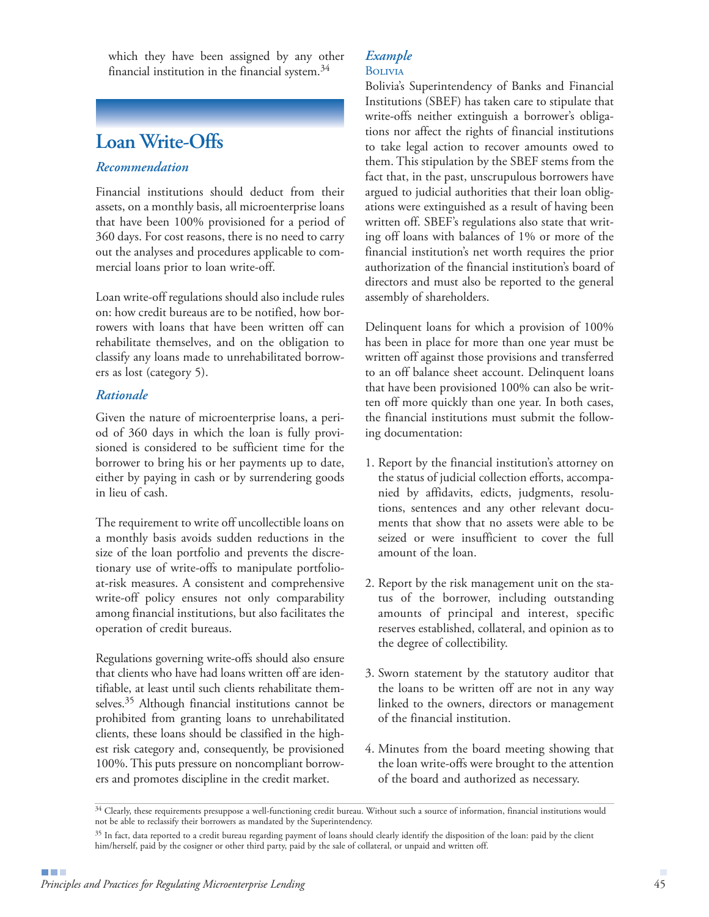which they have been assigned by any other financial institution in the financial system.[34]

## Loan Write-Offs

### *Recommendation*

Financial institutions should deduct from their assets, on a monthly basis, all microenterprise loans that have been 100% provisioned for a period of 360 days. For cost reasons, there is no need to carry out the analyses and procedures applicable to commercial loans prior to loan write-off.

Loan write-off regulations should also include rules on: how credit bureaus are to be notified, how borrowers with loans that have been written off can rehabilitate themselves, and on the obligation to classify any loans made to unrehabilitated borrowers as lost (category 5).

### *Rationale*

Given the nature of microenterprise loans, a period of 360 days in which the loan is fully provisioned is considered to be sufficient time for the borrower to bring his or her payments up to date, either by paying in cash or by surrendering goods in lieu of cash.

The requirement to write off uncollectible loans on a monthly basis avoids sudden reductions in the size of the loan portfolio and prevents the discretionary use of write-offs to manipulate portfolio-at-risk measures. A consistent and comprehensive write-off policy ensures not only comparability among financial institutions, but also facilitates the operation of credit bureaus.

Regulations governing write-offs should also ensure that clients who have had loans written off are identifiable, at least until such clients rehabilitate themselves.[35] Although financial institutions cannot be prohibited from granting loans to unrehabilitated clients, these loans should be classified in the highest risk category and, consequently, be provisioned 100%. This puts pressure on noncompliant borrowers and promotes discipline in the credit market.

### *Example*

#### Bolivia

Bolivia's Superintendency of Banks and Financial Institutions (SBEF) has taken care to stipulate that write-offs neither extinguish a borrower's obligations nor affect the rights of financial institutions to take legal action to recover amounts owed to them. This stipulation by the SBEF stems from the fact that, in the past, unscrupulous borrowers have argued to judicial authorities that their loan obligations were extinguished as a result of having been written off. SBEF's regulations also state that writing off loans with balances of 1% or more of the financial institution's net worth requires the prior authorization of the financial institution's board of directors and must also be reported to the general assembly of shareholders.

Delinquent loans for which a provision of 100% has been in place for more than one year must be written off against those provisions and transferred to an off balance sheet account. Delinquent loans that have been provisioned 100% can also be written off more quickly than one year. In both cases, the financial institutions must submit the following documentation:

1. Report by the financial institution's attorney on the status of judicial collection efforts, accompanied by affidavits, edicts, judgments, resolutions, sentences and any other relevant documents that show that no assets were able to be seized or were insufficient to cover the full amount of the loan.

2. Report by the risk management unit on the status of the borrower, including outstanding amounts of principal and interest, specific reserves established, collateral, and opinion as to the degree of collectibility.

3. Sworn statement by the statutory auditor that the loans to be written off are not in any way linked to the owners, directors or management of the financial institution.

4. Minutes from the board meeting showing that the loan write-offs were brought to the attention of the board and authorized as necessary.

---

[34] Clearly, these requirements presuppose a well-functioning credit bureau. Without such a source of information, financial institutions would not be able to reclassify their borrowers as mandated by the Superintendency.

[35] In fact, data reported to a credit bureau regarding payment of loans should clearly identify the disposition of the loan: paid by the client him/herself, paid by the cosigner or other third party, paid by the sale of collateral, or unpaid and written off.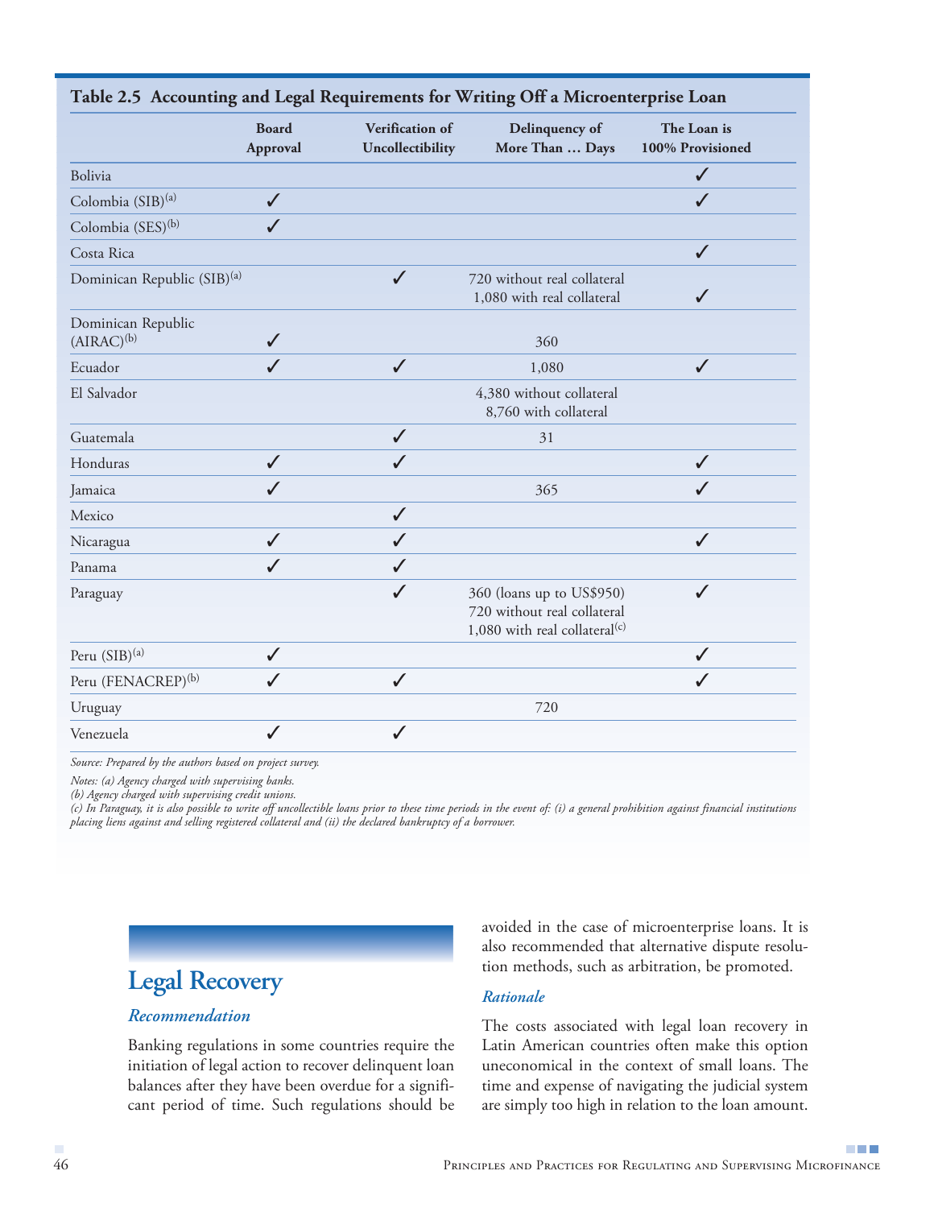**Table 2.5 Accounting and Legal Requirements for Writing Off a Microenterprise Loan**

| | Board Approval | Verification of Uncollectibility | Delinquency of More Than … Days | The Loan is 100% Provisioned |
|---|---|---|---|---|
| Bolivia | | | | ✓ |
| Colombia (SIB)[a] | ✓ | | | ✓ |
| Colombia (SES)[b] | ✓ | | | |
| Costa Rica | | | | ✓ |
| Dominican Republic (SIB)[a] | | ✓ | 720 without real collateral<br>1,080 with real collateral | ✓ |
| Dominican Republic (AIRAC)[b] | ✓ | | 360 | |
| Ecuador | ✓ | ✓ | 1,080 | ✓ |
| El Salvador | | | 4,380 without collateral<br>8,760 with collateral | |
| Guatemala | | ✓ | 31 | |
| Honduras | ✓ | ✓ | | ✓ |
| Jamaica | ✓ | | 365 | ✓ |
| Mexico | | ✓ | | |
| Nicaragua | ✓ | ✓ | | ✓ |
| Panama | ✓ | ✓ | | |
| Paraguay | | ✓ | 360 (loans up to US$950)<br>720 without real collateral<br>1,080 with real collateral[c] | ✓ |
| Peru (SIB)[a] | ✓ | | | ✓ |
| Peru (FENACREP)[b] | ✓ | ✓ | | ✓ |
| Uruguay | | | 720 | |
| Venezuela | ✓ | ✓ | | |

*Source: Prepared by the authors based on project survey.*

*Notes: (a) Agency charged with supervising banks.*
*(b) Agency charged with supervising credit unions.*
*(c) In Paraguay, it is also possible to write off uncollectible loans prior to these time periods in the event of: (i) a general prohibition against financial institutions placing liens against and selling registered collateral and (ii) the declared bankruptcy of a borrower.*

## Legal Recovery

### *Recommendation*

Banking regulations in some countries require the initiation of legal action to recover delinquent loan balances after they have been overdue for a significant period of time. Such regulations should be avoided in the case of microenterprise loans. It is also recommended that alternative dispute resolution methods, such as arbitration, be promoted.

### *Rationale*

The costs associated with legal loan recovery in Latin American countries often make this option uneconomical in the context of small loans. The time and expense of navigating the judicial system are simply too high in relation to the loan amount.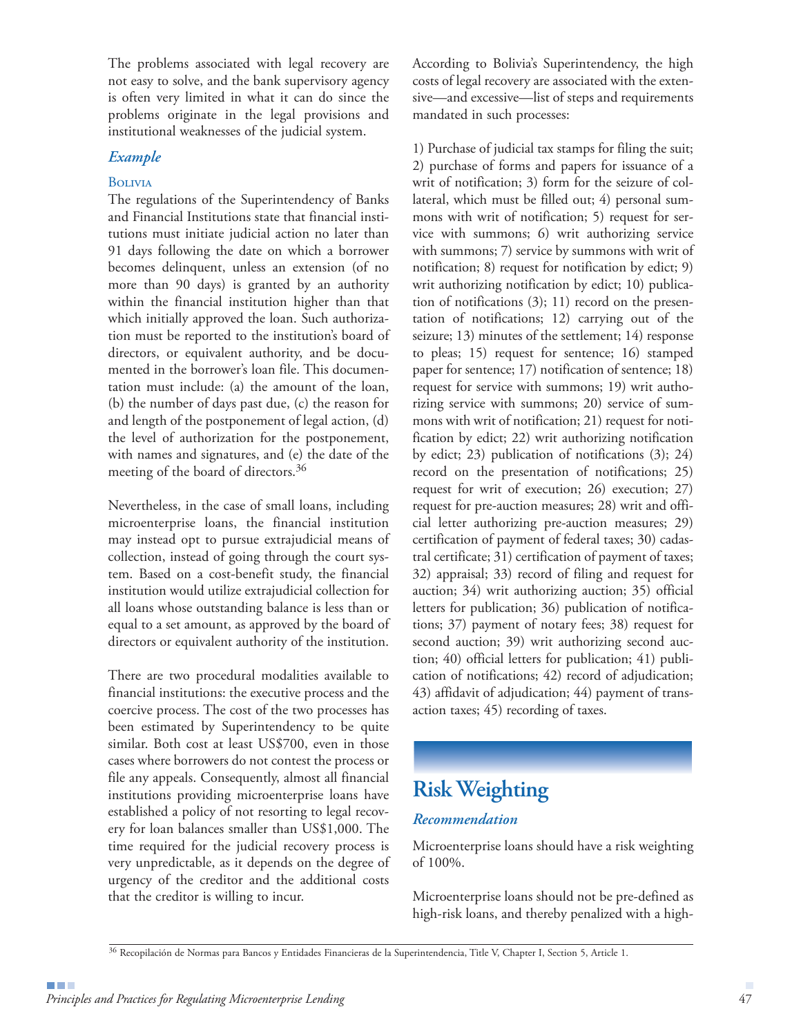The problems associated with legal recovery are not easy to solve, and the bank supervisory agency is often very limited in what it can do since the problems originate in the legal provisions and institutional weaknesses of the judicial system.

### *Example*

#### Bolivia

The regulations of the Superintendency of Banks and Financial Institutions state that financial institutions must initiate judicial action no later than 91 days following the date on which a borrower becomes delinquent, unless an extension (of no more than 90 days) is granted by an authority within the financial institution higher than that which initially approved the loan. Such authorization must be reported to the institution's board of directors, or equivalent authority, and be documented in the borrower's loan file. This documentation must include: (a) the amount of the loan, (b) the number of days past due, (c) the reason for and length of the postponement of legal action, (d) the level of authorization for the postponement, with names and signatures, and (e) the date of the meeting of the board of directors.[36]

Nevertheless, in the case of small loans, including microenterprise loans, the financial institution may instead opt to pursue extrajudicial means of collection, instead of going through the court system. Based on a cost-benefit study, the financial institution would utilize extrajudicial collection for all loans whose outstanding balance is less than or equal to a set amount, as approved by the board of directors or equivalent authority of the institution.

There are two procedural modalities available to financial institutions: the executive process and the coercive process. The cost of the two processes has been estimated by Superintendency to be quite similar. Both cost at least US$700, even in those cases where borrowers do not contest the process or file any appeals. Consequently, almost all financial institutions providing microenterprise loans have established a policy of not resorting to legal recovery for loan balances smaller than US$1,000. The time required for the judicial recovery process is very unpredictable, as it depends on the degree of urgency of the creditor and the additional costs that the creditor is willing to incur.

According to Bolivia's Superintendency, the high costs of legal recovery are associated with the extensive—and excessive—list of steps and requirements mandated in such processes:

1) Purchase of judicial tax stamps for filing the suit; 2) purchase of forms and papers for issuance of a writ of notification; 3) form for the seizure of collateral, which must be filled out; 4) personal summons with writ of notification; 5) request for service with summons; 6) writ authorizing service with summons; 7) service by summons with writ of notification; 8) request for notification by edict; 9) writ authorizing notification by edict; 10) publication of notifications (3); 11) record on the presentation of notifications; 12) carrying out of the seizure; 13) minutes of the settlement; 14) response to pleas; 15) request for sentence; 16) stamped paper for sentence; 17) notification of sentence; 18) request for service with summons; 19) writ authorizing service with summons; 20) service of summons with writ of notification; 21) request for notification by edict; 22) writ authorizing notification by edict; 23) publication of notifications (3); 24) record on the presentation of notifications; 25) request for writ of execution; 26) execution; 27) request for pre-auction measures; 28) writ and official letter authorizing pre-auction measures; 29) certification of payment of federal taxes; 30) cadastral certificate; 31) certification of payment of taxes; 32) appraisal; 33) record of filing and request for auction; 34) writ authorizing auction; 35) official letters for publication; 36) publication of notifications; 37) payment of notary fees; 38) request for second auction; 39) writ authorizing second auction; 40) official letters for publication; 41) publication of notifications; 42) record of adjudication; 43) affidavit of adjudication; 44) payment of transaction taxes; 45) recording of taxes.

## Risk Weighting

### *Recommendation*

Microenterprise loans should have a risk weighting of 100%.

Microenterprise loans should not be pre-defined as high-risk loans, and thereby penalized with a high-

[36] Recopilación de Normas para Bancos y Entidades Financieras de la Superintendencia, Title V, Chapter I, Section 5, Article 1.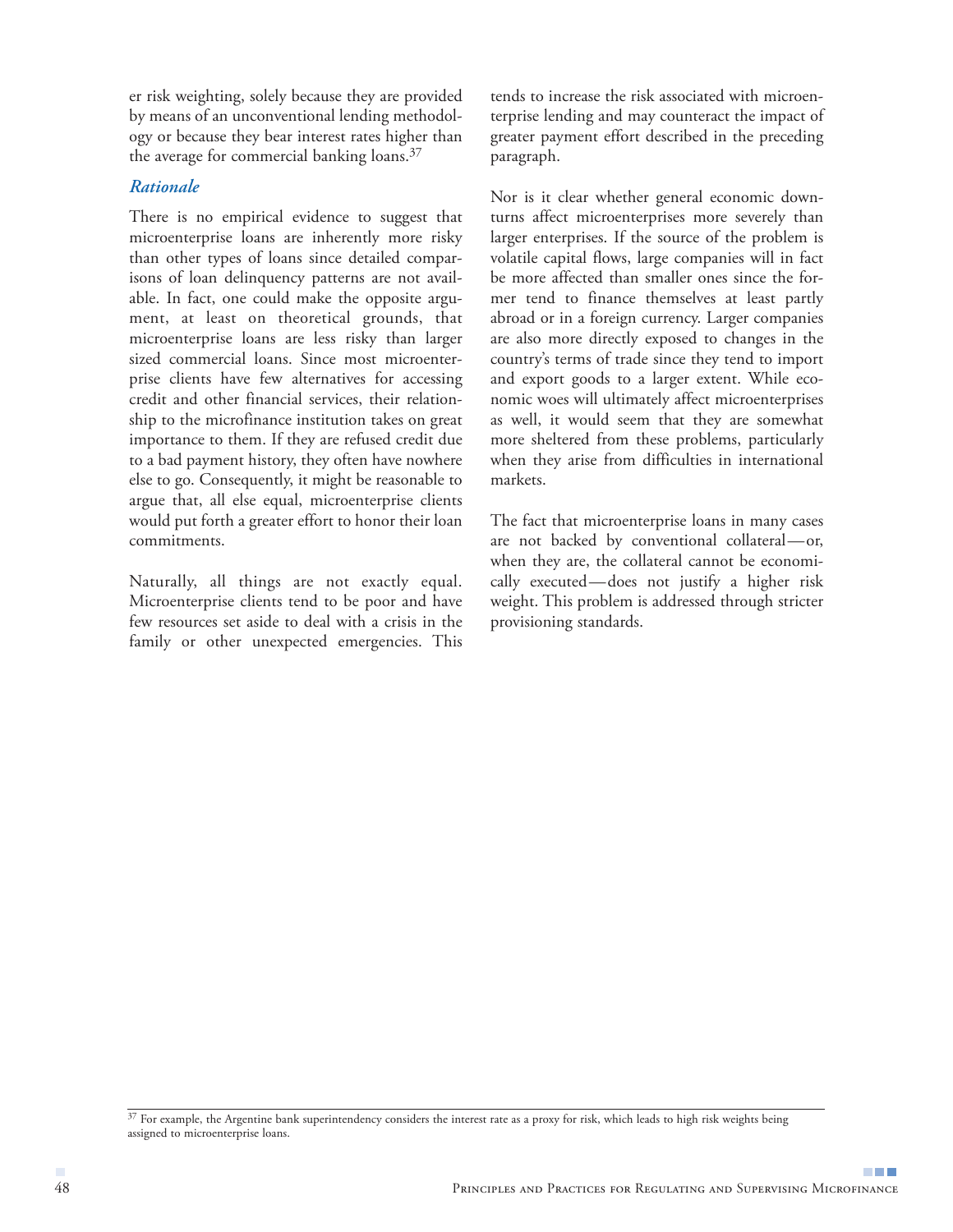er risk weighting, solely because they are provided by means of an unconventional lending methodology or because they bear interest rates higher than the average for commercial banking loans.[37]

### *Rationale*

There is no empirical evidence to suggest that microenterprise loans are inherently more risky than other types of loans since detailed comparisons of loan delinquency patterns are not available. In fact, one could make the opposite argument, at least on theoretical grounds, that microenterprise loans are less risky than larger sized commercial loans. Since most microenterprise clients have few alternatives for accessing credit and other financial services, their relationship to the microfinance institution takes on great importance to them. If they are refused credit due to a bad payment history, they often have nowhere else to go. Consequently, it might be reasonable to argue that, all else equal, microenterprise clients would put forth a greater effort to honor their loan commitments.

Naturally, all things are not exactly equal. Microenterprise clients tend to be poor and have few resources set aside to deal with a crisis in the family or other unexpected emergencies. This tends to increase the risk associated with microenterprise lending and may counteract the impact of greater payment effort described in the preceding paragraph.

Nor is it clear whether general economic downturns affect microenterprises more severely than larger enterprises. If the source of the problem is volatile capital flows, large companies will in fact be more affected than smaller ones since the former tend to finance themselves at least partly abroad or in a foreign currency. Larger companies are also more directly exposed to changes in the country's terms of trade since they tend to import and export goods to a larger extent. While economic woes will ultimately affect microenterprises as well, it would seem that they are somewhat more sheltered from these problems, particularly when they arise from difficulties in international markets.

The fact that microenterprise loans in many cases are not backed by conventional collateral—or, when they are, the collateral cannot be economically executed—does not justify a higher risk weight. This problem is addressed through stricter provisioning standards.

---

[37] For example, the Argentine bank superintendency considers the interest rate as a proxy for risk, which leads to high risk weights being assigned to microenterprise loans.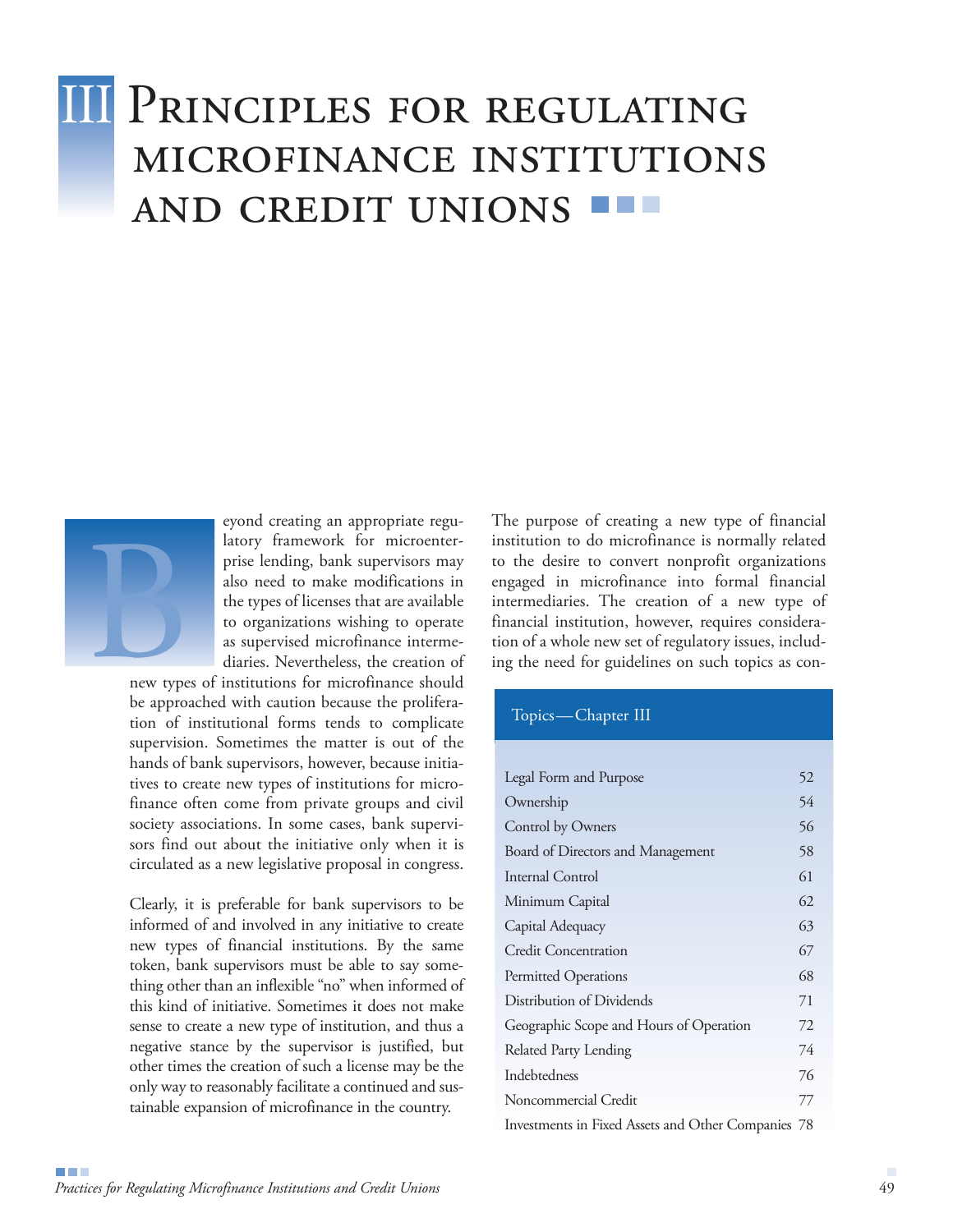# III Principles for regulating microfinance institutions and credit unions

Beyond creating an appropriate regulatory framework for microenterprise lending, bank supervisors may also need to make modifications in the types of licenses that are available to organizations wishing to operate as supervised microfinance intermediaries. Nevertheless, the creation of new types of institutions for microfinance should be approached with caution because the proliferation of institutional forms tends to complicate supervision. Sometimes the matter is out of the hands of bank supervisors, however, because initiatives to create new types of institutions for microfinance often come from private groups and civil society associations. In some cases, bank supervisors find out about the initiative only when it is circulated as a new legislative proposal in congress.

Clearly, it is preferable for bank supervisors to be informed of and involved in any initiative to create new types of financial institutions. By the same token, bank supervisors must be able to say something other than an inflexible "no" when informed of this kind of initiative. Sometimes it does not make sense to create a new type of institution, and thus a negative stance by the supervisor is justified, but other times the creation of such a license may be the only way to reasonably facilitate a continued and sustainable expansion of microfinance in the country.

The purpose of creating a new type of financial institution to do microfinance is normally related to the desire to convert nonprofit organizations engaged in microfinance into formal financial intermediaries. The creation of a new type of financial institution, however, requires consideration of a whole new set of regulatory issues, including the need for guidelines on such topics as con-

| Topics—Chapter III | |
|---|---|
| Legal Form and Purpose | 52 |
| Ownership | 54 |
| Control by Owners | 56 |
| Board of Directors and Management | 58 |
| Internal Control | 61 |
| Minimum Capital | 62 |
| Capital Adequacy | 63 |
| Credit Concentration | 67 |
| Permitted Operations | 68 |
| Distribution of Dividends | 71 |
| Geographic Scope and Hours of Operation | 72 |
| Related Party Lending | 74 |
| Indebtedness | 76 |
| Noncommercial Credit | 77 |
| Investments in Fixed Assets and Other Companies | 78 |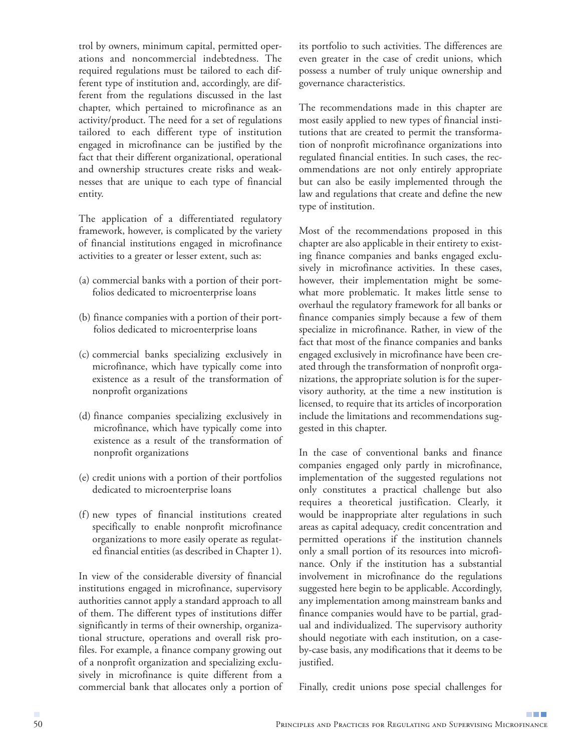trol by owners, minimum capital, permitted operations and noncommercial indebtedness. The required regulations must be tailored to each different type of institution and, accordingly, are different from the regulations discussed in the last chapter, which pertained to microfinance as an activity/product. The need for a set of regulations tailored to each different type of institution engaged in microfinance can be justified by the fact that their different organizational, operational and ownership structures create risks and weaknesses that are unique to each type of financial entity.

The application of a differentiated regulatory framework, however, is complicated by the variety of financial institutions engaged in microfinance activities to a greater or lesser extent, such as:

(a) commercial banks with a portion of their portfolios dedicated to microenterprise loans

(b) finance companies with a portion of their portfolios dedicated to microenterprise loans

(c) commercial banks specializing exclusively in microfinance, which have typically come into existence as a result of the transformation of nonprofit organizations

(d) finance companies specializing exclusively in microfinance, which have typically come into existence as a result of the transformation of nonprofit organizations

(e) credit unions with a portion of their portfolios dedicated to microenterprise loans

(f) new types of financial institutions created specifically to enable nonprofit microfinance organizations to more easily operate as regulated financial entities (as described in Chapter 1).

In view of the considerable diversity of financial institutions engaged in microfinance, supervisory authorities cannot apply a standard approach to all of them. The different types of institutions differ significantly in terms of their ownership, organizational structure, operations and overall risk profiles. For example, a finance company growing out of a nonprofit organization and specializing exclusively in microfinance is quite different from a commercial bank that allocates only a portion of its portfolio to such activities. The differences are even greater in the case of credit unions, which possess a number of truly unique ownership and governance characteristics.

The recommendations made in this chapter are most easily applied to new types of financial institutions that are created to permit the transformation of nonprofit microfinance organizations into regulated financial entities. In such cases, the recommendations are not only entirely appropriate but can also be easily implemented through the law and regulations that create and define the new type of institution.

Most of the recommendations proposed in this chapter are also applicable in their entirety to existing finance companies and banks engaged exclusively in microfinance activities. In these cases, however, their implementation might be somewhat more problematic. It makes little sense to overhaul the regulatory framework for all banks or finance companies simply because a few of them specialize in microfinance. Rather, in view of the fact that most of the finance companies and banks engaged exclusively in microfinance have been created through the transformation of nonprofit organizations, the appropriate solution is for the supervisory authority, at the time a new institution is licensed, to require that its articles of incorporation include the limitations and recommendations suggested in this chapter.

In the case of conventional banks and finance companies engaged only partly in microfinance, implementation of the suggested regulations not only constitutes a practical challenge but also requires a theoretical justification. Clearly, it would be inappropriate alter regulations in such areas as capital adequacy, credit concentration and permitted operations if the institution channels only a small portion of its resources into microfinance. Only if the institution has a substantial involvement in microfinance do the regulations suggested here begin to be applicable. Accordingly, any implementation among mainstream banks and finance companies would have to be partial, gradual and individualized. The supervisory authority should negotiate with each institution, on a case-by-case basis, any modifications that it deems to be justified.

Finally, credit unions pose special challenges for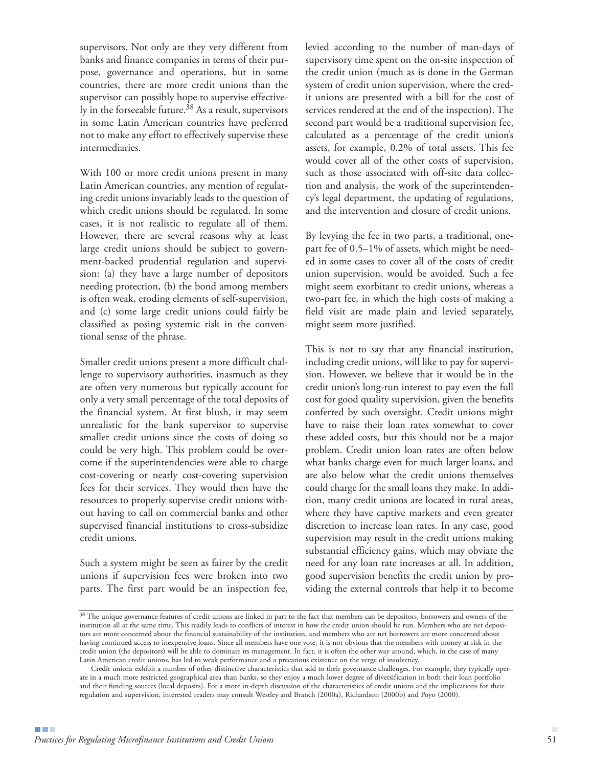supervisors. Not only are they very different from banks and finance companies in terms of their purpose, governance and operations, but in some countries, there are more credit unions than the supervisor can possibly hope to supervise effectively in the forseeable future.[38] As a result, supervisors in some Latin American countries have preferred not to make any effort to effectively supervise these intermediaries.

With 100 or more credit unions present in many Latin American countries, any mention of regulating credit unions invariably leads to the question of which credit unions should be regulated. In some cases, it is not realistic to regulate all of them. However, there are several reasons why at least large credit unions should be subject to government-backed prudential regulation and supervision: (a) they have a large number of depositors needing protection, (b) the bond among members is often weak, eroding elements of self-supervision, and (c) some large credit unions could fairly be classified as posing systemic risk in the conventional sense of the phrase.

Smaller credit unions present a more difficult challenge to supervisory authorities, inasmuch as they are often very numerous but typically account for only a very small percentage of the total deposits of the financial system. At first blush, it may seem unrealistic for the bank supervisor to supervise smaller credit unions since the costs of doing so could be very high. This problem could be overcome if the superintendencies were able to charge cost-covering or nearly cost-covering supervision fees for their services. They would then have the resources to properly supervise credit unions without having to call on commercial banks and other supervised financial institutions to cross-subsidize credit unions.

Such a system might be seen as fairer by the credit unions if supervision fees were broken into two parts. The first part would be an inspection fee, levied according to the number of man-days of supervisory time spent on the on-site inspection of the credit union (much as is done in the German system of credit union supervision, where the credit unions are presented with a bill for the cost of services rendered at the end of the inspection). The second part would be a traditional supervision fee, calculated as a percentage of the credit union's assets, for example, 0.2% of total assets. This fee would cover all of the other costs of supervision, such as those associated with off-site data collection and analysis, the work of the superintendency's legal department, the updating of regulations, and the intervention and closure of credit unions.

By levying the fee in two parts, a traditional, one-part fee of 0.5–1% of assets, which might be needed in some cases to cover all of the costs of credit union supervision, would be avoided. Such a fee might seem exorbitant to credit unions, whereas a two-part fee, in which the high costs of making a field visit are made plain and levied separately, might seem more justified.

This is not to say that any financial institution, including credit unions, will like to pay for supervision. However, we believe that it would be in the credit union's long-run interest to pay even the full cost for good quality supervision, given the benefits conferred by such oversight. Credit unions might have to raise their loan rates somewhat to cover these added costs, but this should not be a major problem. Credit union loan rates are often below what banks charge even for much larger loans, and are also below what the credit unions themselves could charge for the small loans they make. In addition, many credit unions are located in rural areas, where they have captive markets and even greater discretion to increase loan rates. In any case, good supervision may result in the credit unions making substantial efficiency gains, which may obviate the need for any loan rate increases at all. In addition, good supervision benefits the credit union by providing the external controls that help it to become

---

[38] The unique governance features of credit unions are linked in part to the fact that members can be depositors, borrowers and owners of the institution all at the same time. This readily leads to conflicts of interest in how the credit union should be run. Members who are net depositors are more concerned about the financial sustainability of the institution, and members who are net borrowers are more concerned about having continued access to inexpensive loans. Since all members have one vote, it is not obvious that the members with money at risk in the credit union (the depositors) will be able to dominate its management. In fact, it is often the other way around, which, in the case of many Latin American credit unions, has led to weak performance and a precarious existence on the verge of insolvency.

Credit unions exhibit a number of other distinctive characteristics that add to their governance challenges. For example, they typically operate in a much more restricted geographical area than banks, so they enjoy a much lower degree of diversification in both their loan portfolio and their funding sources (local deposits). For a more in-depth discussion of the characteristics of credit unions and the implications for their regulation and supervision, interested readers may consult Westley and Branch (2000a), Richardson (2000b) and Poyo (2000).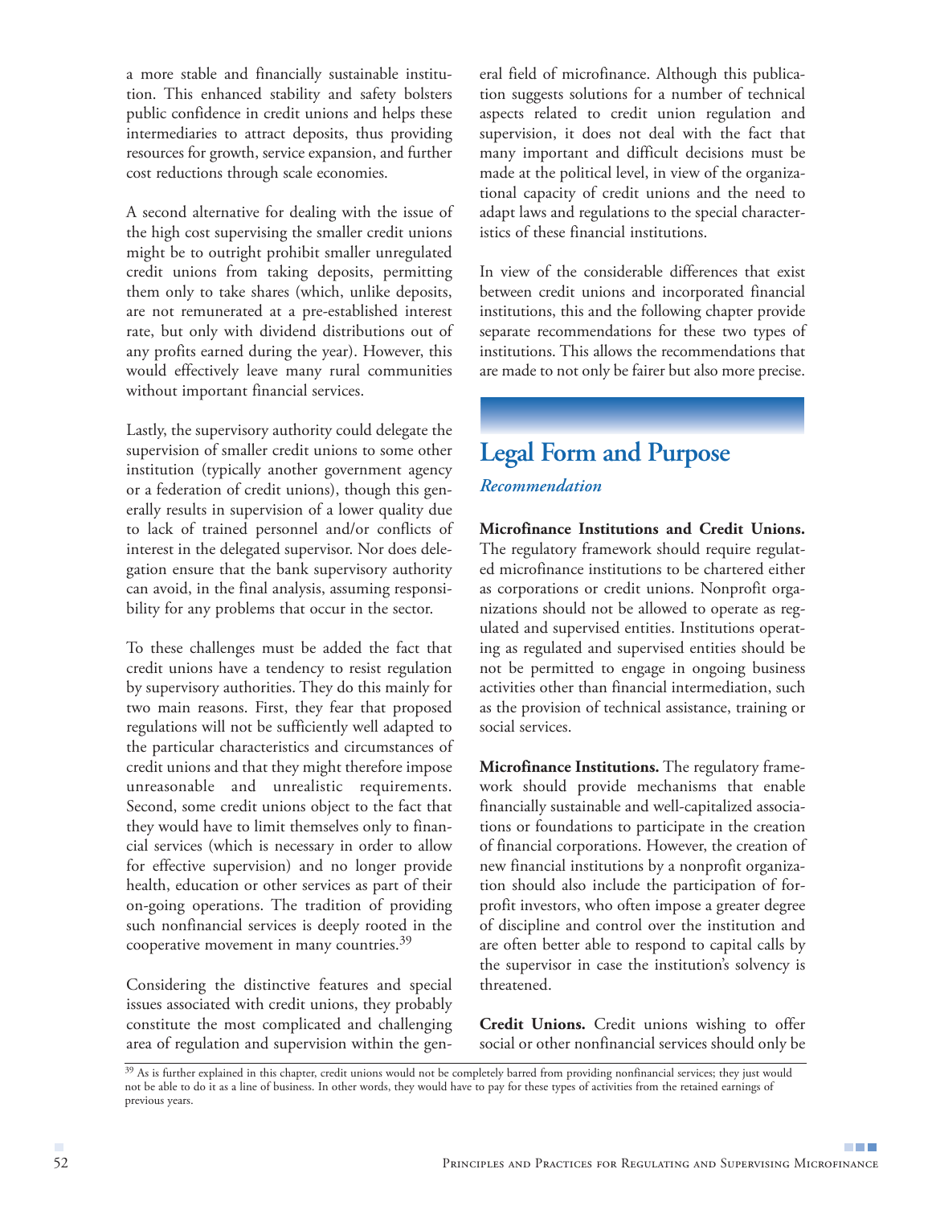a more stable and financially sustainable institution. This enhanced stability and safety bolsters public confidence in credit unions and helps these intermediaries to attract deposits, thus providing resources for growth, service expansion, and further cost reductions through scale economies.

A second alternative for dealing with the issue of the high cost supervising the smaller credit unions might be to outright prohibit smaller unregulated credit unions from taking deposits, permitting them only to take shares (which, unlike deposits, are not remunerated at a pre-established interest rate, but only with dividend distributions out of any profits earned during the year). However, this would effectively leave many rural communities without important financial services.

Lastly, the supervisory authority could delegate the supervision of smaller credit unions to some other institution (typically another government agency or a federation of credit unions), though this generally results in supervision of a lower quality due to lack of trained personnel and/or conflicts of interest in the delegated supervisor. Nor does delegation ensure that the bank supervisory authority can avoid, in the final analysis, assuming responsibility for any problems that occur in the sector.

To these challenges must be added the fact that credit unions have a tendency to resist regulation by supervisory authorities. They do this mainly for two main reasons. First, they fear that proposed regulations will not be sufficiently well adapted to the particular characteristics and circumstances of credit unions and that they might therefore impose unreasonable and unrealistic requirements. Second, some credit unions object to the fact that they would have to limit themselves only to financial services (which is necessary in order to allow for effective supervision) and no longer provide health, education or other services as part of their on-going operations. The tradition of providing such nonfinancial services is deeply rooted in the cooperative movement in many countries.[39]

Considering the distinctive features and special issues associated with credit unions, they probably constitute the most complicated and challenging area of regulation and supervision within the general field of microfinance. Although this publication suggests solutions for a number of technical aspects related to credit union regulation and supervision, it does not deal with the fact that many important and difficult decisions must be made at the political level, in view of the organizational capacity of credit unions and the need to adapt laws and regulations to the special characteristics of these financial institutions.

In view of the considerable differences that exist between credit unions and incorporated financial institutions, this and the following chapter provide separate recommendations for these two types of institutions. This allows the recommendations that are made to not only be fairer but also more precise.

## Legal Form and Purpose

### *Recommendation*

**Microfinance Institutions and Credit Unions.** The regulatory framework should require regulated microfinance institutions to be chartered either as corporations or credit unions. Nonprofit organizations should not be allowed to operate as regulated and supervised entities. Institutions operating as regulated and supervised entities should be not be permitted to engage in ongoing business activities other than financial intermediation, such as the provision of technical assistance, training or social services.

**Microfinance Institutions.** The regulatory framework should provide mechanisms that enable financially sustainable and well-capitalized associations or foundations to participate in the creation of financial corporations. However, the creation of new financial institutions by a nonprofit organization should also include the participation of for-profit investors, who often impose a greater degree of discipline and control over the institution and are often better able to respond to capital calls by the supervisor in case the institution's solvency is threatened.

**Credit Unions.** Credit unions wishing to offer social or other nonfinancial services should only be

---

[39] As is further explained in this chapter, credit unions would not be completely barred from providing nonfinancial services; they just would not be able to do it as a line of business. In other words, they would have to pay for these types of activities from the retained earnings of previous years.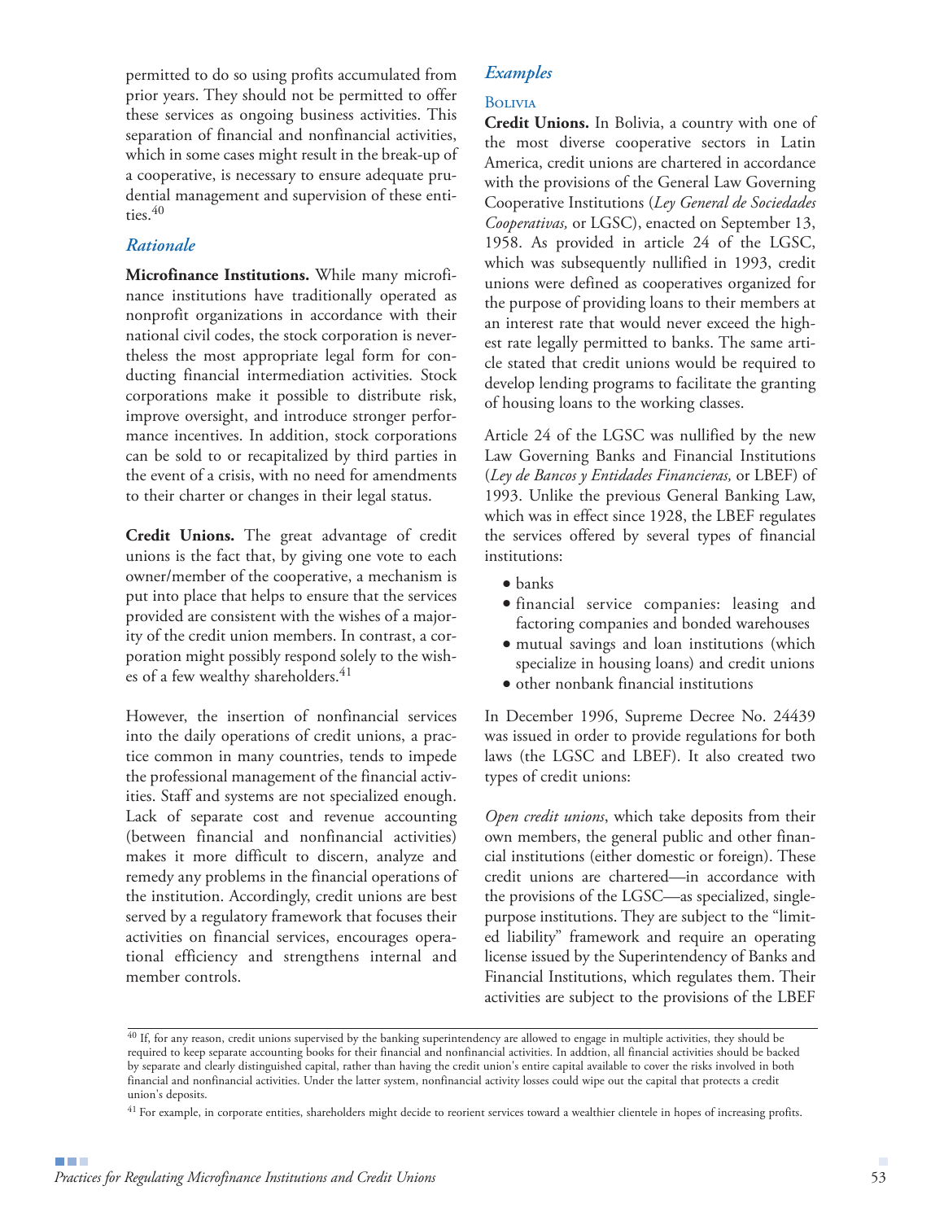permitted to do so using profits accumulated from prior years. They should not be permitted to offer these services as ongoing business activities. This separation of financial and nonfinancial activities, which in some cases might result in the break-up of a cooperative, is necessary to ensure adequate prudential management and supervision of these entities.[40]

### *Rationale*

**Microfinance Institutions.** While many microfinance institutions have traditionally operated as nonprofit organizations in accordance with their national civil codes, the stock corporation is nevertheless the most appropriate legal form for conducting financial intermediation activities. Stock corporations make it possible to distribute risk, improve oversight, and introduce stronger performance incentives. In addition, stock corporations can be sold to or recapitalized by third parties in the event of a crisis, with no need for amendments to their charter or changes in their legal status.

**Credit Unions.** The great advantage of credit unions is the fact that, by giving one vote to each owner/member of the cooperative, a mechanism is put into place that helps to ensure that the services provided are consistent with the wishes of a majority of the credit union members. In contrast, a corporation might possibly respond solely to the wishes of a few wealthy shareholders.[41]

However, the insertion of nonfinancial services into the daily operations of credit unions, a practice common in many countries, tends to impede the professional management of the financial activities. Staff and systems are not specialized enough. Lack of separate cost and revenue accounting (between financial and nonfinancial activities) makes it more difficult to discern, analyze and remedy any problems in the financial operations of the institution. Accordingly, credit unions are best served by a regulatory framework that focuses their activities on financial services, encourages operational efficiency and strengthens internal and member controls.

### *Examples*

#### Bolivia

**Credit Unions.** In Bolivia, a country with one of the most diverse cooperative sectors in Latin America, credit unions are chartered in accordance with the provisions of the General Law Governing Cooperative Institutions (*Ley General de Sociedades Cooperativas,* or LGSC), enacted on September 13, 1958. As provided in article 24 of the LGSC, which was subsequently nullified in 1993, credit unions were defined as cooperatives organized for the purpose of providing loans to their members at an interest rate that would never exceed the highest rate legally permitted to banks. The same article stated that credit unions would be required to develop lending programs to facilitate the granting of housing loans to the working classes.

Article 24 of the LGSC was nullified by the new Law Governing Banks and Financial Institutions (*Ley de Bancos y Entidades Financieras,* or LBEF) of 1993. Unlike the previous General Banking Law, which was in effect since 1928, the LBEF regulates the services offered by several types of financial institutions:

- banks
- financial service companies: leasing and factoring companies and bonded warehouses
- mutual savings and loan institutions (which specialize in housing loans) and credit unions
- other nonbank financial institutions

In December 1996, Supreme Decree No. 24439 was issued in order to provide regulations for both laws (the LGSC and LBEF). It also created two types of credit unions:

*Open credit unions*, which take deposits from their own members, the general public and other financial institutions (either domestic or foreign). These credit unions are chartered—in accordance with the provisions of the LGSC—as specialized, single-purpose institutions. They are subject to the "limited liability" framework and require an operating license issued by the Superintendency of Banks and Financial Institutions, which regulates them. Their activities are subject to the provisions of the LBEF

---

[40] If, for any reason, credit unions supervised by the banking superintendency are allowed to engage in multiple activities, they should be required to keep separate accounting books for their financial and nonfinancial activities. In addtion, all financial activities should be backed by separate and clearly distinguished capital, rather than having the credit union's entire capital available to cover the risks involved in both financial and nonfinancial activities. Under the latter system, nonfinancial activity losses could wipe out the capital that protects a credit union's deposits.

[41] For example, in corporate entities, shareholders might decide to reorient services toward a wealthier clientele in hopes of increasing profits.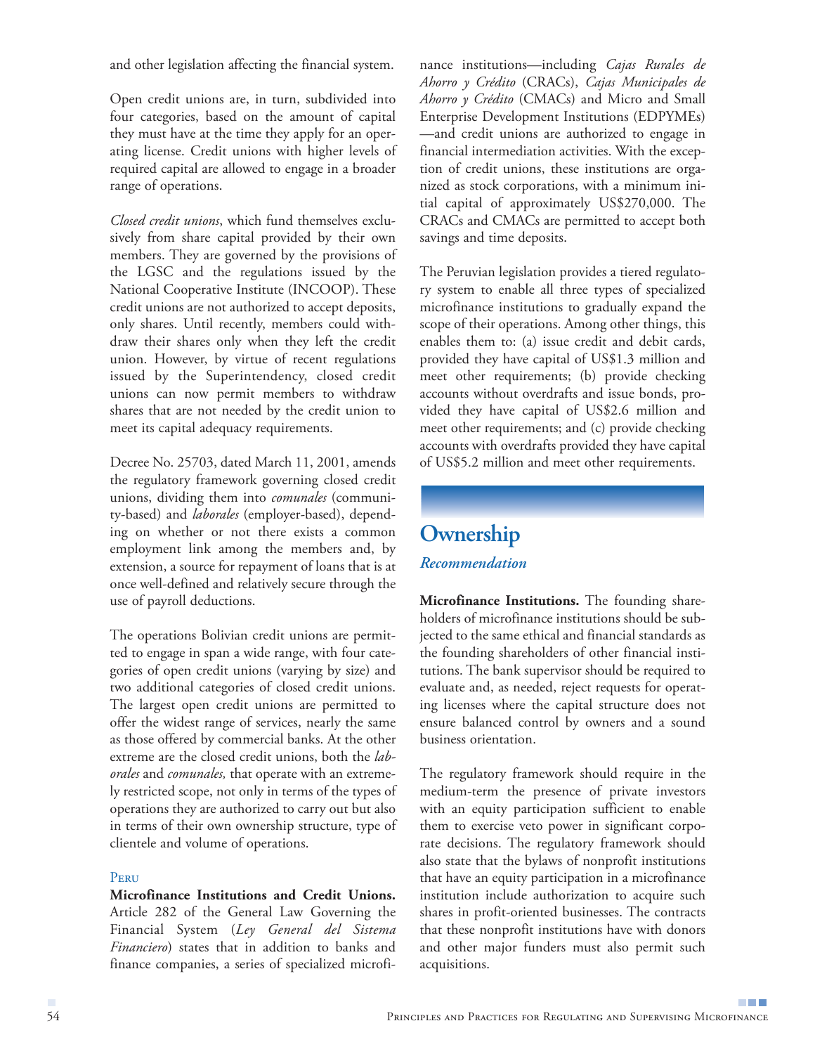and other legislation affecting the financial system.

Open credit unions are, in turn, subdivided into four categories, based on the amount of capital they must have at the time they apply for an operating license. Credit unions with higher levels of required capital are allowed to engage in a broader range of operations.

*Closed credit unions*, which fund themselves exclusively from share capital provided by their own members. They are governed by the provisions of the LGSC and the regulations issued by the National Cooperative Institute (INCOOP). These credit unions are not authorized to accept deposits, only shares. Until recently, members could withdraw their shares only when they left the credit union. However, by virtue of recent regulations issued by the Superintendency, closed credit unions can now permit members to withdraw shares that are not needed by the credit union to meet its capital adequacy requirements.

Decree No. 25703, dated March 11, 2001, amends the regulatory framework governing closed credit unions, dividing them into *comunales* (community-based) and *laborales* (employer-based), depending on whether or not there exists a common employment link among the members and, by extension, a source for repayment of loans that is at once well-defined and relatively secure through the use of payroll deductions.

The operations Bolivian credit unions are permitted to engage in span a wide range, with four categories of open credit unions (varying by size) and two additional categories of closed credit unions. The largest open credit unions are permitted to offer the widest range of services, nearly the same as those offered by commercial banks. At the other extreme are the closed credit unions, both the *laborales* and *comunales,* that operate with an extremely restricted scope, not only in terms of the types of operations they are authorized to carry out but also in terms of their own ownership structure, type of clientele and volume of operations.

### Peru

**Microfinance Institutions and Credit Unions.** Article 282 of the General Law Governing the Financial System (*Ley General del Sistema Financiero*) states that in addition to banks and finance companies, a series of specialized microfinance institutions—including *Cajas Rurales de Ahorro y Crédito* (CRACs), *Cajas Municipales de Ahorro y Crédito* (CMACs) and Micro and Small Enterprise Development Institutions (EDPYMEs) —and credit unions are authorized to engage in financial intermediation activities. With the exception of credit unions, these institutions are organized as stock corporations, with a minimum initial capital of approximately US$270,000. The CRACs and CMACs are permitted to accept both savings and time deposits.

The Peruvian legislation provides a tiered regulatory system to enable all three types of specialized microfinance institutions to gradually expand the scope of their operations. Among other things, this enables them to: (a) issue credit and debit cards, provided they have capital of US$1.3 million and meet other requirements; (b) provide checking accounts without overdrafts and issue bonds, provided they have capital of US$2.6 million and meet other requirements; and (c) provide checking accounts with overdrafts provided they have capital of US$5.2 million and meet other requirements.

## Ownership

### *Recommendation*

**Microfinance Institutions.** The founding shareholders of microfinance institutions should be subjected to the same ethical and financial standards as the founding shareholders of other financial institutions. The bank supervisor should be required to evaluate and, as needed, reject requests for operating licenses where the capital structure does not ensure balanced control by owners and a sound business orientation.

The regulatory framework should require in the medium-term the presence of private investors with an equity participation sufficient to enable them to exercise veto power in significant corporate decisions. The regulatory framework should also state that the bylaws of nonprofit institutions that have an equity participation in a microfinance institution include authorization to acquire such shares in profit-oriented businesses. The contracts that these nonprofit institutions have with donors and other major funders must also permit such acquisitions.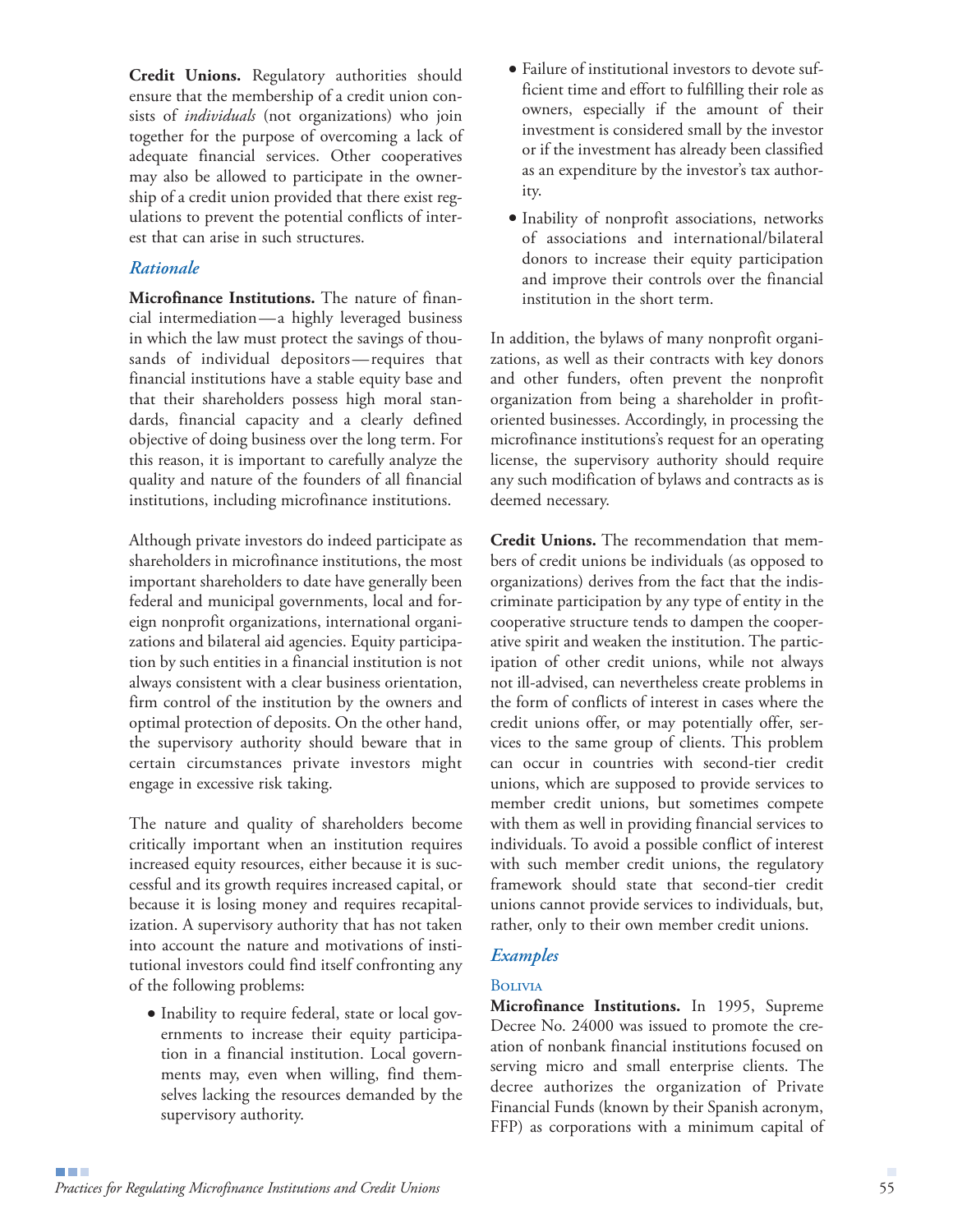**Credit Unions.** Regulatory authorities should ensure that the membership of a credit union consists of *individuals* (not organizations) who join together for the purpose of overcoming a lack of adequate financial services. Other cooperatives may also be allowed to participate in the ownership of a credit union provided that there exist regulations to prevent the potential conflicts of interest that can arise in such structures.

### *Rationale*

**Microfinance Institutions.** The nature of financial intermediation—a highly leveraged business in which the law must protect the savings of thousands of individual depositors—requires that financial institutions have a stable equity base and that their shareholders possess high moral standards, financial capacity and a clearly defined objective of doing business over the long term. For this reason, it is important to carefully analyze the quality and nature of the founders of all financial institutions, including microfinance institutions.

Although private investors do indeed participate as shareholders in microfinance institutions, the most important shareholders to date have generally been federal and municipal governments, local and foreign nonprofit organizations, international organizations and bilateral aid agencies. Equity participation by such entities in a financial institution is not always consistent with a clear business orientation, firm control of the institution by the owners and optimal protection of deposits. On the other hand, the supervisory authority should beware that in certain circumstances private investors might engage in excessive risk taking.

The nature and quality of shareholders become critically important when an institution requires increased equity resources, either because it is successful and its growth requires increased capital, or because it is losing money and requires recapitalization. A supervisory authority that has not taken into account the nature and motivations of institutional investors could find itself confronting any of the following problems:

- Inability to require federal, state or local governments to increase their equity participation in a financial institution. Local governments may, even when willing, find themselves lacking the resources demanded by the supervisory authority.
- Failure of institutional investors to devote sufficient time and effort to fulfilling their role as owners, especially if the amount of their investment is considered small by the investor or if the investment has already been classified as an expenditure by the investor's tax authority.
- Inability of nonprofit associations, networks of associations and international/bilateral donors to increase their equity participation and improve their controls over the financial institution in the short term.

In addition, the bylaws of many nonprofit organizations, as well as their contracts with key donors and other funders, often prevent the nonprofit organization from being a shareholder in profit-oriented businesses. Accordingly, in processing the microfinance institutions's request for an operating license, the supervisory authority should require any such modification of bylaws and contracts as is deemed necessary.

**Credit Unions.** The recommendation that members of credit unions be individuals (as opposed to organizations) derives from the fact that the indiscriminate participation by any type of entity in the cooperative structure tends to dampen the cooperative spirit and weaken the institution. The participation of other credit unions, while not always not ill-advised, can nevertheless create problems in the form of conflicts of interest in cases where the credit unions offer, or may potentially offer, services to the same group of clients. This problem can occur in countries with second-tier credit unions, which are supposed to provide services to member credit unions, but sometimes compete with them as well in providing financial services to individuals. To avoid a possible conflict of interest with such member credit unions, the regulatory framework should state that second-tier credit unions cannot provide services to individuals, but, rather, only to their own member credit unions.

### *Examples*

#### Bolivia

**Microfinance Institutions.** In 1995, Supreme Decree No. 24000 was issued to promote the creation of nonbank financial institutions focused on serving micro and small enterprise clients. The decree authorizes the organization of Private Financial Funds (known by their Spanish acronym, FFP) as corporations with a minimum capital of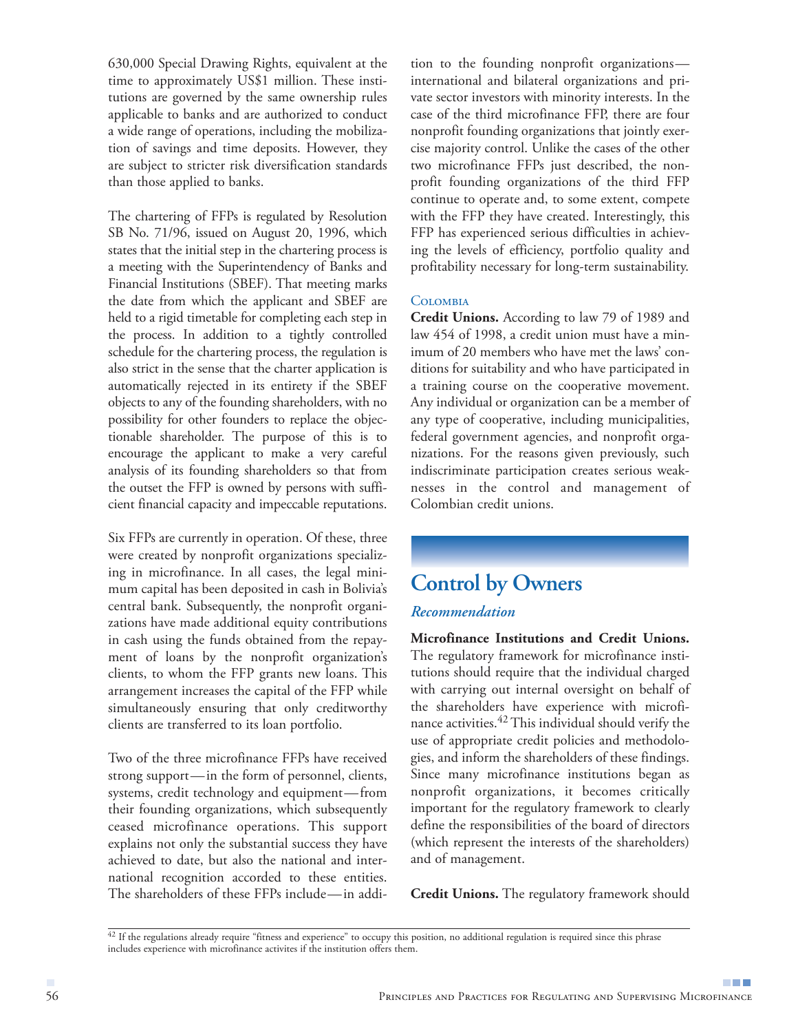630,000 Special Drawing Rights, equivalent at the time to approximately US$1 million. These institutions are governed by the same ownership rules applicable to banks and are authorized to conduct a wide range of operations, including the mobilization of savings and time deposits. However, they are subject to stricter risk diversification standards than those applied to banks.

The chartering of FFPs is regulated by Resolution SB No. 71/96, issued on August 20, 1996, which states that the initial step in the chartering process is a meeting with the Superintendency of Banks and Financial Institutions (SBEF). That meeting marks the date from which the applicant and SBEF are held to a rigid timetable for completing each step in the process. In addition to a tightly controlled schedule for the chartering process, the regulation is also strict in the sense that the charter application is automatically rejected in its entirety if the SBEF objects to any of the founding shareholders, with no possibility for other founders to replace the objectionable shareholder. The purpose of this is to encourage the applicant to make a very careful analysis of its founding shareholders so that from the outset the FFP is owned by persons with sufficient financial capacity and impeccable reputations.

Six FFPs are currently in operation. Of these, three were created by nonprofit organizations specializing in microfinance. In all cases, the legal minimum capital has been deposited in cash in Bolivia's central bank. Subsequently, the nonprofit organizations have made additional equity contributions in cash using the funds obtained from the repayment of loans by the nonprofit organization's clients, to whom the FFP grants new loans. This arrangement increases the capital of the FFP while simultaneously ensuring that only creditworthy clients are transferred to its loan portfolio.

Two of the three microfinance FFPs have received strong support—in the form of personnel, clients, systems, credit technology and equipment—from their founding organizations, which subsequently ceased microfinance operations. This support explains not only the substantial success they have achieved to date, but also the national and international recognition accorded to these entities. The shareholders of these FFPs include—in addition to the founding nonprofit organizations—international and bilateral organizations and private sector investors with minority interests. In the case of the third microfinance FFP, there are four nonprofit founding organizations that jointly exercise majority control. Unlike the cases of the other two microfinance FFPs just described, the nonprofit founding organizations of the third FFP continue to operate and, to some extent, compete with the FFP they have created. Interestingly, this FFP has experienced serious difficulties in achieving the levels of efficiency, portfolio quality and profitability necessary for long-term sustainability.

### Colombia

**Credit Unions.** According to law 79 of 1989 and law 454 of 1998, a credit union must have a minimum of 20 members who have met the laws' conditions for suitability and who have participated in a training course on the cooperative movement. Any individual or organization can be a member of any type of cooperative, including municipalities, federal government agencies, and nonprofit organizations. For the reasons given previously, such indiscriminate participation creates serious weaknesses in the control and management of Colombian credit unions.

## Control by Owners

### *Recommendation*

**Microfinance Institutions and Credit Unions.** The regulatory framework for microfinance institutions should require that the individual charged with carrying out internal oversight on behalf of the shareholders have experience with microfinance activities.[42] This individual should verify the use of appropriate credit policies and methodologies, and inform the shareholders of these findings. Since many microfinance institutions began as nonprofit organizations, it becomes critically important for the regulatory framework to clearly define the responsibilities of the board of directors (which represent the interests of the shareholders) and of management.

**Credit Unions.** The regulatory framework should

[42] If the regulations already require "fitness and experience" to occupy this position, no additional regulation is required since this phrase includes experience with microfinance activites if the institution offers them.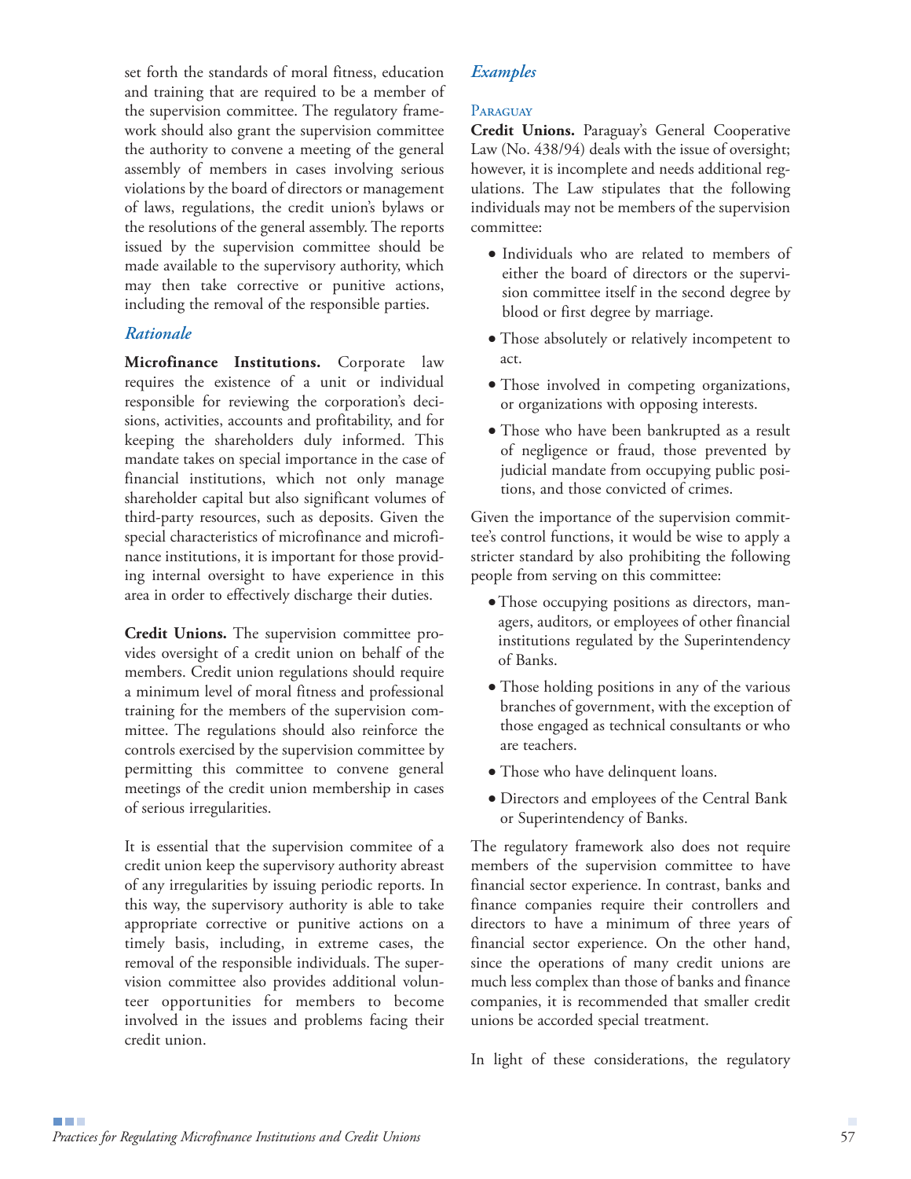set forth the standards of moral fitness, education and training that are required to be a member of the supervision committee. The regulatory framework should also grant the supervision committee the authority to convene a meeting of the general assembly of members in cases involving serious violations by the board of directors or management of laws, regulations, the credit union's bylaws or the resolutions of the general assembly. The reports issued by the supervision committee should be made available to the supervisory authority, which may then take corrective or punitive actions, including the removal of the responsible parties.

### *Rationale*

**Microfinance Institutions.** Corporate law requires the existence of a unit or individual responsible for reviewing the corporation's decisions, activities, accounts and profitability, and for keeping the shareholders duly informed. This mandate takes on special importance in the case of financial institutions, which not only manage shareholder capital but also significant volumes of third-party resources, such as deposits. Given the special characteristics of microfinance and microfinance institutions, it is important for those providing internal oversight to have experience in this area in order to effectively discharge their duties.

**Credit Unions.** The supervision committee provides oversight of a credit union on behalf of the members. Credit union regulations should require a minimum level of moral fitness and professional training for the members of the supervision committee. The regulations should also reinforce the controls exercised by the supervision committee by permitting this committee to convene general meetings of the credit union membership in cases of serious irregularities.

It is essential that the supervision commitee of a credit union keep the supervisory authority abreast of any irregularities by issuing periodic reports. In this way, the supervisory authority is able to take appropriate corrective or punitive actions on a timely basis, including, in extreme cases, the removal of the responsible individuals. The supervision committee also provides additional volunteer opportunities for members to become involved in the issues and problems facing their credit union.

### *Examples*

#### Paraguay

**Credit Unions.** Paraguay's General Cooperative Law (No. 438/94) deals with the issue of oversight; however, it is incomplete and needs additional regulations. The Law stipulates that the following individuals may not be members of the supervision committee:

- Individuals who are related to members of either the board of directors or the supervision committee itself in the second degree by blood or first degree by marriage.
- Those absolutely or relatively incompetent to act.
- Those involved in competing organizations, or organizations with opposing interests.
- Those who have been bankrupted as a result of negligence or fraud, those prevented by judicial mandate from occupying public positions, and those convicted of crimes.

Given the importance of the supervision committee's control functions, it would be wise to apply a stricter standard by also prohibiting the following people from serving on this committee:

- Those occupying positions as directors, managers, auditors, or employees of other financial institutions regulated by the Superintendency of Banks.
- Those holding positions in any of the various branches of government, with the exception of those engaged as technical consultants or who are teachers.
- Those who have delinquent loans.
- Directors and employees of the Central Bank or Superintendency of Banks.

The regulatory framework also does not require members of the supervision committee to have financial sector experience. In contrast, banks and finance companies require their controllers and directors to have a minimum of three years of financial sector experience. On the other hand, since the operations of many credit unions are much less complex than those of banks and finance companies, it is recommended that smaller credit unions be accorded special treatment.

In light of these considerations, the regulatory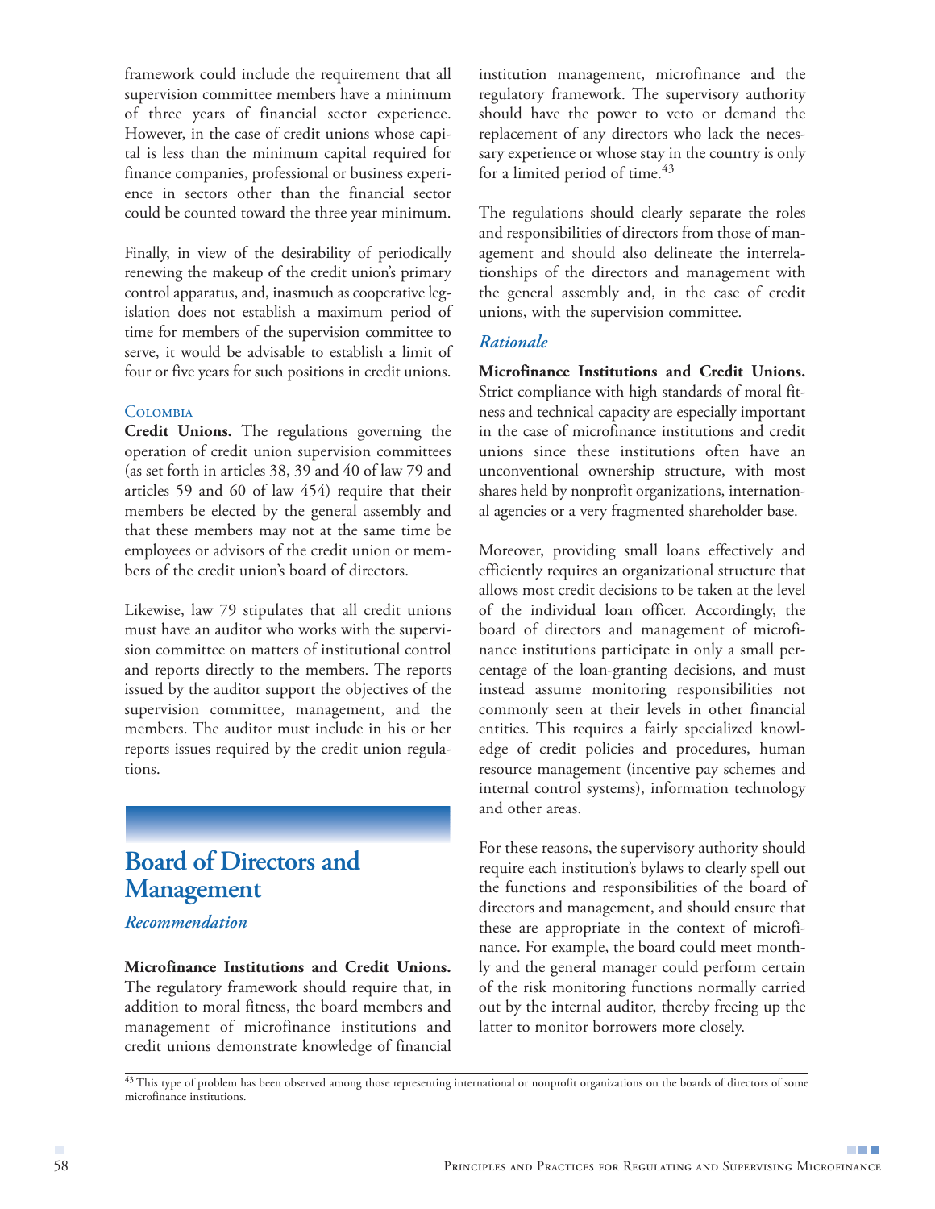framework could include the requirement that all supervision committee members have a minimum of three years of financial sector experience. However, in the case of credit unions whose capital is less than the minimum capital required for finance companies, professional or business experience in sectors other than the financial sector could be counted toward the three year minimum.

Finally, in view of the desirability of periodically renewing the makeup of the credit union's primary control apparatus, and, inasmuch as cooperative legislation does not establish a maximum period of time for members of the supervision committee to serve, it would be advisable to establish a limit of four or five years for such positions in credit unions.

### Colombia

**Credit Unions.** The regulations governing the operation of credit union supervision committees (as set forth in articles 38, 39 and 40 of law 79 and articles 59 and 60 of law 454) require that their members be elected by the general assembly and that these members may not at the same time be employees or advisors of the credit union or members of the credit union's board of directors.

Likewise, law 79 stipulates that all credit unions must have an auditor who works with the supervision committee on matters of institutional control and reports directly to the members. The reports issued by the auditor support the objectives of the supervision committee, management, and the members. The auditor must include in his or her reports issues required by the credit union regulations.

## Board of Directors and Management

### *Recommendation*

**Microfinance Institutions and Credit Unions.** The regulatory framework should require that, in addition to moral fitness, the board members and management of microfinance institutions and credit unions demonstrate knowledge of financial institution management, microfinance and the regulatory framework. The supervisory authority should have the power to veto or demand the replacement of any directors who lack the necessary experience or whose stay in the country is only for a limited period of time.[43]

The regulations should clearly separate the roles and responsibilities of directors from those of management and should also delineate the interrelationships of the directors and management with the general assembly and, in the case of credit unions, with the supervision committee.

### *Rationale*

**Microfinance Institutions and Credit Unions.** Strict compliance with high standards of moral fitness and technical capacity are especially important in the case of microfinance institutions and credit unions since these institutions often have an unconventional ownership structure, with most shares held by nonprofit organizations, international agencies or a very fragmented shareholder base.

Moreover, providing small loans effectively and efficiently requires an organizational structure that allows most credit decisions to be taken at the level of the individual loan officer. Accordingly, the board of directors and management of microfinance institutions participate in only a small percentage of the loan-granting decisions, and must instead assume monitoring responsibilities not commonly seen at their levels in other financial entities. This requires a fairly specialized knowledge of credit policies and procedures, human resource management (incentive pay schemes and internal control systems), information technology and other areas.

For these reasons, the supervisory authority should require each institution's bylaws to clearly spell out the functions and responsibilities of the board of directors and management, and should ensure that these are appropriate in the context of microfinance. For example, the board could meet monthly and the general manager could perform certain of the risk monitoring functions normally carried out by the internal auditor, thereby freeing up the latter to monitor borrowers more closely.

---

[43] This type of problem has been observed among those representing international or nonprofit organizations on the boards of directors of some microfinance institutions.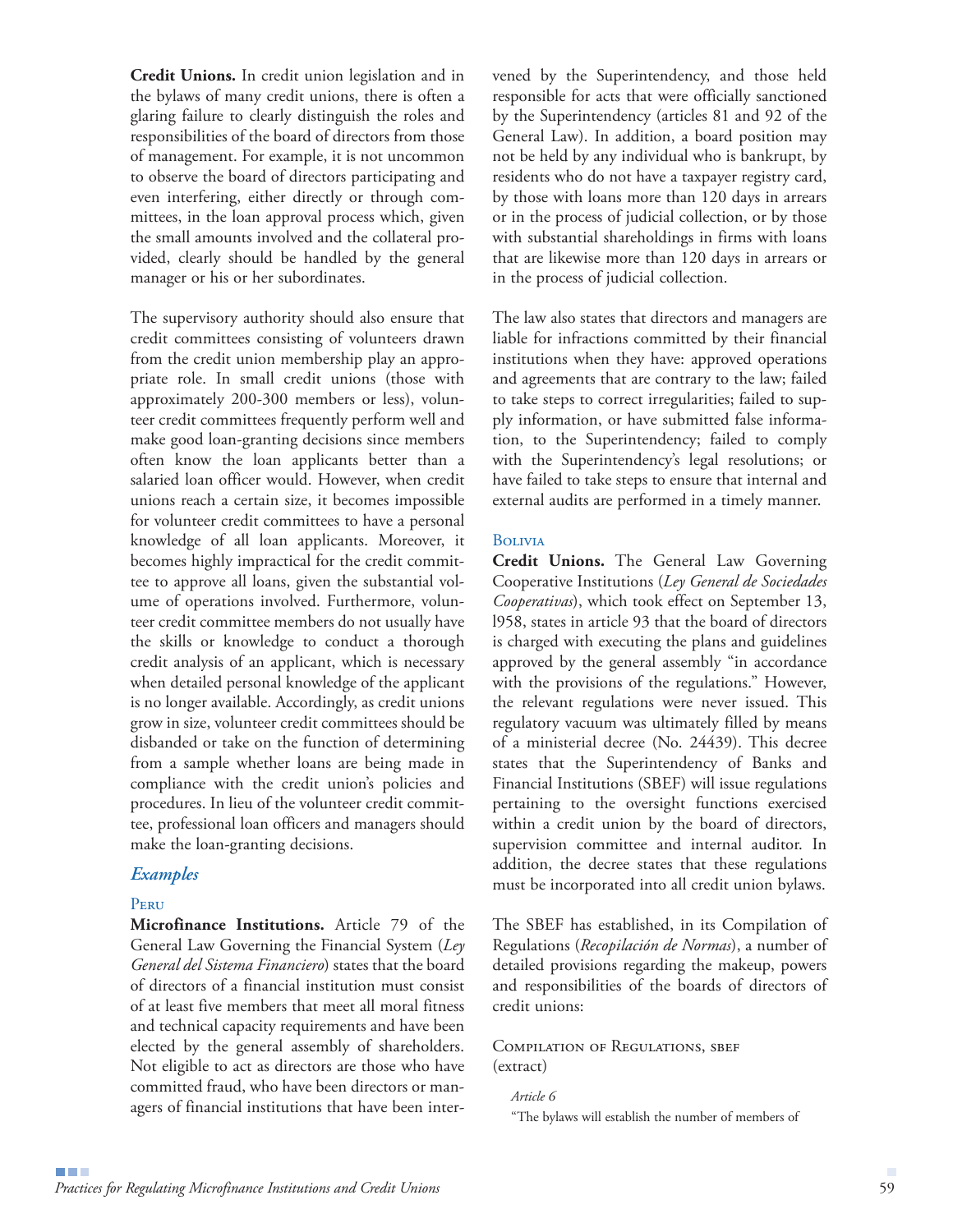**Credit Unions.** In credit union legislation and in the bylaws of many credit unions, there is often a glaring failure to clearly distinguish the roles and responsibilities of the board of directors from those of management. For example, it is not uncommon to observe the board of directors participating and even interfering, either directly or through committees, in the loan approval process which, given the small amounts involved and the collateral provided, clearly should be handled by the general manager or his or her subordinates.

The supervisory authority should also ensure that credit committees consisting of volunteers drawn from the credit union membership play an appropriate role. In small credit unions (those with approximately 200-300 members or less), volunteer credit committees frequently perform well and make good loan-granting decisions since members often know the loan applicants better than a salaried loan officer would. However, when credit unions reach a certain size, it becomes impossible for volunteer credit committees to have a personal knowledge of all loan applicants. Moreover, it becomes highly impractical for the credit committee to approve all loans, given the substantial volume of operations involved. Furthermore, volunteer credit committee members do not usually have the skills or knowledge to conduct a thorough credit analysis of an applicant, which is necessary when detailed personal knowledge of the applicant is no longer available. Accordingly, as credit unions grow in size, volunteer credit committees should be disbanded or take on the function of determining from a sample whether loans are being made in compliance with the credit union's policies and procedures. In lieu of the volunteer credit committee, professional loan officers and managers should make the loan-granting decisions.

## *Examples*

### Peru

**Microfinance Institutions.** Article 79 of the General Law Governing the Financial System (*Ley General del Sistema Financiero*) states that the board of directors of a financial institution must consist of at least five members that meet all moral fitness and technical capacity requirements and have been elected by the general assembly of shareholders. Not eligible to act as directors are those who have committed fraud, who have been directors or managers of financial institutions that have been intervened by the Superintendency, and those held responsible for acts that were officially sanctioned by the Superintendency (articles 81 and 92 of the General Law). In addition, a board position may not be held by any individual who is bankrupt, by residents who do not have a taxpayer registry card, by those with loans more than 120 days in arrears or in the process of judicial collection, or by those with substantial shareholdings in firms with loans that are likewise more than 120 days in arrears or in the process of judicial collection.

The law also states that directors and managers are liable for infractions committed by their financial institutions when they have: approved operations and agreements that are contrary to the law; failed to take steps to correct irregularities; failed to supply information, or have submitted false information, to the Superintendency; failed to comply with the Superintendency's legal resolutions; or have failed to take steps to ensure that internal and external audits are performed in a timely manner.

### Bolivia

**Credit Unions.** The General Law Governing Cooperative Institutions (*Ley General de Sociedades Cooperativas*), which took effect on September 13, l958, states in article 93 that the board of directors is charged with executing the plans and guidelines approved by the general assembly "in accordance with the provisions of the regulations." However, the relevant regulations were never issued. This regulatory vacuum was ultimately filled by means of a ministerial decree (No. 24439). This decree states that the Superintendency of Banks and Financial Institutions (SBEF) will issue regulations pertaining to the oversight functions exercised within a credit union by the board of directors, supervision committee and internal auditor. In addition, the decree states that these regulations must be incorporated into all credit union bylaws.

The SBEF has established, in its Compilation of Regulations (*Recopilación de Normas*), a number of detailed provisions regarding the makeup, powers and responsibilities of the boards of directors of credit unions:

Compilation of Regulations, SBEF
(extract)

> *Article 6*
>
> "The bylaws will establish the number of members of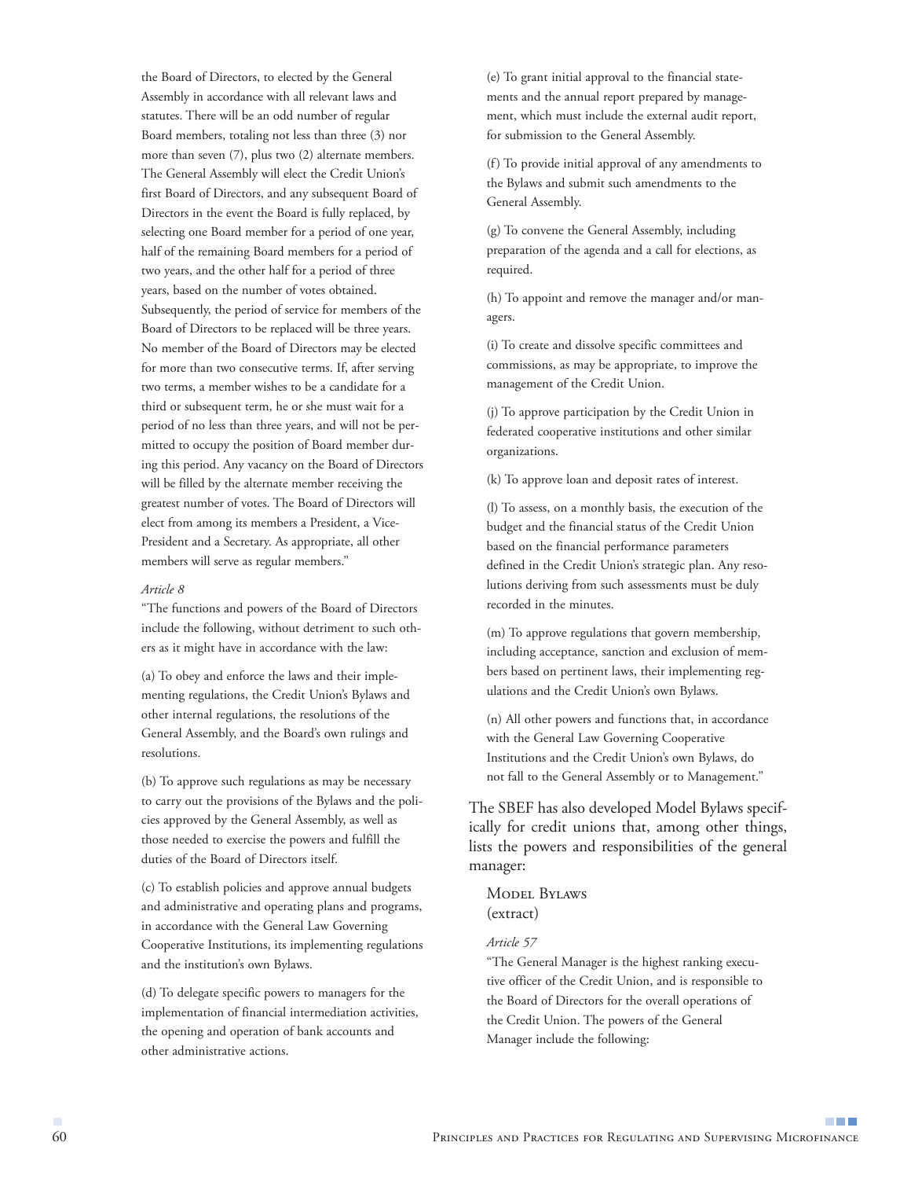the Board of Directors, to elected by the General Assembly in accordance with all relevant laws and statutes. There will be an odd number of regular Board members, totaling not less than three (3) nor more than seven (7), plus two (2) alternate members. The General Assembly will elect the Credit Union's first Board of Directors, and any subsequent Board of Directors in the event the Board is fully replaced, by selecting one Board member for a period of one year, half of the remaining Board members for a period of two years, and the other half for a period of three years, based on the number of votes obtained. Subsequently, the period of service for members of the Board of Directors to be replaced will be three years. No member of the Board of Directors may be elected for more than two consecutive terms. If, after serving two terms, a member wishes to be a candidate for a third or subsequent term, he or she must wait for a period of no less than three years, and will not be permitted to occupy the position of Board member during this period. Any vacancy on the Board of Directors will be filled by the alternate member receiving the greatest number of votes. The Board of Directors will elect from among its members a President, a Vice-President and a Secretary. As appropriate, all other members will serve as regular members."

*Article 8*

"The functions and powers of the Board of Directors include the following, without detriment to such others as it might have in accordance with the law:

(a) To obey and enforce the laws and their implementing regulations, the Credit Union's Bylaws and other internal regulations, the resolutions of the General Assembly, and the Board's own rulings and resolutions.

(b) To approve such regulations as may be necessary to carry out the provisions of the Bylaws and the policies approved by the General Assembly, as well as those needed to exercise the powers and fulfill the duties of the Board of Directors itself.

(c) To establish policies and approve annual budgets and administrative and operating plans and programs, in accordance with the General Law Governing Cooperative Institutions, its implementing regulations and the institution's own Bylaws.

(d) To delegate specific powers to managers for the implementation of financial intermediation activities, the opening and operation of bank accounts and other administrative actions.

(e) To grant initial approval to the financial statements and the annual report prepared by management, which must include the external audit report, for submission to the General Assembly.

(f) To provide initial approval of any amendments to the Bylaws and submit such amendments to the General Assembly.

(g) To convene the General Assembly, including preparation of the agenda and a call for elections, as required.

(h) To appoint and remove the manager and/or managers.

(i) To create and dissolve specific committees and commissions, as may be appropriate, to improve the management of the Credit Union.

(j) To approve participation by the Credit Union in federated cooperative institutions and other similar organizations.

(k) To approve loan and deposit rates of interest.

(l) To assess, on a monthly basis, the execution of the budget and the financial status of the Credit Union based on the financial performance parameters defined in the Credit Union's strategic plan. Any resolutions deriving from such assessments must be duly recorded in the minutes.

(m) To approve regulations that govern membership, including acceptance, sanction and exclusion of members based on pertinent laws, their implementing regulations and the Credit Union's own Bylaws.

(n) All other powers and functions that, in accordance with the General Law Governing Cooperative Institutions and the Credit Union's own Bylaws, do not fall to the General Assembly or to Management."

The SBEF has also developed Model Bylaws specifically for credit unions that, among other things, lists the powers and responsibilities of the general manager:

Model Bylaws
(extract)

*Article 57*

"The General Manager is the highest ranking executive officer of the Credit Union, and is responsible to the Board of Directors for the overall operations of the Credit Union. The powers of the General Manager include the following: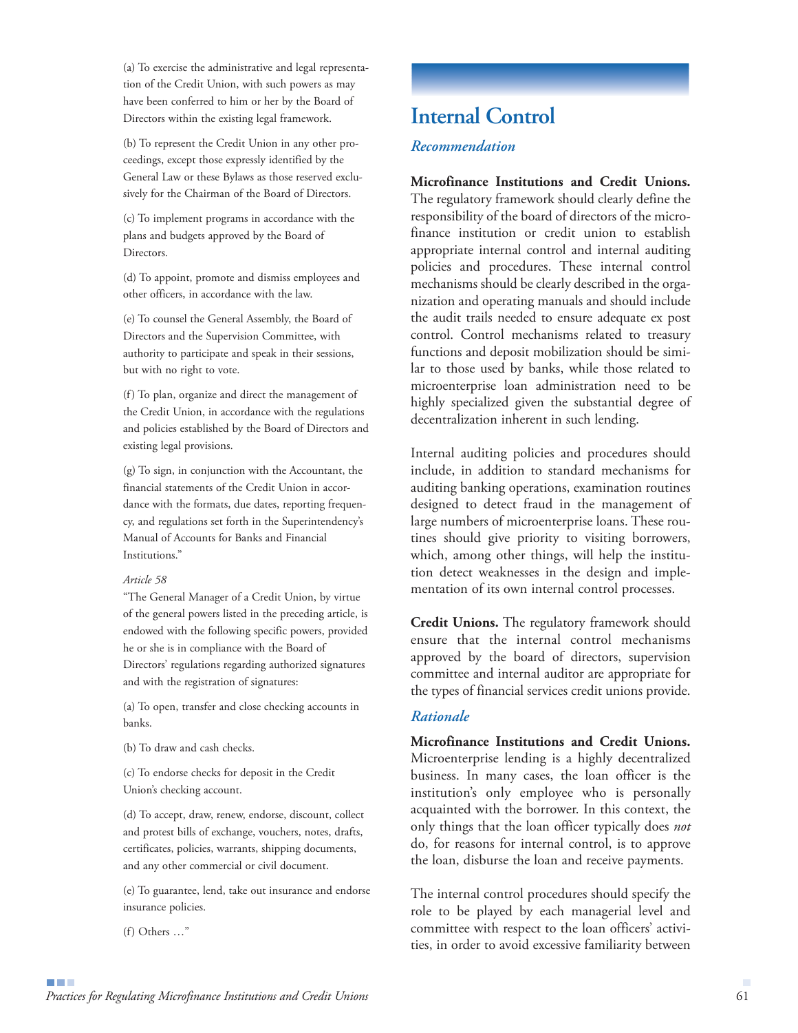(a) To exercise the administrative and legal representation of the Credit Union, with such powers as may have been conferred to him or her by the Board of Directors within the existing legal framework.

(b) To represent the Credit Union in any other proceedings, except those expressly identified by the General Law or these Bylaws as those reserved exclusively for the Chairman of the Board of Directors.

(c) To implement programs in accordance with the plans and budgets approved by the Board of Directors.

(d) To appoint, promote and dismiss employees and other officers, in accordance with the law.

(e) To counsel the General Assembly, the Board of Directors and the Supervision Committee, with authority to participate and speak in their sessions, but with no right to vote.

(f) To plan, organize and direct the management of the Credit Union, in accordance with the regulations and policies established by the Board of Directors and existing legal provisions.

(g) To sign, in conjunction with the Accountant, the financial statements of the Credit Union in accordance with the formats, due dates, reporting frequency, and regulations set forth in the Superintendency's Manual of Accounts for Banks and Financial Institutions."

*Article 58*

"The General Manager of a Credit Union, by virtue of the general powers listed in the preceding article, is endowed with the following specific powers, provided he or she is in compliance with the Board of Directors' regulations regarding authorized signatures and with the registration of signatures:

(a) To open, transfer and close checking accounts in banks.

(b) To draw and cash checks.

(c) To endorse checks for deposit in the Credit Union's checking account.

(d) To accept, draw, renew, endorse, discount, collect and protest bills of exchange, vouchers, notes, drafts, certificates, policies, warrants, shipping documents, and any other commercial or civil document.

(e) To guarantee, lend, take out insurance and endorse insurance policies.

(f) Others …"

# Internal Control

## *Recommendation*

**Microfinance Institutions and Credit Unions.** The regulatory framework should clearly define the responsibility of the board of directors of the microfinance institution or credit union to establish appropriate internal control and internal auditing policies and procedures. These internal control mechanisms should be clearly described in the organization and operating manuals and should include the audit trails needed to ensure adequate ex post control. Control mechanisms related to treasury functions and deposit mobilization should be similar to those used by banks, while those related to microenterprise loan administration need to be highly specialized given the substantial degree of decentralization inherent in such lending.

Internal auditing policies and procedures should include, in addition to standard mechanisms for auditing banking operations, examination routines designed to detect fraud in the management of large numbers of microenterprise loans. These routines should give priority to visiting borrowers, which, among other things, will help the institution detect weaknesses in the design and implementation of its own internal control processes.

**Credit Unions.** The regulatory framework should ensure that the internal control mechanisms approved by the board of directors, supervision committee and internal auditor are appropriate for the types of financial services credit unions provide.

## *Rationale*

**Microfinance Institutions and Credit Unions.** Microenterprise lending is a highly decentralized business. In many cases, the loan officer is the institution's only employee who is personally acquainted with the borrower. In this context, the only things that the loan officer typically does *not* do, for reasons for internal control, is to approve the loan, disburse the loan and receive payments.

The internal control procedures should specify the role to be played by each managerial level and committee with respect to the loan officers' activities, in order to avoid excessive familiarity between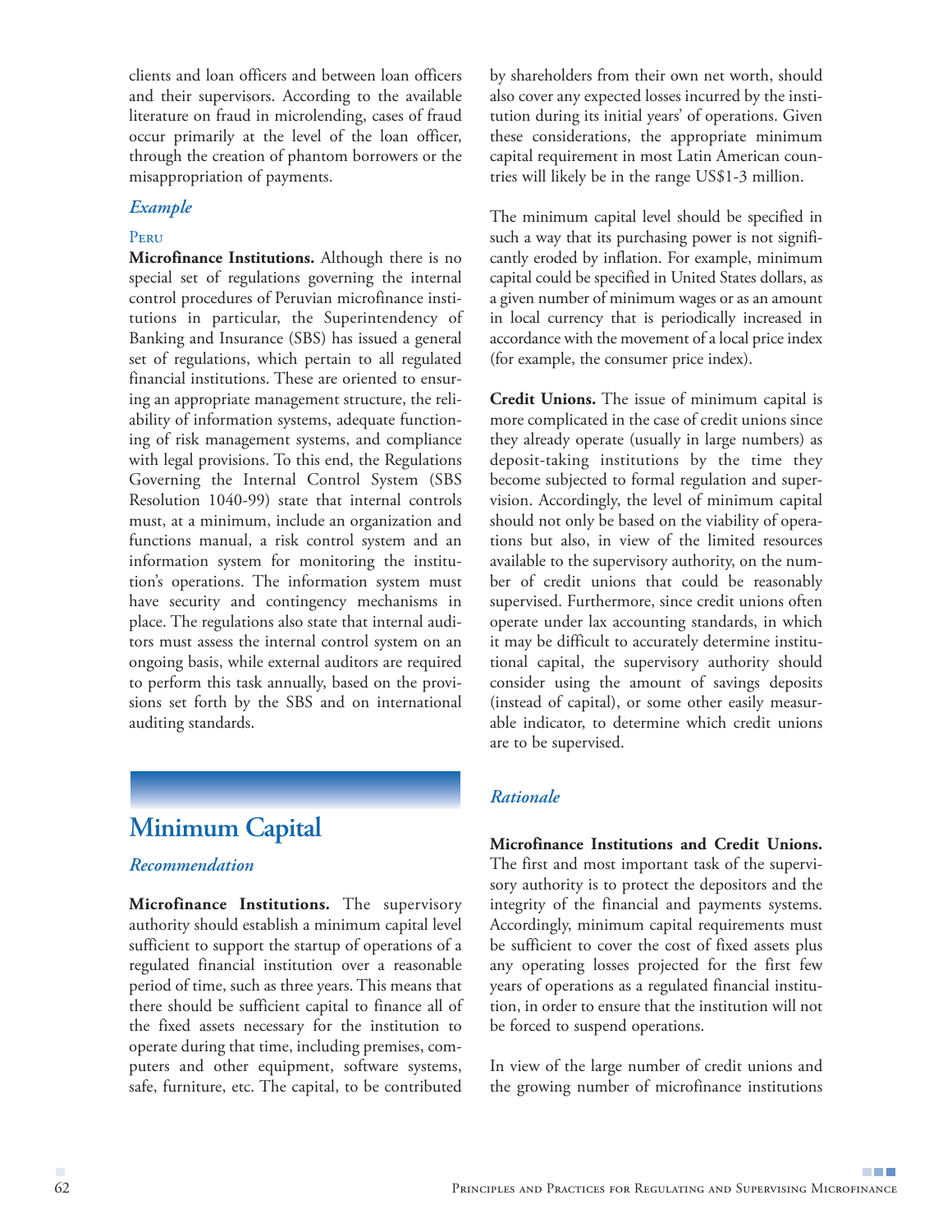clients and loan officers and between loan officers and their supervisors. According to the available literature on fraud in microlending, cases of fraud occur primarily at the level of the loan officer, through the creation of phantom borrowers or the misappropriation of payments.

### *Example*

#### Peru

**Microfinance Institutions.** Although there is no special set of regulations governing the internal control procedures of Peruvian microfinance institutions in particular, the Superintendency of Banking and Insurance (SBS) has issued a general set of regulations, which pertain to all regulated financial institutions. These are oriented to ensuring an appropriate management structure, the reliability of information systems, adequate functioning of risk management systems, and compliance with legal provisions. To this end, the Regulations Governing the Internal Control System (SBS Resolution 1040-99) state that internal controls must, at a minimum, include an organization and functions manual, a risk control system and an information system for monitoring the institution's operations. The information system must have security and contingency mechanisms in place. The regulations also state that internal auditors must assess the internal control system on an ongoing basis, while external auditors are required to perform this task annually, based on the provisions set forth by the SBS and on international auditing standards.

## Minimum Capital

### *Recommendation*

**Microfinance Institutions.** The supervisory authority should establish a minimum capital level sufficient to support the startup of operations of a regulated financial institution over a reasonable period of time, such as three years. This means that there should be sufficient capital to finance all of the fixed assets necessary for the institution to operate during that time, including premises, computers and other equipment, software systems, safe, furniture, etc. The capital, to be contributed by shareholders from their own net worth, should also cover any expected losses incurred by the institution during its initial years' of operations. Given these considerations, the appropriate minimum capital requirement in most Latin American countries will likely be in the range US$1-3 million.

The minimum capital level should be specified in such a way that its purchasing power is not significantly eroded by inflation. For example, minimum capital could be specified in United States dollars, as a given number of minimum wages or as an amount in local currency that is periodically increased in accordance with the movement of a local price index (for example, the consumer price index).

**Credit Unions.** The issue of minimum capital is more complicated in the case of credit unions since they already operate (usually in large numbers) as deposit-taking institutions by the time they become subjected to formal regulation and supervision. Accordingly, the level of minimum capital should not only be based on the viability of operations but also, in view of the limited resources available to the supervisory authority, on the number of credit unions that could be reasonably supervised. Furthermore, since credit unions often operate under lax accounting standards, in which it may be difficult to accurately determine institutional capital, the supervisory authority should consider using the amount of savings deposits (instead of capital), or some other easily measurable indicator, to determine which credit unions are to be supervised.

### *Rationale*

**Microfinance Institutions and Credit Unions.** The first and most important task of the supervisory authority is to protect the depositors and the integrity of the financial and payments systems. Accordingly, minimum capital requirements must be sufficient to cover the cost of fixed assets plus any operating losses projected for the first few years of operations as a regulated financial institution, in order to ensure that the institution will not be forced to suspend operations.

In view of the large number of credit unions and the growing number of microfinance institutions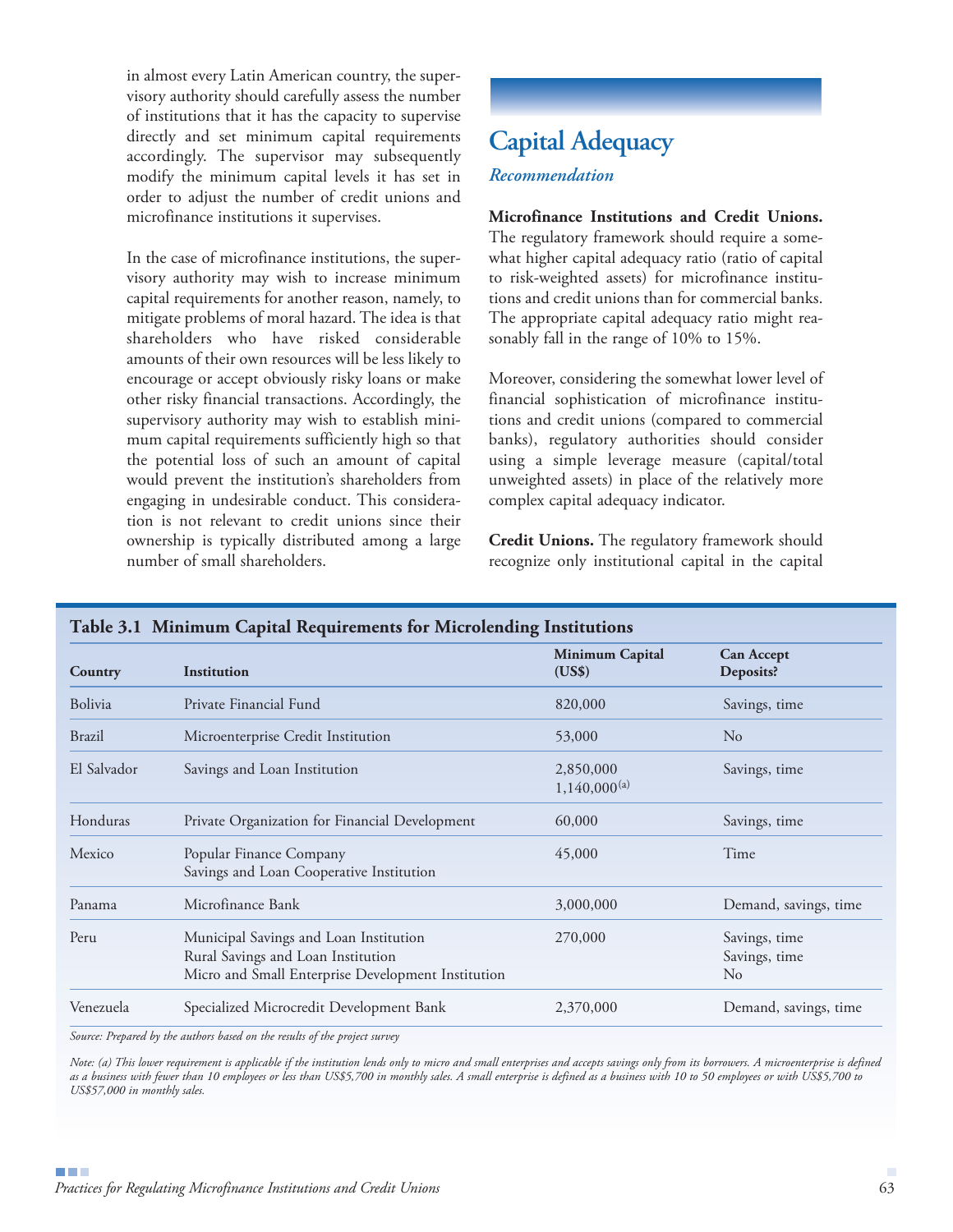in almost every Latin American country, the supervisory authority should carefully assess the number of institutions that it has the capacity to supervise directly and set minimum capital requirements accordingly. The supervisor may subsequently modify the minimum capital levels it has set in order to adjust the number of credit unions and microfinance institutions it supervises.

In the case of microfinance institutions, the supervisory authority may wish to increase minimum capital requirements for another reason, namely, to mitigate problems of moral hazard. The idea is that shareholders who have risked considerable amounts of their own resources will be less likely to encourage or accept obviously risky loans or make other risky financial transactions. Accordingly, the supervisory authority may wish to establish minimum capital requirements sufficiently high so that the potential loss of such an amount of capital would prevent the institution's shareholders from engaging in undesirable conduct. This consideration is not relevant to credit unions since their ownership is typically distributed among a large number of small shareholders.

## Capital Adequacy

### *Recommendation*

**Microfinance Institutions and Credit Unions.** The regulatory framework should require a somewhat higher capital adequacy ratio (ratio of capital to risk-weighted assets) for microfinance institutions and credit unions than for commercial banks. The appropriate capital adequacy ratio might reasonably fall in the range of 10% to 15%.

Moreover, considering the somewhat lower level of financial sophistication of microfinance institutions and credit unions (compared to commercial banks), regulatory authorities should consider using a simple leverage measure (capital/total unweighted assets) in place of the relatively more complex capital adequacy indicator.

**Credit Unions.** The regulatory framework should recognize only institutional capital in the capital

**Table 3.1 Minimum Capital Requirements for Microlending Institutions**

| Country | Institution | Minimum Capital (US$) | Can Accept Deposits? |
|---|---|---|---|
| Bolivia | Private Financial Fund | 820,000 | Savings, time |
| Brazil | Microenterprise Credit Institution | 53,000 | No |
| El Salvador | Savings and Loan Institution | 2,850,000<br>1,140,000[(a)] | Savings, time |
| Honduras | Private Organization for Financial Development | 60,000 | Savings, time |
| Mexico | Popular Finance Company<br>Savings and Loan Cooperative Institution | 45,000 | Time |
| Panama | Microfinance Bank | 3,000,000 | Demand, savings, time |
| Peru | Municipal Savings and Loan Institution<br>Rural Savings and Loan Institution<br>Micro and Small Enterprise Development Institution | 270,000 | Savings, time<br>Savings, time<br>No |
| Venezuela | Specialized Microcredit Development Bank | 2,370,000 | Demand, savings, time |

*Source: Prepared by the authors based on the results of the project survey*

*Note: (a) This lower requirement is applicable if the institution lends only to micro and small enterprises and accepts savings only from its borrowers. A microenterprise is defined as a business with fewer than 10 employees or less than US$5,700 in monthly sales. A small enterprise is defined as a business with 10 to 50 employees or with US$5,700 to US$57,000 in monthly sales.*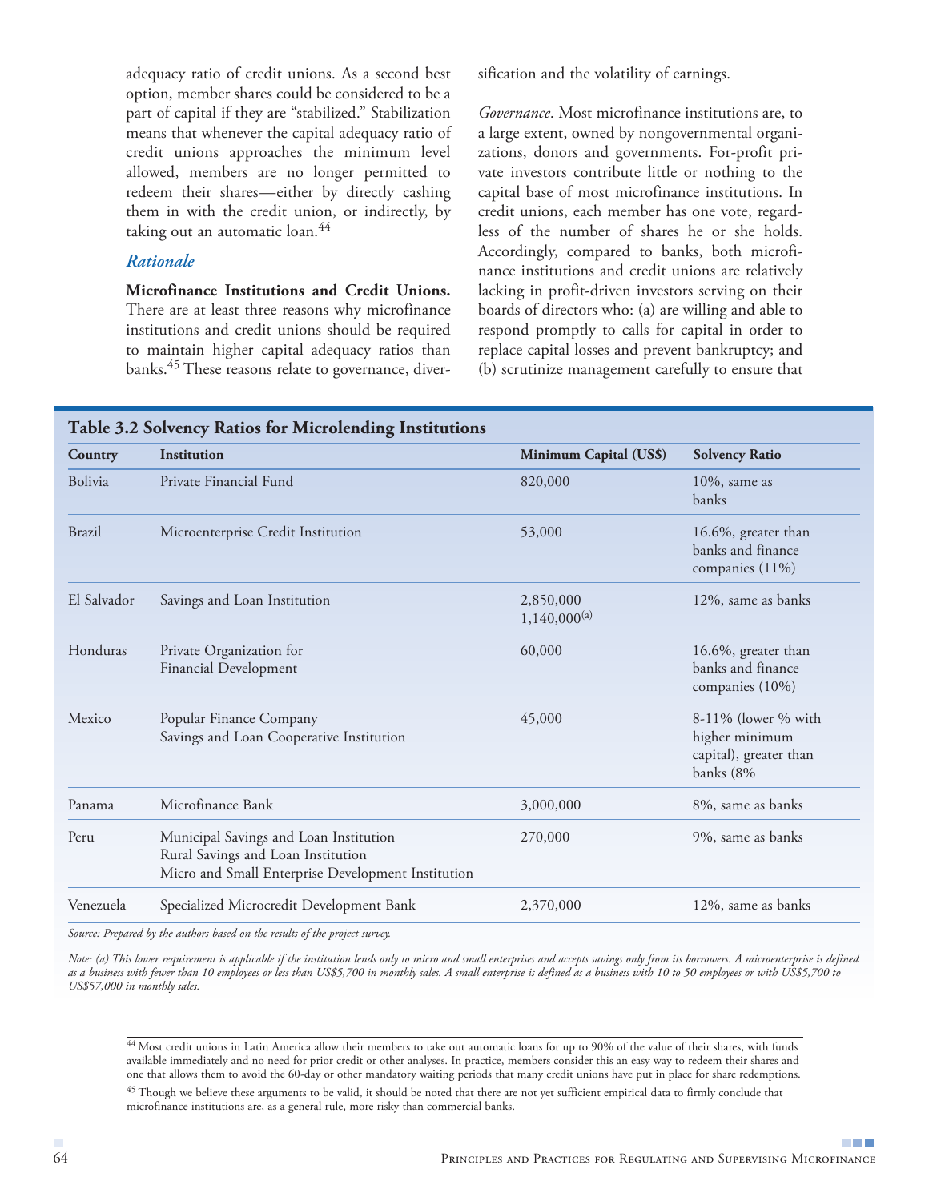adequacy ratio of credit unions. As a second best option, member shares could be considered to be a part of capital if they are "stabilized." Stabilization means that whenever the capital adequacy ratio of credit unions approaches the minimum level allowed, members are no longer permitted to redeem their shares—either by directly cashing them in with the credit union, or indirectly, by taking out an automatic loan.[44]

### *Rationale*

**Microfinance Institutions and Credit Unions.** There are at least three reasons why microfinance institutions and credit unions should be required to maintain higher capital adequacy ratios than banks.[45] These reasons relate to governance, diversification and the volatility of earnings.

*Governance*. Most microfinance institutions are, to a large extent, owned by nongovernmental organizations, donors and governments. For-profit private investors contribute little or nothing to the capital base of most microfinance institutions. In credit unions, each member has one vote, regardless of the number of shares he or she holds. Accordingly, compared to banks, both microfinance institutions and credit unions are relatively lacking in profit-driven investors serving on their boards of directors who: (a) are willing and able to respond promptly to calls for capital in order to replace capital losses and prevent bankruptcy; and (b) scrutinize management carefully to ensure that

**Table 3.2 Solvency Ratios for Microlending Institutions**

| Country | Institution | Minimum Capital (US$) | Solvency Ratio |
|---|---|---|---|
| Bolivia | Private Financial Fund | 820,000 | 10%, same as banks |
| Brazil | Microenterprise Credit Institution | 53,000 | 16.6%, greater than banks and finance companies (11%) |
| El Salvador | Savings and Loan Institution | 2,850,000<br>1,140,000[(a)] | 12%, same as banks |
| Honduras | Private Organization for Financial Development | 60,000 | 16.6%, greater than banks and finance companies (10%) |
| Mexico | Popular Finance Company<br>Savings and Loan Cooperative Institution | 45,000 | 8-11% (lower % with higher minimum capital), greater than banks (8% |
| Panama | Microfinance Bank | 3,000,000 | 8%, same as banks |
| Peru | Municipal Savings and Loan Institution<br>Rural Savings and Loan Institution<br>Micro and Small Enterprise Development Institution | 270,000 | 9%, same as banks |
| Venezuela | Specialized Microcredit Development Bank | 2,370,000 | 12%, same as banks |

*Source: Prepared by the authors based on the results of the project survey.*

*Note: (a) This lower requirement is applicable if the institution lends only to micro and small enterprises and accepts savings only from its borrowers. A microenterprise is defined as a business with fewer than 10 employees or less than US$5,700 in monthly sales. A small enterprise is defined as a business with 10 to 50 employees or with US$5,700 to US$57,000 in monthly sales.*

[44] Most credit unions in Latin America allow their members to take out automatic loans for up to 90% of the value of their shares, with funds available immediately and no need for prior credit or other analyses. In practice, members consider this an easy way to redeem their shares and one that allows them to avoid the 60-day or other mandatory waiting periods that many credit unions have put in place for share redemptions.

[45] Though we believe these arguments to be valid, it should be noted that there are not yet sufficient empirical data to firmly conclude that microfinance institutions are, as a general rule, more risky than commercial banks.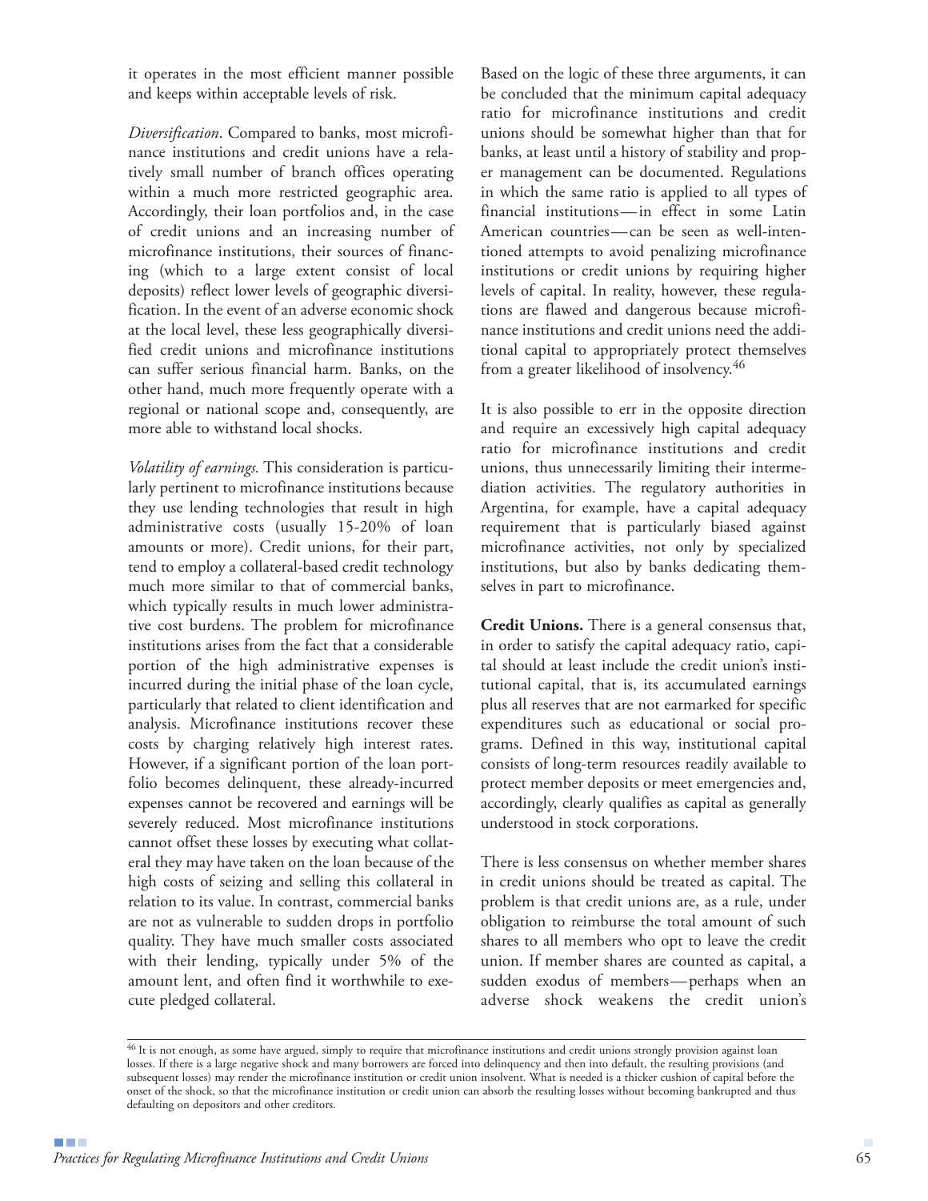it operates in the most efficient manner possible and keeps within acceptable levels of risk.

*Diversification*. Compared to banks, most microfinance institutions and credit unions have a relatively small number of branch offices operating within a much more restricted geographic area. Accordingly, their loan portfolios and, in the case of credit unions and an increasing number of microfinance institutions, their sources of financing (which to a large extent consist of local deposits) reflect lower levels of geographic diversification. In the event of an adverse economic shock at the local level, these less geographically diversified credit unions and microfinance institutions can suffer serious financial harm. Banks, on the other hand, much more frequently operate with a regional or national scope and, consequently, are more able to withstand local shocks.

*Volatility of earnings*. This consideration is particularly pertinent to microfinance institutions because they use lending technologies that result in high administrative costs (usually 15-20% of loan amounts or more). Credit unions, for their part, tend to employ a collateral-based credit technology much more similar to that of commercial banks, which typically results in much lower administrative cost burdens. The problem for microfinance institutions arises from the fact that a considerable portion of the high administrative expenses is incurred during the initial phase of the loan cycle, particularly that related to client identification and analysis. Microfinance institutions recover these costs by charging relatively high interest rates. However, if a significant portion of the loan portfolio becomes delinquent, these already-incurred expenses cannot be recovered and earnings will be severely reduced. Most microfinance institutions cannot offset these losses by executing what collateral they may have taken on the loan because of the high costs of seizing and selling this collateral in relation to its value. In contrast, commercial banks are not as vulnerable to sudden drops in portfolio quality. They have much smaller costs associated with their lending, typically under 5% of the amount lent, and often find it worthwhile to execute pledged collateral.

Based on the logic of these three arguments, it can be concluded that the minimum capital adequacy ratio for microfinance institutions and credit unions should be somewhat higher than that for banks, at least until a history of stability and proper management can be documented. Regulations in which the same ratio is applied to all types of financial institutions—in effect in some Latin American countries—can be seen as well-intentioned attempts to avoid penalizing microfinance institutions or credit unions by requiring higher levels of capital. In reality, however, these regulations are flawed and dangerous because microfinance institutions and credit unions need the additional capital to appropriately protect themselves from a greater likelihood of insolvency.[46]

It is also possible to err in the opposite direction and require an excessively high capital adequacy ratio for microfinance institutions and credit unions, thus unnecessarily limiting their intermediation activities. The regulatory authorities in Argentina, for example, have a capital adequacy requirement that is particularly biased against microfinance activities, not only by specialized institutions, but also by banks dedicating themselves in part to microfinance.

**Credit Unions.** There is a general consensus that, in order to satisfy the capital adequacy ratio, capital should at least include the credit union's institutional capital, that is, its accumulated earnings plus all reserves that are not earmarked for specific expenditures such as educational or social programs. Defined in this way, institutional capital consists of long-term resources readily available to protect member deposits or meet emergencies and, accordingly, clearly qualifies as capital as generally understood in stock corporations.

There is less consensus on whether member shares in credit unions should be treated as capital. The problem is that credit unions are, as a rule, under obligation to reimburse the total amount of such shares to all members who opt to leave the credit union. If member shares are counted as capital, a sudden exodus of members—perhaps when an adverse shock weakens the credit union's

[46] It is not enough, as some have argued, simply to require that microfinance institutions and credit unions strongly provision against loan losses. If there is a large negative shock and many borrowers are forced into delinquency and then into default, the resulting provisions (and subsequent losses) may render the microfinance institution or credit union insolvent. What is needed is a thicker cushion of capital before the onset of the shock, so that the microfinance institution or credit union can absorb the resulting losses without becoming bankrupted and thus defaulting on depositors and other creditors.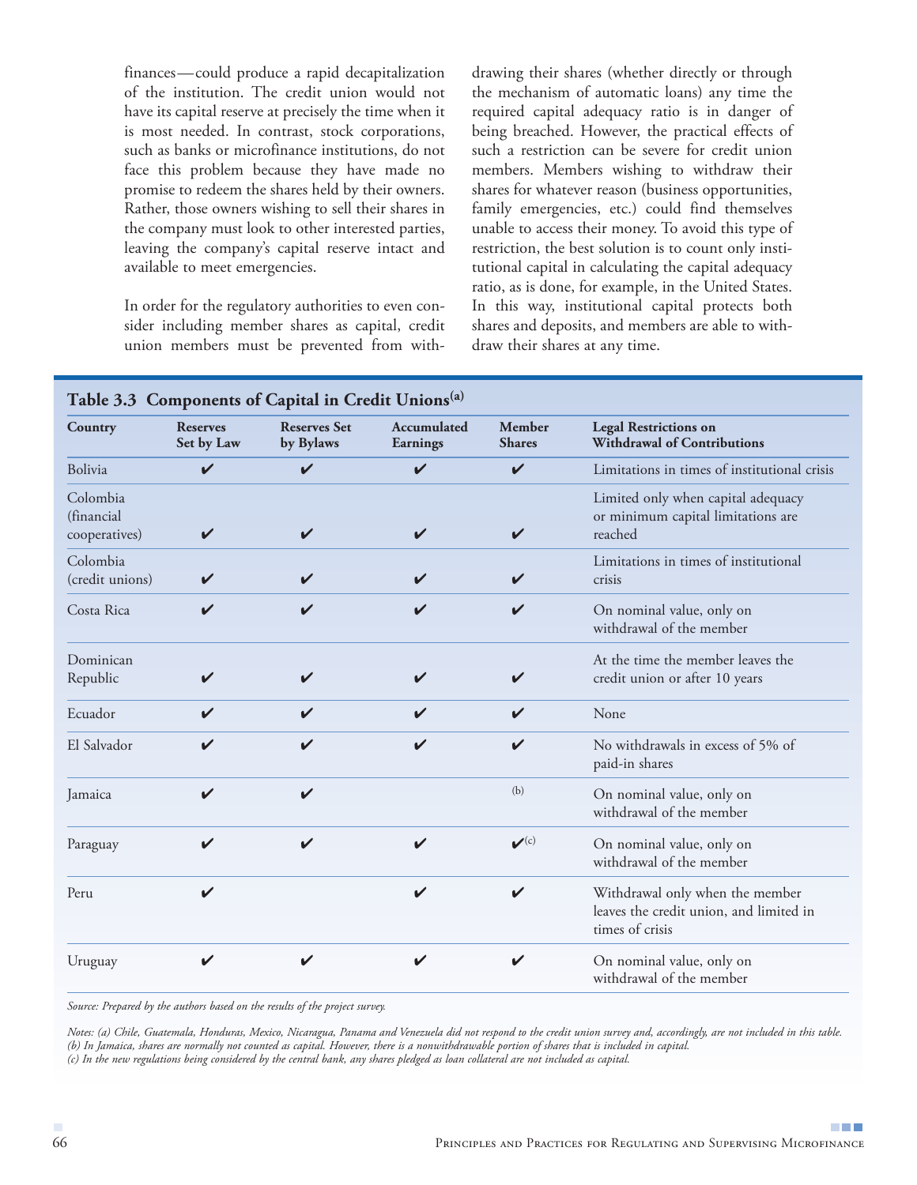finances—could produce a rapid decapitalization of the institution. The credit union would not have its capital reserve at precisely the time when it is most needed. In contrast, stock corporations, such as banks or microfinance institutions, do not face this problem because they have made no promise to redeem the shares held by their owners. Rather, those owners wishing to sell their shares in the company must look to other interested parties, leaving the company's capital reserve intact and available to meet emergencies.

In order for the regulatory authorities to even consider including member shares as capital, credit union members must be prevented from withdrawing their shares (whether directly or through the mechanism of automatic loans) any time the required capital adequacy ratio is in danger of being breached. However, the practical effects of such a restriction can be severe for credit union members. Members wishing to withdraw their shares for whatever reason (business opportunities, family emergencies, etc.) could find themselves unable to access their money. To avoid this type of restriction, the best solution is to count only institutional capital in calculating the capital adequacy ratio, as is done, for example, in the United States. In this way, institutional capital protects both shares and deposits, and members are able to withdraw their shares at any time.

**Table 3.3 Components of Capital in Credit Unions[a]**

| Country | Reserves Set by Law | Reserves Set by Bylaws | Accumulated Earnings | Member Shares | Legal Restrictions on Withdrawal of Contributions |
|---|---|---|---|---|---|
| Bolivia | ✔ | ✔ | ✔ | ✔ | Limitations in times of institutional crisis |
| Colombia (financial cooperatives) | ✔ | ✔ | ✔ | ✔ | Limited only when capital adequacy or minimum capital limitations are reached |
| Colombia (credit unions) | ✔ | ✔ | ✔ | ✔ | Limitations in times of institutional crisis |
| Costa Rica | ✔ | ✔ | ✔ | ✔ | On nominal value, only on withdrawal of the member |
| Dominican Republic | ✔ | ✔ | ✔ | ✔ | At the time the member leaves the credit union or after 10 years |
| Ecuador | ✔ | ✔ | ✔ | ✔ | None |
| El Salvador | ✔ | ✔ | ✔ | ✔ | No withdrawals in excess of 5% of paid-in shares |
| Jamaica | ✔ | ✔ | | (b) | On nominal value, only on withdrawal of the member |
| Paraguay | ✔ | ✔ | ✔ | ✔[c] | On nominal value, only on withdrawal of the member |
| Peru | ✔ | | ✔ | ✔ | Withdrawal only when the member leaves the credit union, and limited in times of crisis |
| Uruguay | ✔ | ✔ | ✔ | ✔ | On nominal value, only on withdrawal of the member |

*Source: Prepared by the authors based on the results of the project survey.*

*Notes: (a) Chile, Guatemala, Honduras, Mexico, Nicaragua, Panama and Venezuela did not respond to the credit union survey and, accordingly, are not included in this table.*
*(b) In Jamaica, shares are normally not counted as capital. However, there is a nonwithdrawable portion of shares that is included in capital.*
*(c) In the new regulations being considered by the central bank, any shares pledged as loan collateral are not included as capital.*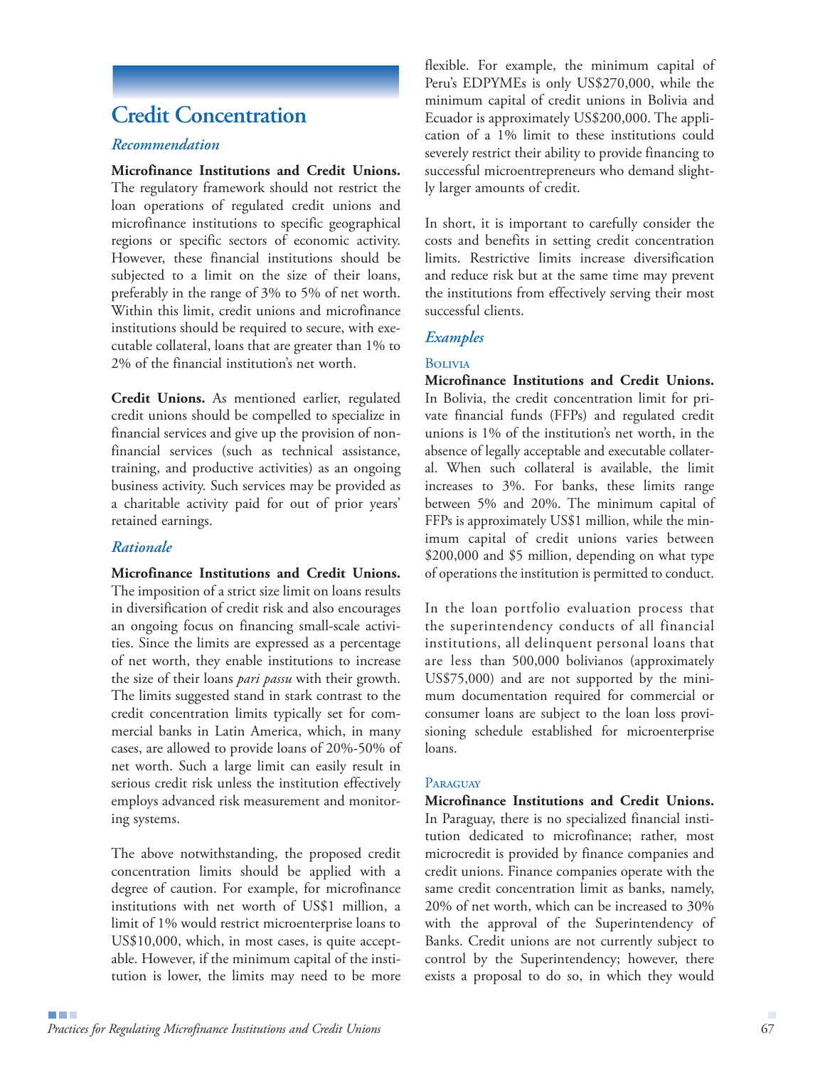## Credit Concentration

### *Recommendation*

**Microfinance Institutions and Credit Unions.** The regulatory framework should not restrict the loan operations of regulated credit unions and microfinance institutions to specific geographical regions or specific sectors of economic activity. However, these financial institutions should be subjected to a limit on the size of their loans, preferably in the range of 3% to 5% of net worth. Within this limit, credit unions and microfinance institutions should be required to secure, with executable collateral, loans that are greater than 1% to 2% of the financial institution's net worth.

**Credit Unions.** As mentioned earlier, regulated credit unions should be compelled to specialize in financial services and give up the provision of non-financial services (such as technical assistance, training, and productive activities) as an ongoing business activity. Such services may be provided as a charitable activity paid for out of prior years' retained earnings.

### *Rationale*

**Microfinance Institutions and Credit Unions.** The imposition of a strict size limit on loans results in diversification of credit risk and also encourages an ongoing focus on financing small-scale activities. Since the limits are expressed as a percentage of net worth, they enable institutions to increase the size of their loans *pari passu* with their growth. The limits suggested stand in stark contrast to the credit concentration limits typically set for commercial banks in Latin America, which, in many cases, are allowed to provide loans of 20%-50% of net worth. Such a large limit can easily result in serious credit risk unless the institution effectively employs advanced risk measurement and monitoring systems.

The above notwithstanding, the proposed credit concentration limits should be applied with a degree of caution. For example, for microfinance institutions with net worth of US$1 million, a limit of 1% would restrict microenterprise loans to US$10,000, which, in most cases, is quite acceptable. However, if the minimum capital of the institution is lower, the limits may need to be more flexible. For example, the minimum capital of Peru's EDPYMEs is only US$270,000, while the minimum capital of credit unions in Bolivia and Ecuador is approximately US$200,000. The application of a 1% limit to these institutions could severely restrict their ability to provide financing to successful microentrepreneurs who demand slightly larger amounts of credit.

In short, it is important to carefully consider the costs and benefits in setting credit concentration limits. Restrictive limits increase diversification and reduce risk but at the same time may prevent the institutions from effectively serving their most successful clients.

### *Examples*

#### Bolivia

**Microfinance Institutions and Credit Unions.** In Bolivia, the credit concentration limit for private financial funds (FFPs) and regulated credit unions is 1% of the institution's net worth, in the absence of legally acceptable and executable collateral. When such collateral is available, the limit increases to 3%. For banks, these limits range between 5% and 20%. The minimum capital of FFPs is approximately US$1 million, while the minimum capital of credit unions varies between $200,000 and $5 million, depending on what type of operations the institution is permitted to conduct.

In the loan portfolio evaluation process that the superintendency conducts of all financial institutions, all delinquent personal loans that are less than 500,000 bolivianos (approximately US$75,000) and are not supported by the minimum documentation required for commercial or consumer loans are subject to the loan loss provisioning schedule established for microenterprise loans.

#### Paraguay

**Microfinance Institutions and Credit Unions.** In Paraguay, there is no specialized financial institution dedicated to microfinance; rather, most microcredit is provided by finance companies and credit unions. Finance companies operate with the same credit concentration limit as banks, namely, 20% of net worth, which can be increased to 30% with the approval of the Superintendency of Banks. Credit unions are not currently subject to control by the Superintendency; however, there exists a proposal to do so, in which they would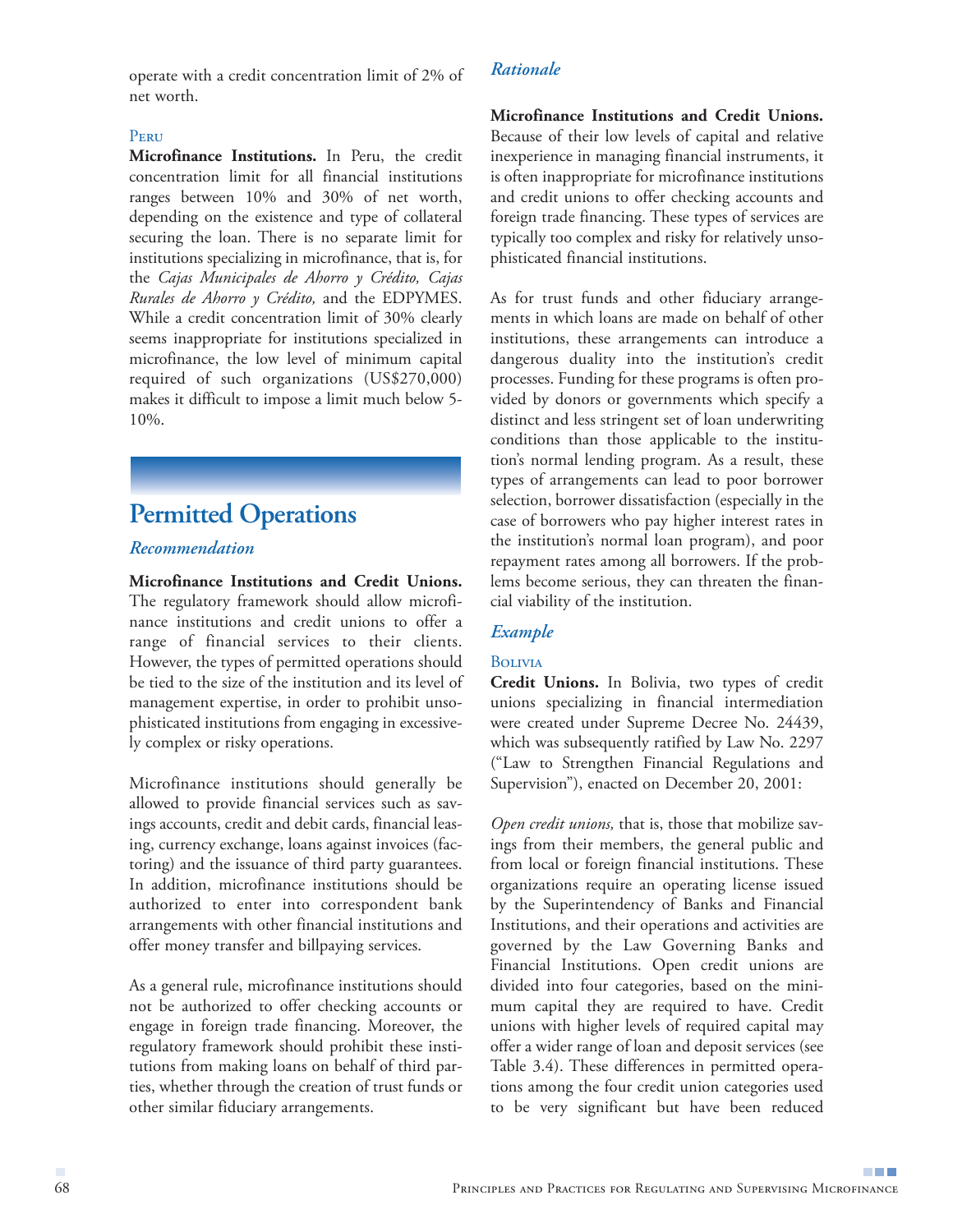operate with a credit concentration limit of 2% of net worth.

#### Peru

**Microfinance Institutions.** In Peru, the credit concentration limit for all financial institutions ranges between 10% and 30% of net worth, depending on the existence and type of collateral securing the loan. There is no separate limit for institutions specializing in microfinance, that is, for the *Cajas Municipales de Ahorro y Crédito, Cajas Rurales de Ahorro y Crédito,* and the EDPYMES. While a credit concentration limit of 30% clearly seems inappropriate for institutions specialized in microfinance, the low level of minimum capital required of such organizations (US$270,000) makes it difficult to impose a limit much below 5-10%.

## Permitted Operations

### *Recommendation*

**Microfinance Institutions and Credit Unions.** The regulatory framework should allow microfinance institutions and credit unions to offer a range of financial services to their clients. However, the types of permitted operations should be tied to the size of the institution and its level of management expertise, in order to prohibit unsophisticated institutions from engaging in excessively complex or risky operations.

Microfinance institutions should generally be allowed to provide financial services such as savings accounts, credit and debit cards, financial leasing, currency exchange, loans against invoices (factoring) and the issuance of third party guarantees. In addition, microfinance institutions should be authorized to enter into correspondent bank arrangements with other financial institutions and offer money transfer and billpaying services.

As a general rule, microfinance institutions should not be authorized to offer checking accounts or engage in foreign trade financing. Moreover, the regulatory framework should prohibit these institutions from making loans on behalf of third parties, whether through the creation of trust funds or other similar fiduciary arrangements.

### *Rationale*

**Microfinance Institutions and Credit Unions.** Because of their low levels of capital and relative inexperience in managing financial instruments, it is often inappropriate for microfinance institutions and credit unions to offer checking accounts and foreign trade financing. These types of services are typically too complex and risky for relatively unsophisticated financial institutions.

As for trust funds and other fiduciary arrangements in which loans are made on behalf of other institutions, these arrangements can introduce a dangerous duality into the institution's credit processes. Funding for these programs is often provided by donors or governments which specify a distinct and less stringent set of loan underwriting conditions than those applicable to the institution's normal lending program. As a result, these types of arrangements can lead to poor borrower selection, borrower dissatisfaction (especially in the case of borrowers who pay higher interest rates in the institution's normal loan program), and poor repayment rates among all borrowers. If the problems become serious, they can threaten the financial viability of the institution.

### *Example*

#### Bolivia

**Credit Unions.** In Bolivia, two types of credit unions specializing in financial intermediation were created under Supreme Decree No. 24439, which was subsequently ratified by Law No. 2297 ("Law to Strengthen Financial Regulations and Supervision"), enacted on December 20, 2001:

*Open credit unions,* that is, those that mobilize savings from their members, the general public and from local or foreign financial institutions. These organizations require an operating license issued by the Superintendency of Banks and Financial Institutions, and their operations and activities are governed by the Law Governing Banks and Financial Institutions. Open credit unions are divided into four categories, based on the minimum capital they are required to have. Credit unions with higher levels of required capital may offer a wider range of loan and deposit services (see Table 3.4). These differences in permitted operations among the four credit union categories used to be very significant but have been reduced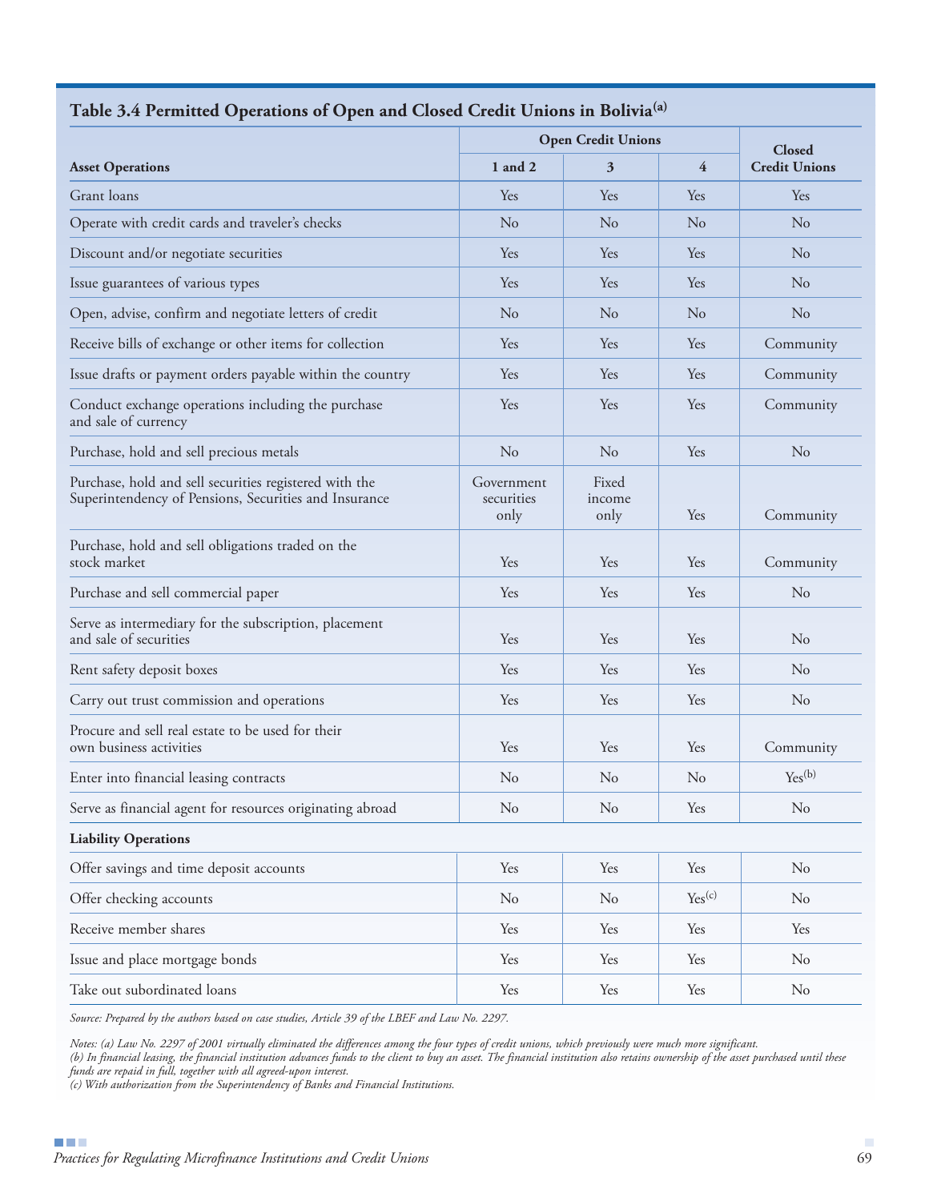### Table 3.4 Permitted Operations of Open and Closed Credit Unions in Bolivia[a]

| Asset Operations | Open Credit Unions | | | Closed Credit Unions |
|---|---|---|---|---|
| | 1 and 2 | 3 | 4 | |
| Grant loans | Yes | Yes | Yes | Yes |
| Operate with credit cards and traveler's checks | No | No | No | No |
| Discount and/or negotiate securities | Yes | Yes | Yes | No |
| Issue guarantees of various types | Yes | Yes | Yes | No |
| Open, advise, confirm and negotiate letters of credit | No | No | No | No |
| Receive bills of exchange or other items for collection | Yes | Yes | Yes | Community |
| Issue drafts or payment orders payable within the country | Yes | Yes | Yes | Community |
| Conduct exchange operations including the purchase and sale of currency | Yes | Yes | Yes | Community |
| Purchase, hold and sell precious metals | No | No | Yes | No |
| Purchase, hold and sell securities registered with the Superintendency of Pensions, Securities and Insurance | Government securities only | Fixed income only | Yes | Community |
| Purchase, hold and sell obligations traded on the stock market | Yes | Yes | Yes | Community |
| Purchase and sell commercial paper | Yes | Yes | Yes | No |
| Serve as intermediary for the subscription, placement and sale of securities | Yes | Yes | Yes | No |
| Rent safety deposit boxes | Yes | Yes | Yes | No |
| Carry out trust commission and operations | Yes | Yes | Yes | No |
| Procure and sell real estate to be used for their own business activities | Yes | Yes | Yes | Community |
| Enter into financial leasing contracts | No | No | No | Yes[b] |
| Serve as financial agent for resources originating abroad | No | No | Yes | No |
| **Liability Operations** | | | | |
| Offer savings and time deposit accounts | Yes | Yes | Yes | No |
| Offer checking accounts | No | No | Yes[c] | No |
| Receive member shares | Yes | Yes | Yes | Yes |
| Issue and place mortgage bonds | Yes | Yes | Yes | No |
| Take out subordinated loans | Yes | Yes | Yes | No |

*Source: Prepared by the authors based on case studies, Article 39 of the LBEF and Law No. 2297.*

*Notes: (a) Law No. 2297 of 2001 virtually eliminated the differences among the four types of credit unions, which previously were much more significant.*
*(b) In financial leasing, the financial institution advances funds to the client to buy an asset. The financial institution also retains ownership of the asset purchased until these funds are repaid in full, together with all agreed-upon interest.*
*(c) With authorization from the Superintendency of Banks and Financial Institutions.*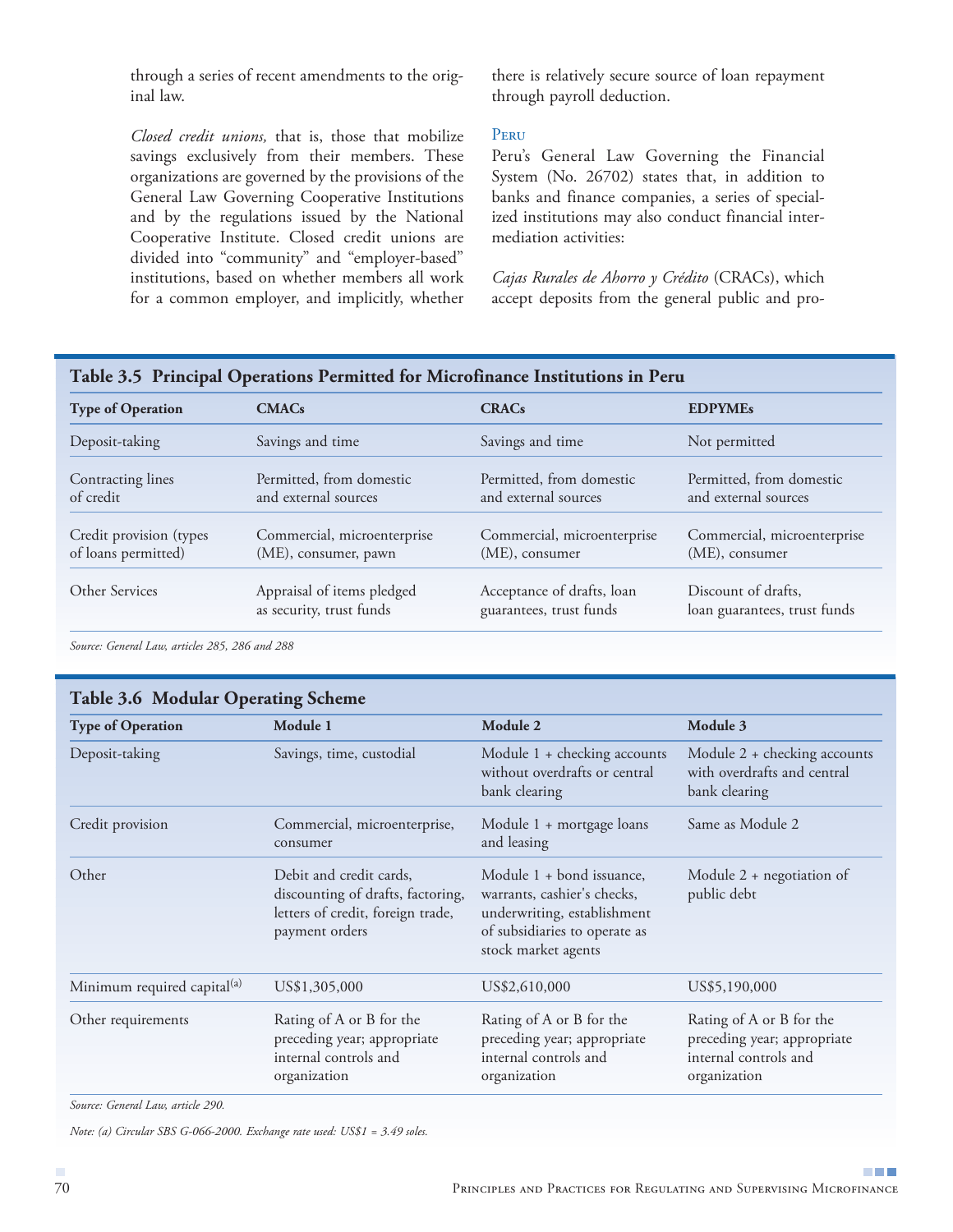through a series of recent amendments to the original law.

*Closed credit unions,* that is, those that mobilize savings exclusively from their members. These organizations are governed by the provisions of the General Law Governing Cooperative Institutions and by the regulations issued by the National Cooperative Institute. Closed credit unions are divided into "community" and "employer-based" institutions, based on whether members all work for a common employer, and implicitly, whether there is relatively secure source of loan repayment through payroll deduction.

### Peru

Peru's General Law Governing the Financial System (No. 26702) states that, in addition to banks and finance companies, a series of specialized institutions may also conduct financial intermediation activities:

*Cajas Rurales de Ahorro y Crédito* (CRACs), which accept deposits from the general public and pro-

**Table 3.5 Principal Operations Permitted for Microfinance Institutions in Peru**

| Type of Operation | CMACs | CRACs | EDPYMEs |
|---|---|---|---|
| Deposit-taking | Savings and time | Savings and time | Not permitted |
| Contracting lines of credit | Permitted, from domestic and external sources | Permitted, from domestic and external sources | Permitted, from domestic and external sources |
| Credit provision (types of loans permitted) | Commercial, microenterprise (ME), consumer, pawn | Commercial, microenterprise (ME), consumer | Commercial, microenterprise (ME), consumer |
| Other Services | Appraisal of items pledged as security, trust funds | Acceptance of drafts, loan guarantees, trust funds | Discount of drafts, loan guarantees, trust funds |

*Source: General Law, articles 285, 286 and 288*

**Table 3.6 Modular Operating Scheme**

| Type of Operation | Module 1 | Module 2 | Module 3 |
|---|---|---|---|
| Deposit-taking | Savings, time, custodial | Module 1 + checking accounts without overdrafts or central bank clearing | Module 2 + checking accounts with overdrafts and central bank clearing |
| Credit provision | Commercial, microenterprise, consumer | Module 1 + mortgage loans and leasing | Same as Module 2 |
| Other | Debit and credit cards, discounting of drafts, factoring, letters of credit, foreign trade, payment orders | Module 1 + bond issuance, warrants, cashier's checks, underwriting, establishment of subsidiaries to operate as stock market agents | Module 2 + negotiation of public debt |
| Minimum required capital[(a)] | US$1,305,000 | US$2,610,000 | US$5,190,000 |
| Other requirements | Rating of A or B for the preceding year; appropriate internal controls and organization | Rating of A or B for the preceding year; appropriate internal controls and organization | Rating of A or B for the preceding year; appropriate internal controls and organization |

*Source: General Law, article 290.*

*Note: (a) Circular SBS G-066-2000. Exchange rate used: US$1 = 3.49 soles.*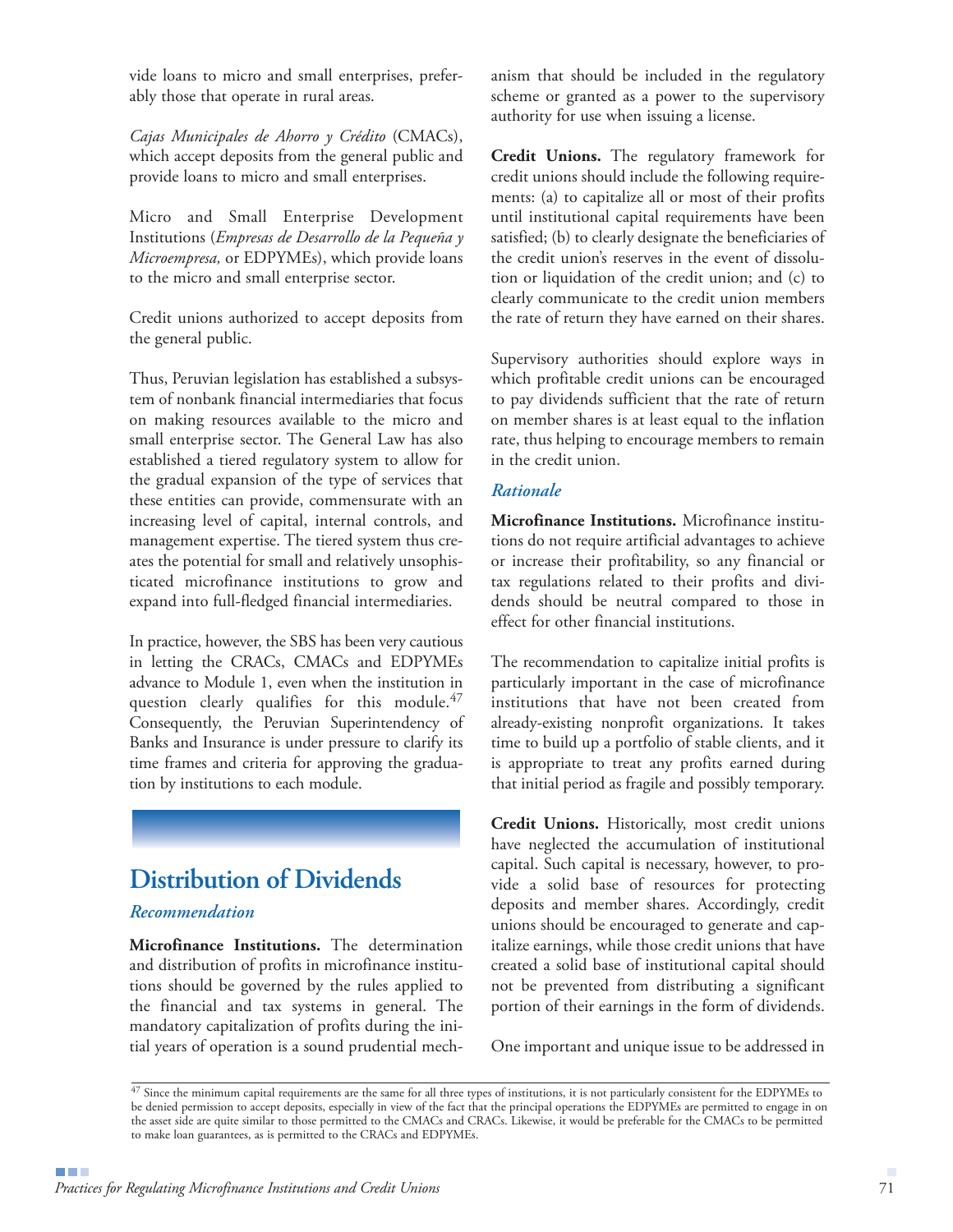vide loans to micro and small enterprises, preferably those that operate in rural areas.

*Cajas Municipales de Ahorro y Crédito* (CMACs), which accept deposits from the general public and provide loans to micro and small enterprises.

Micro and Small Enterprise Development Institutions (*Empresas de Desarrollo de la Pequeña y Microempresa,* or EDPYMEs), which provide loans to the micro and small enterprise sector.

Credit unions authorized to accept deposits from the general public.

Thus, Peruvian legislation has established a subsystem of nonbank financial intermediaries that focus on making resources available to the micro and small enterprise sector. The General Law has also established a tiered regulatory system to allow for the gradual expansion of the type of services that these entities can provide, commensurate with an increasing level of capital, internal controls, and management expertise. The tiered system thus creates the potential for small and relatively unsophisticated microfinance institutions to grow and expand into full-fledged financial intermediaries.

In practice, however, the SBS has been very cautious in letting the CRACs, CMACs and EDPYMEs advance to Module 1, even when the institution in question clearly qualifies for this module.[47] Consequently, the Peruvian Superintendency of Banks and Insurance is under pressure to clarify its time frames and criteria for approving the graduation by institutions to each module.

## Distribution of Dividends

### *Recommendation*

**Microfinance Institutions.** The determination and distribution of profits in microfinance institutions should be governed by the rules applied to the financial and tax systems in general. The mandatory capitalization of profits during the initial years of operation is a sound prudential mechanism that should be included in the regulatory scheme or granted as a power to the supervisory authority for use when issuing a license.

**Credit Unions.** The regulatory framework for credit unions should include the following requirements: (a) to capitalize all or most of their profits until institutional capital requirements have been satisfied; (b) to clearly designate the beneficiaries of the credit union's reserves in the event of dissolution or liquidation of the credit union; and (c) to clearly communicate to the credit union members the rate of return they have earned on their shares.

Supervisory authorities should explore ways in which profitable credit unions can be encouraged to pay dividends sufficient that the rate of return on member shares is at least equal to the inflation rate, thus helping to encourage members to remain in the credit union.

### *Rationale*

**Microfinance Institutions.** Microfinance institutions do not require artificial advantages to achieve or increase their profitability, so any financial or tax regulations related to their profits and dividends should be neutral compared to those in effect for other financial institutions.

The recommendation to capitalize initial profits is particularly important in the case of microfinance institutions that have not been created from already-existing nonprofit organizations. It takes time to build up a portfolio of stable clients, and it is appropriate to treat any profits earned during that initial period as fragile and possibly temporary.

**Credit Unions.** Historically, most credit unions have neglected the accumulation of institutional capital. Such capital is necessary, however, to provide a solid base of resources for protecting deposits and member shares. Accordingly, credit unions should be encouraged to generate and capitalize earnings, while those credit unions that have created a solid base of institutional capital should not be prevented from distributing a significant portion of their earnings in the form of dividends.

One important and unique issue to be addressed in

---

[47] Since the minimum capital requirements are the same for all three types of institutions, it is not particularly consistent for the EDPYMEs to be denied permission to accept deposits, especially in view of the fact that the principal operations the EDPYMEs are permitted to engage in on the asset side are quite similar to those permitted to the CMACs and CRACs. Likewise, it would be preferable for the CMACs to be permitted to make loan guarantees, as is permitted to the CRACs and EDPYMEs.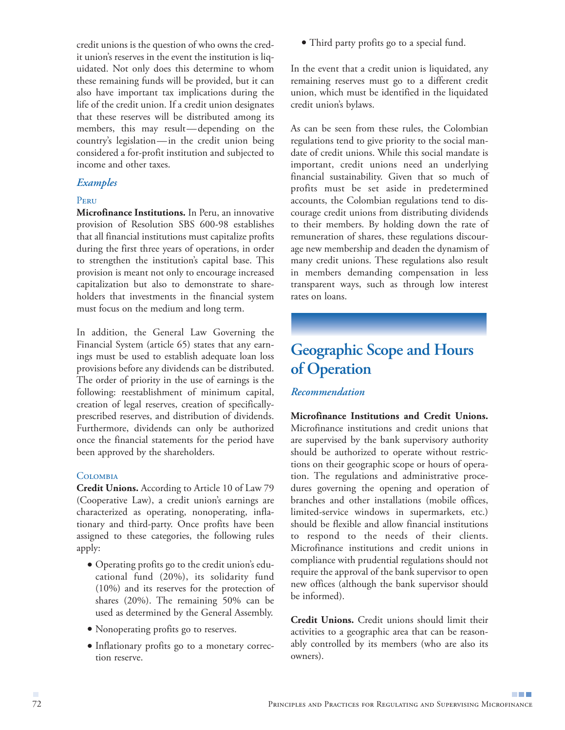credit unions is the question of who owns the credit union's reserves in the event the institution is liquidated. Not only does this determine to whom these remaining funds will be provided, but it can also have important tax implications during the life of the credit union. If a credit union designates that these reserves will be distributed among its members, this may result—depending on the country's legislation—in the credit union being considered a for-profit institution and subjected to income and other taxes.

### *Examples*

#### Peru

**Microfinance Institutions.** In Peru, an innovative provision of Resolution SBS 600-98 establishes that all financial institutions must capitalize profits during the first three years of operations, in order to strengthen the institution's capital base. This provision is meant not only to encourage increased capitalization but also to demonstrate to shareholders that investments in the financial system must focus on the medium and long term.

In addition, the General Law Governing the Financial System (article 65) states that any earnings must be used to establish adequate loan loss provisions before any dividends can be distributed. The order of priority in the use of earnings is the following: reestablishment of minimum capital, creation of legal reserves, creation of specifically-prescribed reserves, and distribution of dividends. Furthermore, dividends can only be authorized once the financial statements for the period have been approved by the shareholders.

#### Colombia

**Credit Unions.** According to Article 10 of Law 79 (Cooperative Law), a credit union's earnings are characterized as operating, nonoperating, inflationary and third-party. Once profits have been assigned to these categories, the following rules apply:

- Operating profits go to the credit union's educational fund (20%), its solidarity fund (10%) and its reserves for the protection of shares (20%). The remaining 50% can be used as determined by the General Assembly.
- Nonoperating profits go to reserves.
- Inflationary profits go to a monetary correction reserve.
- Third party profits go to a special fund.

In the event that a credit union is liquidated, any remaining reserves must go to a different credit union, which must be identified in the liquidated credit union's bylaws.

As can be seen from these rules, the Colombian regulations tend to give priority to the social mandate of credit unions. While this social mandate is important, credit unions need an underlying financial sustainability. Given that so much of profits must be set aside in predetermined accounts, the Colombian regulations tend to discourage credit unions from distributing dividends to their members. By holding down the rate of remuneration of shares, these regulations discourage new membership and deaden the dynamism of many credit unions. These regulations also result in members demanding compensation in less transparent ways, such as through low interest rates on loans.

## Geographic Scope and Hours of Operation

### *Recommendation*

**Microfinance Institutions and Credit Unions.** Microfinance institutions and credit unions that are supervised by the bank supervisory authority should be authorized to operate without restrictions on their geographic scope or hours of operation. The regulations and administrative procedures governing the opening and operation of branches and other installations (mobile offices, limited-service windows in supermarkets, etc.) should be flexible and allow financial institutions to respond to the needs of their clients. Microfinance institutions and credit unions in compliance with prudential regulations should not require the approval of the bank supervisor to open new offices (although the bank supervisor should be informed).

**Credit Unions.** Credit unions should limit their activities to a geographic area that can be reasonably controlled by its members (who are also its owners).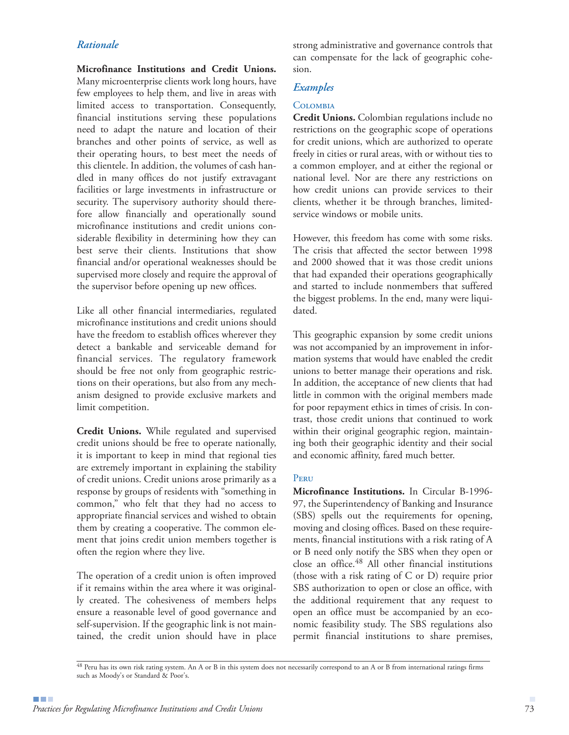### *Rationale*

**Microfinance Institutions and Credit Unions.** Many microenterprise clients work long hours, have few employees to help them, and live in areas with limited access to transportation. Consequently, financial institutions serving these populations need to adapt the nature and location of their branches and other points of service, as well as their operating hours, to best meet the needs of this clientele. In addition, the volumes of cash handled in many offices do not justify extravagant facilities or large investments in infrastructure or security. The supervisory authority should therefore allow financially and operationally sound microfinance institutions and credit unions considerable flexibility in determining how they can best serve their clients. Institutions that show financial and/or operational weaknesses should be supervised more closely and require the approval of the supervisor before opening up new offices.

Like all other financial intermediaries, regulated microfinance institutions and credit unions should have the freedom to establish offices wherever they detect a bankable and serviceable demand for financial services. The regulatory framework should be free not only from geographic restrictions on their operations, but also from any mechanism designed to provide exclusive markets and limit competition.

**Credit Unions.** While regulated and supervised credit unions should be free to operate nationally, it is important to keep in mind that regional ties are extremely important in explaining the stability of credit unions. Credit unions arose primarily as a response by groups of residents with "something in common," who felt that they had no access to appropriate financial services and wished to obtain them by creating a cooperative. The common element that joins credit union members together is often the region where they live.

The operation of a credit union is often improved if it remains within the area where it was originally created. The cohesiveness of members helps ensure a reasonable level of good governance and self-supervision. If the geographic link is not maintained, the credit union should have in place strong administrative and governance controls that can compensate for the lack of geographic cohesion.

### *Examples*

#### Colombia

**Credit Unions.** Colombian regulations include no restrictions on the geographic scope of operations for credit unions, which are authorized to operate freely in cities or rural areas, with or without ties to a common employer, and at either the regional or national level. Nor are there any restrictions on how credit unions can provide services to their clients, whether it be through branches, limited-service windows or mobile units.

However, this freedom has come with some risks. The crisis that affected the sector between 1998 and 2000 showed that it was those credit unions that had expanded their operations geographically and started to include nonmembers that suffered the biggest problems. In the end, many were liquidated.

This geographic expansion by some credit unions was not accompanied by an improvement in information systems that would have enabled the credit unions to better manage their operations and risk. In addition, the acceptance of new clients that had little in common with the original members made for poor repayment ethics in times of crisis. In contrast, those credit unions that continued to work within their original geographic region, maintaining both their geographic identity and their social and economic affinity, fared much better.

#### Peru

**Microfinance Institutions.** In Circular B-1996-97, the Superintendency of Banking and Insurance (SBS) spells out the requirements for opening, moving and closing offices. Based on these requirements, financial institutions with a risk rating of A or B need only notify the SBS when they open or close an office.[48] All other financial institutions (those with a risk rating of C or D) require prior SBS authorization to open or close an office, with the additional requirement that any request to open an office must be accompanied by an economic feasibility study. The SBS regulations also permit financial institutions to share premises,

---

[48] Peru has its own risk rating system. An A or B in this system does not necessarily correspond to an A or B from international ratings firms such as Moody's or Standard & Poor's.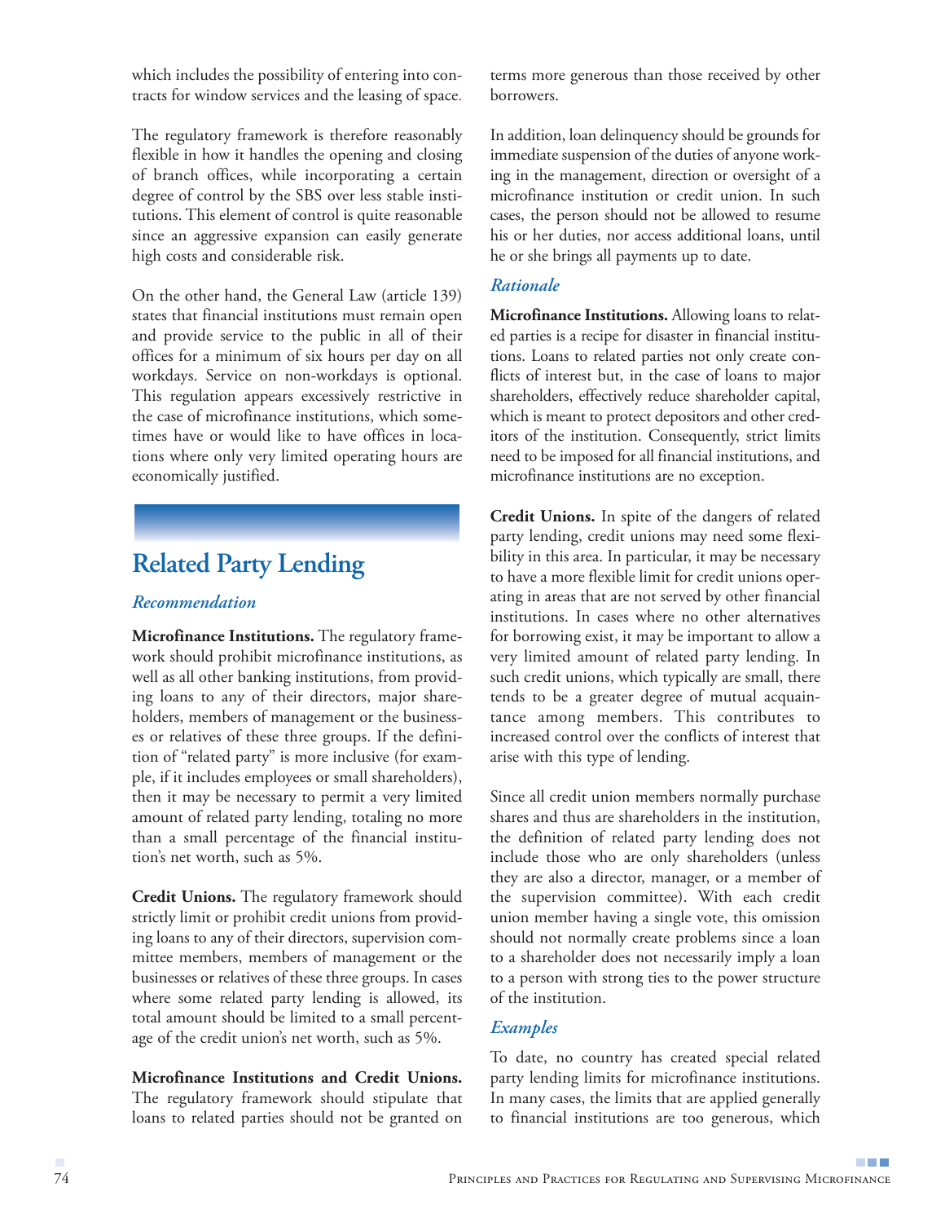which includes the possibility of entering into contracts for window services and the leasing of space.

The regulatory framework is therefore reasonably flexible in how it handles the opening and closing of branch offices, while incorporating a certain degree of control by the SBS over less stable institutions. This element of control is quite reasonable since an aggressive expansion can easily generate high costs and considerable risk.

On the other hand, the General Law (article 139) states that financial institutions must remain open and provide service to the public in all of their offices for a minimum of six hours per day on all workdays. Service on non-workdays is optional. This regulation appears excessively restrictive in the case of microfinance institutions, which sometimes have or would like to have offices in locations where only very limited operating hours are economically justified.

## Related Party Lending

### *Recommendation*

**Microfinance Institutions.** The regulatory framework should prohibit microfinance institutions, as well as all other banking institutions, from providing loans to any of their directors, major shareholders, members of management or the businesses or relatives of these three groups. If the definition of "related party" is more inclusive (for example, if it includes employees or small shareholders), then it may be necessary to permit a very limited amount of related party lending, totaling no more than a small percentage of the financial institution's net worth, such as 5%.

**Credit Unions.** The regulatory framework should strictly limit or prohibit credit unions from providing loans to any of their directors, supervision committee members, members of management or the businesses or relatives of these three groups. In cases where some related party lending is allowed, its total amount should be limited to a small percentage of the credit union's net worth, such as 5%.

**Microfinance Institutions and Credit Unions.** The regulatory framework should stipulate that loans to related parties should not be granted on terms more generous than those received by other borrowers.

In addition, loan delinquency should be grounds for immediate suspension of the duties of anyone working in the management, direction or oversight of a microfinance institution or credit union. In such cases, the person should not be allowed to resume his or her duties, nor access additional loans, until he or she brings all payments up to date.

### *Rationale*

**Microfinance Institutions.** Allowing loans to related parties is a recipe for disaster in financial institutions. Loans to related parties not only create conflicts of interest but, in the case of loans to major shareholders, effectively reduce shareholder capital, which is meant to protect depositors and other creditors of the institution. Consequently, strict limits need to be imposed for all financial institutions, and microfinance institutions are no exception.

**Credit Unions.** In spite of the dangers of related party lending, credit unions may need some flexibility in this area. In particular, it may be necessary to have a more flexible limit for credit unions operating in areas that are not served by other financial institutions. In cases where no other alternatives for borrowing exist, it may be important to allow a very limited amount of related party lending. In such credit unions, which typically are small, there tends to be a greater degree of mutual acquaintance among members. This contributes to increased control over the conflicts of interest that arise with this type of lending.

Since all credit union members normally purchase shares and thus are shareholders in the institution, the definition of related party lending does not include those who are only shareholders (unless they are also a director, manager, or a member of the supervision committee). With each credit union member having a single vote, this omission should not normally create problems since a loan to a shareholder does not necessarily imply a loan to a person with strong ties to the power structure of the institution.

### *Examples*

To date, no country has created special related party lending limits for microfinance institutions. In many cases, the limits that are applied generally to financial institutions are too generous, which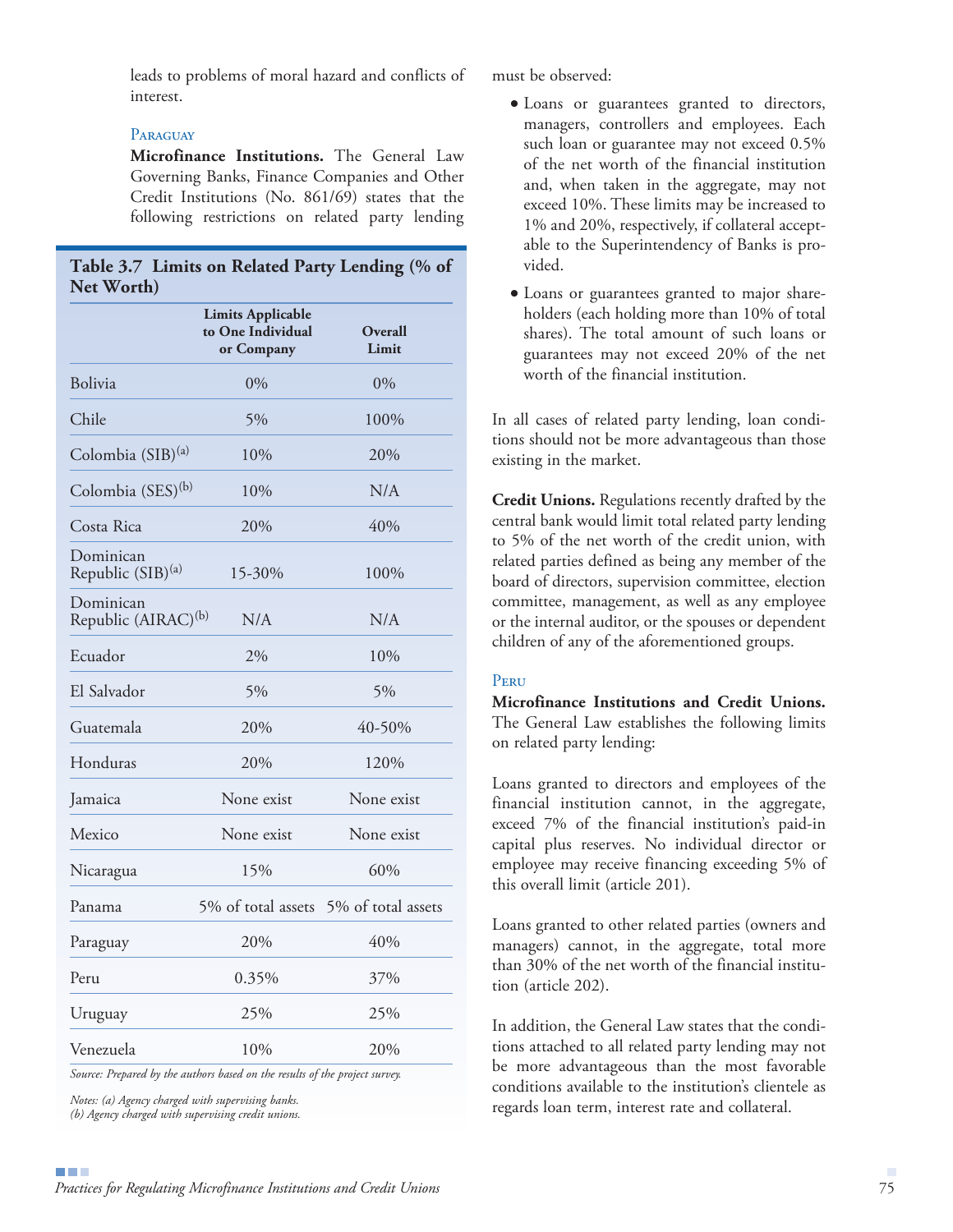leads to problems of moral hazard and conflicts of interest.

### Paraguay

**Microfinance Institutions.** The General Law Governing Banks, Finance Companies and Other Credit Institutions (No. 861/69) states that the following restrictions on related party lending must be observed:

- Loans or guarantees granted to directors, managers, controllers and employees. Each such loan or guarantee may not exceed 0.5% of the net worth of the financial institution and, when taken in the aggregate, may not exceed 10%. These limits may be increased to 1% and 20%, respectively, if collateral acceptable to the Superintendency of Banks is provided.
- Loans or guarantees granted to major shareholders (each holding more than 10% of total shares). The total amount of such loans or guarantees may not exceed 20% of the net worth of the financial institution.

In all cases of related party lending, loan conditions should not be more advantageous than those existing in the market.

**Table 3.7 Limits on Related Party Lending (% of Net Worth)**

| | Limits Applicable to One Individual or Company | Overall Limit |
|---|---|---|
| Bolivia | 0% | 0% |
| Chile | 5% | 100% |
| Colombia (SIB)[(a)] | 10% | 20% |
| Colombia (SES)[(b)] | 10% | N/A |
| Costa Rica | 20% | 40% |
| Dominican Republic (SIB)[(a)] | 15-30% | 100% |
| Dominican Republic (AIRAC)[(b)] | N/A | N/A |
| Ecuador | 2% | 10% |
| El Salvador | 5% | 5% |
| Guatemala | 20% | 40-50% |
| Honduras | 20% | 120% |
| Jamaica | None exist | None exist |
| Mexico | None exist | None exist |
| Nicaragua | 15% | 60% |
| Panama | 5% of total assets | 5% of total assets |
| Paraguay | 20% | 40% |
| Peru | 0.35% | 37% |
| Uruguay | 25% | 25% |
| Venezuela | 10% | 20% |

*Source: Prepared by the authors based on the results of the project survey.*

*Notes: (a) Agency charged with supervising banks.*
*(b) Agency charged with supervising credit unions.*

**Credit Unions.** Regulations recently drafted by the central bank would limit total related party lending to 5% of the net worth of the credit union, with related parties defined as being any member of the board of directors, supervision committee, election committee, management, as well as any employee or the internal auditor, or the spouses or dependent children of any of the aforementioned groups.

### Peru

**Microfinance Institutions and Credit Unions.** The General Law establishes the following limits on related party lending:

Loans granted to directors and employees of the financial institution cannot, in the aggregate, exceed 7% of the financial institution's paid-in capital plus reserves. No individual director or employee may receive financing exceeding 5% of this overall limit (article 201).

Loans granted to other related parties (owners and managers) cannot, in the aggregate, total more than 30% of the net worth of the financial institution (article 202).

In addition, the General Law states that the conditions attached to all related party lending may not be more advantageous than the most favorable conditions available to the institution's clientele as regards loan term, interest rate and collateral.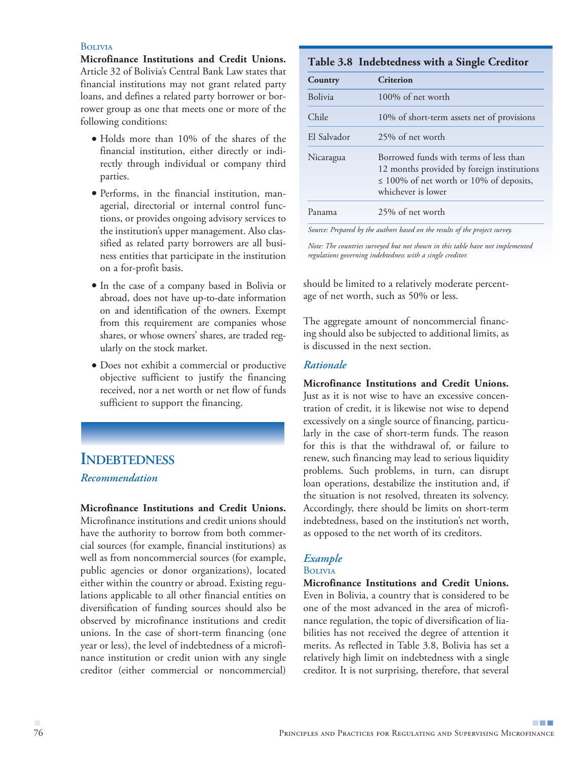#### Bolivia

**Microfinance Institutions and Credit Unions.** Article 32 of Bolivia's Central Bank Law states that financial institutions may not grant related party loans, and defines a related party borrower or borrower group as one that meets one or more of the following conditions:

- Holds more than 10% of the shares of the financial institution, either directly or indirectly through individual or company third parties.
- Performs, in the financial institution, managerial, directorial or internal control functions, or provides ongoing advisory services to the institution's upper management. Also classified as related party borrowers are all business entities that participate in the institution on a for-profit basis.
- In the case of a company based in Bolivia or abroad, does not have up-to-date information on and identification of the owners. Exempt from this requirement are companies whose shares, or whose owners' shares, are traded regularly on the stock market.
- Does not exhibit a commercial or productive objective sufficient to justify the financing received, nor a net worth or net flow of funds sufficient to support the financing.

## Indebtedness

### *Recommendation*

**Microfinance Institutions and Credit Unions.** Microfinance institutions and credit unions should have the authority to borrow from both commercial sources (for example, financial institutions) as well as from noncommercial sources (for example, public agencies or donor organizations), located either within the country or abroad. Existing regulations applicable to all other financial entities on diversification of funding sources should also be observed by microfinance institutions and credit unions. In the case of short-term financing (one year or less), the level of indebtedness of a microfinance institution or credit union with any single creditor (either commercial or noncommercial) should be limited to a relatively moderate percentage of net worth, such as 50% or less.

The aggregate amount of noncommercial financing should also be subjected to additional limits, as is discussed in the next section.

**Table 3.8 Indebtedness with a Single Creditor**

| Country | Criterion |
|---|---|
| Bolivia | 100% of net worth |
| Chile | 10% of short-term assets net of provisions |
| El Salvador | 25% of net worth |
| Nicaragua | Borrowed funds with terms of less than 12 months provided by foreign institutions ≤ 100% of net worth or 10% of deposits, whichever is lower |
| Panama | 25% of net worth |

*Source: Prepared by the authors based on the results of the project survey.*

*Note: The countries surveyed but not shown in this table have not implemented regulations governing indebtedness with a single creditor.*

### *Rationale*

**Microfinance Institutions and Credit Unions.** Just as it is not wise to have an excessive concentration of credit, it is likewise not wise to depend excessively on a single source of financing, particularly in the case of short-term funds. The reason for this is that the withdrawal of, or failure to renew, such financing may lead to serious liquidity problems. Such problems, in turn, can disrupt loan operations, destabilize the institution and, if the situation is not resolved, threaten its solvency. Accordingly, there should be limits on short-term indebtedness, based on the institution's net worth, as opposed to the net worth of its creditors.

### *Example*

#### Bolivia

**Microfinance Institutions and Credit Unions.** Even in Bolivia, a country that is considered to be one of the most advanced in the area of microfinance regulation, the topic of diversification of liabilities has not received the degree of attention it merits. As reflected in Table 3.8, Bolivia has set a relatively high limit on indebtedness with a single creditor. It is not surprising, therefore, that several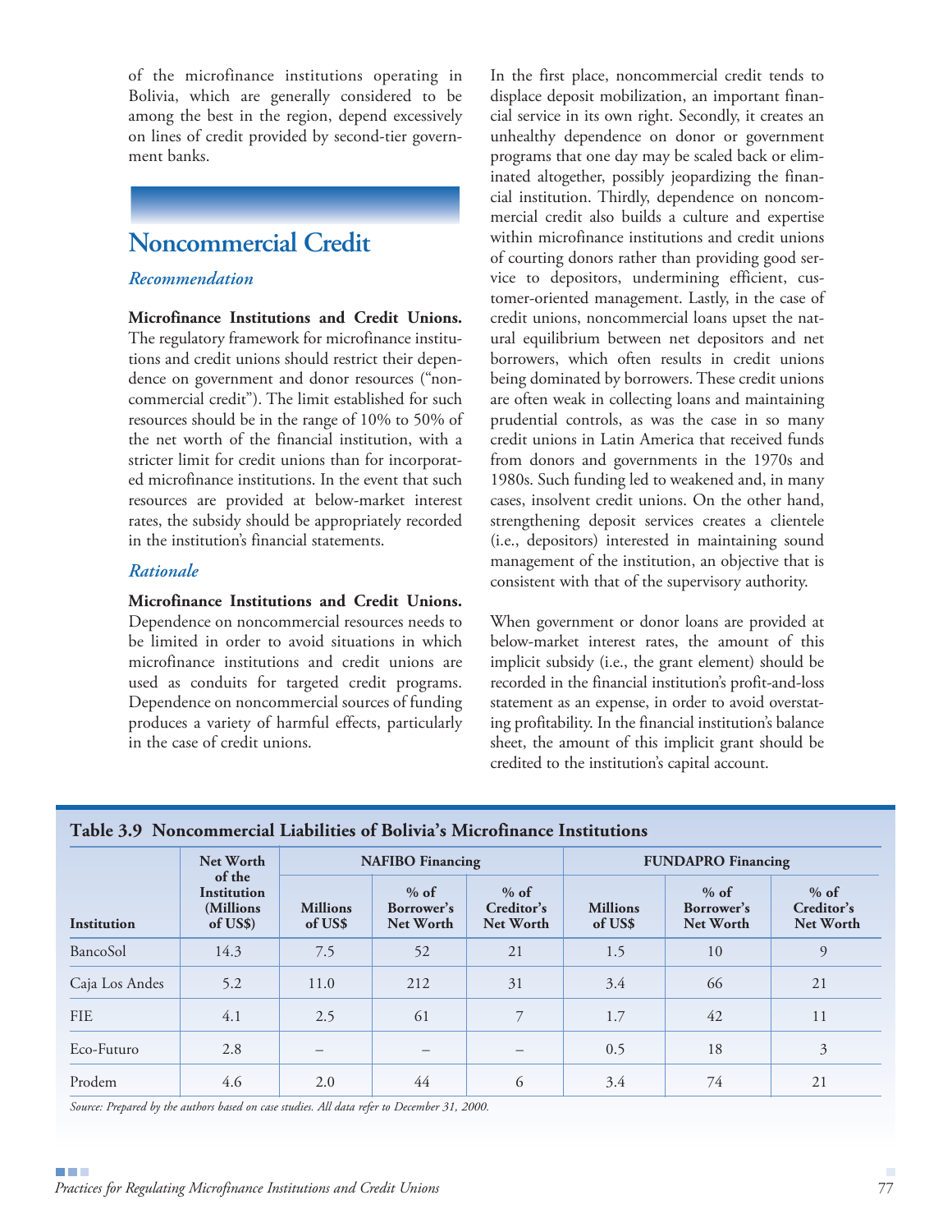of the microfinance institutions operating in Bolivia, which are generally considered to be among the best in the region, depend excessively on lines of credit provided by second-tier government banks.

## Noncommercial Credit

### *Recommendation*

**Microfinance Institutions and Credit Unions.** The regulatory framework for microfinance institutions and credit unions should restrict their dependence on government and donor resources ("noncommercial credit"). The limit established for such resources should be in the range of 10% to 50% of the net worth of the financial institution, with a stricter limit for credit unions than for incorporated microfinance institutions. In the event that such resources are provided at below-market interest rates, the subsidy should be appropriately recorded in the institution's financial statements.

### *Rationale*

**Microfinance Institutions and Credit Unions.** Dependence on noncommercial resources needs to be limited in order to avoid situations in which microfinance institutions and credit unions are used as conduits for targeted credit programs. Dependence on noncommercial sources of funding produces a variety of harmful effects, particularly in the case of credit unions.

In the first place, noncommercial credit tends to displace deposit mobilization, an important financial service in its own right. Secondly, it creates an unhealthy dependence on donor or government programs that one day may be scaled back or eliminated altogether, possibly jeopardizing the financial institution. Thirdly, dependence on noncommercial credit also builds a culture and expertise within microfinance institutions and credit unions of courting donors rather than providing good service to depositors, undermining efficient, customer-oriented management. Lastly, in the case of credit unions, noncommercial loans upset the natural equilibrium between net depositors and net borrowers, which often results in credit unions being dominated by borrowers. These credit unions are often weak in collecting loans and maintaining prudential controls, as was the case in so many credit unions in Latin America that received funds from donors and governments in the 1970s and 1980s. Such funding led to weakened and, in many cases, insolvent credit unions. On the other hand, strengthening deposit services creates a clientele (i.e., depositors) interested in maintaining sound management of the institution, an objective that is consistent with that of the supervisory authority.

When government or donor loans are provided at below-market interest rates, the amount of this implicit subsidy (i.e., the grant element) should be recorded in the financial institution's profit-and-loss statement as an expense, in order to avoid overstating profitability. In the financial institution's balance sheet, the amount of this implicit grant should be credited to the institution's capital account.

**Table 3.9 Noncommercial Liabilities of Bolivia's Microfinance Institutions**

| Institution | Net Worth of the Institution (Millions of US$) | NAFIBO Financing | | | FUNDAPRO Financing | | |
|---|---|---|---|---|---|---|---|
| | | Millions of US$ | % of Borrower's Net Worth | % of Creditor's Net Worth | Millions of US$ | % of Borrower's Net Worth | % of Creditor's Net Worth |
| BancoSol | 14.3 | 7.5 | 52 | 21 | 1.5 | 10 | 9 |
| Caja Los Andes | 5.2 | 11.0 | 212 | 31 | 3.4 | 66 | 21 |
| FIE | 4.1 | 2.5 | 61 | 7 | 1.7 | 42 | 11 |
| Eco-Futuro | 2.8 | – | – | – | 0.5 | 18 | 3 |
| Prodem | 4.6 | 2.0 | 44 | 6 | 3.4 | 74 | 21 |

*Source: Prepared by the authors based on case studies. All data refer to December 31, 2000.*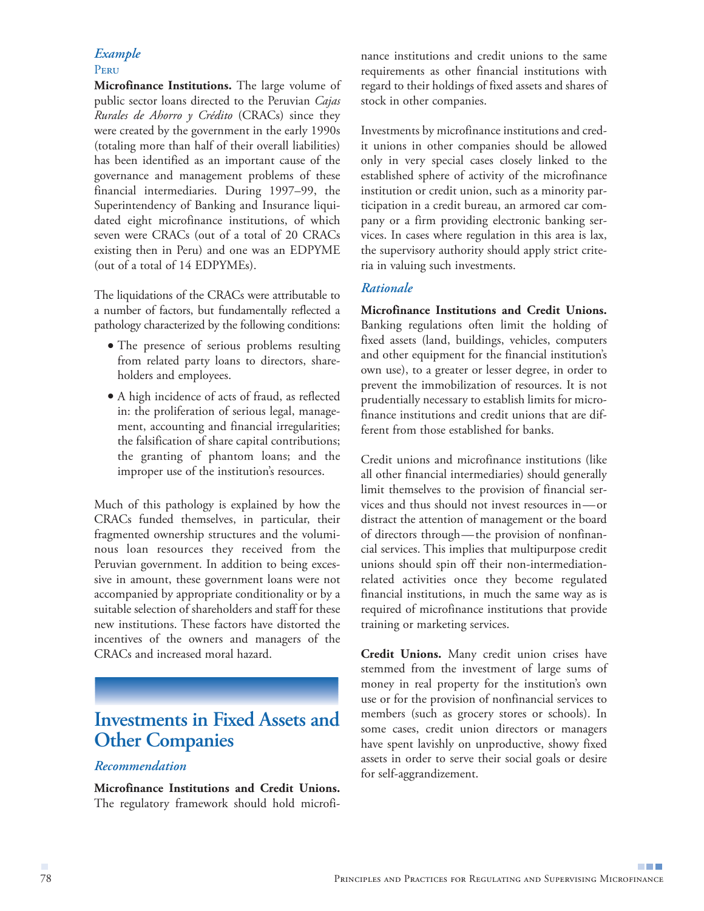### *Example*

PERU

**Microfinance Institutions.** The large volume of public sector loans directed to the Peruvian *Cajas Rurales de Ahorro y Crédito* (CRACs) since they were created by the government in the early 1990s (totaling more than half of their overall liabilities) has been identified as an important cause of the governance and management problems of these financial intermediaries. During 1997–99, the Superintendency of Banking and Insurance liquidated eight microfinance institutions, of which seven were CRACs (out of a total of 20 CRACs existing then in Peru) and one was an EDPYME (out of a total of 14 EDPYMEs).

The liquidations of the CRACs were attributable to a number of factors, but fundamentally reflected a pathology characterized by the following conditions:

- The presence of serious problems resulting from related party loans to directors, shareholders and employees.
- A high incidence of acts of fraud, as reflected in: the proliferation of serious legal, management, accounting and financial irregularities; the falsification of share capital contributions; the granting of phantom loans; and the improper use of the institution's resources.

Much of this pathology is explained by how the CRACs funded themselves, in particular, their fragmented ownership structures and the voluminous loan resources they received from the Peruvian government. In addition to being excessive in amount, these government loans were not accompanied by appropriate conditionality or by a suitable selection of shareholders and staff for these new institutions. These factors have distorted the incentives of the owners and managers of the CRACs and increased moral hazard.

## Investments in Fixed Assets and Other Companies

### *Recommendation*

**Microfinance Institutions and Credit Unions.** The regulatory framework should hold microfinance institutions and credit unions to the same requirements as other financial institutions with regard to their holdings of fixed assets and shares of stock in other companies.

Investments by microfinance institutions and credit unions in other companies should be allowed only in very special cases closely linked to the established sphere of activity of the microfinance institution or credit union, such as a minority participation in a credit bureau, an armored car company or a firm providing electronic banking services. In cases where regulation in this area is lax, the supervisory authority should apply strict criteria in valuing such investments.

### *Rationale*

**Microfinance Institutions and Credit Unions.** Banking regulations often limit the holding of fixed assets (land, buildings, vehicles, computers and other equipment for the financial institution's own use), to a greater or lesser degree, in order to prevent the immobilization of resources. It is not prudentially necessary to establish limits for microfinance institutions and credit unions that are different from those established for banks.

Credit unions and microfinance institutions (like all other financial intermediaries) should generally limit themselves to the provision of financial services and thus should not invest resources in—or distract the attention of management or the board of directors through—the provision of nonfinancial services. This implies that multipurpose credit unions should spin off their non-intermediation-related activities once they become regulated financial institutions, in much the same way as is required of microfinance institutions that provide training or marketing services.

**Credit Unions.** Many credit union crises have stemmed from the investment of large sums of money in real property for the institution's own use or for the provision of nonfinancial services to members (such as grocery stores or schools). In some cases, credit union directors or managers have spent lavishly on unproductive, showy fixed assets in order to serve their social goals or desire for self-aggrandizement.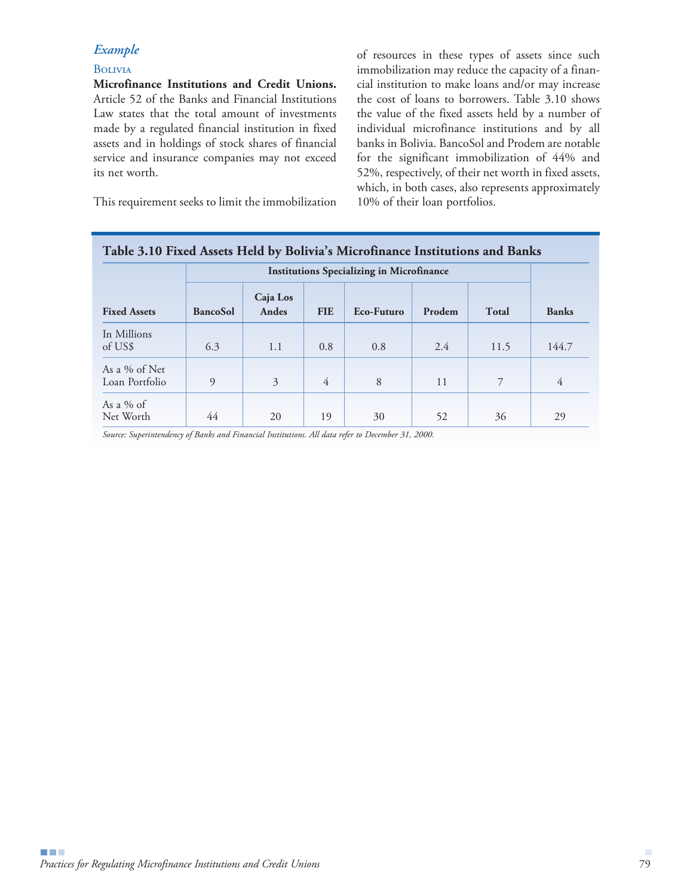### *Example*

#### Bolivia

**Microfinance Institutions and Credit Unions.** Article 52 of the Banks and Financial Institutions Law states that the total amount of investments made by a regulated financial institution in fixed assets and in holdings of stock shares of financial service and insurance companies may not exceed its net worth.

This requirement seeks to limit the immobilization of resources in these types of assets since such immobilization may reduce the capacity of a financial institution to make loans and/or may increase the cost of loans to borrowers. Table 3.10 shows the value of the fixed assets held by a number of individual microfinance institutions and by all banks in Bolivia. BancoSol and Prodem are notable for the significant immobilization of 44% and 52%, respectively, of their net worth in fixed assets, which, in both cases, also represents approximately 10% of their loan portfolios.

**Table 3.10 Fixed Assets Held by Bolivia's Microfinance Institutions and Banks**

| | Institutions Specializing in Microfinance | | | | | | |
|---|---|---|---|---|---|---|---|
| **Fixed Assets** | **BancoSol** | **Caja Los Andes** | **FIE** | **Eco-Futuro** | **Prodem** | **Total** | **Banks** |
| In Millions of US$ | 6.3 | 1.1 | 0.8 | 0.8 | 2.4 | 11.5 | 144.7 |
| As a % of Net Loan Portfolio | 9 | 3 | 4 | 8 | 11 | 7 | 4 |
| As a % of Net Worth | 44 | 20 | 19 | 30 | 52 | 36 | 29 |

*Source: Superintendency of Banks and Financial Institutions. All data refer to December 31, 2000.*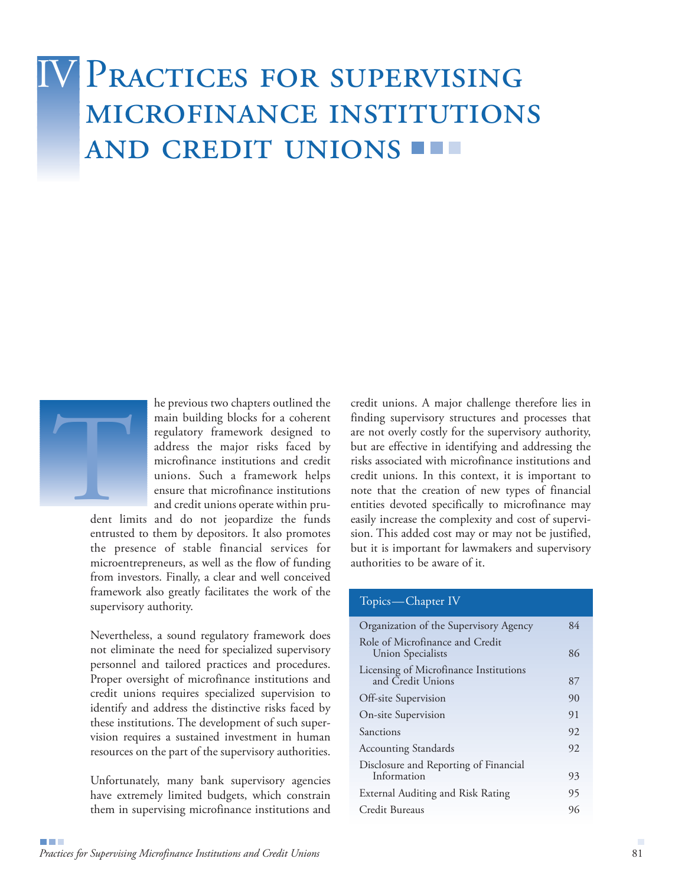# IV Practices for supervising microfinance institutions and credit unions

The previous two chapters outlined the main building blocks for a coherent regulatory framework designed to address the major risks faced by microfinance institutions and credit unions. Such a framework helps ensure that microfinance institutions and credit unions operate within prudent limits and do not jeopardize the funds entrusted to them by depositors. It also promotes the presence of stable financial services for microentrepreneurs, as well as the flow of funding from investors. Finally, a clear and well conceived framework also greatly facilitates the work of the supervisory authority.

Nevertheless, a sound regulatory framework does not eliminate the need for specialized supervisory personnel and tailored practices and procedures. Proper oversight of microfinance institutions and credit unions requires specialized supervision to identify and address the distinctive risks faced by these institutions. The development of such supervision requires a sustained investment in human resources on the part of the supervisory authorities.

Unfortunately, many bank supervisory agencies have extremely limited budgets, which constrain them in supervising microfinance institutions and credit unions. A major challenge therefore lies in finding supervisory structures and processes that are not overly costly for the supervisory authority, but are effective in identifying and addressing the risks associated with microfinance institutions and credit unions. In this context, it is important to note that the creation of new types of financial entities devoted specifically to microfinance may easily increase the complexity and cost of supervision. This added cost may or may not be justified, but it is important for lawmakers and supervisory authorities to be aware of it.

| Topics—Chapter IV | |
|---|---|
| Organization of the Supervisory Agency | 84 |
| Role of Microfinance and Credit Union Specialists | 86 |
| Licensing of Microfinance Institutions and Credit Unions | 87 |
| Off-site Supervision | 90 |
| On-site Supervision | 91 |
| Sanctions | 92 |
| Accounting Standards | 92 |
| Disclosure and Reporting of Financial Information | 93 |
| External Auditing and Risk Rating | 95 |
| Credit Bureaus | 96 |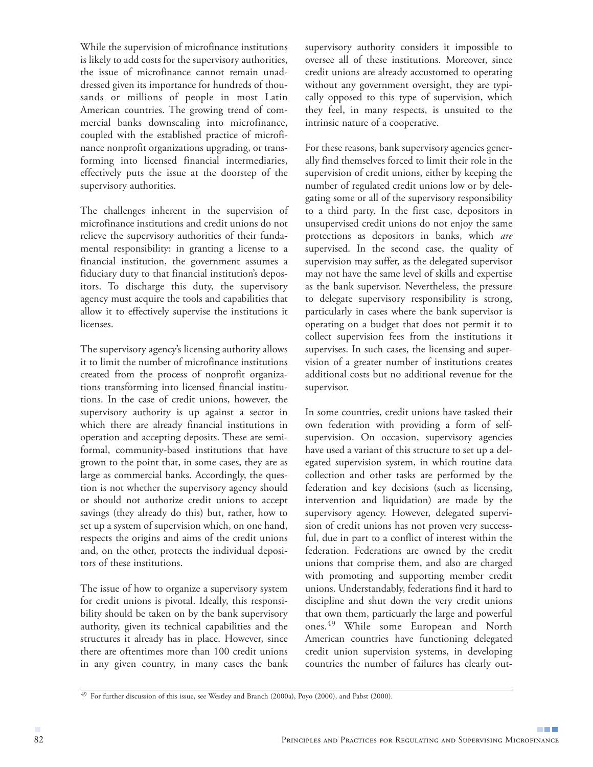While the supervision of microfinance institutions is likely to add costs for the supervisory authorities, the issue of microfinance cannot remain unaddressed given its importance for hundreds of thousands or millions of people in most Latin American countries. The growing trend of commercial banks downscaling into microfinance, coupled with the established practice of microfinance nonprofit organizations upgrading, or transforming into licensed financial intermediaries, effectively puts the issue at the doorstep of the supervisory authorities.

The challenges inherent in the supervision of microfinance institutions and credit unions do not relieve the supervisory authorities of their fundamental responsibility: in granting a license to a financial institution, the government assumes a fiduciary duty to that financial institution's depositors. To discharge this duty, the supervisory agency must acquire the tools and capabilities that allow it to effectively supervise the institutions it licenses.

The supervisory agency's licensing authority allows it to limit the number of microfinance institutions created from the process of nonprofit organizations transforming into licensed financial institutions. In the case of credit unions, however, the supervisory authority is up against a sector in which there are already financial institutions in operation and accepting deposits. These are semi-formal, community-based institutions that have grown to the point that, in some cases, they are as large as commercial banks. Accordingly, the question is not whether the supervisory agency should or should not authorize credit unions to accept savings (they already do this) but, rather, how to set up a system of supervision which, on one hand, respects the origins and aims of the credit unions and, on the other, protects the individual depositors of these institutions.

The issue of how to organize a supervisory system for credit unions is pivotal. Ideally, this responsibility should be taken on by the bank supervisory authority, given its technical capabilities and the structures it already has in place. However, since there are oftentimes more than 100 credit unions in any given country, in many cases the bank supervisory authority considers it impossible to oversee all of these institutions. Moreover, since credit unions are already accustomed to operating without any government oversight, they are typically opposed to this type of supervision, which they feel, in many respects, is unsuited to the intrinsic nature of a cooperative.

For these reasons, bank supervisory agencies generally find themselves forced to limit their role in the supervision of credit unions, either by keeping the number of regulated credit unions low or by delegating some or all of the supervisory responsibility to a third party. In the first case, depositors in unsupervised credit unions do not enjoy the same protections as depositors in banks, which *are* supervised. In the second case, the quality of supervision may suffer, as the delegated supervisor may not have the same level of skills and expertise as the bank supervisor. Nevertheless, the pressure to delegate supervisory responsibility is strong, particularly in cases where the bank supervisor is operating on a budget that does not permit it to collect supervision fees from the institutions it supervises. In such cases, the licensing and supervision of a greater number of institutions creates additional costs but no additional revenue for the supervisor.

In some countries, credit unions have tasked their own federation with providing a form of self-supervision. On occasion, supervisory agencies have used a variant of this structure to set up a delegated supervision system, in which routine data collection and other tasks are performed by the federation and key decisions (such as licensing, intervention and liquidation) are made by the supervisory agency. However, delegated supervision of credit unions has not proven very successful, due in part to a conflict of interest within the federation. Federations are owned by the credit unions that comprise them, and also are charged with promoting and supporting member credit unions. Understandably, federations find it hard to discipline and shut down the very credit unions that own them, particuarly the large and powerful ones.[49] While some European and North American countries have functioning delegated credit union supervision systems, in developing countries the number of failures has clearly out-

[49] For further discussion of this issue, see Westley and Branch (2000a), Poyo (2000), and Pabst (2000).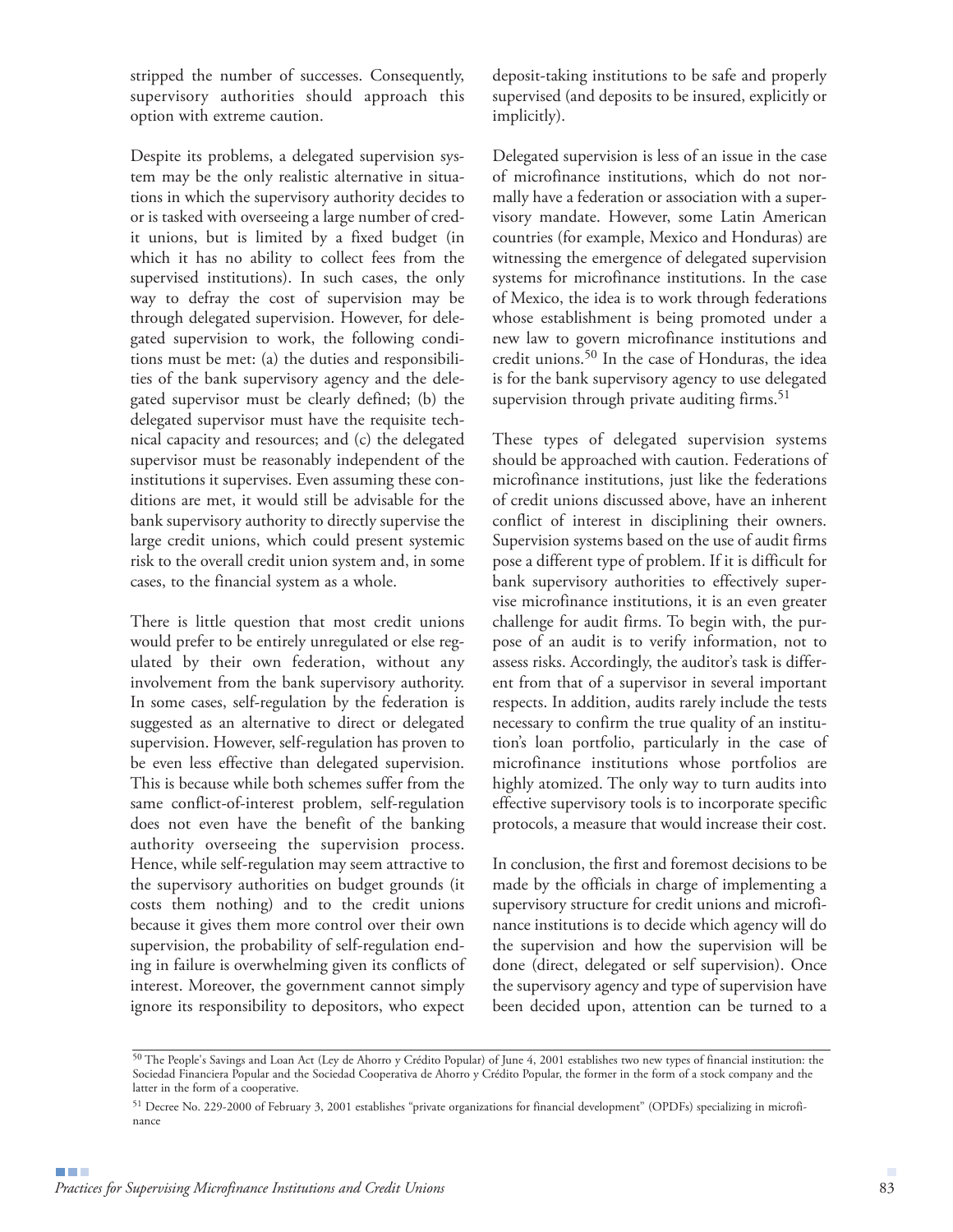stripped the number of successes. Consequently, supervisory authorities should approach this option with extreme caution.

Despite its problems, a delegated supervision system may be the only realistic alternative in situations in which the supervisory authority decides to or is tasked with overseeing a large number of credit unions, but is limited by a fixed budget (in which it has no ability to collect fees from the supervised institutions). In such cases, the only way to defray the cost of supervision may be through delegated supervision. However, for delegated supervision to work, the following conditions must be met: (a) the duties and responsibilities of the bank supervisory agency and the delegated supervisor must be clearly defined; (b) the delegated supervisor must have the requisite technical capacity and resources; and (c) the delegated supervisor must be reasonably independent of the institutions it supervises. Even assuming these conditions are met, it would still be advisable for the bank supervisory authority to directly supervise the large credit unions, which could present systemic risk to the overall credit union system and, in some cases, to the financial system as a whole.

There is little question that most credit unions would prefer to be entirely unregulated or else regulated by their own federation, without any involvement from the bank supervisory authority. In some cases, self-regulation by the federation is suggested as an alternative to direct or delegated supervision. However, self-regulation has proven to be even less effective than delegated supervision. This is because while both schemes suffer from the same conflict-of-interest problem, self-regulation does not even have the benefit of the banking authority overseeing the supervision process. Hence, while self-regulation may seem attractive to the supervisory authorities on budget grounds (it costs them nothing) and to the credit unions because it gives them more control over their own supervision, the probability of self-regulation ending in failure is overwhelming given its conflicts of interest. Moreover, the government cannot simply ignore its responsibility to depositors, who expect deposit-taking institutions to be safe and properly supervised (and deposits to be insured, explicitly or implicitly).

Delegated supervision is less of an issue in the case of microfinance institutions, which do not normally have a federation or association with a supervisory mandate. However, some Latin American countries (for example, Mexico and Honduras) are witnessing the emergence of delegated supervision systems for microfinance institutions. In the case of Mexico, the idea is to work through federations whose establishment is being promoted under a new law to govern microfinance institutions and credit unions.[50] In the case of Honduras, the idea is for the bank supervisory agency to use delegated supervision through private auditing firms.[51]

These types of delegated supervision systems should be approached with caution. Federations of microfinance institutions, just like the federations of credit unions discussed above, have an inherent conflict of interest in disciplining their owners. Supervision systems based on the use of audit firms pose a different type of problem. If it is difficult for bank supervisory authorities to effectively supervise microfinance institutions, it is an even greater challenge for audit firms. To begin with, the purpose of an audit is to verify information, not to assess risks. Accordingly, the auditor's task is different from that of a supervisor in several important respects. In addition, audits rarely include the tests necessary to confirm the true quality of an institution's loan portfolio, particularly in the case of microfinance institutions whose portfolios are highly atomized. The only way to turn audits into effective supervisory tools is to incorporate specific protocols, a measure that would increase their cost.

In conclusion, the first and foremost decisions to be made by the officials in charge of implementing a supervisory structure for credit unions and microfinance institutions is to decide which agency will do the supervision and how the supervision will be done (direct, delegated or self supervision). Once the supervisory agency and type of supervision have been decided upon, attention can be turned to a

[50] The People's Savings and Loan Act (Ley de Ahorro y Crédito Popular) of June 4, 2001 establishes two new types of financial institution: the Sociedad Financiera Popular and the Sociedad Cooperativa de Ahorro y Crédito Popular, the former in the form of a stock company and the latter in the form of a cooperative.

[51] Decree No. 229-2000 of February 3, 2001 establishes "private organizations for financial development" (OPDFs) specializing in microfinance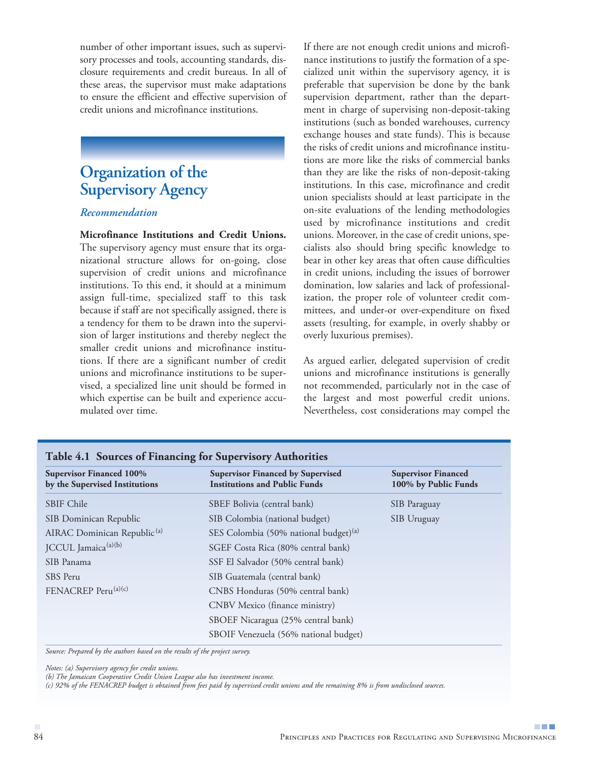number of other important issues, such as supervisory processes and tools, accounting standards, disclosure requirements and credit bureaus. In all of these areas, the supervisor must make adaptations to ensure the efficient and effective supervision of credit unions and microfinance institutions.

## Organization of the Supervisory Agency

### *Recommendation*

**Microfinance Institutions and Credit Unions.** The supervisory agency must ensure that its organizational structure allows for on-going, close supervision of credit unions and microfinance institutions. To this end, it should at a minimum assign full-time, specialized staff to this task because if staff are not specifically assigned, there is a tendency for them to be drawn into the supervision of larger institutions and thereby neglect the smaller credit unions and microfinance institutions. If there are a significant number of credit unions and microfinance institutions to be supervised, a specialized line unit should be formed in which expertise can be built and experience accumulated over time.

If there are not enough credit unions and microfinance institutions to justify the formation of a specialized unit within the supervisory agency, it is preferable that supervision be done by the bank supervision department, rather than the department in charge of supervising non-deposit-taking institutions (such as bonded warehouses, currency exchange houses and state funds). This is because the risks of credit unions and microfinance institutions are more like the risks of commercial banks than they are like the risks of non-deposit-taking institutions. In this case, microfinance and credit union specialists should at least participate in the on-site evaluations of the lending methodologies used by microfinance institutions and credit unions. Moreover, in the case of credit unions, specialists also should bring specific knowledge to bear in other key areas that often cause difficulties in credit unions, including the issues of borrower domination, low salaries and lack of professionalization, the proper role of volunteer credit committees, and under-or over-expenditure on fixed assets (resulting, for example, in overly shabby or overly luxurious premises).

As argued earlier, delegated supervision of credit unions and microfinance institutions is generally not recommended, particularly not in the case of the largest and most powerful credit unions. Nevertheless, cost considerations may compel the

**Table 4.1 Sources of Financing for Supervisory Authorities**

| Supervisor Financed 100% by the Supervised Institutions | Supervisor Financed by Supervised Institutions and Public Funds | Supervisor Financed 100% by Public Funds |
|---|---|---|
| SBIF Chile | SBEF Bolivia (central bank) | SIB Paraguay |
| SIB Dominican Republic | SIB Colombia (national budget) | SIB Uruguay |
| AIRAC Dominican Republic [a] | SES Colombia (50% national budget) [a] | |
| JCCUL Jamaica [a][b] | SGEF Costa Rica (80% central bank) | |
| SIB Panama | SSF El Salvador (50% central bank) | |
| SBS Peru | SIB Guatemala (central bank) | |
| FENACREP Peru [a][c] | CNBS Honduras (50% central bank) | |
| | CNBV Mexico (finance ministry) | |
| | SBOEF Nicaragua (25% central bank) | |
| | SBOIF Venezuela (56% national budget) | |

*Source: Prepared by the authors based on the results of the project survey.*

*Notes: (a) Supervisory agency for credit unions.*
*(b) The Jamaican Cooperative Credit Union League also has investment income.*
*(c) 92% of the FENACREP budget is obtained from fees paid by supervised credit unions and the remaining 8% is from undisclosed sources.*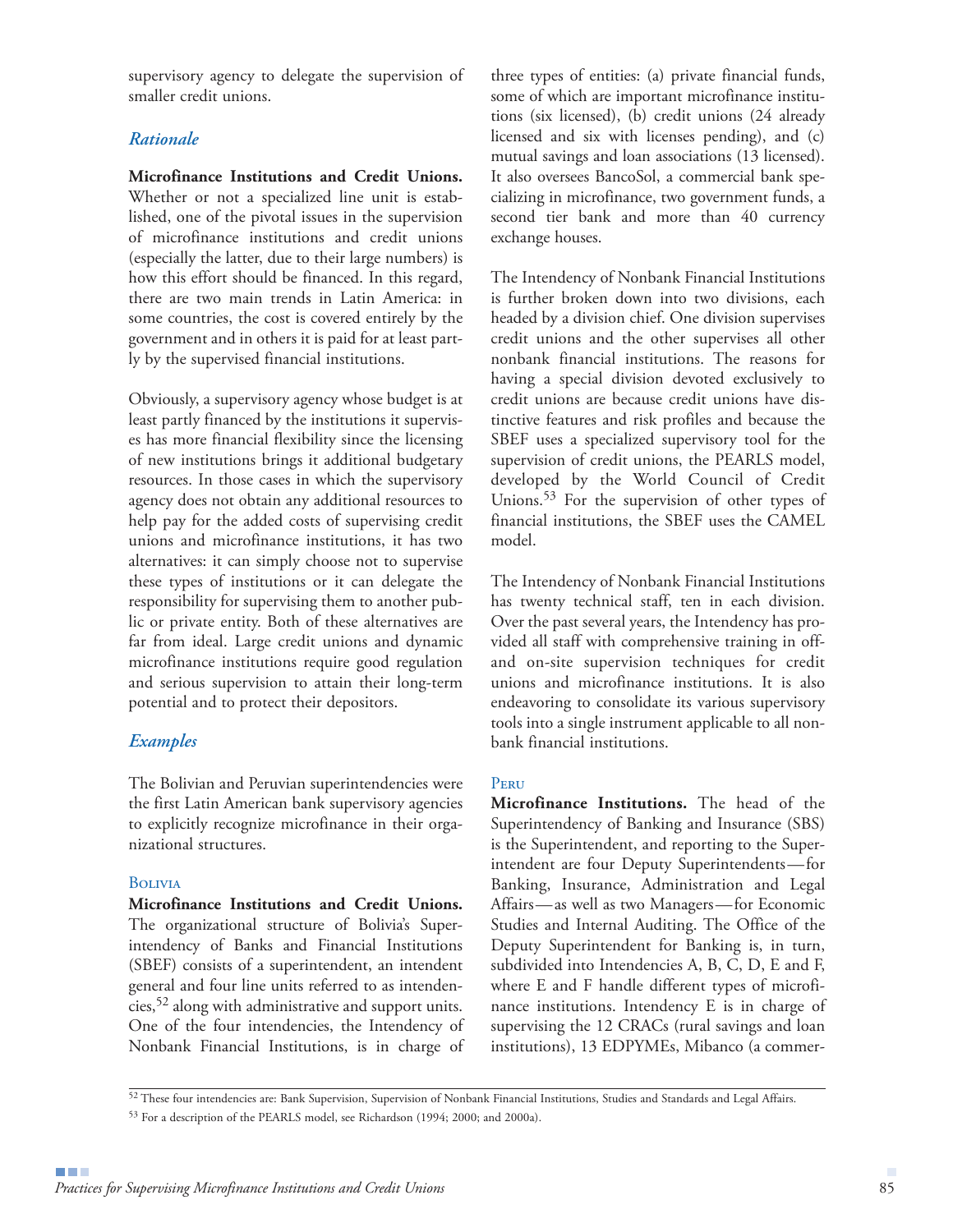supervisory agency to delegate the supervision of smaller credit unions.

### *Rationale*

**Microfinance Institutions and Credit Unions.** Whether or not a specialized line unit is established, one of the pivotal issues in the supervision of microfinance institutions and credit unions (especially the latter, due to their large numbers) is how this effort should be financed. In this regard, there are two main trends in Latin America: in some countries, the cost is covered entirely by the government and in others it is paid for at least partly by the supervised financial institutions.

Obviously, a supervisory agency whose budget is at least partly financed by the institutions it supervises has more financial flexibility since the licensing of new institutions brings it additional budgetary resources. In those cases in which the supervisory agency does not obtain any additional resources to help pay for the added costs of supervising credit unions and microfinance institutions, it has two alternatives: it can simply choose not to supervise these types of institutions or it can delegate the responsibility for supervising them to another public or private entity. Both of these alternatives are far from ideal. Large credit unions and dynamic microfinance institutions require good regulation and serious supervision to attain their long-term potential and to protect their depositors.

### *Examples*

The Bolivian and Peruvian superintendencies were the first Latin American bank supervisory agencies to explicitly recognize microfinance in their organizational structures.

#### Bolivia

**Microfinance Institutions and Credit Unions.** The organizational structure of Bolivia's Superintendency of Banks and Financial Institutions (SBEF) consists of a superintendent, an intendent general and four line units referred to as intendencies,[52] along with administrative and support units. One of the four intendencies, the Intendency of Nonbank Financial Institutions, is in charge of three types of entities: (a) private financial funds, some of which are important microfinance institutions (six licensed), (b) credit unions (24 already licensed and six with licenses pending), and (c) mutual savings and loan associations (13 licensed). It also oversees BancoSol, a commercial bank specializing in microfinance, two government funds, a second tier bank and more than 40 currency exchange houses.

The Intendency of Nonbank Financial Institutions is further broken down into two divisions, each headed by a division chief. One division supervises credit unions and the other supervises all other nonbank financial institutions. The reasons for having a special division devoted exclusively to credit unions are because credit unions have distinctive features and risk profiles and because the SBEF uses a specialized supervisory tool for the supervision of credit unions, the PEARLS model, developed by the World Council of Credit Unions.[53] For the supervision of other types of financial institutions, the SBEF uses the CAMEL model.

The Intendency of Nonbank Financial Institutions has twenty technical staff, ten in each division. Over the past several years, the Intendency has provided all staff with comprehensive training in off- and on-site supervision techniques for credit unions and microfinance institutions. It is also endeavoring to consolidate its various supervisory tools into a single instrument applicable to all nonbank financial institutions.

#### Peru

**Microfinance Institutions.** The head of the Superintendency of Banking and Insurance (SBS) is the Superintendent, and reporting to the Superintendent are four Deputy Superintendents—for Banking, Insurance, Administration and Legal Affairs—as well as two Managers—for Economic Studies and Internal Auditing. The Office of the Deputy Superintendent for Banking is, in turn, subdivided into Intendencies A, B, C, D, E and F, where E and F handle different types of microfinance institutions. Intendency E is in charge of supervising the 12 CRACs (rural savings and loan institutions), 13 EDPYMEs, Mibanco (a commer-

---

[52] These four intendencies are: Bank Supervision, Supervision of Nonbank Financial Institutions, Studies and Standards and Legal Affairs.

[53] For a description of the PEARLS model, see Richardson (1994; 2000; and 2000a).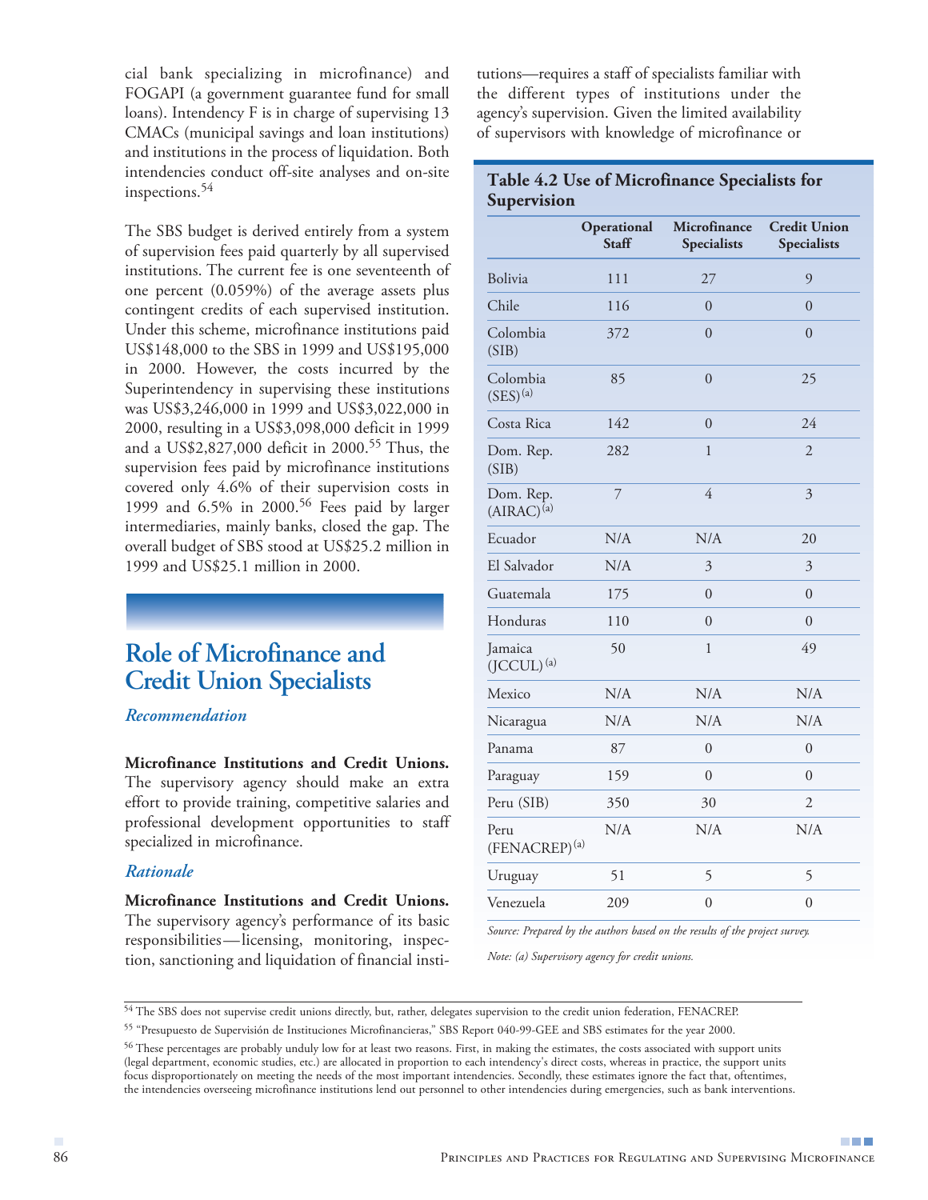cial bank specializing in microfinance) and FOGAPI (a government guarantee fund for small loans). Intendency F is in charge of supervising 13 CMACs (municipal savings and loan institutions) and institutions in the process of liquidation. Both intendencies conduct off-site analyses and on-site inspections.[54]

The SBS budget is derived entirely from a system of supervision fees paid quarterly by all supervised institutions. The current fee is one seventeenth of one percent (0.059%) of the average assets plus contingent credits of each supervised institution. Under this scheme, microfinance institutions paid US$148,000 to the SBS in 1999 and US$195,000 in 2000. However, the costs incurred by the Superintendency in supervising these institutions was US$3,246,000 in 1999 and US$3,022,000 in 2000, resulting in a US$3,098,000 deficit in 1999 and a US$2,827,000 deficit in 2000.[55] Thus, the supervision fees paid by microfinance institutions covered only 4.6% of their supervision costs in 1999 and 6.5% in 2000.[56] Fees paid by larger intermediaries, mainly banks, closed the gap. The overall budget of SBS stood at US$25.2 million in 1999 and US$25.1 million in 2000.

## Role of Microfinance and Credit Union Specialists

### *Recommendation*

**Microfinance Institutions and Credit Unions.** The supervisory agency should make an extra effort to provide training, competitive salaries and professional development opportunities to staff specialized in microfinance.

### *Rationale*

**Microfinance Institutions and Credit Unions.** The supervisory agency's performance of its basic responsibilities—licensing, monitoring, inspection, sanctioning and liquidation of financial institutions—requires a staff of specialists familiar with the different types of institutions under the agency's supervision. Given the limited availability of supervisors with knowledge of microfinance or

**Table 4.2 Use of Microfinance Specialists for Supervision**

| | Operational Staff | Microfinance Specialists | Credit Union Specialists |
|---|---|---|---|
| Bolivia | 111 | 27 | 9 |
| Chile | 116 | 0 | 0 |
| Colombia (SIB) | 372 | 0 | 0 |
| Colombia (SES)[a] | 85 | 0 | 25 |
| Costa Rica | 142 | 0 | 24 |
| Dom. Rep. (SIB) | 282 | 1 | 2 |
| Dom. Rep. (AIRAC)[a] | 7 | 4 | 3 |
| Ecuador | N/A | N/A | 20 |
| El Salvador | N/A | 3 | 3 |
| Guatemala | 175 | 0 | 0 |
| Honduras | 110 | 0 | 0 |
| Jamaica (JCCUL)[a] | 50 | 1 | 49 |
| Mexico | N/A | N/A | N/A |
| Nicaragua | N/A | N/A | N/A |
| Panama | 87 | 0 | 0 |
| Paraguay | 159 | 0 | 0 |
| Peru (SIB) | 350 | 30 | 2 |
| Peru (FENACREP)[a] | N/A | N/A | N/A |
| Uruguay | 51 | 5 | 5 |
| Venezuela | 209 | 0 | 0 |

*Source: Prepared by the authors based on the results of the project survey.*

*Note: (a) Supervisory agency for credit unions.*

---

[54] The SBS does not supervise credit unions directly, but, rather, delegates supervision to the credit union federation, FENACREP.

[55] "Presupuesto de Supervisión de Instituciones Microfinancieras," SBS Report 040-99-GEE and SBS estimates for the year 2000.

[56] These percentages are probably unduly low for at least two reasons. First, in making the estimates, the costs associated with support units (legal department, economic studies, etc.) are allocated in proportion to each intendency's direct costs, whereas in practice, the support units focus disproportionately on meeting the needs of the most important intendencies. Secondly, these estimates ignore the fact that, oftentimes, the intendencies overseeing microfinance institutions lend out personnel to other intendencies during emergencies, such as bank interventions.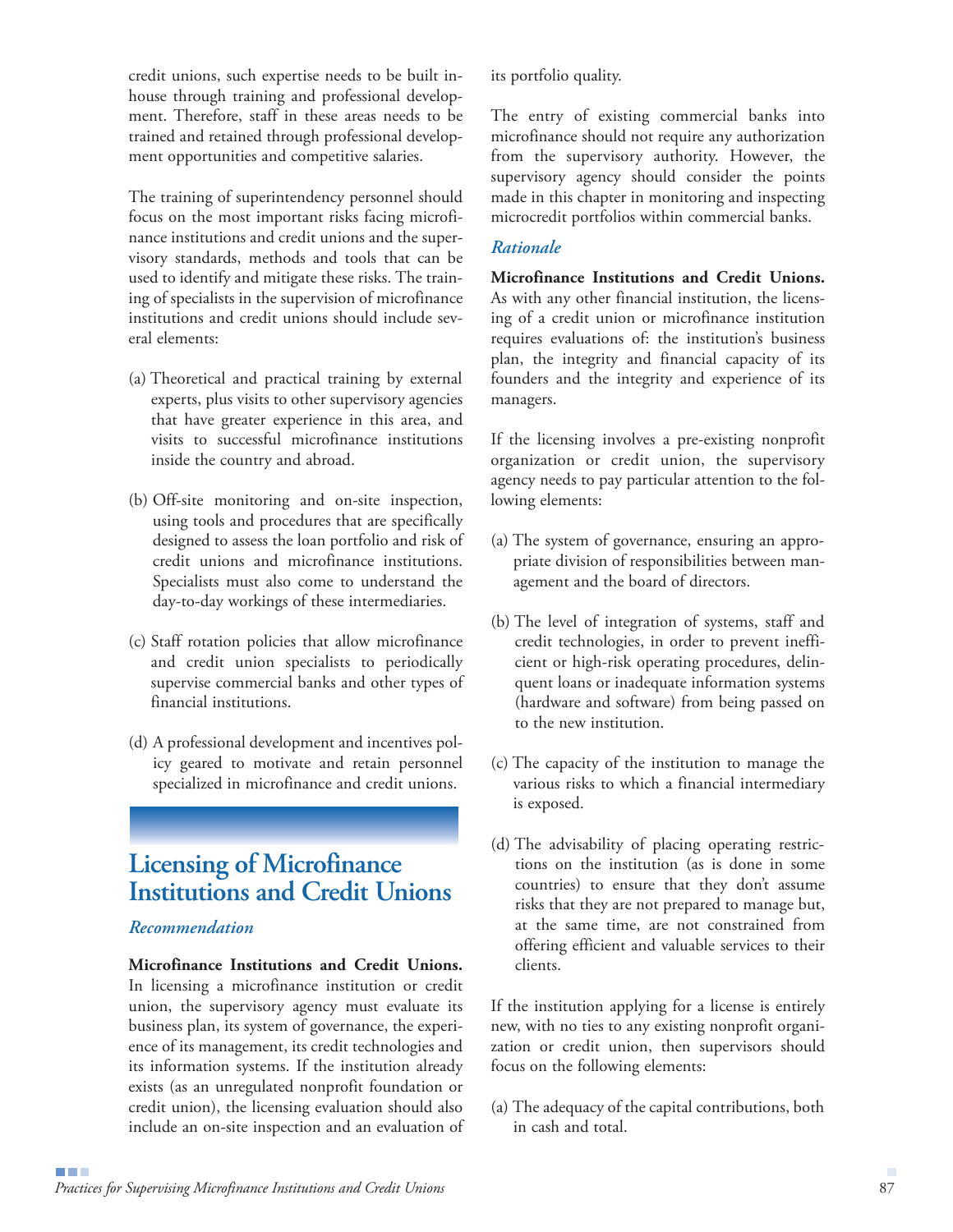credit unions, such expertise needs to be built in-house through training and professional development. Therefore, staff in these areas needs to be trained and retained through professional development opportunities and competitive salaries.

The training of superintendency personnel should focus on the most important risks facing microfinance institutions and credit unions and the supervisory standards, methods and tools that can be used to identify and mitigate these risks. The training of specialists in the supervision of microfinance institutions and credit unions should include several elements:

(a) Theoretical and practical training by external experts, plus visits to other supervisory agencies that have greater experience in this area, and visits to successful microfinance institutions inside the country and abroad.

(b) Off-site monitoring and on-site inspection, using tools and procedures that are specifically designed to assess the loan portfolio and risk of credit unions and microfinance institutions. Specialists must also come to understand the day-to-day workings of these intermediaries.

(c) Staff rotation policies that allow microfinance and credit union specialists to periodically supervise commercial banks and other types of financial institutions.

(d) A professional development and incentives policy geared to motivate and retain personnel specialized in microfinance and credit unions.

## Licensing of Microfinance Institutions and Credit Unions

### *Recommendation*

**Microfinance Institutions and Credit Unions.** In licensing a microfinance institution or credit union, the supervisory agency must evaluate its business plan, its system of governance, the experience of its management, its credit technologies and its information systems. If the institution already exists (as an unregulated nonprofit foundation or credit union), the licensing evaluation should also include an on-site inspection and an evaluation of its portfolio quality.

The entry of existing commercial banks into microfinance should not require any authorization from the supervisory authority. However, the supervisory agency should consider the points made in this chapter in monitoring and inspecting microcredit portfolios within commercial banks.

### *Rationale*

**Microfinance Institutions and Credit Unions.** As with any other financial institution, the licensing of a credit union or microfinance institution requires evaluations of: the institution's business plan, the integrity and financial capacity of its founders and the integrity and experience of its managers.

If the licensing involves a pre-existing nonprofit organization or credit union, the supervisory agency needs to pay particular attention to the following elements:

(a) The system of governance, ensuring an appropriate division of responsibilities between management and the board of directors.

(b) The level of integration of systems, staff and credit technologies, in order to prevent inefficient or high-risk operating procedures, delinquent loans or inadequate information systems (hardware and software) from being passed on to the new institution.

(c) The capacity of the institution to manage the various risks to which a financial intermediary is exposed.

(d) The advisability of placing operating restrictions on the institution (as is done in some countries) to ensure that they don't assume risks that they are not prepared to manage but, at the same time, are not constrained from offering efficient and valuable services to their clients.

If the institution applying for a license is entirely new, with no ties to any existing nonprofit organization or credit union, then supervisors should focus on the following elements:

(a) The adequacy of the capital contributions, both in cash and total.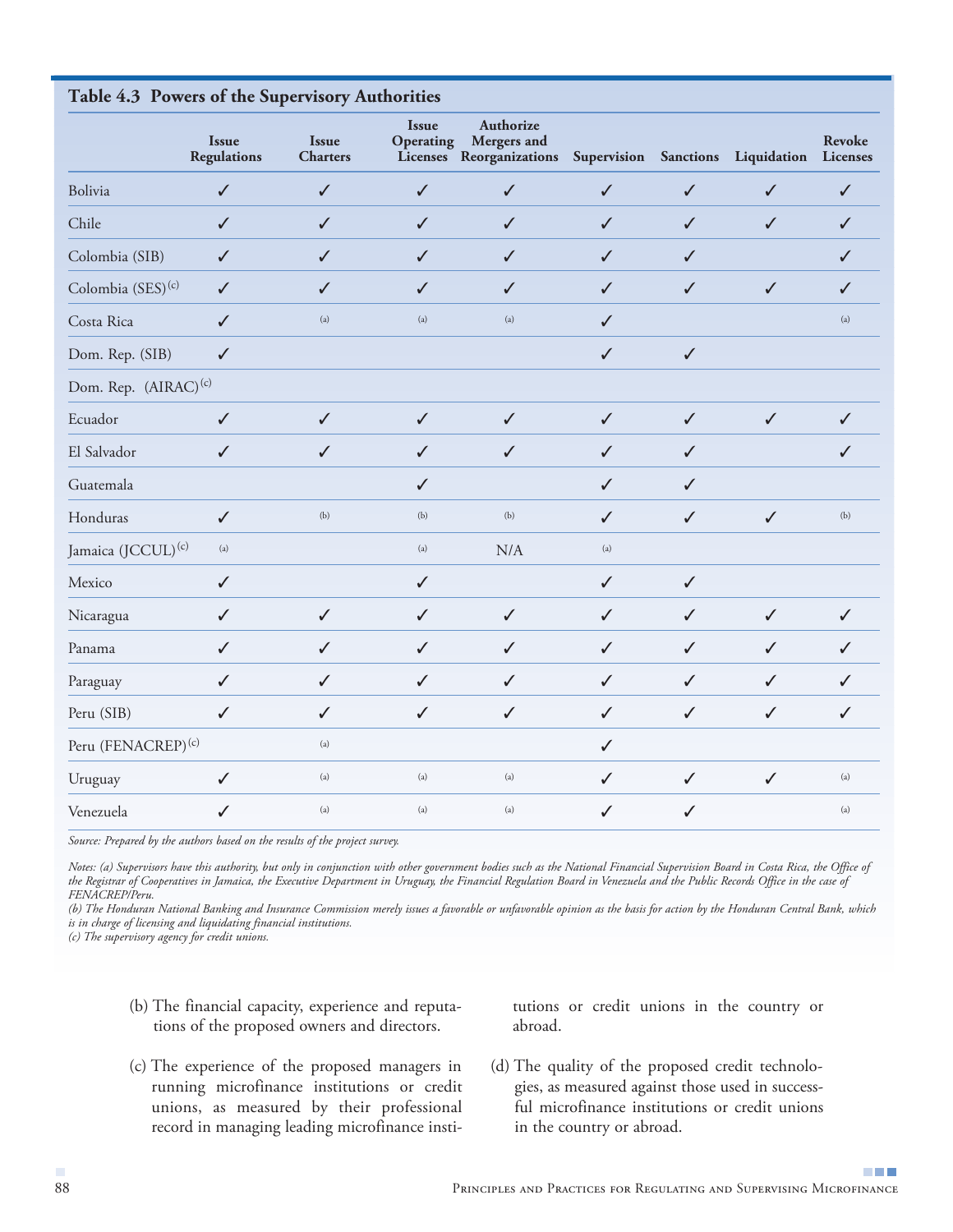## Table 4.3 Powers of the Supervisory Authorities

| | Issue Regulations | Issue Charters | Issue Operating Licenses | Authorize Mergers and Reorganizations | Supervision | Sanctions | Liquidation | Revoke Licenses |
|---|---|---|---|---|---|---|---|---|
| Bolivia | ✓ | ✓ | ✓ | ✓ | ✓ | ✓ | ✓ | ✓ |
| Chile | ✓ | ✓ | ✓ | ✓ | ✓ | ✓ | ✓ | ✓ |
| Colombia (SIB) | ✓ | ✓ | ✓ | ✓ | ✓ | ✓ | | ✓ |
| Colombia (SES)(c) | ✓ | ✓ | ✓ | ✓ | ✓ | ✓ | ✓ | ✓ |
| Costa Rica | ✓ | (a) | (a) | (a) | ✓ | | | (a) |
| Dom. Rep. (SIB) | ✓ | | | | ✓ | ✓ | | |
| Dom. Rep. (AIRAC)(c) | | | | | | | | |
| Ecuador | ✓ | ✓ | ✓ | ✓ | ✓ | ✓ | ✓ | ✓ |
| El Salvador | ✓ | ✓ | ✓ | ✓ | ✓ | ✓ | | ✓ |
| Guatemala | | | ✓ | | ✓ | ✓ | | |
| Honduras | ✓ | (b) | (b) | (b) | ✓ | ✓ | ✓ | (b) |
| Jamaica (JCCUL)(c) | (a) | | (a) | N/A | (a) | | | |
| Mexico | ✓ | | ✓ | | ✓ | ✓ | | |
| Nicaragua | ✓ | ✓ | ✓ | ✓ | ✓ | ✓ | ✓ | ✓ |
| Panama | ✓ | ✓ | ✓ | ✓ | ✓ | ✓ | ✓ | ✓ |
| Paraguay | ✓ | ✓ | ✓ | ✓ | ✓ | ✓ | ✓ | ✓ |
| Peru (SIB) | ✓ | ✓ | ✓ | ✓ | ✓ | ✓ | ✓ | ✓ |
| Peru (FENACREP)(c) | | (a) | | | ✓ | | | |
| Uruguay | ✓ | (a) | (a) | (a) | ✓ | ✓ | ✓ | (a) |
| Venezuela | ✓ | (a) | (a) | (a) | ✓ | ✓ | | (a) |

*Source: Prepared by the authors based on the results of the project survey.*

*Notes: (a) Supervisors have this authority, but only in conjunction with other government bodies such as the National Financial Supervision Board in Costa Rica, the Office of the Registrar of Cooperatives in Jamaica, the Executive Department in Uruguay, the Financial Regulation Board in Venezuela and the Public Records Office in the case of FENACREP/Peru.*
*(b) The Honduran National Banking and Insurance Commission merely issues a favorable or unfavorable opinion as the basis for action by the Honduran Central Bank, which is in charge of licensing and liquidating financial institutions.*
*(c) The supervisory agency for credit unions.*

(b) The financial capacity, experience and reputations of the proposed owners and directors.

(c) The experience of the proposed managers in running microfinance institutions or credit unions, as measured by their professional record in managing leading microfinance institutions or credit unions in the country or abroad.

(d) The quality of the proposed credit technologies, as measured against those used in successful microfinance institutions or credit unions in the country or abroad.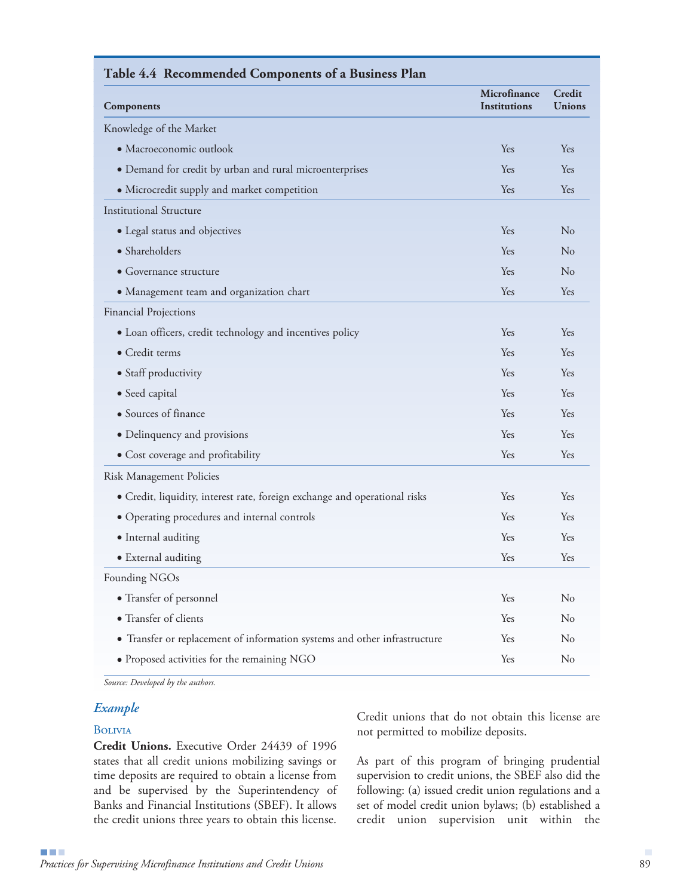**Table 4.4 Recommended Components of a Business Plan**

| Components | Microfinance Institutions | Credit Unions |
|---|---|---|
| Knowledge of the Market | | |
| • Macroeconomic outlook | Yes | Yes |
| • Demand for credit by urban and rural microenterprises | Yes | Yes |
| • Microcredit supply and market competition | Yes | Yes |
| Institutional Structure | | |
| • Legal status and objectives | Yes | No |
| • Shareholders | Yes | No |
| • Governance structure | Yes | No |
| • Management team and organization chart | Yes | Yes |
| Financial Projections | | |
| • Loan officers, credit technology and incentives policy | Yes | Yes |
| • Credit terms | Yes | Yes |
| • Staff productivity | Yes | Yes |
| • Seed capital | Yes | Yes |
| • Sources of finance | Yes | Yes |
| • Delinquency and provisions | Yes | Yes |
| • Cost coverage and profitability | Yes | Yes |
| Risk Management Policies | | |
| • Credit, liquidity, interest rate, foreign exchange and operational risks | Yes | Yes |
| • Operating procedures and internal controls | Yes | Yes |
| • Internal auditing | Yes | Yes |
| • External auditing | Yes | Yes |
| Founding NGOs | | |
| • Transfer of personnel | Yes | No |
| • Transfer of clients | Yes | No |
| • Transfer or replacement of information systems and other infrastructure | Yes | No |
| • Proposed activities for the remaining NGO | Yes | No |

*Source: Developed by the authors.*

### *Example*

#### Bolivia

**Credit Unions.** Executive Order 24439 of 1996 states that all credit unions mobilizing savings or time deposits are required to obtain a license from and be supervised by the Superintendency of Banks and Financial Institutions (SBEF). It allows the credit unions three years to obtain this license. Credit unions that do not obtain this license are not permitted to mobilize deposits.

As part of this program of bringing prudential supervision to credit unions, the SBEF also did the following: (a) issued credit union regulations and a set of model credit union bylaws; (b) established a credit union supervision unit within the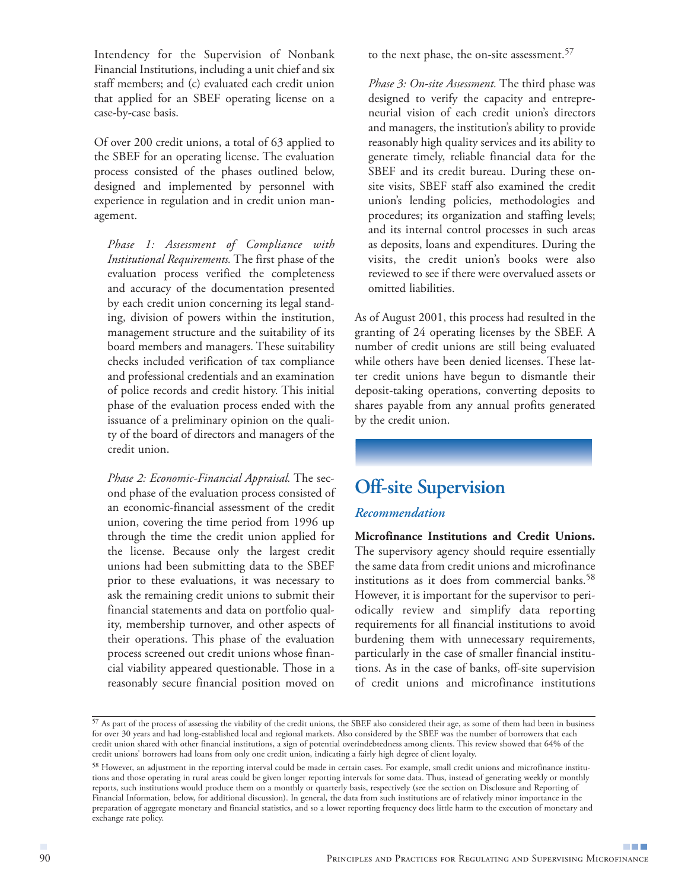Intendency for the Supervision of Nonbank Financial Institutions, including a unit chief and six staff members; and (c) evaluated each credit union that applied for an SBEF operating license on a case-by-case basis.

Of over 200 credit unions, a total of 63 applied to the SBEF for an operating license. The evaluation process consisted of the phases outlined below, designed and implemented by personnel with experience in regulation and in credit union management.

*Phase 1: Assessment of Compliance with Institutional Requirements.* The first phase of the evaluation process verified the completeness and accuracy of the documentation presented by each credit union concerning its legal standing, division of powers within the institution, management structure and the suitability of its board members and managers. These suitability checks included verification of tax compliance and professional credentials and an examination of police records and credit history. This initial phase of the evaluation process ended with the issuance of a preliminary opinion on the quality of the board of directors and managers of the credit union.

*Phase 2: Economic-Financial Appraisal.* The second phase of the evaluation process consisted of an economic-financial assessment of the credit union, covering the time period from 1996 up through the time the credit union applied for the license. Because only the largest credit unions had been submitting data to the SBEF prior to these evaluations, it was necessary to ask the remaining credit unions to submit their financial statements and data on portfolio quality, membership turnover, and other aspects of their operations. This phase of the evaluation process screened out credit unions whose financial viability appeared questionable. Those in a reasonably secure financial position moved on to the next phase, the on-site assessment.[57]

*Phase 3: On-site Assessment.* The third phase was designed to verify the capacity and entrepreneurial vision of each credit union's directors and managers, the institution's ability to provide reasonably high quality services and its ability to generate timely, reliable financial data for the SBEF and its credit bureau. During these on-site visits, SBEF staff also examined the credit union's lending policies, methodologies and procedures; its organization and staffing levels; and its internal control processes in such areas as deposits, loans and expenditures. During the visits, the credit union's books were also reviewed to see if there were overvalued assets or omitted liabilities.

As of August 2001, this process had resulted in the granting of 24 operating licenses by the SBEF. A number of credit unions are still being evaluated while others have been denied licenses. These latter credit unions have begun to dismantle their deposit-taking operations, converting deposits to shares payable from any annual profits generated by the credit union.

## Off-site Supervision

### *Recommendation*

**Microfinance Institutions and Credit Unions.** The supervisory agency should require essentially the same data from credit unions and microfinance institutions as it does from commercial banks.[58] However, it is important for the supervisor to periodically review and simplify data reporting requirements for all financial institutions to avoid burdening them with unnecessary requirements, particularly in the case of smaller financial institutions. As in the case of banks, off-site supervision of credit unions and microfinance institutions

---

[57] As part of the process of assessing the viability of the credit unions, the SBEF also considered their age, as some of them had been in business for over 30 years and had long-established local and regional markets. Also considered by the SBEF was the number of borrowers that each credit union shared with other financial institutions, a sign of potential overindebtedness among clients. This review showed that 64% of the credit unions' borrowers had loans from only one credit union, indicating a fairly high degree of client loyalty.

[58] However, an adjustment in the reporting interval could be made in certain cases. For example, small credit unions and microfinance institutions and those operating in rural areas could be given longer reporting intervals for some data. Thus, instead of generating weekly or monthly reports, such institutions would produce them on a monthly or quarterly basis, respectively (see the section on Disclosure and Reporting of Financial Information, below, for additional discussion). In general, the data from such institutions are of relatively minor importance in the preparation of aggregate monetary and financial statistics, and so a lower reporting frequency does little harm to the execution of monetary and exchange rate policy.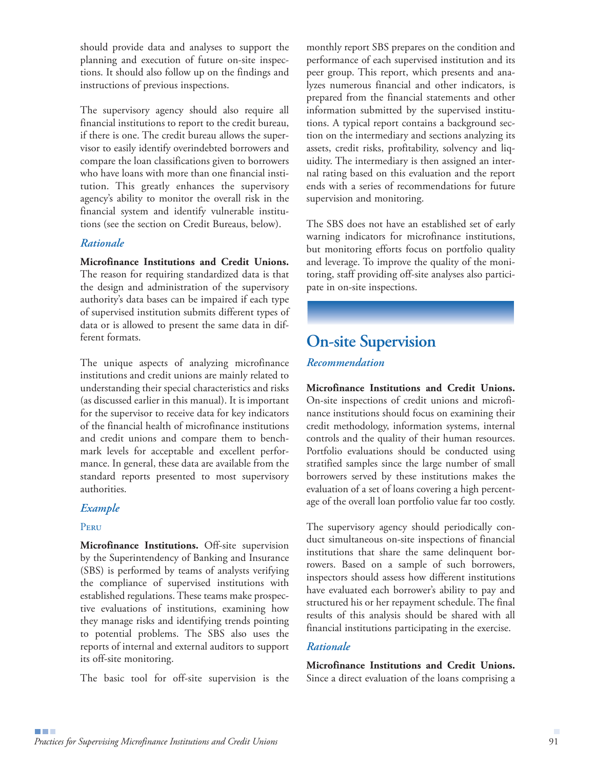should provide data and analyses to support the planning and execution of future on-site inspections. It should also follow up on the findings and instructions of previous inspections.

The supervisory agency should also require all financial institutions to report to the credit bureau, if there is one. The credit bureau allows the supervisor to easily identify overindebted borrowers and compare the loan classifications given to borrowers who have loans with more than one financial institution. This greatly enhances the supervisory agency's ability to monitor the overall risk in the financial system and identify vulnerable institutions (see the section on Credit Bureaus, below).

### *Rationale*

**Microfinance Institutions and Credit Unions.** The reason for requiring standardized data is that the design and administration of the supervisory authority's data bases can be impaired if each type of supervised institution submits different types of data or is allowed to present the same data in different formats.

The unique aspects of analyzing microfinance institutions and credit unions are mainly related to understanding their special characteristics and risks (as discussed earlier in this manual). It is important for the supervisor to receive data for key indicators of the financial health of microfinance institutions and credit unions and compare them to benchmark levels for acceptable and excellent performance. In general, these data are available from the standard reports presented to most supervisory authorities.

### *Example*

#### Peru

**Microfinance Institutions.** Off-site supervision by the Superintendency of Banking and Insurance (SBS) is performed by teams of analysts verifying the compliance of supervised institutions with established regulations. These teams make prospective evaluations of institutions, examining how they manage risks and identifying trends pointing to potential problems. The SBS also uses the reports of internal and external auditors to support its off-site monitoring.

The basic tool for off-site supervision is the monthly report SBS prepares on the condition and performance of each supervised institution and its peer group. This report, which presents and analyzes numerous financial and other indicators, is prepared from the financial statements and other information submitted by the supervised institutions. A typical report contains a background section on the intermediary and sections analyzing its assets, credit risks, profitability, solvency and liquidity. The intermediary is then assigned an internal rating based on this evaluation and the report ends with a series of recommendations for future supervision and monitoring.

The SBS does not have an established set of early warning indicators for microfinance institutions, but monitoring efforts focus on portfolio quality and leverage. To improve the quality of the monitoring, staff providing off-site analyses also participate in on-site inspections.

## On-site Supervision

### *Recommendation*

**Microfinance Institutions and Credit Unions.** On-site inspections of credit unions and microfinance institutions should focus on examining their credit methodology, information systems, internal controls and the quality of their human resources. Portfolio evaluations should be conducted using stratified samples since the large number of small borrowers served by these institutions makes the evaluation of a set of loans covering a high percentage of the overall loan portfolio value far too costly.

The supervisory agency should periodically conduct simultaneous on-site inspections of financial institutions that share the same delinquent borrowers. Based on a sample of such borrowers, inspectors should assess how different institutions have evaluated each borrower's ability to pay and structured his or her repayment schedule. The final results of this analysis should be shared with all financial institutions participating in the exercise.

### *Rationale*

**Microfinance Institutions and Credit Unions.** Since a direct evaluation of the loans comprising a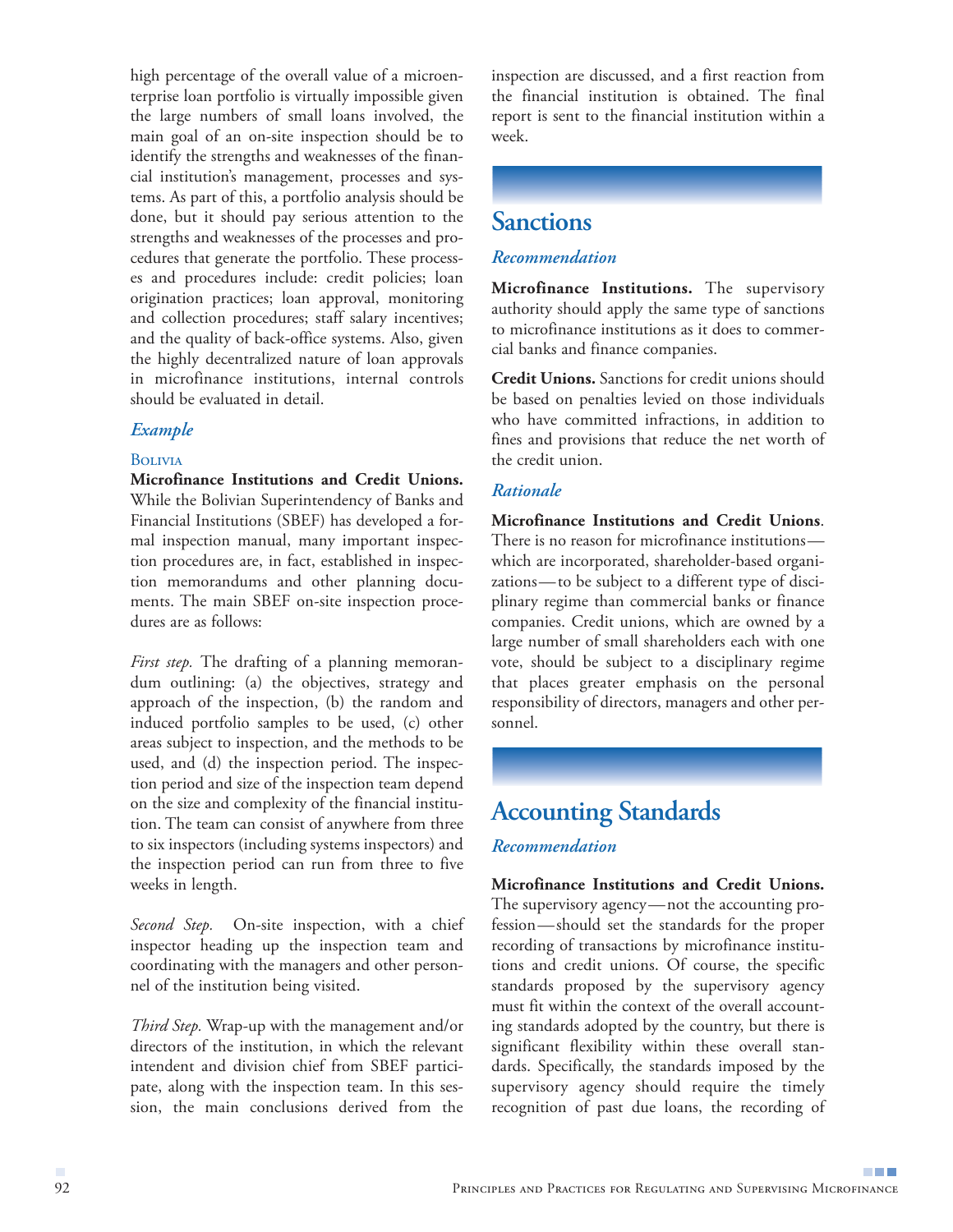high percentage of the overall value of a microenterprise loan portfolio is virtually impossible given the large numbers of small loans involved, the main goal of an on-site inspection should be to identify the strengths and weaknesses of the financial institution's management, processes and systems. As part of this, a portfolio analysis should be done, but it should pay serious attention to the strengths and weaknesses of the processes and procedures that generate the portfolio. These processes and procedures include: credit policies; loan origination practices; loan approval, monitoring and collection procedures; staff salary incentives; and the quality of back-office systems. Also, given the highly decentralized nature of loan approvals in microfinance institutions, internal controls should be evaluated in detail.

### *Example*

#### Bolivia

**Microfinance Institutions and Credit Unions.** While the Bolivian Superintendency of Banks and Financial Institutions (SBEF) has developed a formal inspection manual, many important inspection procedures are, in fact, established in inspection memorandums and other planning documents. The main SBEF on-site inspection procedures are as follows:

*First step.* The drafting of a planning memorandum outlining: (a) the objectives, strategy and approach of the inspection, (b) the random and induced portfolio samples to be used, (c) other areas subject to inspection, and the methods to be used, and (d) the inspection period. The inspection period and size of the inspection team depend on the size and complexity of the financial institution. The team can consist of anywhere from three to six inspectors (including systems inspectors) and the inspection period can run from three to five weeks in length.

*Second Step.* On-site inspection, with a chief inspector heading up the inspection team and coordinating with the managers and other personnel of the institution being visited.

*Third Step.* Wrap-up with the management and/or directors of the institution, in which the relevant intendent and division chief from SBEF participate, along with the inspection team. In this session, the main conclusions derived from the inspection are discussed, and a first reaction from the financial institution is obtained. The final report is sent to the financial institution within a week.

## Sanctions

### *Recommendation*

**Microfinance Institutions.** The supervisory authority should apply the same type of sanctions to microfinance institutions as it does to commercial banks and finance companies.

**Credit Unions.** Sanctions for credit unions should be based on penalties levied on those individuals who have committed infractions, in addition to fines and provisions that reduce the net worth of the credit union.

### *Rationale*

**Microfinance Institutions and Credit Unions**. There is no reason for microfinance institutions—which are incorporated, shareholder-based organizations—to be subject to a different type of disciplinary regime than commercial banks or finance companies. Credit unions, which are owned by a large number of small shareholders each with one vote, should be subject to a disciplinary regime that places greater emphasis on the personal responsibility of directors, managers and other personnel.

## Accounting Standards

### *Recommendation*

**Microfinance Institutions and Credit Unions.** The supervisory agency—not the accounting profession—should set the standards for the proper recording of transactions by microfinance institutions and credit unions. Of course, the specific standards proposed by the supervisory agency must fit within the context of the overall accounting standards adopted by the country, but there is significant flexibility within these overall standards. Specifically, the standards imposed by the supervisory agency should require the timely recognition of past due loans, the recording of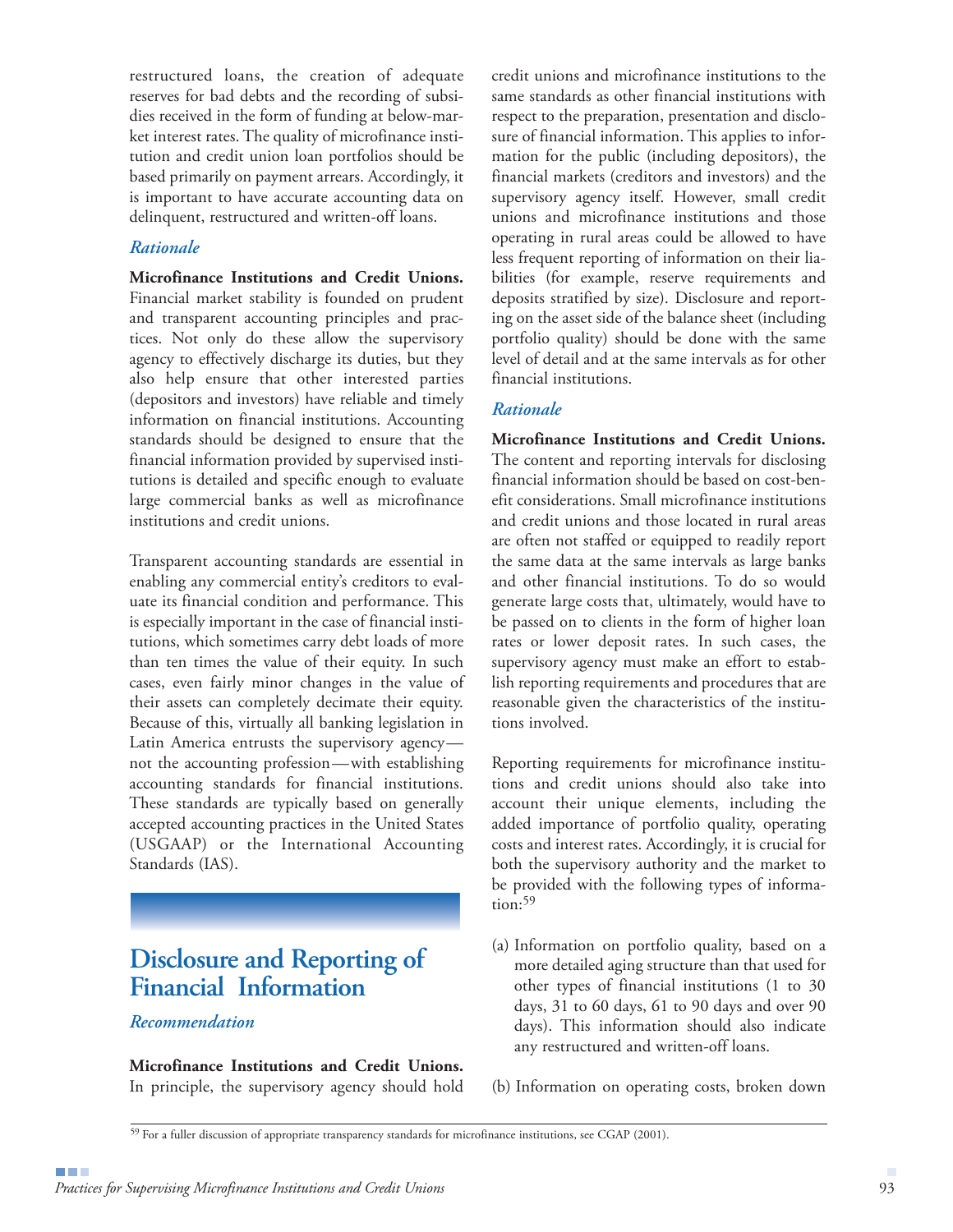restructured loans, the creation of adequate reserves for bad debts and the recording of subsidies received in the form of funding at below-market interest rates. The quality of microfinance institution and credit union loan portfolios should be based primarily on payment arrears. Accordingly, it is important to have accurate accounting data on delinquent, restructured and written-off loans.

### *Rationale*

**Microfinance Institutions and Credit Unions.** Financial market stability is founded on prudent and transparent accounting principles and practices. Not only do these allow the supervisory agency to effectively discharge its duties, but they also help ensure that other interested parties (depositors and investors) have reliable and timely information on financial institutions. Accounting standards should be designed to ensure that the financial information provided by supervised institutions is detailed and specific enough to evaluate large commercial banks as well as microfinance institutions and credit unions.

Transparent accounting standards are essential in enabling any commercial entity's creditors to evaluate its financial condition and performance. This is especially important in the case of financial institutions, which sometimes carry debt loads of more than ten times the value of their equity. In such cases, even fairly minor changes in the value of their assets can completely decimate their equity. Because of this, virtually all banking legislation in Latin America entrusts the supervisory agency—not the accounting profession—with establishing accounting standards for financial institutions. These standards are typically based on generally accepted accounting practices in the United States (USGAAP) or the International Accounting Standards (IAS).

## Disclosure and Reporting of Financial Information

### *Recommendation*

**Microfinance Institutions and Credit Unions.** In principle, the supervisory agency should hold credit unions and microfinance institutions to the same standards as other financial institutions with respect to the preparation, presentation and disclosure of financial information. This applies to information for the public (including depositors), the financial markets (creditors and investors) and the supervisory agency itself. However, small credit unions and microfinance institutions and those operating in rural areas could be allowed to have less frequent reporting of information on their liabilities (for example, reserve requirements and deposits stratified by size). Disclosure and reporting on the asset side of the balance sheet (including portfolio quality) should be done with the same level of detail and at the same intervals as for other financial institutions.

### *Rationale*

**Microfinance Institutions and Credit Unions.** The content and reporting intervals for disclosing financial information should be based on cost-benefit considerations. Small microfinance institutions and credit unions and those located in rural areas are often not staffed or equipped to readily report the same data at the same intervals as large banks and other financial institutions. To do so would generate large costs that, ultimately, would have to be passed on to clients in the form of higher loan rates or lower deposit rates. In such cases, the supervisory agency must make an effort to establish reporting requirements and procedures that are reasonable given the characteristics of the institutions involved.

Reporting requirements for microfinance institutions and credit unions should also take into account their unique elements, including the added importance of portfolio quality, operating costs and interest rates. Accordingly, it is crucial for both the supervisory authority and the market to be provided with the following types of information:[59]

(a) Information on portfolio quality, based on a more detailed aging structure than that used for other types of financial institutions (1 to 30 days, 31 to 60 days, 61 to 90 days and over 90 days). This information should also indicate any restructured and written-off loans.

(b) Information on operating costs, broken down

[59] For a fuller discussion of appropriate transparency standards for microfinance institutions, see CGAP (2001).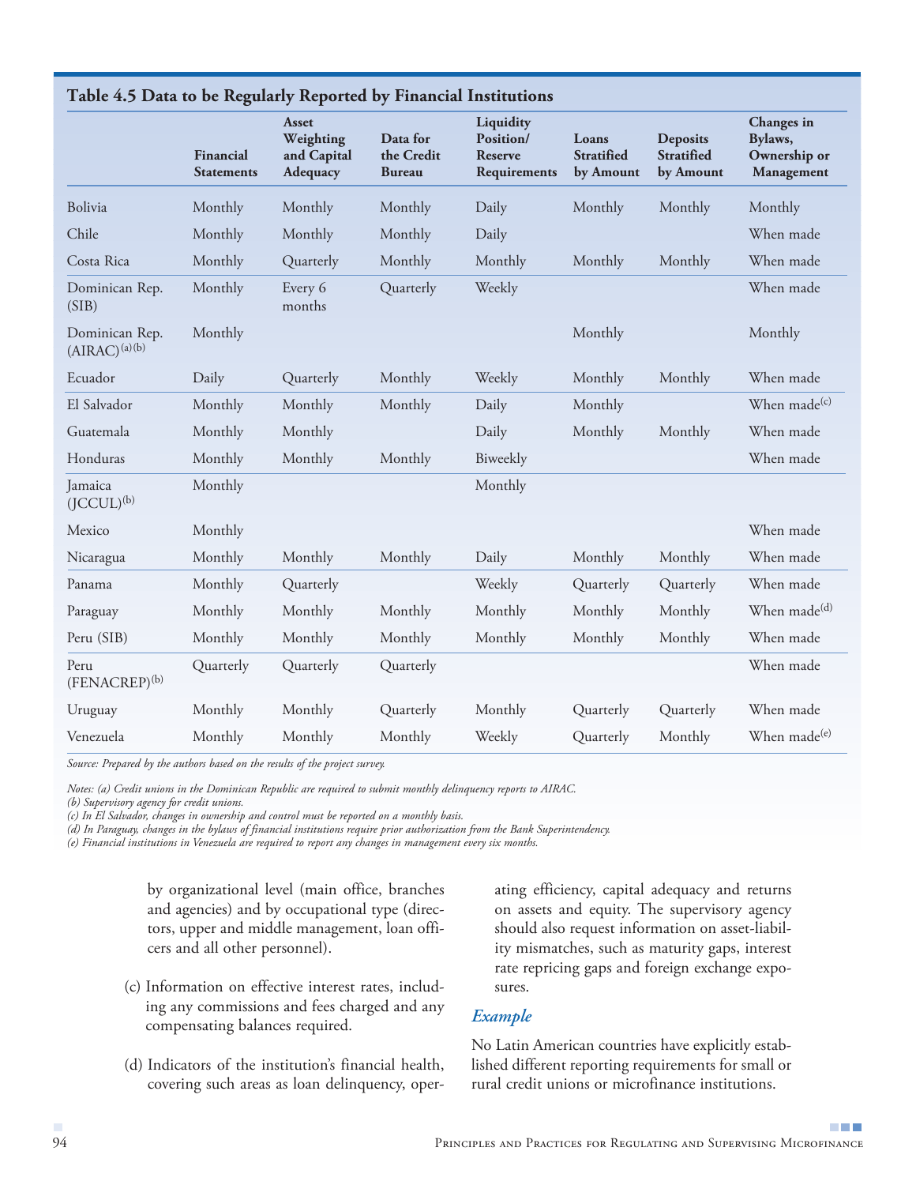**Table 4.5 Data to be Regularly Reported by Financial Institutions**

| | Financial Statements | Asset Weighting and Capital Adequacy | Data for the Credit Bureau | Liquidity Position/ Reserve Requirements | Loans Stratified by Amount | Deposits Stratified by Amount | Changes in Bylaws, Ownership or Management |
|---|---|---|---|---|---|---|---|
| Bolivia | Monthly | Monthly | Monthly | Daily | Monthly | Monthly | Monthly |
| Chile | Monthly | Monthly | Monthly | Daily | | | When made |
| Costa Rica | Monthly | Quarterly | Monthly | Monthly | Monthly | Monthly | When made |
| Dominican Rep. (SIB) | Monthly | Every 6 months | Quarterly | Weekly | | | When made |
| Dominican Rep. (AIRAC)[(a)(b)] | Monthly | | | | Monthly | | Monthly |
| Ecuador | Daily | Quarterly | Monthly | Weekly | Monthly | Monthly | When made |
| El Salvador | Monthly | Monthly | Monthly | Daily | Monthly | | When made[(c)] |
| Guatemala | Monthly | Monthly | | Daily | Monthly | Monthly | When made |
| Honduras | Monthly | Monthly | Monthly | Biweekly | | | When made |
| Jamaica (JCCUL)[(b)] | Monthly | | | Monthly | | | |
| Mexico | Monthly | | | | | | When made |
| Nicaragua | Monthly | Monthly | Monthly | Daily | Monthly | Monthly | When made |
| Panama | Monthly | Quarterly | | Weekly | Quarterly | Quarterly | When made |
| Paraguay | Monthly | Monthly | Monthly | Monthly | Monthly | Monthly | When made[(d)] |
| Peru (SIB) | Monthly | Monthly | Monthly | Monthly | Monthly | Monthly | When made |
| Peru (FENACREP)[(b)] | Quarterly | Quarterly | Quarterly | | | | When made |
| Uruguay | Monthly | Monthly | Quarterly | Monthly | Quarterly | Quarterly | When made |
| Venezuela | Monthly | Monthly | Monthly | Weekly | Quarterly | Monthly | When made[(e)] |

*Source: Prepared by the authors based on the results of the project survey.*

*Notes: (a) Credit unions in the Dominican Republic are required to submit monthly delinquency reports to AIRAC.*
*(b) Supervisory agency for credit unions.*
*(c) In El Salvador, changes in ownership and control must be reported on a monthly basis.*
*(d) In Paraguay, changes in the bylaws of financial institutions require prior authorization from the Bank Superintendency.*
*(e) Financial institutions in Venezuela are required to report any changes in management every six months.*

by organizational level (main office, branches and agencies) and by occupational type (directors, upper and middle management, loan officers and all other personnel).

(c) Information on effective interest rates, including any commissions and fees charged and any compensating balances required.

(d) Indicators of the institution's financial health, covering such areas as loan delinquency, operating efficiency, capital adequacy and returns on assets and equity. The supervisory agency should also request information on asset-liability mismatches, such as maturity gaps, interest rate repricing gaps and foreign exchange exposures.

### *Example*

No Latin American countries have explicitly established different reporting requirements for small or rural credit unions or microfinance institutions.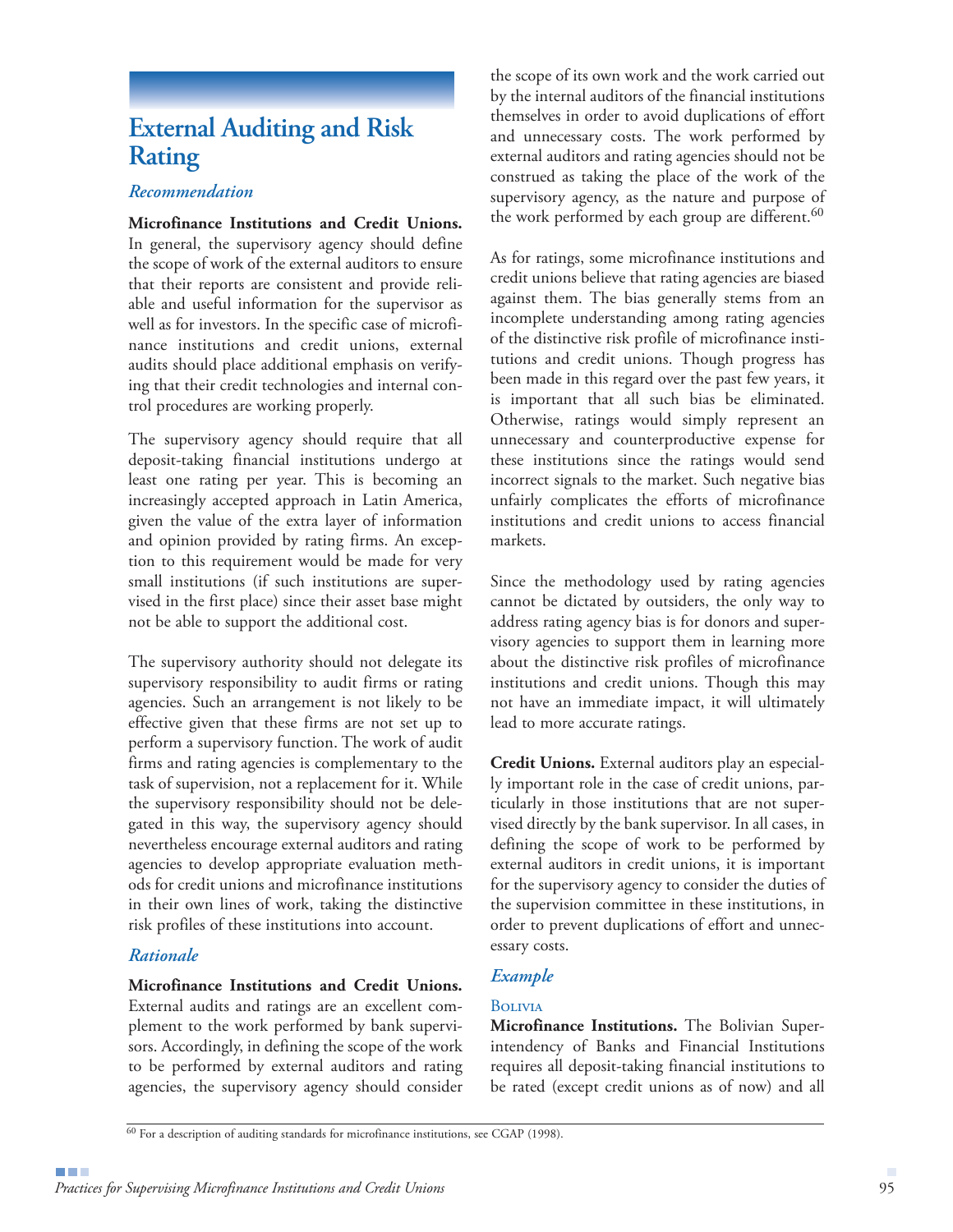## External Auditing and Risk Rating

### *Recommendation*

**Microfinance Institutions and Credit Unions.** In general, the supervisory agency should define the scope of work of the external auditors to ensure that their reports are consistent and provide reliable and useful information for the supervisor as well as for investors. In the specific case of microfinance institutions and credit unions, external audits should place additional emphasis on verifying that their credit technologies and internal control procedures are working properly.

The supervisory agency should require that all deposit-taking financial institutions undergo at least one rating per year. This is becoming an increasingly accepted approach in Latin America, given the value of the extra layer of information and opinion provided by rating firms. An exception to this requirement would be made for very small institutions (if such institutions are supervised in the first place) since their asset base might not be able to support the additional cost.

The supervisory authority should not delegate its supervisory responsibility to audit firms or rating agencies. Such an arrangement is not likely to be effective given that these firms are not set up to perform a supervisory function. The work of audit firms and rating agencies is complementary to the task of supervision, not a replacement for it. While the supervisory responsibility should not be delegated in this way, the supervisory agency should nevertheless encourage external auditors and rating agencies to develop appropriate evaluation methods for credit unions and microfinance institutions in their own lines of work, taking the distinctive risk profiles of these institutions into account.

### *Rationale*

**Microfinance Institutions and Credit Unions.** External audits and ratings are an excellent complement to the work performed by bank supervisors. Accordingly, in defining the scope of the work to be performed by external auditors and rating agencies, the supervisory agency should consider the scope of its own work and the work carried out by the internal auditors of the financial institutions themselves in order to avoid duplications of effort and unnecessary costs. The work performed by external auditors and rating agencies should not be construed as taking the place of the work of the supervisory agency, as the nature and purpose of the work performed by each group are different.[60]

As for ratings, some microfinance institutions and credit unions believe that rating agencies are biased against them. The bias generally stems from an incomplete understanding among rating agencies of the distinctive risk profile of microfinance institutions and credit unions. Though progress has been made in this regard over the past few years, it is important that all such bias be eliminated. Otherwise, ratings would simply represent an unnecessary and counterproductive expense for these institutions since the ratings would send incorrect signals to the market. Such negative bias unfairly complicates the efforts of microfinance institutions and credit unions to access financial markets.

Since the methodology used by rating agencies cannot be dictated by outsiders, the only way to address rating agency bias is for donors and supervisory agencies to support them in learning more about the distinctive risk profiles of microfinance institutions and credit unions. Though this may not have an immediate impact, it will ultimately lead to more accurate ratings.

**Credit Unions.** External auditors play an especially important role in the case of credit unions, particularly in those institutions that are not supervised directly by the bank supervisor. In all cases, in defining the scope of work to be performed by external auditors in credit unions, it is important for the supervisory agency to consider the duties of the supervision committee in these institutions, in order to prevent duplications of effort and unnecessary costs.

### *Example*

#### Bolivia

**Microfinance Institutions.** The Bolivian Superintendency of Banks and Financial Institutions requires all deposit-taking financial institutions to be rated (except credit unions as of now) and all

[60] For a description of auditing standards for microfinance institutions, see CGAP (1998).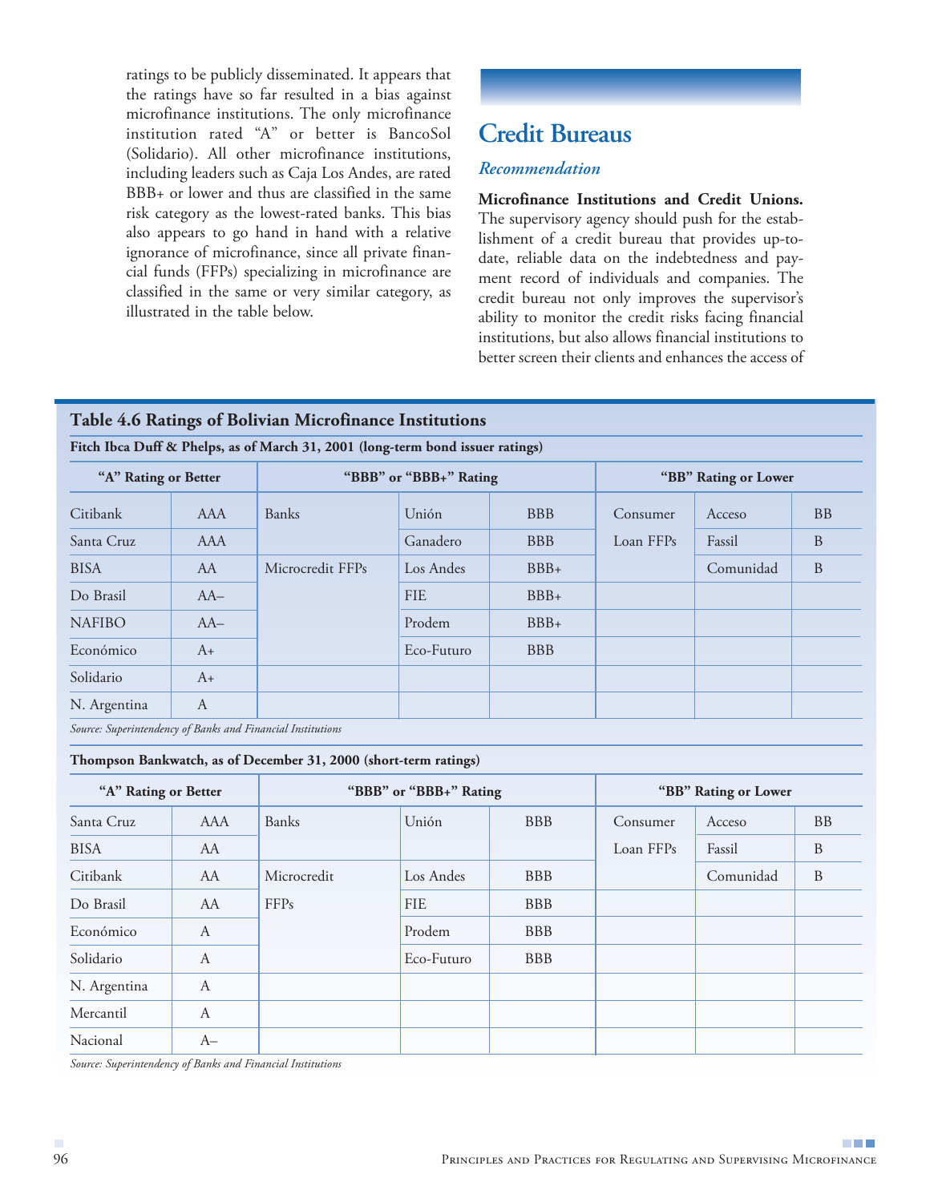ratings to be publicly disseminated. It appears that the ratings have so far resulted in a bias against microfinance institutions. The only microfinance institution rated "A" or better is BancoSol (Solidario). All other microfinance institutions, including leaders such as Caja Los Andes, are rated BBB+ or lower and thus are classified in the same risk category as the lowest-rated banks. This bias also appears to go hand in hand with a relative ignorance of microfinance, since all private financial funds (FFPs) specializing in microfinance are classified in the same or very similar category, as illustrated in the table below.

## Credit Bureaus

### *Recommendation*

**Microfinance Institutions and Credit Unions.** The supervisory agency should push for the establishment of a credit bureau that provides up-to-date, reliable data on the indebtedness and payment record of individuals and companies. The credit bureau not only improves the supervisor's ability to monitor the credit risks facing financial institutions, but also allows financial institutions to better screen their clients and enhances the access of

**Table 4.6 Ratings of Bolivian Microfinance Institutions**

**Fitch Ibca Duff & Phelps, as of March 31, 2001 (long-term bond issuer ratings)**

| "A" Rating or Better | | "BBB" or "BBB+" Rating | | | "BB" Rating or Lower | | |
|---|---|---|---|---|---|---|---|
| Citibank | AAA | Banks | Unión | BBB | Consumer Loan FFPs | Acceso | BB |
| Santa Cruz | AAA | | Ganadero | BBB | | Fassil | B |
| BISA | AA | Microcredit FFPs | Los Andes | BBB+ | | Comunidad | B |
| Do Brasil | AA– | | FIE | BBB+ | | | |
| NAFIBO | AA– | | Prodem | BBB+ | | | |
| Económico | A+ | | Eco-Futuro | BBB | | | |
| Solidario | A+ | | | | | | |
| N. Argentina | A | | | | | | |

*Source: Superintendency of Banks and Financial Institutions*

**Thompson Bankwatch, as of December 31, 2000 (short-term ratings)**

| "A" Rating or Better | | "BBB" or "BBB+" Rating | | | "BB" Rating or Lower | | |
|---|---|---|---|---|---|---|---|
| Santa Cruz | AAA | Banks | Unión | BBB | Consumer Loan FFPs | Acceso | BB |
| BISA | AA | | | | | Fassil | B |
| Citibank | AA | Microcredit FFPs | Los Andes | BBB | | Comunidad | B |
| Do Brasil | AA | | FIE | BBB | | | |
| Económico | A | | Prodem | BBB | | | |
| Solidario | A | | Eco-Futuro | BBB | | | |
| N. Argentina | A | | | | | | |
| Mercantil | A | | | | | | |
| Nacional | A– | | | | | | |

*Source: Superintendency of Banks and Financial Institutions*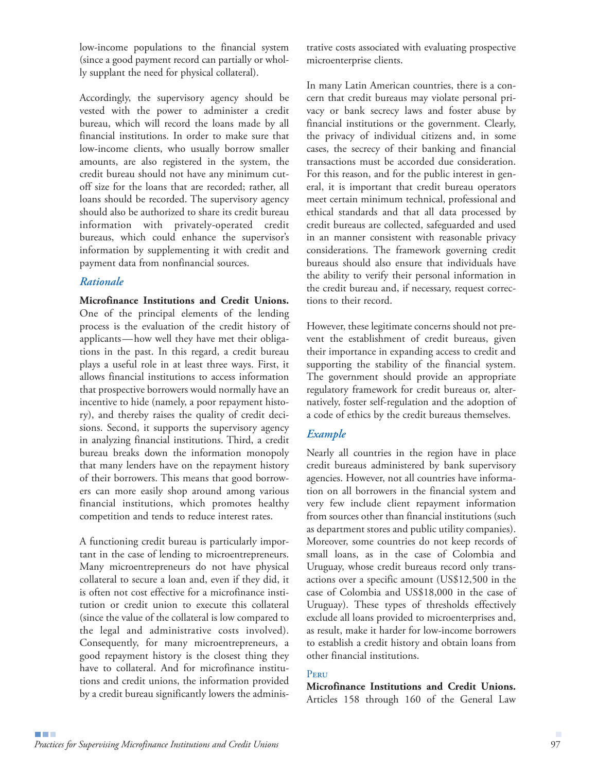low-income populations to the financial system (since a good payment record can partially or wholly supplant the need for physical collateral).

Accordingly, the supervisory agency should be vested with the power to administer a credit bureau, which will record the loans made by all financial institutions. In order to make sure that low-income clients, who usually borrow smaller amounts, are also registered in the system, the credit bureau should not have any minimum cutoff size for the loans that are recorded; rather, all loans should be recorded. The supervisory agency should also be authorized to share its credit bureau information with privately-operated credit bureaus, which could enhance the supervisor's information by supplementing it with credit and payment data from nonfinancial sources.

### *Rationale*

**Microfinance Institutions and Credit Unions.** One of the principal elements of the lending process is the evaluation of the credit history of applicants—how well they have met their obligations in the past. In this regard, a credit bureau plays a useful role in at least three ways. First, it allows financial institutions to access information that prospective borrowers would normally have an incentive to hide (namely, a poor repayment history), and thereby raises the quality of credit decisions. Second, it supports the supervisory agency in analyzing financial institutions. Third, a credit bureau breaks down the information monopoly that many lenders have on the repayment history of their borrowers. This means that good borrowers can more easily shop around among various financial institutions, which promotes healthy competition and tends to reduce interest rates.

A functioning credit bureau is particularly important in the case of lending to microentrepreneurs. Many microentrepreneurs do not have physical collateral to secure a loan and, even if they did, it is often not cost effective for a microfinance institution or credit union to execute this collateral (since the value of the collateral is low compared to the legal and administrative costs involved). Consequently, for many microentrepreneurs, a good repayment history is the closest thing they have to collateral. And for microfinance institutions and credit unions, the information provided by a credit bureau significantly lowers the administrative costs associated with evaluating prospective microenterprise clients.

In many Latin American countries, there is a concern that credit bureaus may violate personal privacy or bank secrecy laws and foster abuse by financial institutions or the government. Clearly, the privacy of individual citizens and, in some cases, the secrecy of their banking and financial transactions must be accorded due consideration. For this reason, and for the public interest in general, it is important that credit bureau operators meet certain minimum technical, professional and ethical standards and that all data processed by credit bureaus are collected, safeguarded and used in an manner consistent with reasonable privacy considerations. The framework governing credit bureaus should also ensure that individuals have the ability to verify their personal information in the credit bureau and, if necessary, request corrections to their record.

However, these legitimate concerns should not prevent the establishment of credit bureaus, given their importance in expanding access to credit and supporting the stability of the financial system. The government should provide an appropriate regulatory framework for credit bureaus or, alternatively, foster self-regulation and the adoption of a code of ethics by the credit bureaus themselves.

### *Example*

Nearly all countries in the region have in place credit bureaus administered by bank supervisory agencies. However, not all countries have information on all borrowers in the financial system and very few include client repayment information from sources other than financial institutions (such as department stores and public utility companies). Moreover, some countries do not keep records of small loans, as in the case of Colombia and Uruguay, whose credit bureaus record only transactions over a specific amount (US$12,500 in the case of Colombia and US$18,000 in the case of Uruguay). These types of thresholds effectively exclude all loans provided to microenterprises and, as result, make it harder for low-income borrowers to establish a credit history and obtain loans from other financial institutions.

#### Peru

**Microfinance Institutions and Credit Unions.** Articles 158 through 160 of the General Law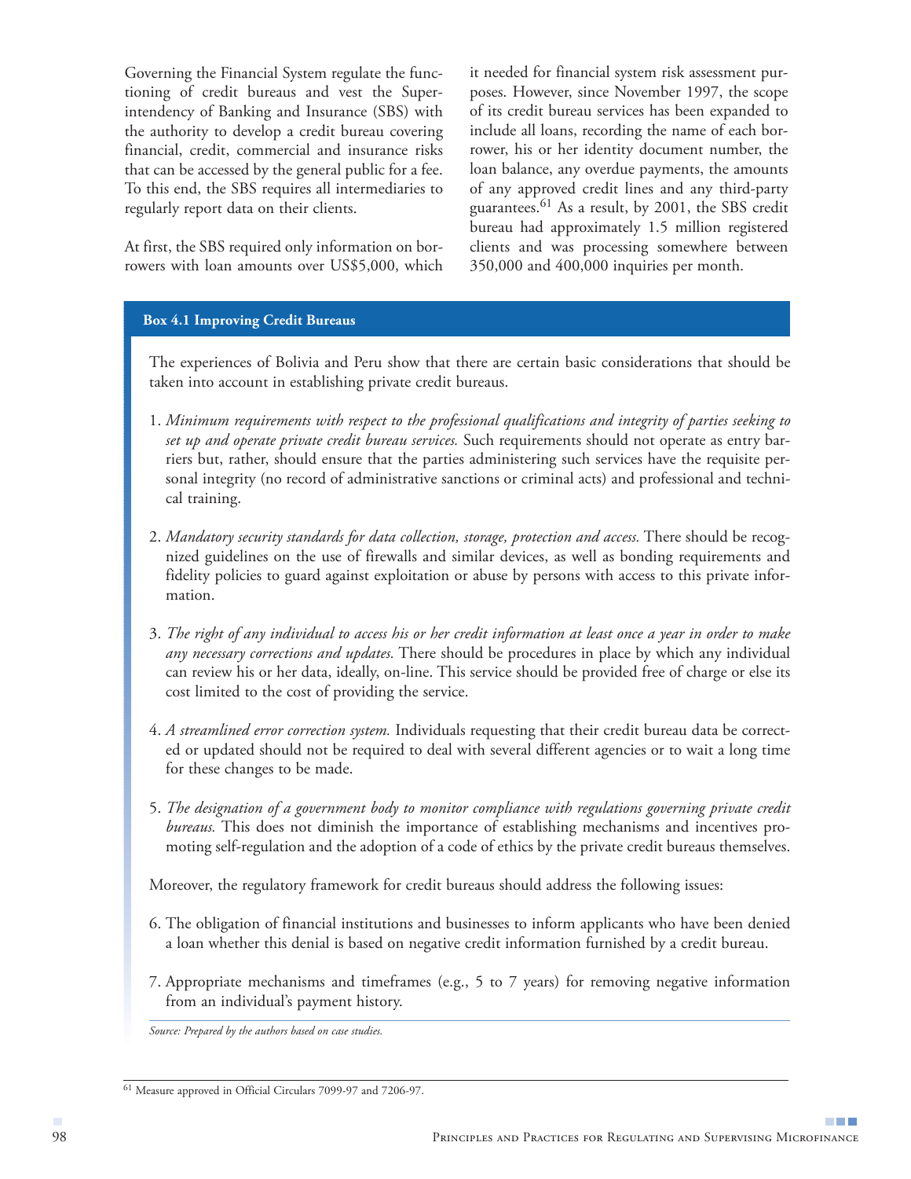Governing the Financial System regulate the functioning of credit bureaus and vest the Superintendency of Banking and Insurance (SBS) with the authority to develop a credit bureau covering financial, credit, commercial and insurance risks that can be accessed by the general public for a fee. To this end, the SBS requires all intermediaries to regularly report data on their clients.

At first, the SBS required only information on borrowers with loan amounts over US$5,000, which it needed for financial system risk assessment purposes. However, since November 1997, the scope of its credit bureau services has been expanded to include all loans, recording the name of each borrower, his or her identity document number, the loan balance, any overdue payments, the amounts of any approved credit lines and any third-party guarantees.[61] As a result, by 2001, the SBS credit bureau had approximately 1.5 million registered clients and was processing somewhere between 350,000 and 400,000 inquiries per month.

**Box 4.1 Improving Credit Bureaus**

The experiences of Bolivia and Peru show that there are certain basic considerations that should be taken into account in establishing private credit bureaus.

1. *Minimum requirements with respect to the professional qualifications and integrity of parties seeking to set up and operate private credit bureau services.* Such requirements should not operate as entry barriers but, rather, should ensure that the parties administering such services have the requisite personal integrity (no record of administrative sanctions or criminal acts) and professional and technical training.

2. *Mandatory security standards for data collection, storage, protection and access.* There should be recognized guidelines on the use of firewalls and similar devices, as well as bonding requirements and fidelity policies to guard against exploitation or abuse by persons with access to this private information.

3. *The right of any individual to access his or her credit information at least once a year in order to make any necessary corrections and updates.* There should be procedures in place by which any individual can review his or her data, ideally, on-line. This service should be provided free of charge or else its cost limited to the cost of providing the service.

4. *A streamlined error correction system.* Individuals requesting that their credit bureau data be corrected or updated should not be required to deal with several different agencies or to wait a long time for these changes to be made.

5. *The designation of a government body to monitor compliance with regulations governing private credit bureaus.* This does not diminish the importance of establishing mechanisms and incentives promoting self-regulation and the adoption of a code of ethics by the private credit bureaus themselves.

Moreover, the regulatory framework for credit bureaus should address the following issues:

6. The obligation of financial institutions and businesses to inform applicants who have been denied a loan whether this denial is based on negative credit information furnished by a credit bureau.

7. Appropriate mechanisms and timeframes (e.g., 5 to 7 years) for removing negative information from an individual's payment history.

*Source: Prepared by the authors based on case studies.*

---

[61] Measure approved in Official Circulars 7099-97 and 7206-97.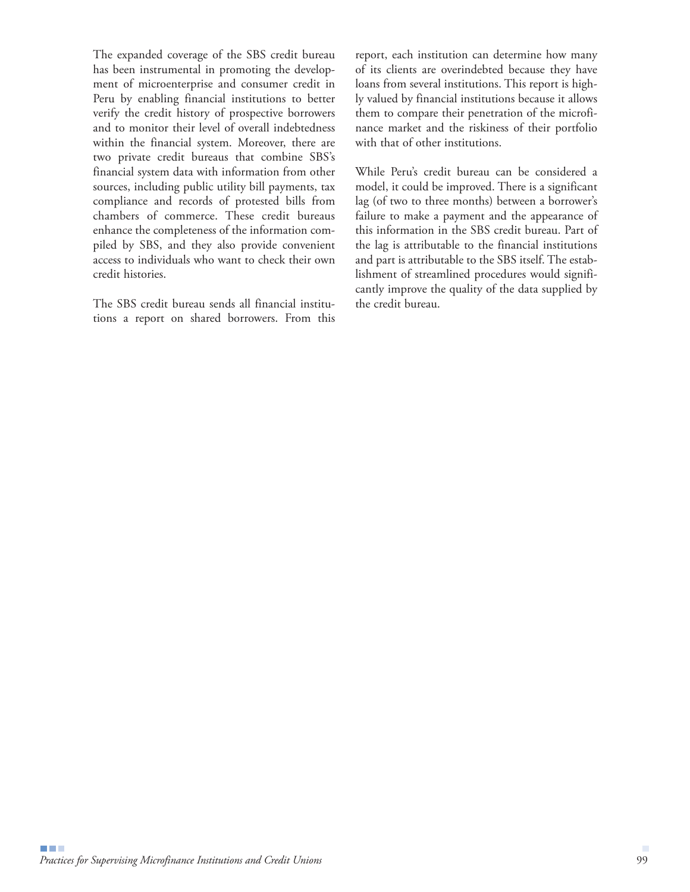The expanded coverage of the SBS credit bureau has been instrumental in promoting the development of microenterprise and consumer credit in Peru by enabling financial institutions to better verify the credit history of prospective borrowers and to monitor their level of overall indebtedness within the financial system. Moreover, there are two private credit bureaus that combine SBS's financial system data with information from other sources, including public utility bill payments, tax compliance and records of protested bills from chambers of commerce. These credit bureaus enhance the completeness of the information compiled by SBS, and they also provide convenient access to individuals who want to check their own credit histories.

The SBS credit bureau sends all financial institutions a report on shared borrowers. From this report, each institution can determine how many of its clients are overindebted because they have loans from several institutions. This report is highly valued by financial institutions because it allows them to compare their penetration of the microfinance market and the riskiness of their portfolio with that of other institutions.

While Peru's credit bureau can be considered a model, it could be improved. There is a significant lag (of two to three months) between a borrower's failure to make a payment and the appearance of this information in the SBS credit bureau. Part of the lag is attributable to the financial institutions and part is attributable to the SBS itself. The establishment of streamlined procedures would significantly improve the quality of the data supplied by the credit bureau.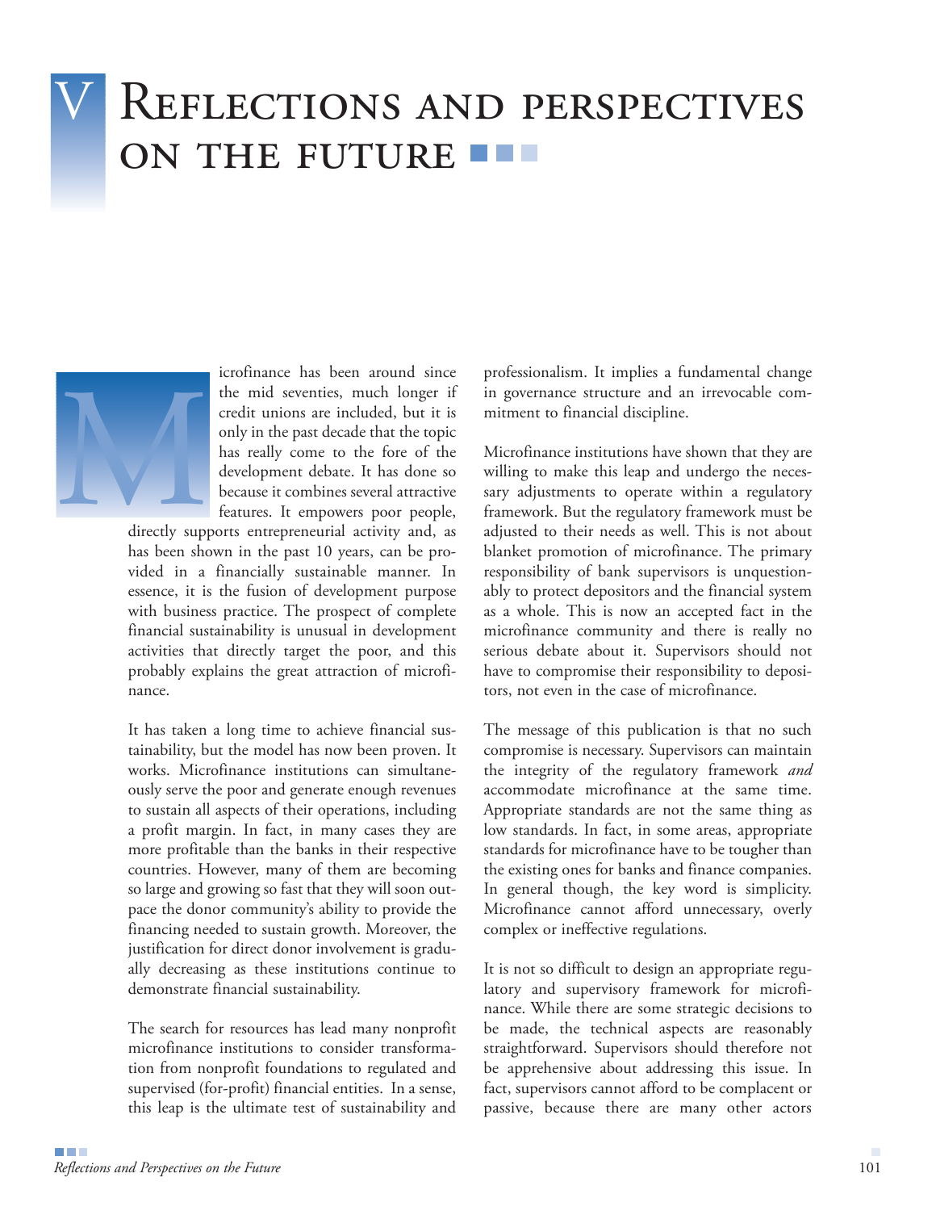# V Reflections and perspectives on the future

Microfinance has been around since the mid seventies, much longer if credit unions are included, but it is only in the past decade that the topic has really come to the fore of the development debate. It has done so because it combines several attractive features. It empowers poor people, directly supports entrepreneurial activity and, as has been shown in the past 10 years, can be provided in a financially sustainable manner. In essence, it is the fusion of development purpose with business practice. The prospect of complete financial sustainability is unusual in development activities that directly target the poor, and this probably explains the great attraction of microfinance.

It has taken a long time to achieve financial sustainability, but the model has now been proven. It works. Microfinance institutions can simultaneously serve the poor and generate enough revenues to sustain all aspects of their operations, including a profit margin. In fact, in many cases they are more profitable than the banks in their respective countries. However, many of them are becoming so large and growing so fast that they will soon outpace the donor community's ability to provide the financing needed to sustain growth. Moreover, the justification for direct donor involvement is gradually decreasing as these institutions continue to demonstrate financial sustainability.

The search for resources has lead many nonprofit microfinance institutions to consider transformation from nonprofit foundations to regulated and supervised (for-profit) financial entities. In a sense, this leap is the ultimate test of sustainability and professionalism. It implies a fundamental change in governance structure and an irrevocable commitment to financial discipline.

Microfinance institutions have shown that they are willing to make this leap and undergo the necessary adjustments to operate within a regulatory framework. But the regulatory framework must be adjusted to their needs as well. This is not about blanket promotion of microfinance. The primary responsibility of bank supervisors is unquestionably to protect depositors and the financial system as a whole. This is now an accepted fact in the microfinance community and there is really no serious debate about it. Supervisors should not have to compromise their responsibility to depositors, not even in the case of microfinance.

The message of this publication is that no such compromise is necessary. Supervisors can maintain the integrity of the regulatory framework *and* accommodate microfinance at the same time. Appropriate standards are not the same thing as low standards. In fact, in some areas, appropriate standards for microfinance have to be tougher than the existing ones for banks and finance companies. In general though, the key word is simplicity. Microfinance cannot afford unnecessary, overly complex or ineffective regulations.

It is not so difficult to design an appropriate regulatory and supervisory framework for microfinance. While there are some strategic decisions to be made, the technical aspects are reasonably straightforward. Supervisors should therefore not be apprehensive about addressing this issue. In fact, supervisors cannot afford to be complacent or passive, because there are many other actors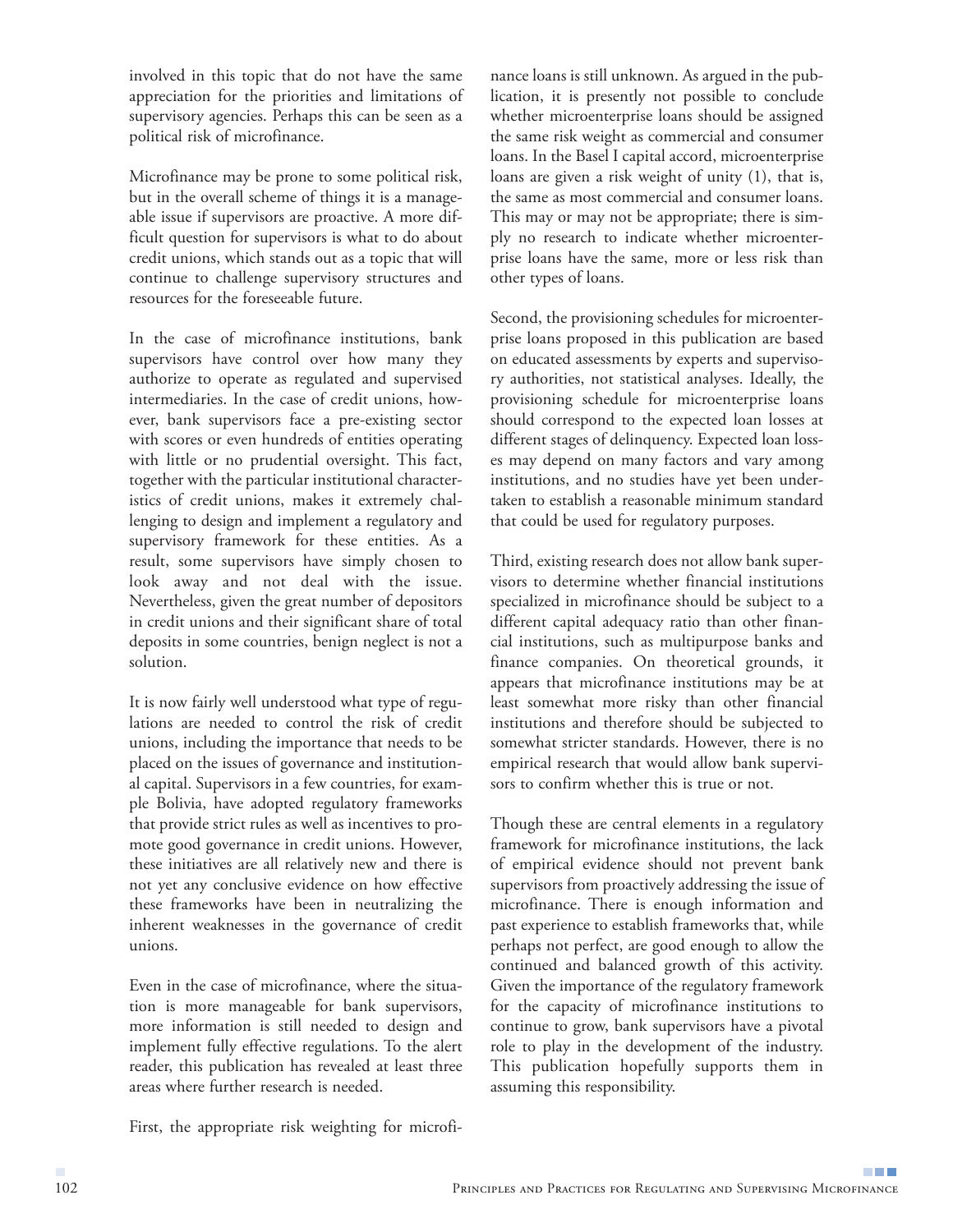involved in this topic that do not have the same appreciation for the priorities and limitations of supervisory agencies. Perhaps this can be seen as a political risk of microfinance.

Microfinance may be prone to some political risk, but in the overall scheme of things it is a manageable issue if supervisors are proactive. A more difficult question for supervisors is what to do about credit unions, which stands out as a topic that will continue to challenge supervisory structures and resources for the foreseeable future.

In the case of microfinance institutions, bank supervisors have control over how many they authorize to operate as regulated and supervised intermediaries. In the case of credit unions, however, bank supervisors face a pre-existing sector with scores or even hundreds of entities operating with little or no prudential oversight. This fact, together with the particular institutional characteristics of credit unions, makes it extremely challenging to design and implement a regulatory and supervisory framework for these entities. As a result, some supervisors have simply chosen to look away and not deal with the issue. Nevertheless, given the great number of depositors in credit unions and their significant share of total deposits in some countries, benign neglect is not a solution.

It is now fairly well understood what type of regulations are needed to control the risk of credit unions, including the importance that needs to be placed on the issues of governance and institutional capital. Supervisors in a few countries, for example Bolivia, have adopted regulatory frameworks that provide strict rules as well as incentives to promote good governance in credit unions. However, these initiatives are all relatively new and there is not yet any conclusive evidence on how effective these frameworks have been in neutralizing the inherent weaknesses in the governance of credit unions.

Even in the case of microfinance, where the situation is more manageable for bank supervisors, more information is still needed to design and implement fully effective regulations. To the alert reader, this publication has revealed at least three areas where further research is needed.

First, the appropriate risk weighting for microfinance loans is still unknown. As argued in the publication, it is presently not possible to conclude whether microenterprise loans should be assigned the same risk weight as commercial and consumer loans. In the Basel I capital accord, microenterprise loans are given a risk weight of unity (1), that is, the same as most commercial and consumer loans. This may or may not be appropriate; there is simply no research to indicate whether microenterprise loans have the same, more or less risk than other types of loans.

Second, the provisioning schedules for microenterprise loans proposed in this publication are based on educated assessments by experts and supervisory authorities, not statistical analyses. Ideally, the provisioning schedule for microenterprise loans should correspond to the expected loan losses at different stages of delinquency. Expected loan losses may depend on many factors and vary among institutions, and no studies have yet been undertaken to establish a reasonable minimum standard that could be used for regulatory purposes.

Third, existing research does not allow bank supervisors to determine whether financial institutions specialized in microfinance should be subject to a different capital adequacy ratio than other financial institutions, such as multipurpose banks and finance companies. On theoretical grounds, it appears that microfinance institutions may be at least somewhat more risky than other financial institutions and therefore should be subjected to somewhat stricter standards. However, there is no empirical research that would allow bank supervisors to confirm whether this is true or not.

Though these are central elements in a regulatory framework for microfinance institutions, the lack of empirical evidence should not prevent bank supervisors from proactively addressing the issue of microfinance. There is enough information and past experience to establish frameworks that, while perhaps not perfect, are good enough to allow the continued and balanced growth of this activity. Given the importance of the regulatory framework for the capacity of microfinance institutions to continue to grow, bank supervisors have a pivotal role to play in the development of the industry. This publication hopefully supports them in assuming this responsibility.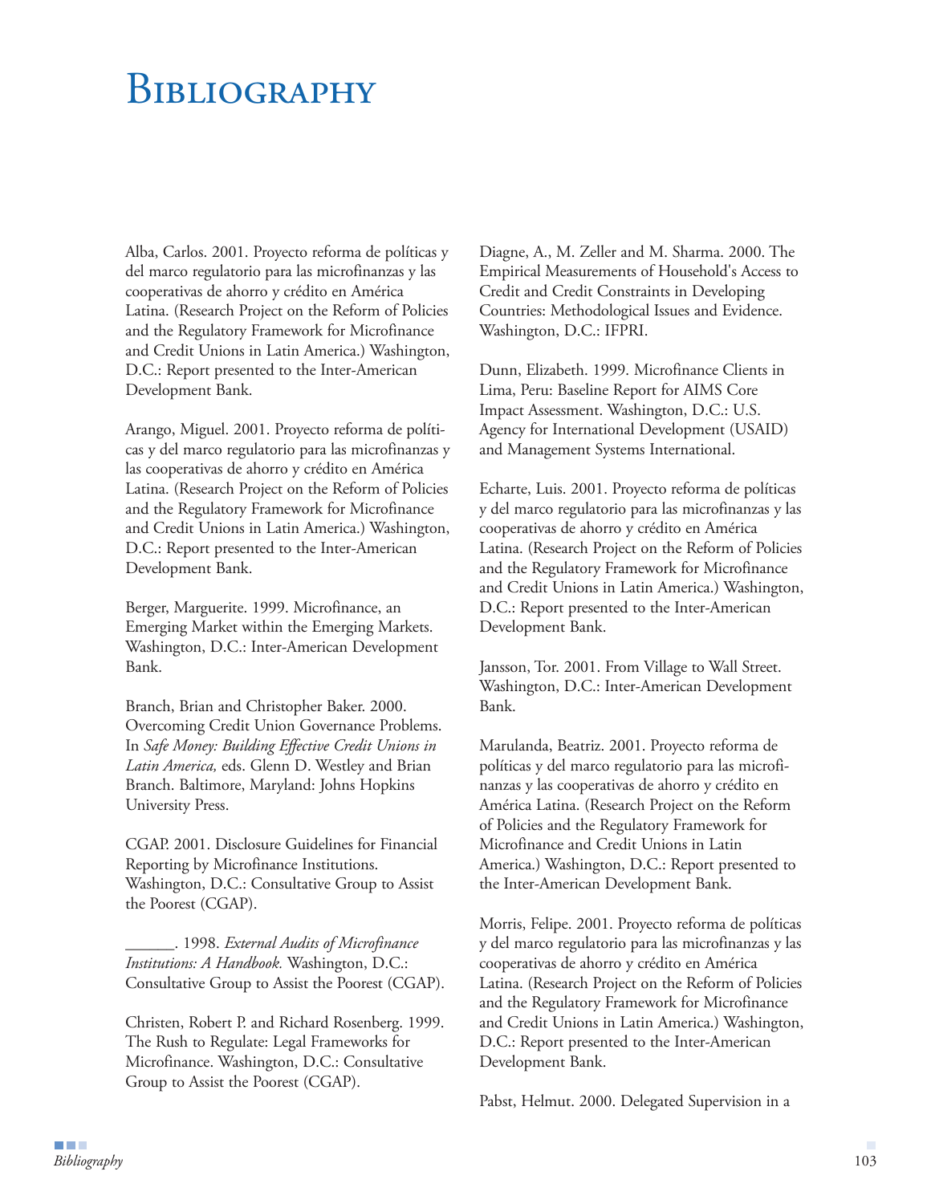# Bibliography

Alba, Carlos. 2001. Proyecto reforma de políticas y del marco regulatorio para las microfinanzas y las cooperativas de ahorro y crédito en América Latina. (Research Project on the Reform of Policies and the Regulatory Framework for Microfinance and Credit Unions in Latin America.) Washington, D.C.: Report presented to the Inter-American Development Bank.

Arango, Miguel. 2001. Proyecto reforma de políticas y del marco regulatorio para las microfinanzas y las cooperativas de ahorro y crédito en América Latina. (Research Project on the Reform of Policies and the Regulatory Framework for Microfinance and Credit Unions in Latin America.) Washington, D.C.: Report presented to the Inter-American Development Bank.

Berger, Marguerite. 1999. Microfinance, an Emerging Market within the Emerging Markets. Washington, D.C.: Inter-American Development Bank.

Branch, Brian and Christopher Baker. 2000. Overcoming Credit Union Governance Problems. In *Safe Money: Building Effective Credit Unions in Latin America,* eds. Glenn D. Westley and Brian Branch. Baltimore, Maryland: Johns Hopkins University Press.

CGAP. 2001. Disclosure Guidelines for Financial Reporting by Microfinance Institutions. Washington, D.C.: Consultative Group to Assist the Poorest (CGAP).

______. 1998. *External Audits of Microfinance Institutions: A Handbook.* Washington, D.C.: Consultative Group to Assist the Poorest (CGAP).

Christen, Robert P. and Richard Rosenberg. 1999. The Rush to Regulate: Legal Frameworks for Microfinance. Washington, D.C.: Consultative Group to Assist the Poorest (CGAP).

Diagne, A., M. Zeller and M. Sharma. 2000. The Empirical Measurements of Household's Access to Credit and Credit Constraints in Developing Countries: Methodological Issues and Evidence. Washington, D.C.: IFPRI.

Dunn, Elizabeth. 1999. Microfinance Clients in Lima, Peru: Baseline Report for AIMS Core Impact Assessment. Washington, D.C.: U.S. Agency for International Development (USAID) and Management Systems International.

Echarte, Luis. 2001. Proyecto reforma de políticas y del marco regulatorio para las microfinanzas y las cooperativas de ahorro y crédito en América Latina. (Research Project on the Reform of Policies and the Regulatory Framework for Microfinance and Credit Unions in Latin America.) Washington, D.C.: Report presented to the Inter-American Development Bank.

Jansson, Tor. 2001. From Village to Wall Street. Washington, D.C.: Inter-American Development Bank.

Marulanda, Beatriz. 2001. Proyecto reforma de políticas y del marco regulatorio para las microfinanzas y las cooperativas de ahorro y crédito en América Latina. (Research Project on the Reform of Policies and the Regulatory Framework for Microfinance and Credit Unions in Latin America.) Washington, D.C.: Report presented to the Inter-American Development Bank.

Morris, Felipe. 2001. Proyecto reforma de políticas y del marco regulatorio para las microfinanzas y las cooperativas de ahorro y crédito en América Latina. (Research Project on the Reform of Policies and the Regulatory Framework for Microfinance and Credit Unions in Latin America.) Washington, D.C.: Report presented to the Inter-American Development Bank.

Pabst, Helmut. 2000. Delegated Supervision in a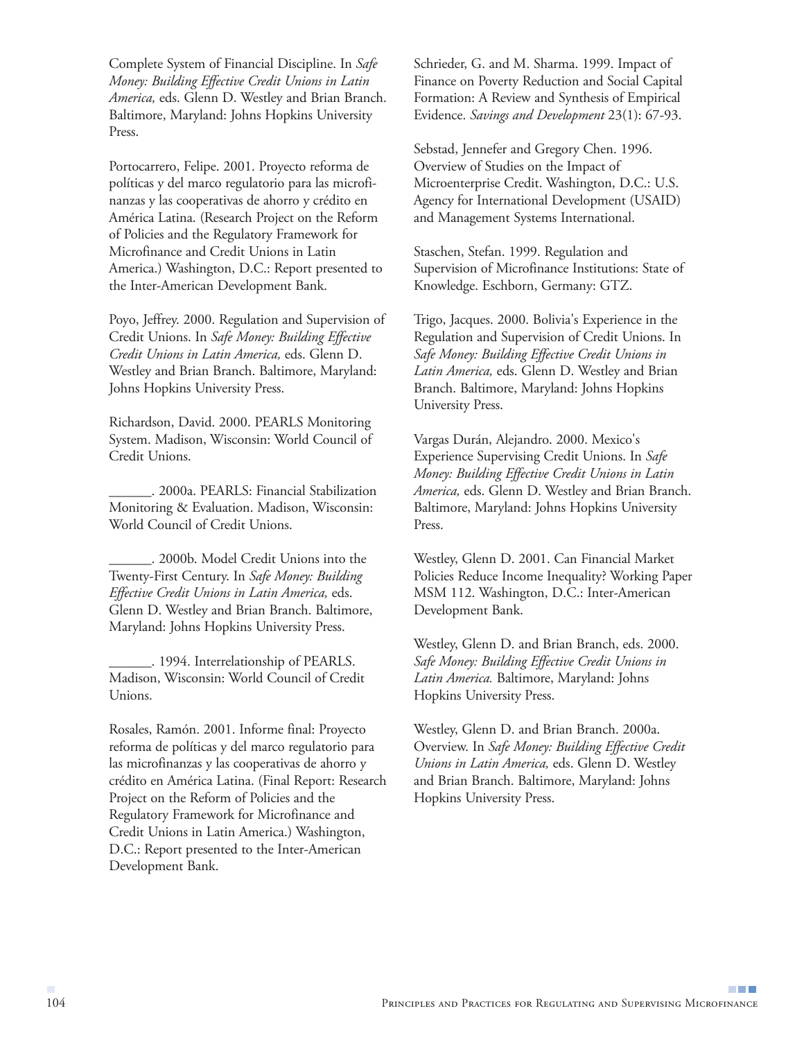Complete System of Financial Discipline. In *Safe Money: Building Effective Credit Unions in Latin America,* eds. Glenn D. Westley and Brian Branch. Baltimore, Maryland: Johns Hopkins University Press.

Portocarrero, Felipe. 2001. Proyecto reforma de políticas y del marco regulatorio para las microfinanzas y las cooperativas de ahorro y crédito en América Latina. (Research Project on the Reform of Policies and the Regulatory Framework for Microfinance and Credit Unions in Latin America.) Washington, D.C.: Report presented to the Inter-American Development Bank.

Poyo, Jeffrey. 2000. Regulation and Supervision of Credit Unions. In *Safe Money: Building Effective Credit Unions in Latin America,* eds. Glenn D. Westley and Brian Branch. Baltimore, Maryland: Johns Hopkins University Press.

Richardson, David. 2000. PEARLS Monitoring System. Madison, Wisconsin: World Council of Credit Unions.

______. 2000a. PEARLS: Financial Stabilization Monitoring & Evaluation. Madison, Wisconsin: World Council of Credit Unions.

______. 2000b. Model Credit Unions into the Twenty-First Century. In *Safe Money: Building Effective Credit Unions in Latin America,* eds. Glenn D. Westley and Brian Branch. Baltimore, Maryland: Johns Hopkins University Press.

______. 1994. Interrelationship of PEARLS. Madison, Wisconsin: World Council of Credit Unions.

Rosales, Ramón. 2001. Informe final: Proyecto reforma de políticas y del marco regulatorio para las microfinanzas y las cooperativas de ahorro y crédito en América Latina. (Final Report: Research Project on the Reform of Policies and the Regulatory Framework for Microfinance and Credit Unions in Latin America.) Washington, D.C.: Report presented to the Inter-American Development Bank.

Schrieder, G. and M. Sharma. 1999. Impact of Finance on Poverty Reduction and Social Capital Formation: A Review and Synthesis of Empirical Evidence. *Savings and Development* 23(1): 67-93.

Sebstad, Jennefer and Gregory Chen. 1996. Overview of Studies on the Impact of Microenterprise Credit. Washington, D.C.: U.S. Agency for International Development (USAID) and Management Systems International.

Staschen, Stefan. 1999. Regulation and Supervision of Microfinance Institutions: State of Knowledge. Eschborn, Germany: GTZ.

Trigo, Jacques. 2000. Bolivia's Experience in the Regulation and Supervision of Credit Unions. In *Safe Money: Building Effective Credit Unions in Latin America,* eds. Glenn D. Westley and Brian Branch. Baltimore, Maryland: Johns Hopkins University Press.

Vargas Durán, Alejandro. 2000. Mexico's Experience Supervising Credit Unions. In *Safe Money: Building Effective Credit Unions in Latin America,* eds. Glenn D. Westley and Brian Branch. Baltimore, Maryland: Johns Hopkins University Press.

Westley, Glenn D. 2001. Can Financial Market Policies Reduce Income Inequality? Working Paper MSM 112. Washington, D.C.: Inter-American Development Bank.

Westley, Glenn D. and Brian Branch, eds. 2000. *Safe Money: Building Effective Credit Unions in Latin America.* Baltimore, Maryland: Johns Hopkins University Press.

Westley, Glenn D. and Brian Branch. 2000a. Overview. In *Safe Money: Building Effective Credit Unions in Latin America,* eds. Glenn D. Westley and Brian Branch. Baltimore, Maryland: Johns Hopkins University Press.